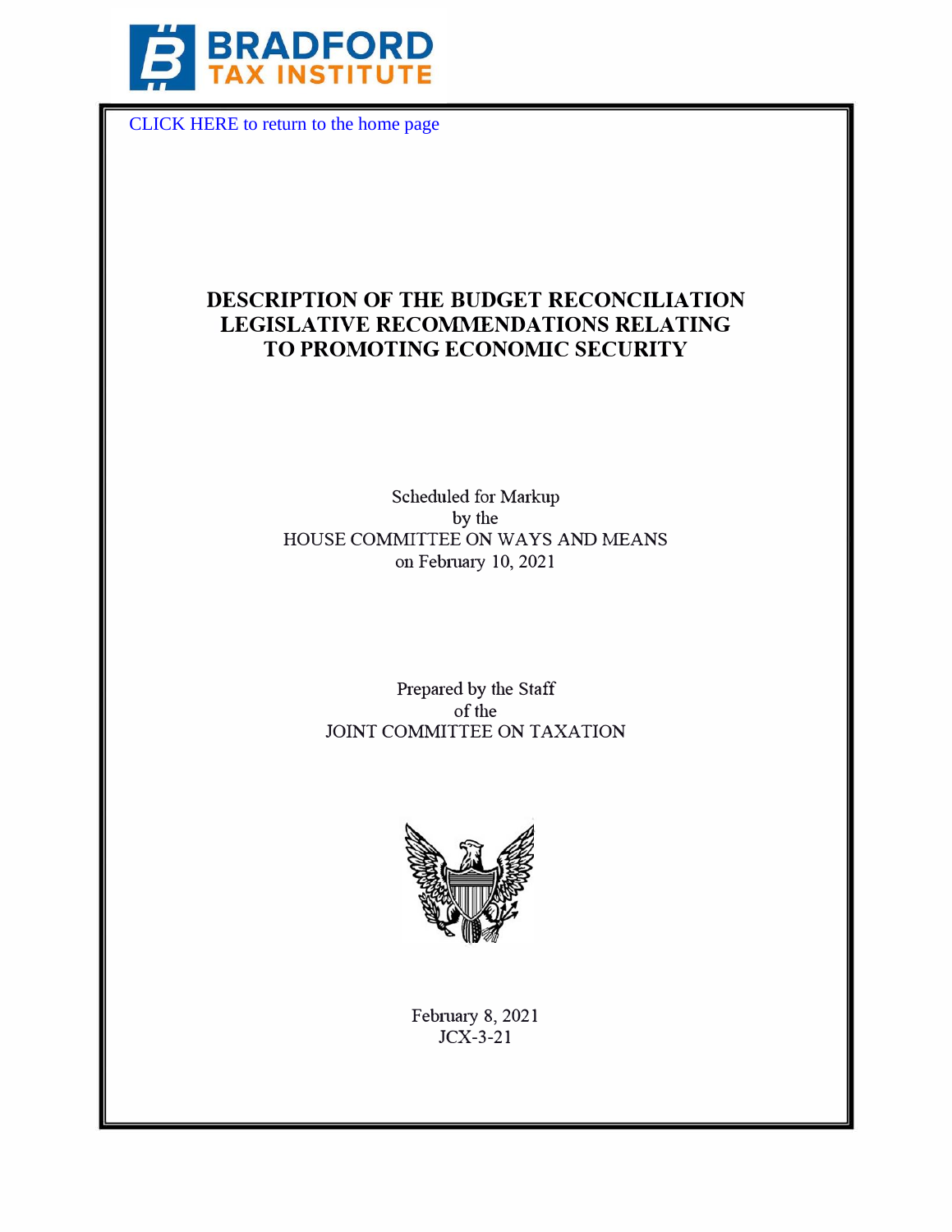BRADFORD TAX INSTITUTE

CLICK HERE to return to the home page

# DESCRIPTION OF THE BUDGET RECONCILIATION LEGISLATIVE RECOMMENDATIONS RELATING TO PROMOTING ECONOMIC SECURITY

Scheduled for Markup
by the
HOUSE COMMITTEE ON WAYS AND MEANS
on February 10, 2021

Prepared by the Staff
of the
JOINT COMMITTEE ON TAXATION

February 8, 2021
JCX-3-21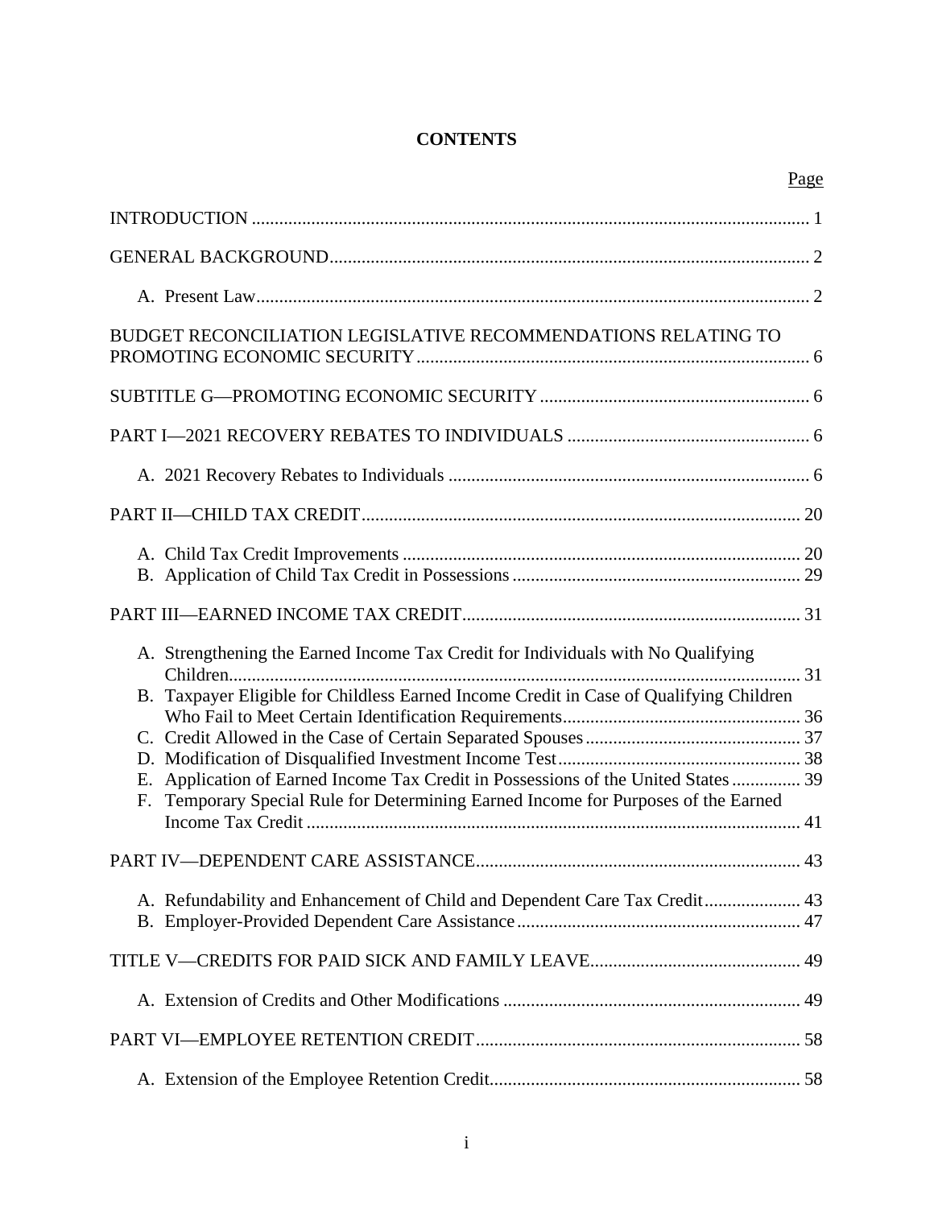# CONTENTS

| | Page |
|---|---|
| INTRODUCTION | 1 |
| GENERAL BACKGROUND | 2 |
| A. Present Law | 2 |
| BUDGET RECONCILIATION LEGISLATIVE RECOMMENDATIONS RELATING TO PROMOTING ECONOMIC SECURITY | 6 |
| SUBTITLE G—PROMOTING ECONOMIC SECURITY | 6 |
| PART I—2021 RECOVERY REBATES TO INDIVIDUALS | 6 |
| A. 2021 Recovery Rebates to Individuals | 6 |
| PART II—CHILD TAX CREDIT | 20 |
| A. Child Tax Credit Improvements | 20 |
| B. Application of Child Tax Credit in Possessions | 29 |
| PART III—EARNED INCOME TAX CREDIT | 31 |
| A. Strengthening the Earned Income Tax Credit for Individuals with No Qualifying Children | 31 |
| B. Taxpayer Eligible for Childless Earned Income Credit in Case of Qualifying Children Who Fail to Meet Certain Identification Requirements | 36 |
| C. Credit Allowed in the Case of Certain Separated Spouses | 37 |
| D. Modification of Disqualified Investment Income Test | 38 |
| E. Application of Earned Income Tax Credit in Possessions of the United States | 39 |
| F. Temporary Special Rule for Determining Earned Income for Purposes of the Earned Income Tax Credit | 41 |
| PART IV—DEPENDENT CARE ASSISTANCE | 43 |
| A. Refundability and Enhancement of Child and Dependent Care Tax Credit | 43 |
| B. Employer-Provided Dependent Care Assistance | 47 |
| TITLE V—CREDITS FOR PAID SICK AND FAMILY LEAVE | 49 |
| A. Extension of Credits and Other Modifications | 49 |
| PART VI—EMPLOYEE RETENTION CREDIT | 58 |
| A. Extension of the Employee Retention Credit | 58 |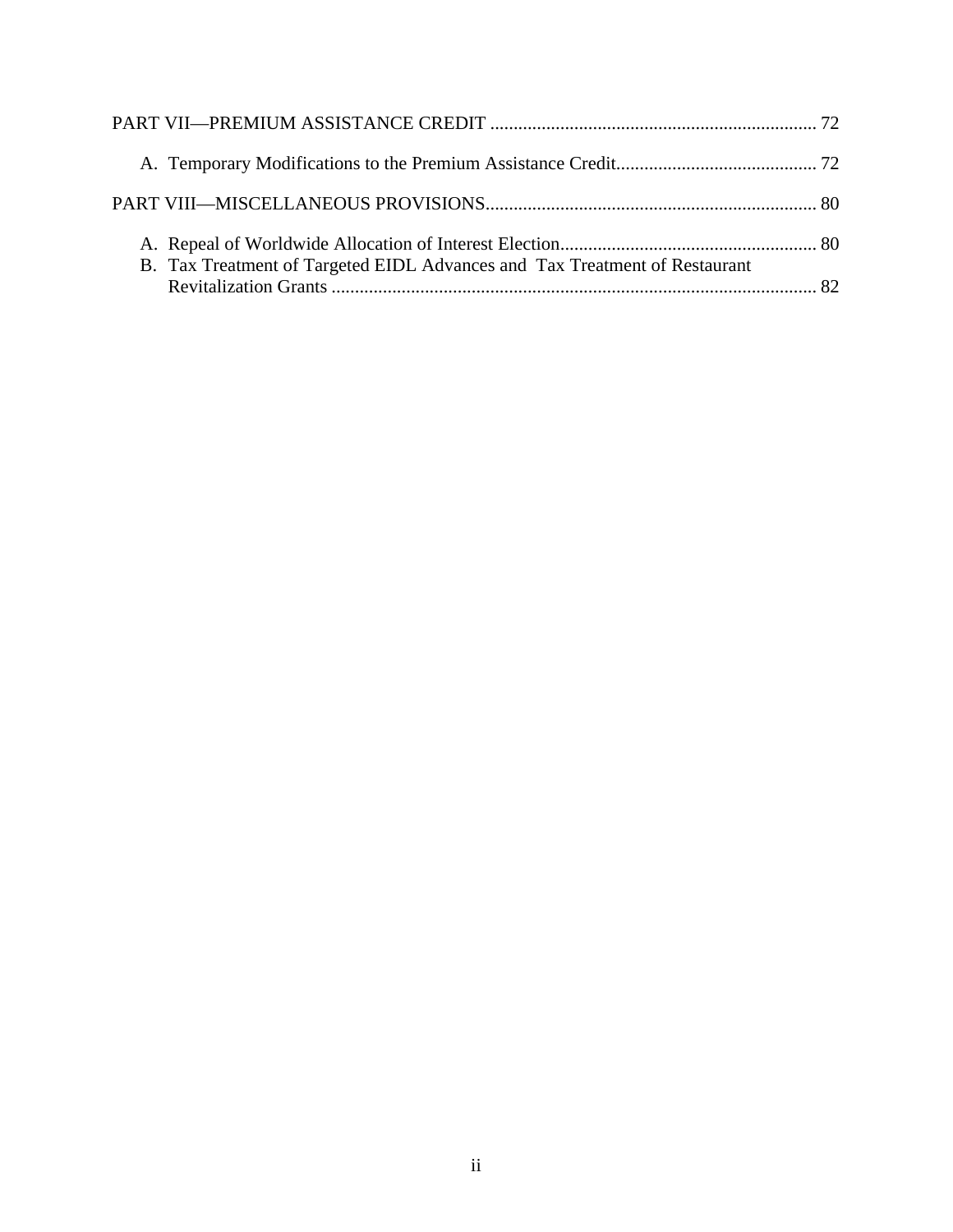PART VII—PREMIUM ASSISTANCE CREDIT ..................................................................... 72

A. Temporary Modifications to the Premium Assistance Credit........................................... 72

PART VIII—MISCELLANEOUS PROVISIONS....................................................................... 80

A. Repeal of Worldwide Allocation of Interest Election....................................................... 80

B. Tax Treatment of Targeted EIDL Advances and Tax Treatment of Restaurant Revitalization Grants ........................................................................................................ 82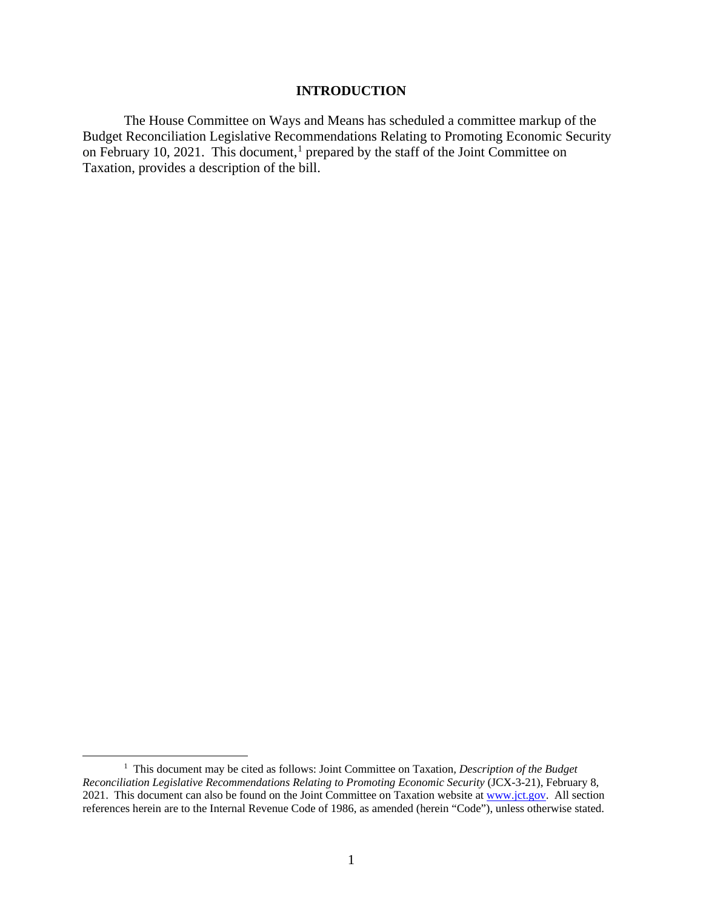# INTRODUCTION

The House Committee on Ways and Means has scheduled a committee markup of the Budget Reconciliation Legislative Recommendations Relating to Promoting Economic Security on February 10, 2021. This document,[1] prepared by the staff of the Joint Committee on Taxation, provides a description of the bill.

---

[1] This document may be cited as follows: Joint Committee on Taxation, *Description of the Budget Reconciliation Legislative Recommendations Relating to Promoting Economic Security* (JCX-3-21), February 8, 2021. This document can also be found on the Joint Committee on Taxation website at www.jct.gov. All section references herein are to the Internal Revenue Code of 1986, as amended (herein "Code"), unless otherwise stated.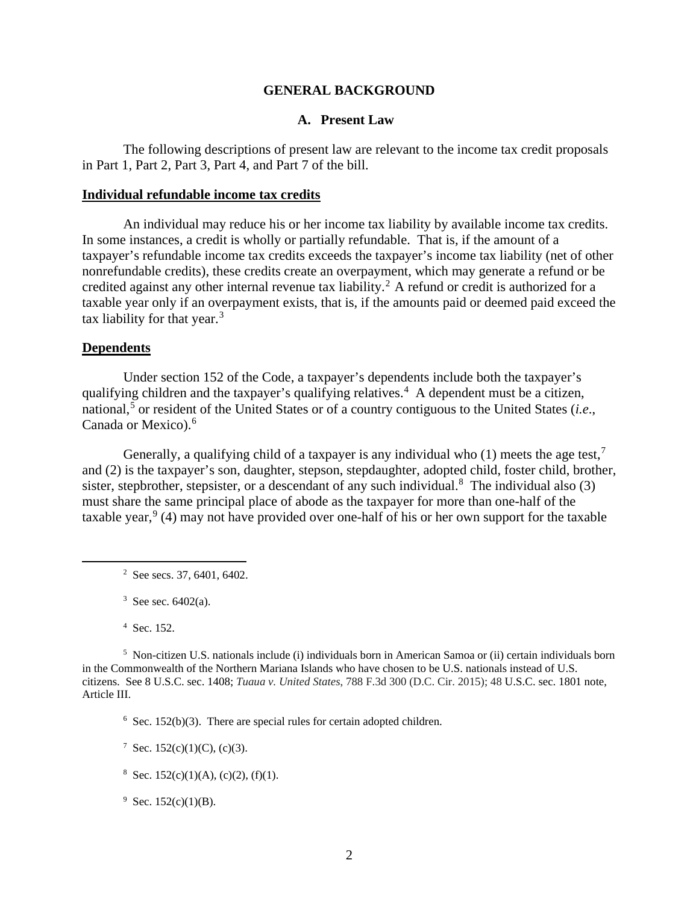## GENERAL BACKGROUND

### A. Present Law

The following descriptions of present law are relevant to the income tax credit proposals in Part 1, Part 2, Part 3, Part 4, and Part 7 of the bill.

**Individual refundable income tax credits**

An individual may reduce his or her income tax liability by available income tax credits. In some instances, a credit is wholly or partially refundable. That is, if the amount of a taxpayer's refundable income tax credits exceeds the taxpayer's income tax liability (net of other nonrefundable credits), these credits create an overpayment, which may generate a refund or be credited against any other internal revenue tax liability.[2] A refund or credit is authorized for a taxable year only if an overpayment exists, that is, if the amounts paid or deemed paid exceed the tax liability for that year.[3]

**Dependents**

Under section 152 of the Code, a taxpayer's dependents include both the taxpayer's qualifying children and the taxpayer's qualifying relatives.[4] A dependent must be a citizen, national,[5] or resident of the United States or of a country contiguous to the United States (*i.e*., Canada or Mexico).[6]

Generally, a qualifying child of a taxpayer is any individual who (1) meets the age test,[7] and (2) is the taxpayer's son, daughter, stepson, stepdaughter, adopted child, foster child, brother, sister, stepbrother, stepsister, or a descendant of any such individual.[8] The individual also (3) must share the same principal place of abode as the taxpayer for more than one-half of the taxable year,[9] (4) may not have provided over one-half of his or her own support for the taxable

---

[2] See secs. 37, 6401, 6402.

[3] See sec. 6402(a).

[4] Sec. 152.

[5] Non-citizen U.S. nationals include (i) individuals born in American Samoa or (ii) certain individuals born in the Commonwealth of the Northern Mariana Islands who have chosen to be U.S. nationals instead of U.S. citizens. See 8 U.S.C. sec. 1408; *Tuaua v. United States*, 788 F.3d 300 (D.C. Cir. 2015); 48 U.S.C. sec. 1801 note, Article III.

[6] Sec. 152(b)(3). There are special rules for certain adopted children.

[7] Sec. 152(c)(1)(C), (c)(3).

[8] Sec. 152(c)(1)(A), (c)(2), (f)(1).

[9] Sec. 152(c)(1)(B).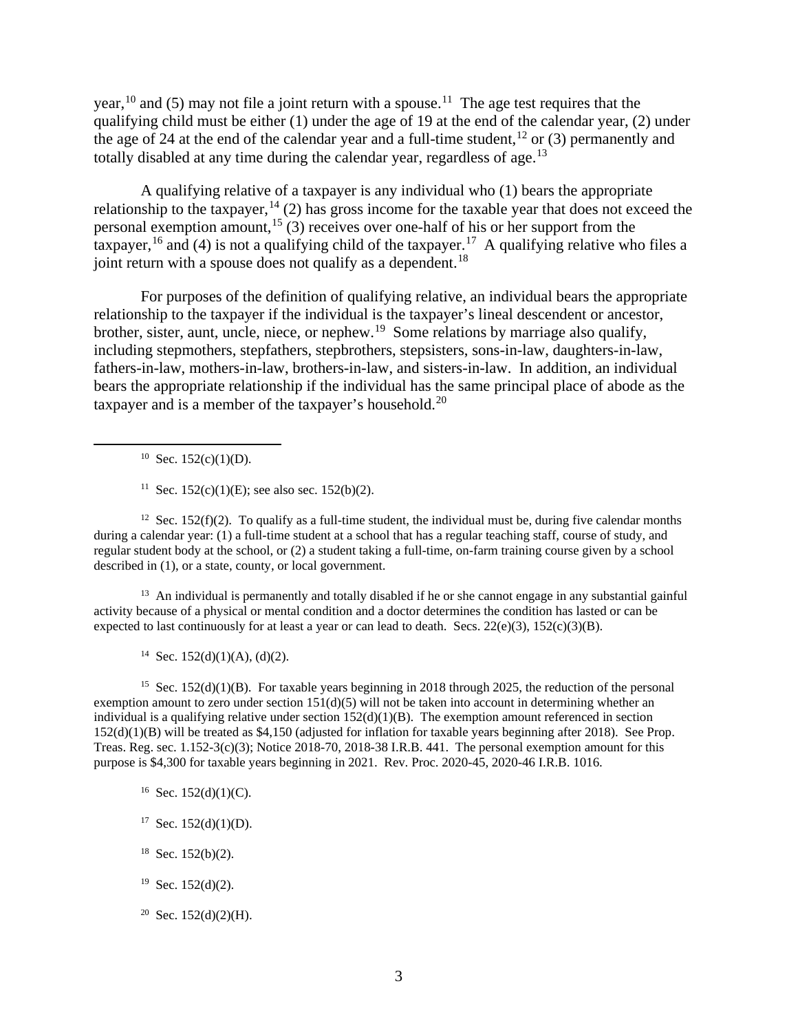year,[10] and (5) may not file a joint return with a spouse.[11] The age test requires that the qualifying child must be either (1) under the age of 19 at the end of the calendar year, (2) under the age of 24 at the end of the calendar year and a full-time student,[12] or (3) permanently and totally disabled at any time during the calendar year, regardless of age.[13]

A qualifying relative of a taxpayer is any individual who (1) bears the appropriate relationship to the taxpayer,[14] (2) has gross income for the taxable year that does not exceed the personal exemption amount,[15] (3) receives over one-half of his or her support from the taxpayer,[16] and (4) is not a qualifying child of the taxpayer.[17] A qualifying relative who files a joint return with a spouse does not qualify as a dependent.[18]

For purposes of the definition of qualifying relative, an individual bears the appropriate relationship to the taxpayer if the individual is the taxpayer's lineal descendent or ancestor, brother, sister, aunt, uncle, niece, or nephew.[19] Some relations by marriage also qualify, including stepmothers, stepfathers, stepbrothers, stepsisters, sons-in-law, daughters-in-law, fathers-in-law, mothers-in-law, brothers-in-law, and sisters-in-law. In addition, an individual bears the appropriate relationship if the individual has the same principal place of abode as the taxpayer and is a member of the taxpayer's household.[20]

---

[10] Sec. 152(c)(1)(D).

[11] Sec. 152(c)(1)(E); see also sec. 152(b)(2).

[12] Sec. 152(f)(2). To qualify as a full-time student, the individual must be, during five calendar months during a calendar year: (1) a full-time student at a school that has a regular teaching staff, course of study, and regular student body at the school, or (2) a student taking a full-time, on-farm training course given by a school described in (1), or a state, county, or local government.

[13] An individual is permanently and totally disabled if he or she cannot engage in any substantial gainful activity because of a physical or mental condition and a doctor determines the condition has lasted or can be expected to last continuously for at least a year or can lead to death. Secs. 22(e)(3), 152(c)(3)(B).

[14] Sec. 152(d)(1)(A), (d)(2).

[15] Sec. 152(d)(1)(B). For taxable years beginning in 2018 through 2025, the reduction of the personal exemption amount to zero under section 151(d)(5) will not be taken into account in determining whether an individual is a qualifying relative under section 152(d)(1)(B). The exemption amount referenced in section 152(d)(1)(B) will be treated as $4,150 (adjusted for inflation for taxable years beginning after 2018). See Prop. Treas. Reg. sec. 1.152-3(c)(3); Notice 2018-70, 2018-38 I.R.B. 441. The personal exemption amount for this purpose is $4,300 for taxable years beginning in 2021. Rev. Proc. 2020-45, 2020-46 I.R.B. 1016.

[16] Sec. 152(d)(1)(C).

[17] Sec. 152(d)(1)(D).

[18] Sec. 152(b)(2).

[19] Sec. 152(d)(2).

[20] Sec. 152(d)(2)(H).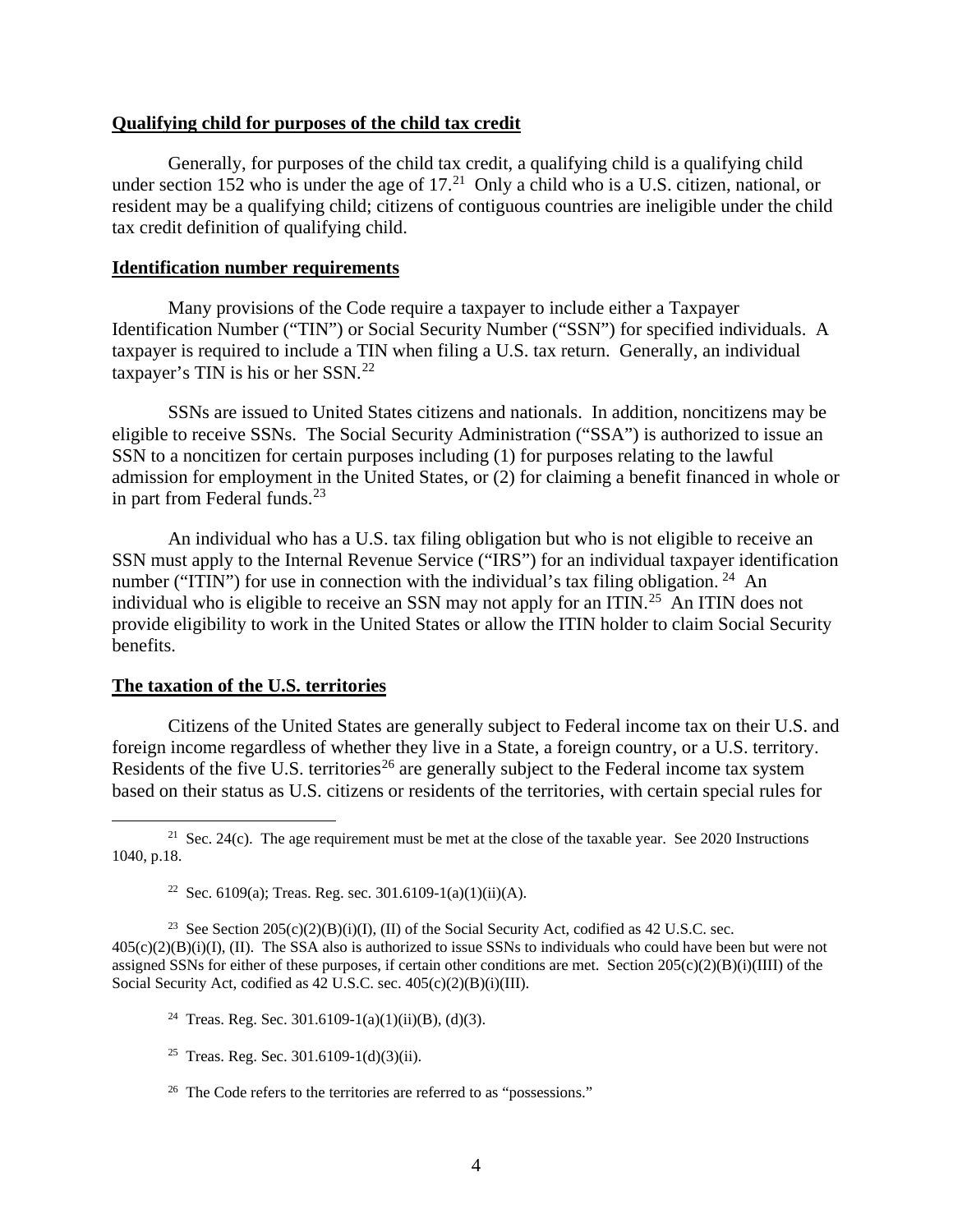**Qualifying child for purposes of the child tax credit**

Generally, for purposes of the child tax credit, a qualifying child is a qualifying child under section 152 who is under the age of 17.[21] Only a child who is a U.S. citizen, national, or resident may be a qualifying child; citizens of contiguous countries are ineligible under the child tax credit definition of qualifying child.

**Identification number requirements**

Many provisions of the Code require a taxpayer to include either a Taxpayer Identification Number ("TIN") or Social Security Number ("SSN") for specified individuals. A taxpayer is required to include a TIN when filing a U.S. tax return. Generally, an individual taxpayer's TIN is his or her SSN.[22]

SSNs are issued to United States citizens and nationals. In addition, noncitizens may be eligible to receive SSNs. The Social Security Administration ("SSA") is authorized to issue an SSN to a noncitizen for certain purposes including (1) for purposes relating to the lawful admission for employment in the United States, or (2) for claiming a benefit financed in whole or in part from Federal funds.[23]

An individual who has a U.S. tax filing obligation but who is not eligible to receive an SSN must apply to the Internal Revenue Service ("IRS") for an individual taxpayer identification number ("ITIN") for use in connection with the individual's tax filing obligation.[24] An individual who is eligible to receive an SSN may not apply for an ITIN.[25] An ITIN does not provide eligibility to work in the United States or allow the ITIN holder to claim Social Security benefits.

**The taxation of the U.S. territories**

Citizens of the United States are generally subject to Federal income tax on their U.S. and foreign income regardless of whether they live in a State, a foreign country, or a U.S. territory. Residents of the five U.S. territories[26] are generally subject to the Federal income tax system based on their status as U.S. citizens or residents of the territories, with certain special rules for

---

[21] Sec. 24(c). The age requirement must be met at the close of the taxable year. See 2020 Instructions 1040, p.18.

[22] Sec. 6109(a); Treas. Reg. sec. 301.6109-1(a)(1)(ii)(A).

[23] See Section 205(c)(2)(B)(i)(I), (II) of the Social Security Act, codified as 42 U.S.C. sec. 405(c)(2)(B)(i)(I), (II). The SSA also is authorized to issue SSNs to individuals who could have been but were not assigned SSNs for either of these purposes, if certain other conditions are met. Section 205(c)(2)(B)(i)(IIII) of the Social Security Act, codified as 42 U.S.C. sec. 405(c)(2)(B)(i)(III).

[24] Treas. Reg. Sec. 301.6109-1(a)(1)(ii)(B), (d)(3).

[25] Treas. Reg. Sec. 301.6109-1(d)(3)(ii).

[26] The Code refers to the territories are referred to as "possessions."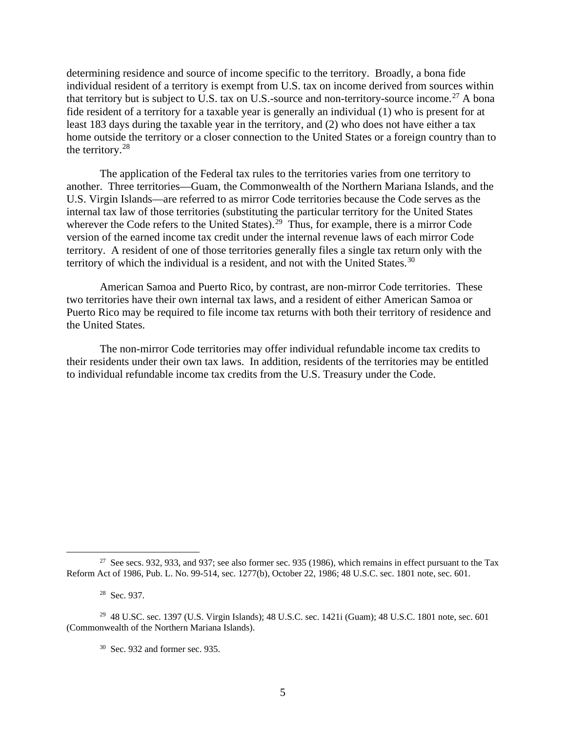determining residence and source of income specific to the territory. Broadly, a bona fide individual resident of a territory is exempt from U.S. tax on income derived from sources within that territory but is subject to U.S. tax on U.S.-source and non-territory-source income.[27] A bona fide resident of a territory for a taxable year is generally an individual (1) who is present for at least 183 days during the taxable year in the territory, and (2) who does not have either a tax home outside the territory or a closer connection to the United States or a foreign country than to the territory.[28]

The application of the Federal tax rules to the territories varies from one territory to another. Three territories—Guam, the Commonwealth of the Northern Mariana Islands, and the U.S. Virgin Islands—are referred to as mirror Code territories because the Code serves as the internal tax law of those territories (substituting the particular territory for the United States wherever the Code refers to the United States).[29] Thus, for example, there is a mirror Code version of the earned income tax credit under the internal revenue laws of each mirror Code territory. A resident of one of those territories generally files a single tax return only with the territory of which the individual is a resident, and not with the United States.[30]

American Samoa and Puerto Rico, by contrast, are non-mirror Code territories. These two territories have their own internal tax laws, and a resident of either American Samoa or Puerto Rico may be required to file income tax returns with both their territory of residence and the United States.

The non-mirror Code territories may offer individual refundable income tax credits to their residents under their own tax laws. In addition, residents of the territories may be entitled to individual refundable income tax credits from the U.S. Treasury under the Code.

---

[27] See secs. 932, 933, and 937; see also former sec. 935 (1986), which remains in effect pursuant to the Tax Reform Act of 1986, Pub. L. No. 99-514, sec. 1277(b), October 22, 1986; 48 U.S.C. sec. 1801 note, sec. 601.

[28] Sec. 937.

[29] 48 U.SC. sec. 1397 (U.S. Virgin Islands); 48 U.S.C. sec. 1421i (Guam); 48 U.S.C. 1801 note, sec. 601 (Commonwealth of the Northern Mariana Islands).

[30] Sec. 932 and former sec. 935.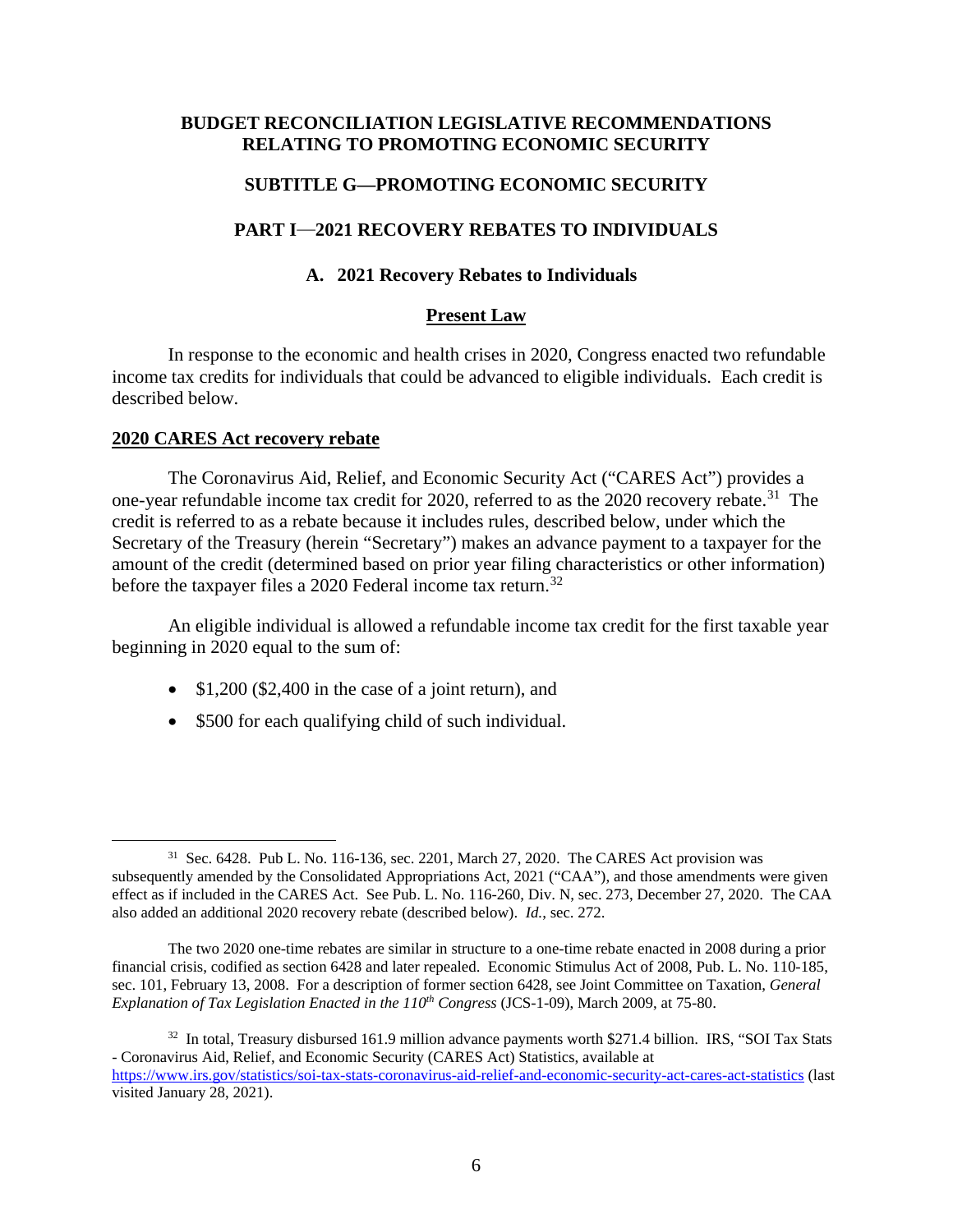## BUDGET RECONCILIATION LEGISLATIVE RECOMMENDATIONS RELATING TO PROMOTING ECONOMIC SECURITY

## SUBTITLE G—PROMOTING ECONOMIC SECURITY

## PART I—2021 RECOVERY REBATES TO INDIVIDUALS

### A. 2021 Recovery Rebates to Individuals

#### Present Law

In response to the economic and health crises in 2020, Congress enacted two refundable income tax credits for individuals that could be advanced to eligible individuals. Each credit is described below.

**2020 CARES Act recovery rebate**

The Coronavirus Aid, Relief, and Economic Security Act ("CARES Act") provides a one-year refundable income tax credit for 2020, referred to as the 2020 recovery rebate.[31] The credit is referred to as a rebate because it includes rules, described below, under which the Secretary of the Treasury (herein "Secretary") makes an advance payment to a taxpayer for the amount of the credit (determined based on prior year filing characteristics or other information) before the taxpayer files a 2020 Federal income tax return.[32]

An eligible individual is allowed a refundable income tax credit for the first taxable year beginning in 2020 equal to the sum of:

- $1,200 ($2,400 in the case of a joint return), and
- $500 for each qualifying child of such individual.

---

[31] Sec. 6428. Pub L. No. 116-136, sec. 2201, March 27, 2020. The CARES Act provision was subsequently amended by the Consolidated Appropriations Act, 2021 ("CAA"), and those amendments were given effect as if included in the CARES Act. See Pub. L. No. 116-260, Div. N, sec. 273, December 27, 2020. The CAA also added an additional 2020 recovery rebate (described below). *Id.*, sec. 272.

The two 2020 one-time rebates are similar in structure to a one-time rebate enacted in 2008 during a prior financial crisis, codified as section 6428 and later repealed. Economic Stimulus Act of 2008, Pub. L. No. 110-185, sec. 101, February 13, 2008. For a description of former section 6428, see Joint Committee on Taxation, *General Explanation of Tax Legislation Enacted in the 110th Congress* (JCS-1-09), March 2009, at 75-80.

[32] In total, Treasury disbursed 161.9 million advance payments worth $271.4 billion. IRS, "SOI Tax Stats - Coronavirus Aid, Relief, and Economic Security (CARES Act) Statistics, available at https://www.irs.gov/statistics/soi-tax-stats-coronavirus-aid-relief-and-economic-security-act-cares-act-statistics (last visited January 28, 2021).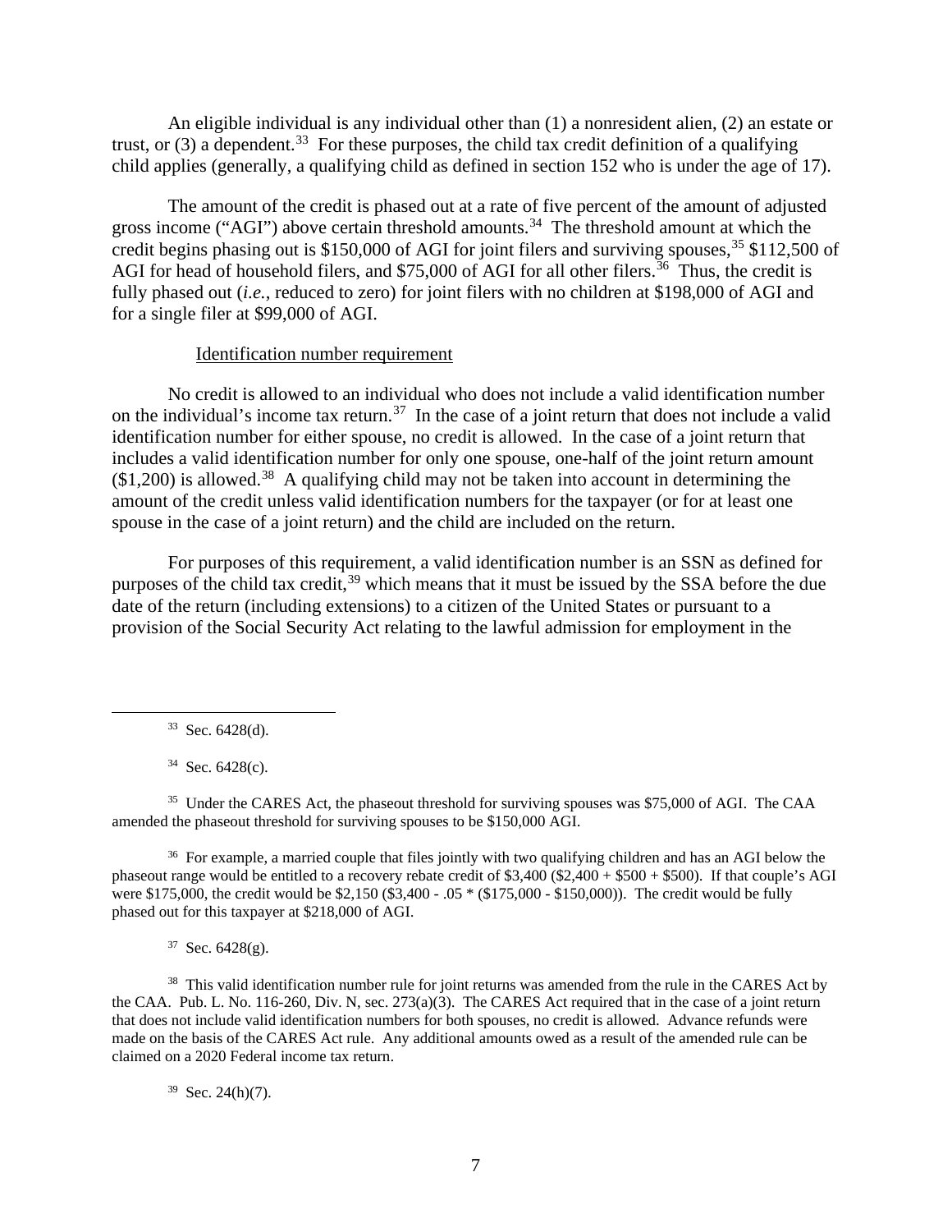An eligible individual is any individual other than (1) a nonresident alien, (2) an estate or trust, or (3) a dependent.[33] For these purposes, the child tax credit definition of a qualifying child applies (generally, a qualifying child as defined in section 152 who is under the age of 17).

The amount of the credit is phased out at a rate of five percent of the amount of adjusted gross income ("AGI") above certain threshold amounts.[34] The threshold amount at which the credit begins phasing out is $150,000 of AGI for joint filers and surviving spouses,[35] $112,500 of AGI for head of household filers, and $75,000 of AGI for all other filers.[36] Thus, the credit is fully phased out (*i.e.*, reduced to zero) for joint filers with no children at $198,000 of AGI and for a single filer at $99,000 of AGI.

Identification number requirement

No credit is allowed to an individual who does not include a valid identification number on the individual's income tax return.[37] In the case of a joint return that does not include a valid identification number for either spouse, no credit is allowed. In the case of a joint return that includes a valid identification number for only one spouse, one-half of the joint return amount ($1,200) is allowed.[38] A qualifying child may not be taken into account in determining the amount of the credit unless valid identification numbers for the taxpayer (or for at least one spouse in the case of a joint return) and the child are included on the return.

For purposes of this requirement, a valid identification number is an SSN as defined for purposes of the child tax credit,[39] which means that it must be issued by the SSA before the due date of the return (including extensions) to a citizen of the United States or pursuant to a provision of the Social Security Act relating to the lawful admission for employment in the

---

[33] Sec. 6428(d).

[34] Sec. 6428(c).

[35] Under the CARES Act, the phaseout threshold for surviving spouses was $75,000 of AGI. The CAA amended the phaseout threshold for surviving spouses to be $150,000 AGI.

[36] For example, a married couple that files jointly with two qualifying children and has an AGI below the phaseout range would be entitled to a recovery rebate credit of $3,400 ($2,400 + $500 + $500). If that couple's AGI were $175,000, the credit would be $2,150 ($3,400 - .05 * ($175,000 - $150,000)). The credit would be fully phased out for this taxpayer at $218,000 of AGI.

[37] Sec. 6428(g).

[38] This valid identification number rule for joint returns was amended from the rule in the CARES Act by the CAA. Pub. L. No. 116-260, Div. N, sec. 273(a)(3). The CARES Act required that in the case of a joint return that does not include valid identification numbers for both spouses, no credit is allowed. Advance refunds were made on the basis of the CARES Act rule. Any additional amounts owed as a result of the amended rule can be claimed on a 2020 Federal income tax return.

[39] Sec. 24(h)(7).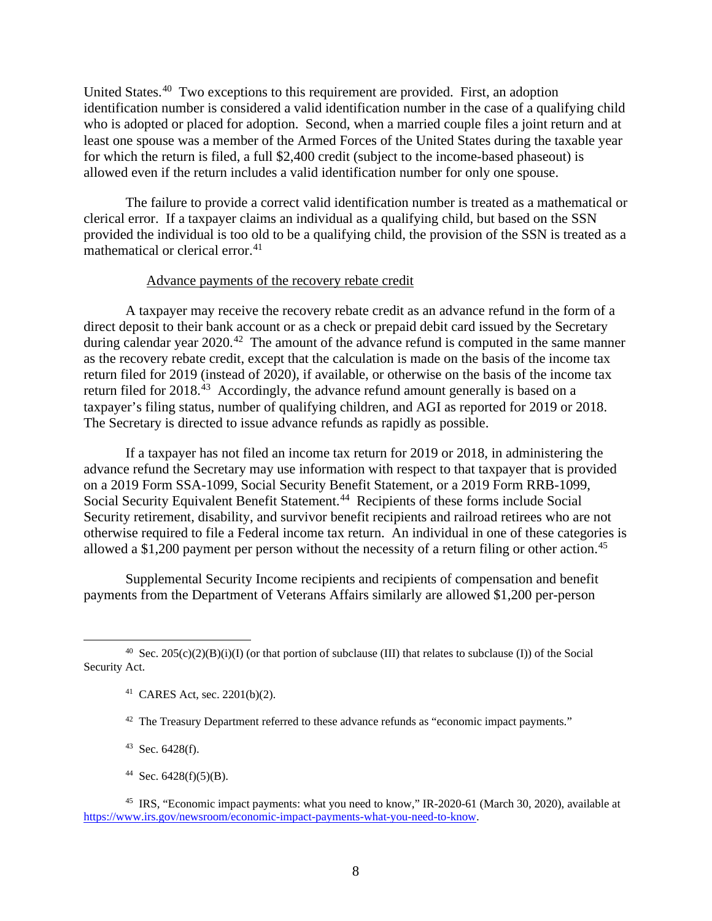United States.[40] Two exceptions to this requirement are provided. First, an adoption identification number is considered a valid identification number in the case of a qualifying child who is adopted or placed for adoption. Second, when a married couple files a joint return and at least one spouse was a member of the Armed Forces of the United States during the taxable year for which the return is filed, a full $2,400 credit (subject to the income-based phaseout) is allowed even if the return includes a valid identification number for only one spouse.

The failure to provide a correct valid identification number is treated as a mathematical or clerical error. If a taxpayer claims an individual as a qualifying child, but based on the SSN provided the individual is too old to be a qualifying child, the provision of the SSN is treated as a mathematical or clerical error.[41]

Advance payments of the recovery rebate credit

A taxpayer may receive the recovery rebate credit as an advance refund in the form of a direct deposit to their bank account or as a check or prepaid debit card issued by the Secretary during calendar year 2020.[42] The amount of the advance refund is computed in the same manner as the recovery rebate credit, except that the calculation is made on the basis of the income tax return filed for 2019 (instead of 2020), if available, or otherwise on the basis of the income tax return filed for 2018.[43] Accordingly, the advance refund amount generally is based on a taxpayer's filing status, number of qualifying children, and AGI as reported for 2019 or 2018. The Secretary is directed to issue advance refunds as rapidly as possible.

If a taxpayer has not filed an income tax return for 2019 or 2018, in administering the advance refund the Secretary may use information with respect to that taxpayer that is provided on a 2019 Form SSA-1099, Social Security Benefit Statement, or a 2019 Form RRB-1099, Social Security Equivalent Benefit Statement.[44] Recipients of these forms include Social Security retirement, disability, and survivor benefit recipients and railroad retirees who are not otherwise required to file a Federal income tax return. An individual in one of these categories is allowed a $1,200 payment per person without the necessity of a return filing or other action.[45]

Supplemental Security Income recipients and recipients of compensation and benefit payments from the Department of Veterans Affairs similarly are allowed $1,200 per-person

---

[40] Sec. 205(c)(2)(B)(i)(I) (or that portion of subclause (III) that relates to subclause (I)) of the Social Security Act.

[41] CARES Act, sec. 2201(b)(2).

[42] The Treasury Department referred to these advance refunds as "economic impact payments."

[43] Sec. 6428(f).

[44] Sec. 6428(f)(5)(B).

[45] IRS, "Economic impact payments: what you need to know," IR-2020-61 (March 30, 2020), available at https://www.irs.gov/newsroom/economic-impact-payments-what-you-need-to-know.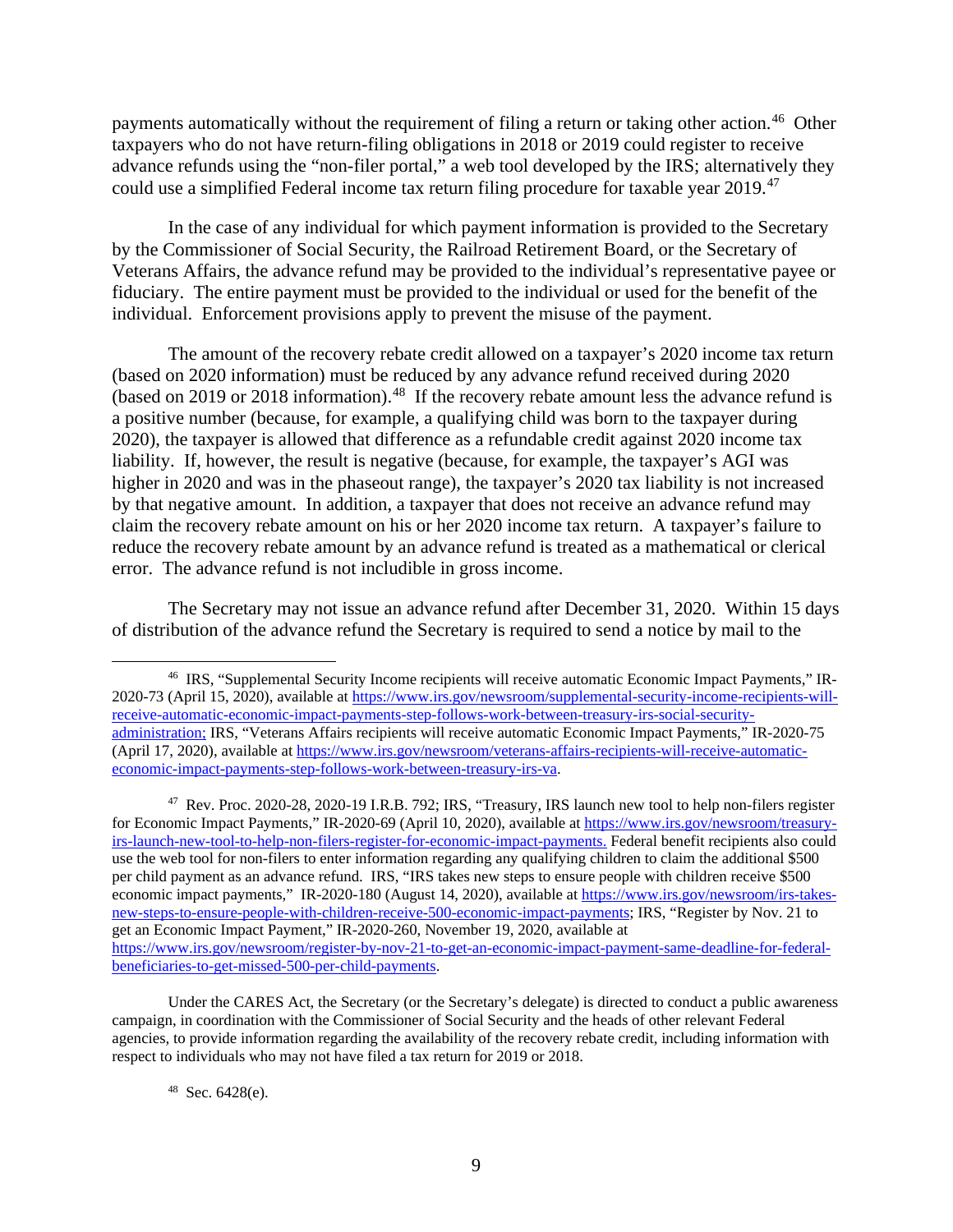payments automatically without the requirement of filing a return or taking other action.[46] Other taxpayers who do not have return-filing obligations in 2018 or 2019 could register to receive advance refunds using the "non-filer portal," a web tool developed by the IRS; alternatively they could use a simplified Federal income tax return filing procedure for taxable year 2019.[47]

In the case of any individual for which payment information is provided to the Secretary by the Commissioner of Social Security, the Railroad Retirement Board, or the Secretary of Veterans Affairs, the advance refund may be provided to the individual's representative payee or fiduciary. The entire payment must be provided to the individual or used for the benefit of the individual. Enforcement provisions apply to prevent the misuse of the payment.

The amount of the recovery rebate credit allowed on a taxpayer's 2020 income tax return (based on 2020 information) must be reduced by any advance refund received during 2020 (based on 2019 or 2018 information).[48] If the recovery rebate amount less the advance refund is a positive number (because, for example, a qualifying child was born to the taxpayer during 2020), the taxpayer is allowed that difference as a refundable credit against 2020 income tax liability. If, however, the result is negative (because, for example, the taxpayer's AGI was higher in 2020 and was in the phaseout range), the taxpayer's 2020 tax liability is not increased by that negative amount. In addition, a taxpayer that does not receive an advance refund may claim the recovery rebate amount on his or her 2020 income tax return. A taxpayer's failure to reduce the recovery rebate amount by an advance refund is treated as a mathematical or clerical error. The advance refund is not includible in gross income.

The Secretary may not issue an advance refund after December 31, 2020. Within 15 days of distribution of the advance refund the Secretary is required to send a notice by mail to the

---

[46] IRS, "Supplemental Security Income recipients will receive automatic Economic Impact Payments," IR-2020-73 (April 15, 2020), available at https://www.irs.gov/newsroom/supplemental-security-income-recipients-will-receive-automatic-economic-impact-payments-step-follows-work-between-treasury-irs-social-security-administration; IRS, "Veterans Affairs recipients will receive automatic Economic Impact Payments," IR-2020-75 (April 17, 2020), available at https://www.irs.gov/newsroom/veterans-affairs-recipients-will-receive-automatic-economic-impact-payments-step-follows-work-between-treasury-irs-va.

[47] Rev. Proc. 2020-28, 2020-19 I.R.B. 792; IRS, "Treasury, IRS launch new tool to help non-filers register for Economic Impact Payments," IR-2020-69 (April 10, 2020), available at https://www.irs.gov/newsroom/treasury-irs-launch-new-tool-to-help-non-filers-register-for-economic-impact-payments. Federal benefit recipients also could use the web tool for non-filers to enter information regarding any qualifying children to claim the additional $500 per child payment as an advance refund. IRS, "IRS takes new steps to ensure people with children receive $500 economic impact payments," IR-2020-180 (August 14, 2020), available at https://www.irs.gov/newsroom/irs-takes-new-steps-to-ensure-people-with-children-receive-500-economic-impact-payments; IRS, "Register by Nov. 21 to get an Economic Impact Payment," IR-2020-260, November 19, 2020, available at https://www.irs.gov/newsroom/register-by-nov-21-to-get-an-economic-impact-payment-same-deadline-for-federal-beneficiaries-to-get-missed-500-per-child-payments.

Under the CARES Act, the Secretary (or the Secretary's delegate) is directed to conduct a public awareness campaign, in coordination with the Commissioner of Social Security and the heads of other relevant Federal agencies, to provide information regarding the availability of the recovery rebate credit, including information with respect to individuals who may not have filed a tax return for 2019 or 2018.

[48] Sec. 6428(e).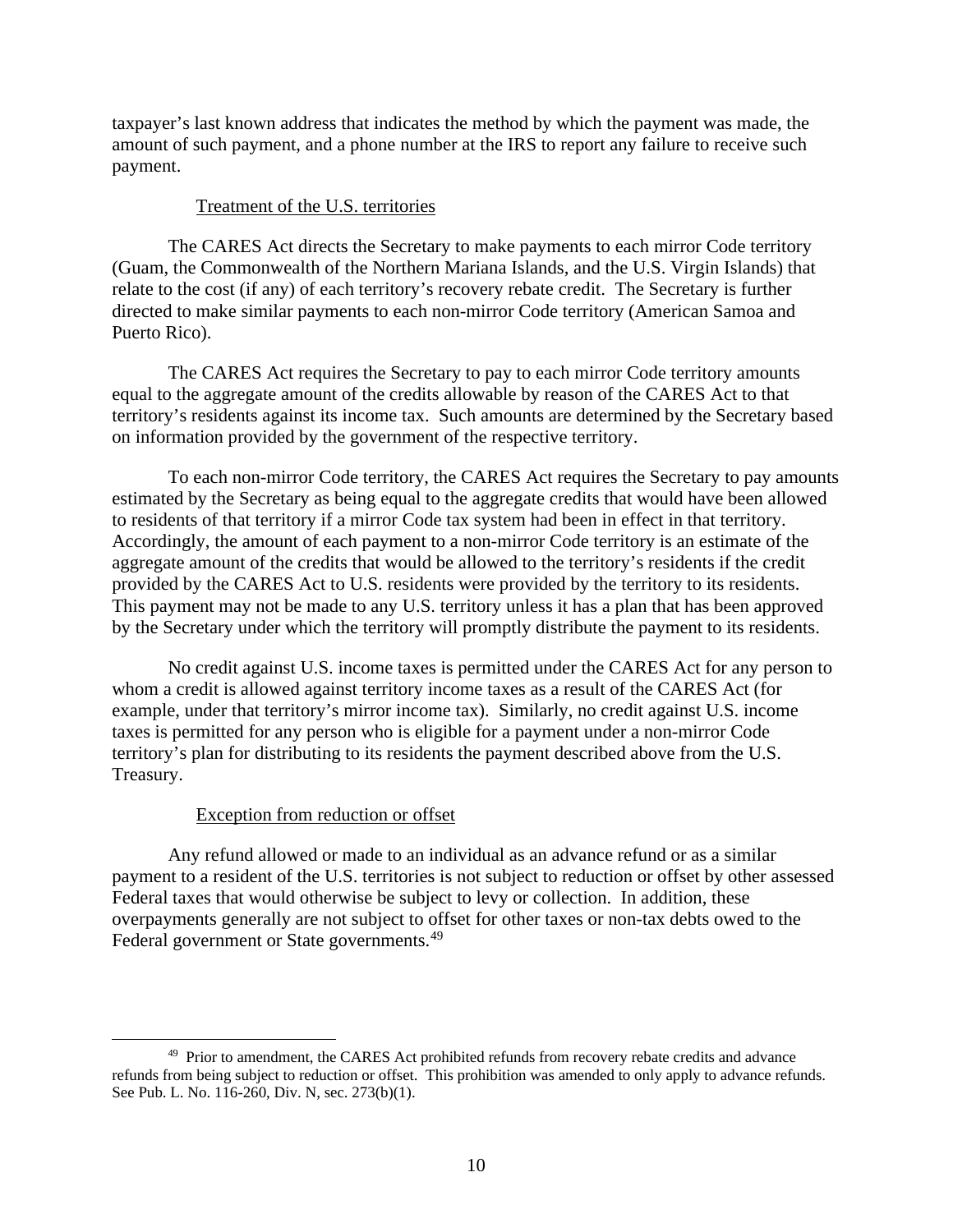taxpayer's last known address that indicates the method by which the payment was made, the amount of such payment, and a phone number at the IRS to report any failure to receive such payment.

#### Treatment of the U.S. territories

The CARES Act directs the Secretary to make payments to each mirror Code territory (Guam, the Commonwealth of the Northern Mariana Islands, and the U.S. Virgin Islands) that relate to the cost (if any) of each territory's recovery rebate credit. The Secretary is further directed to make similar payments to each non-mirror Code territory (American Samoa and Puerto Rico).

The CARES Act requires the Secretary to pay to each mirror Code territory amounts equal to the aggregate amount of the credits allowable by reason of the CARES Act to that territory's residents against its income tax. Such amounts are determined by the Secretary based on information provided by the government of the respective territory.

To each non-mirror Code territory, the CARES Act requires the Secretary to pay amounts estimated by the Secretary as being equal to the aggregate credits that would have been allowed to residents of that territory if a mirror Code tax system had been in effect in that territory. Accordingly, the amount of each payment to a non-mirror Code territory is an estimate of the aggregate amount of the credits that would be allowed to the territory's residents if the credit provided by the CARES Act to U.S. residents were provided by the territory to its residents. This payment may not be made to any U.S. territory unless it has a plan that has been approved by the Secretary under which the territory will promptly distribute the payment to its residents.

No credit against U.S. income taxes is permitted under the CARES Act for any person to whom a credit is allowed against territory income taxes as a result of the CARES Act (for example, under that territory's mirror income tax). Similarly, no credit against U.S. income taxes is permitted for any person who is eligible for a payment under a non-mirror Code territory's plan for distributing to its residents the payment described above from the U.S. Treasury.

#### Exception from reduction or offset

Any refund allowed or made to an individual as an advance refund or as a similar payment to a resident of the U.S. territories is not subject to reduction or offset by other assessed Federal taxes that would otherwise be subject to levy or collection. In addition, these overpayments generally are not subject to offset for other taxes or non-tax debts owed to the Federal government or State governments.[49]

---

[49] Prior to amendment, the CARES Act prohibited refunds from recovery rebate credits and advance refunds from being subject to reduction or offset. This prohibition was amended to only apply to advance refunds. See Pub. L. No. 116-260, Div. N, sec. 273(b)(1).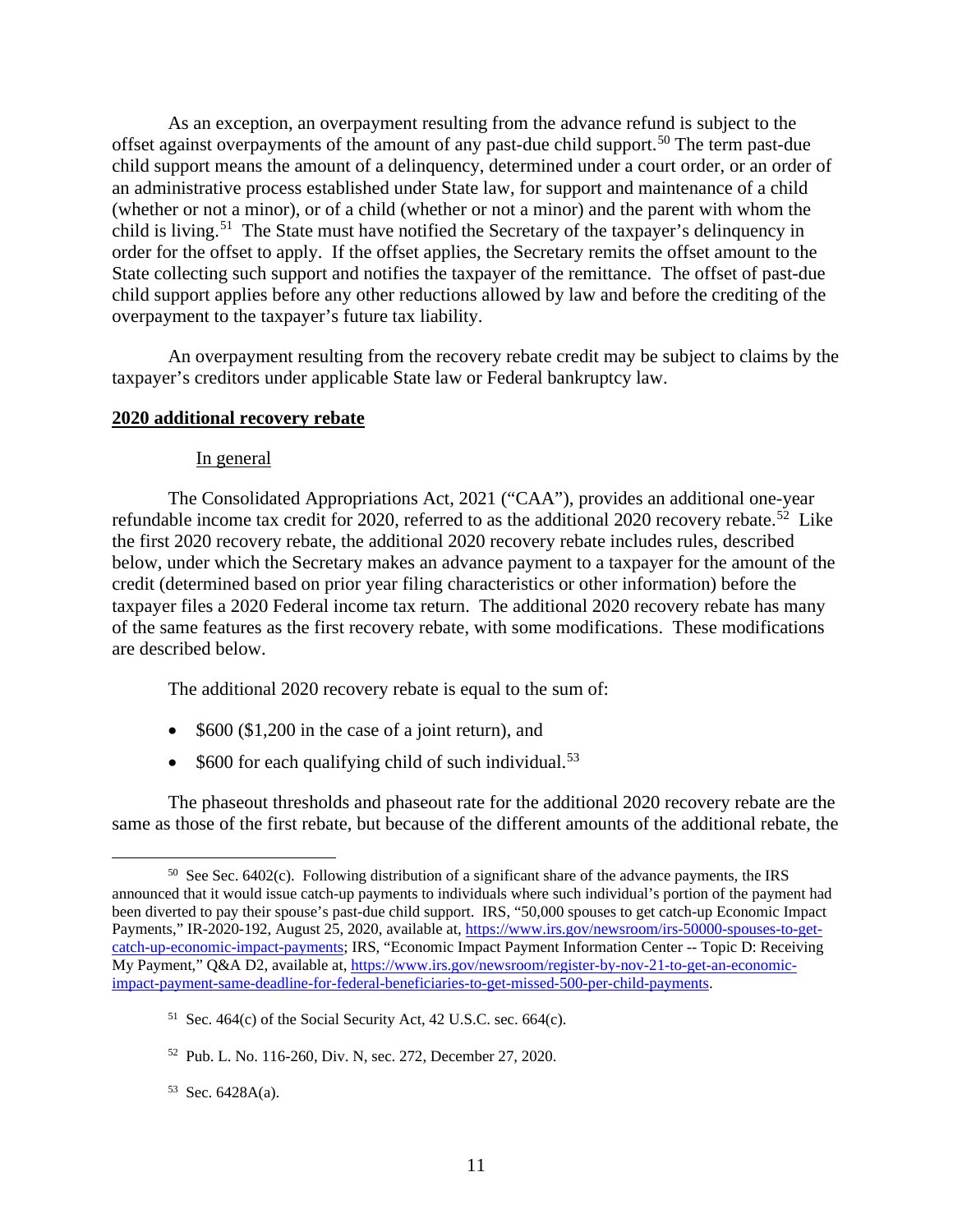As an exception, an overpayment resulting from the advance refund is subject to the offset against overpayments of the amount of any past-due child support.[50] The term past-due child support means the amount of a delinquency, determined under a court order, or an order of an administrative process established under State law, for support and maintenance of a child (whether or not a minor), or of a child (whether or not a minor) and the parent with whom the child is living.[51] The State must have notified the Secretary of the taxpayer's delinquency in order for the offset to apply. If the offset applies, the Secretary remits the offset amount to the State collecting such support and notifies the taxpayer of the remittance. The offset of past-due child support applies before any other reductions allowed by law and before the crediting of the overpayment to the taxpayer's future tax liability.

An overpayment resulting from the recovery rebate credit may be subject to claims by the taxpayer's creditors under applicable State law or Federal bankruptcy law.

## 2020 additional recovery rebate

### In general

The Consolidated Appropriations Act, 2021 ("CAA"), provides an additional one-year refundable income tax credit for 2020, referred to as the additional 2020 recovery rebate.[52] Like the first 2020 recovery rebate, the additional 2020 recovery rebate includes rules, described below, under which the Secretary makes an advance payment to a taxpayer for the amount of the credit (determined based on prior year filing characteristics or other information) before the taxpayer files a 2020 Federal income tax return. The additional 2020 recovery rebate has many of the same features as the first recovery rebate, with some modifications. These modifications are described below.

The additional 2020 recovery rebate is equal to the sum of:

- $600 ($1,200 in the case of a joint return), and
- $600 for each qualifying child of such individual.[53]

The phaseout thresholds and phaseout rate for the additional 2020 recovery rebate are the same as those of the first rebate, but because of the different amounts of the additional rebate, the

---

[50] See Sec. 6402(c). Following distribution of a significant share of the advance payments, the IRS announced that it would issue catch-up payments to individuals where such individual's portion of the payment had been diverted to pay their spouse's past-due child support. IRS, "50,000 spouses to get catch-up Economic Impact Payments," IR-2020-192, August 25, 2020, available at, https://www.irs.gov/newsroom/irs-50000-spouses-to-get-catch-up-economic-impact-payments; IRS, "Economic Impact Payment Information Center -- Topic D: Receiving My Payment," Q&A D2, available at, https://www.irs.gov/newsroom/register-by-nov-21-to-get-an-economic-impact-payment-same-deadline-for-federal-beneficiaries-to-get-missed-500-per-child-payments.

[51] Sec. 464(c) of the Social Security Act, 42 U.S.C. sec. 664(c).

[52] Pub. L. No. 116-260, Div. N, sec. 272, December 27, 2020.

[53] Sec. 6428A(a).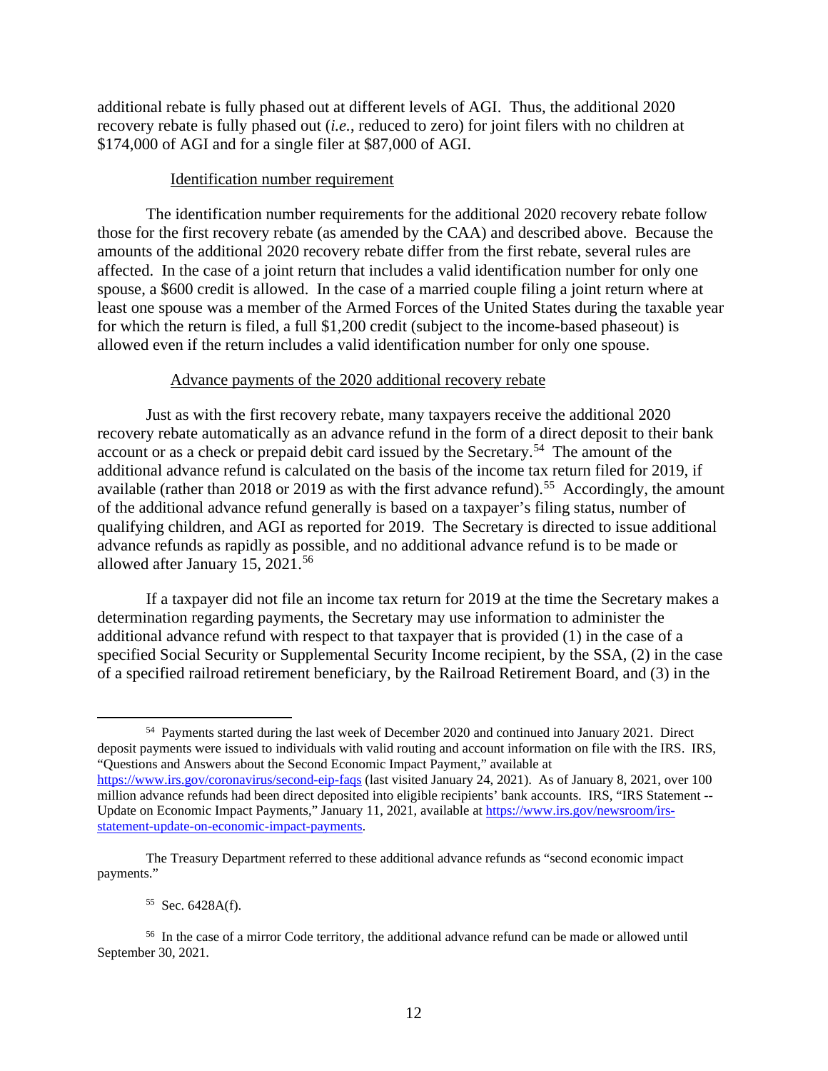additional rebate is fully phased out at different levels of AGI. Thus, the additional 2020 recovery rebate is fully phased out (*i.e.*, reduced to zero) for joint filers with no children at $174,000 of AGI and for a single filer at $87,000 of AGI.

Identification number requirement

The identification number requirements for the additional 2020 recovery rebate follow those for the first recovery rebate (as amended by the CAA) and described above. Because the amounts of the additional 2020 recovery rebate differ from the first rebate, several rules are affected. In the case of a joint return that includes a valid identification number for only one spouse, a $600 credit is allowed. In the case of a married couple filing a joint return where at least one spouse was a member of the Armed Forces of the United States during the taxable year for which the return is filed, a full $1,200 credit (subject to the income-based phaseout) is allowed even if the return includes a valid identification number for only one spouse.

Advance payments of the 2020 additional recovery rebate

Just as with the first recovery rebate, many taxpayers receive the additional 2020 recovery rebate automatically as an advance refund in the form of a direct deposit to their bank account or as a check or prepaid debit card issued by the Secretary.[54] The amount of the additional advance refund is calculated on the basis of the income tax return filed for 2019, if available (rather than 2018 or 2019 as with the first advance refund).[55] Accordingly, the amount of the additional advance refund generally is based on a taxpayer's filing status, number of qualifying children, and AGI as reported for 2019. The Secretary is directed to issue additional advance refunds as rapidly as possible, and no additional advance refund is to be made or allowed after January 15, 2021.[56]

If a taxpayer did not file an income tax return for 2019 at the time the Secretary makes a determination regarding payments, the Secretary may use information to administer the additional advance refund with respect to that taxpayer that is provided (1) in the case of a specified Social Security or Supplemental Security Income recipient, by the SSA, (2) in the case of a specified railroad retirement beneficiary, by the Railroad Retirement Board, and (3) in the

---

[54] Payments started during the last week of December 2020 and continued into January 2021. Direct deposit payments were issued to individuals with valid routing and account information on file with the IRS. IRS, "Questions and Answers about the Second Economic Impact Payment," available at https://www.irs.gov/coronavirus/second-eip-faqs (last visited January 24, 2021). As of January 8, 2021, over 100 million advance refunds had been direct deposited into eligible recipients' bank accounts. IRS, "IRS Statement -- Update on Economic Impact Payments," January 11, 2021, available at https://www.irs.gov/newsroom/irs-statement-update-on-economic-impact-payments.

The Treasury Department referred to these additional advance refunds as "second economic impact payments."

[55] Sec. 6428A(f).

[56] In the case of a mirror Code territory, the additional advance refund can be made or allowed until September 30, 2021.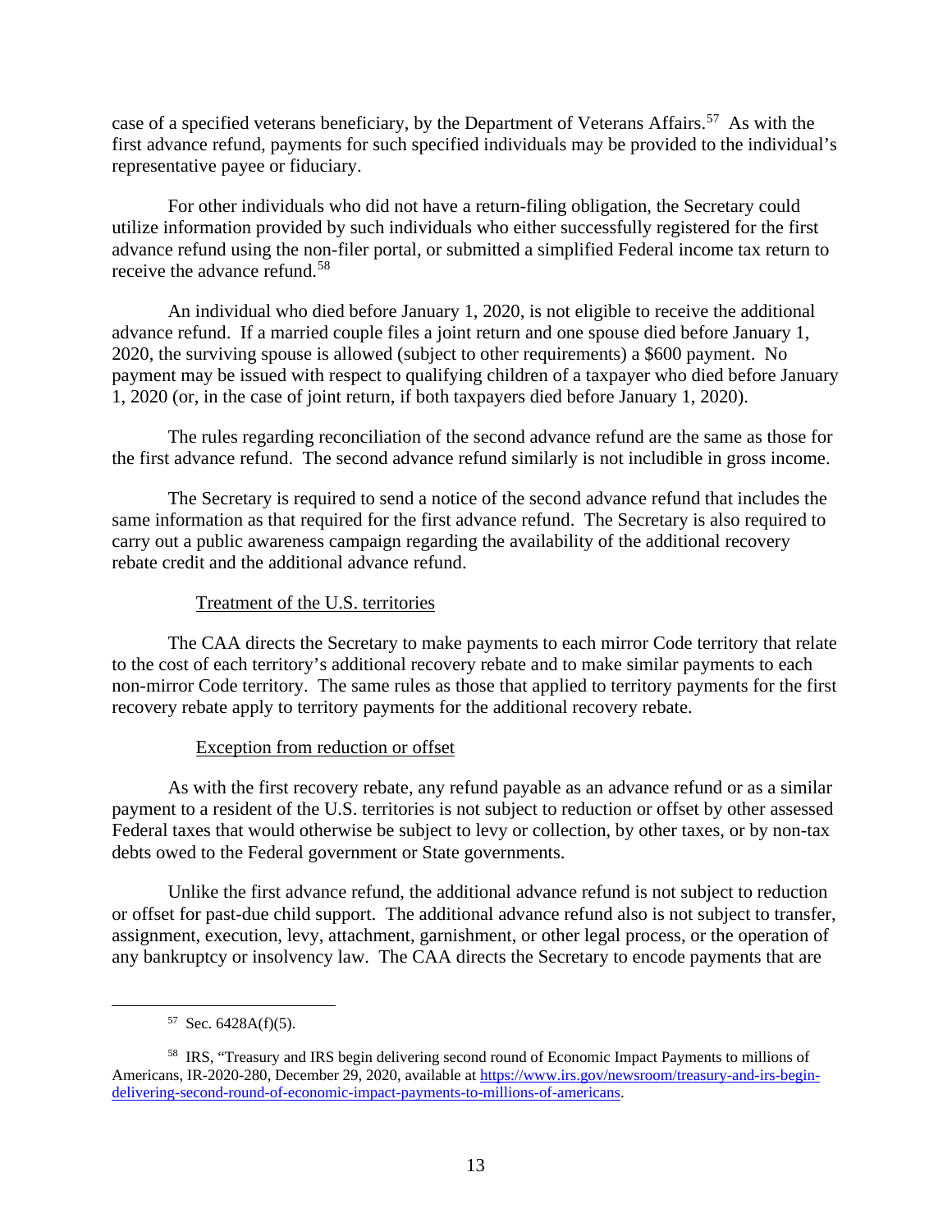case of a specified veterans beneficiary, by the Department of Veterans Affairs.[57] As with the first advance refund, payments for such specified individuals may be provided to the individual's representative payee or fiduciary.

For other individuals who did not have a return-filing obligation, the Secretary could utilize information provided by such individuals who either successfully registered for the first advance refund using the non-filer portal, or submitted a simplified Federal income tax return to receive the advance refund.[58]

An individual who died before January 1, 2020, is not eligible to receive the additional advance refund. If a married couple files a joint return and one spouse died before January 1, 2020, the surviving spouse is allowed (subject to other requirements) a \$600 payment. No payment may be issued with respect to qualifying children of a taxpayer who died before January 1, 2020 (or, in the case of joint return, if both taxpayers died before January 1, 2020).

The rules regarding reconciliation of the second advance refund are the same as those for the first advance refund. The second advance refund similarly is not includible in gross income.

The Secretary is required to send a notice of the second advance refund that includes the same information as that required for the first advance refund. The Secretary is also required to carry out a public awareness campaign regarding the availability of the additional recovery rebate credit and the additional advance refund.

<u>Treatment of the U.S. territories</u>

The CAA directs the Secretary to make payments to each mirror Code territory that relate to the cost of each territory's additional recovery rebate and to make similar payments to each non-mirror Code territory. The same rules as those that applied to territory payments for the first recovery rebate apply to territory payments for the additional recovery rebate.

<u>Exception from reduction or offset</u>

As with the first recovery rebate, any refund payable as an advance refund or as a similar payment to a resident of the U.S. territories is not subject to reduction or offset by other assessed Federal taxes that would otherwise be subject to levy or collection, by other taxes, or by non-tax debts owed to the Federal government or State governments.

Unlike the first advance refund, the additional advance refund is not subject to reduction or offset for past-due child support. The additional advance refund also is not subject to transfer, assignment, execution, levy, attachment, garnishment, or other legal process, or the operation of any bankruptcy or insolvency law. The CAA directs the Secretary to encode payments that are

---

[57] Sec. 6428A(f)(5).

[58] IRS, "Treasury and IRS begin delivering second round of Economic Impact Payments to millions of Americans, IR-2020-280, December 29, 2020, available at [https://www.irs.gov/newsroom/treasury-and-irs-begin-delivering-second-round-of-economic-impact-payments-to-millions-of-americans](https://www.irs.gov/newsroom/treasury-and-irs-begin-delivering-second-round-of-economic-impact-payments-to-millions-of-americans).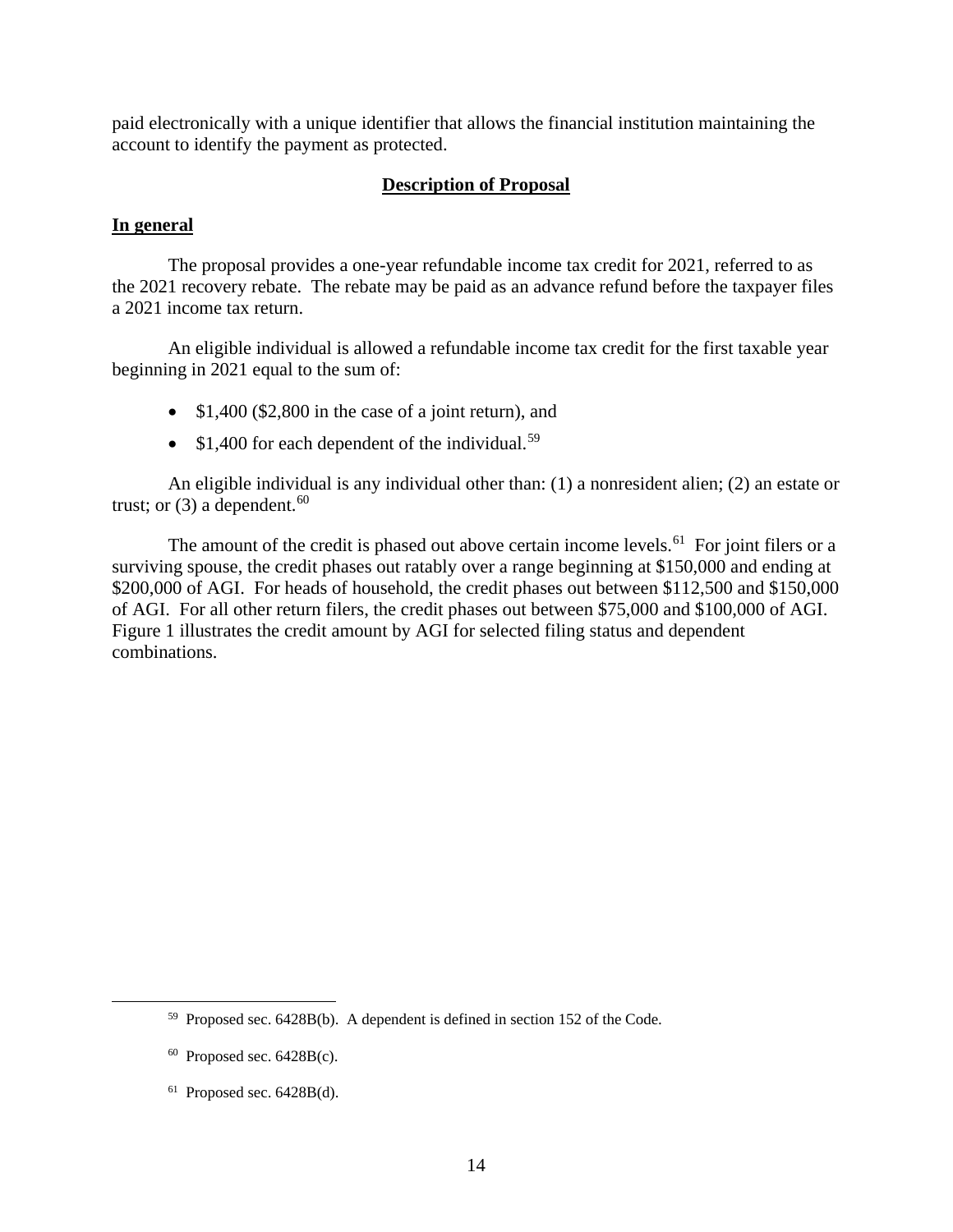paid electronically with a unique identifier that allows the financial institution maintaining the account to identify the payment as protected.

## Description of Proposal

### In general

The proposal provides a one-year refundable income tax credit for 2021, referred to as the 2021 recovery rebate. The rebate may be paid as an advance refund before the taxpayer files a 2021 income tax return.

An eligible individual is allowed a refundable income tax credit for the first taxable year beginning in 2021 equal to the sum of:

- $1,400 ($2,800 in the case of a joint return), and
- $1,400 for each dependent of the individual.[59]

An eligible individual is any individual other than: (1) a nonresident alien; (2) an estate or trust; or (3) a dependent.[60]

The amount of the credit is phased out above certain income levels.[61] For joint filers or a surviving spouse, the credit phases out ratably over a range beginning at $150,000 and ending at $200,000 of AGI. For heads of household, the credit phases out between $112,500 and $150,000 of AGI. For all other return filers, the credit phases out between $75,000 and $100,000 of AGI. Figure 1 illustrates the credit amount by AGI for selected filing status and dependent combinations.

---

[59] Proposed sec. 6428B(b). A dependent is defined in section 152 of the Code.

[60] Proposed sec. 6428B(c).

[61] Proposed sec. 6428B(d).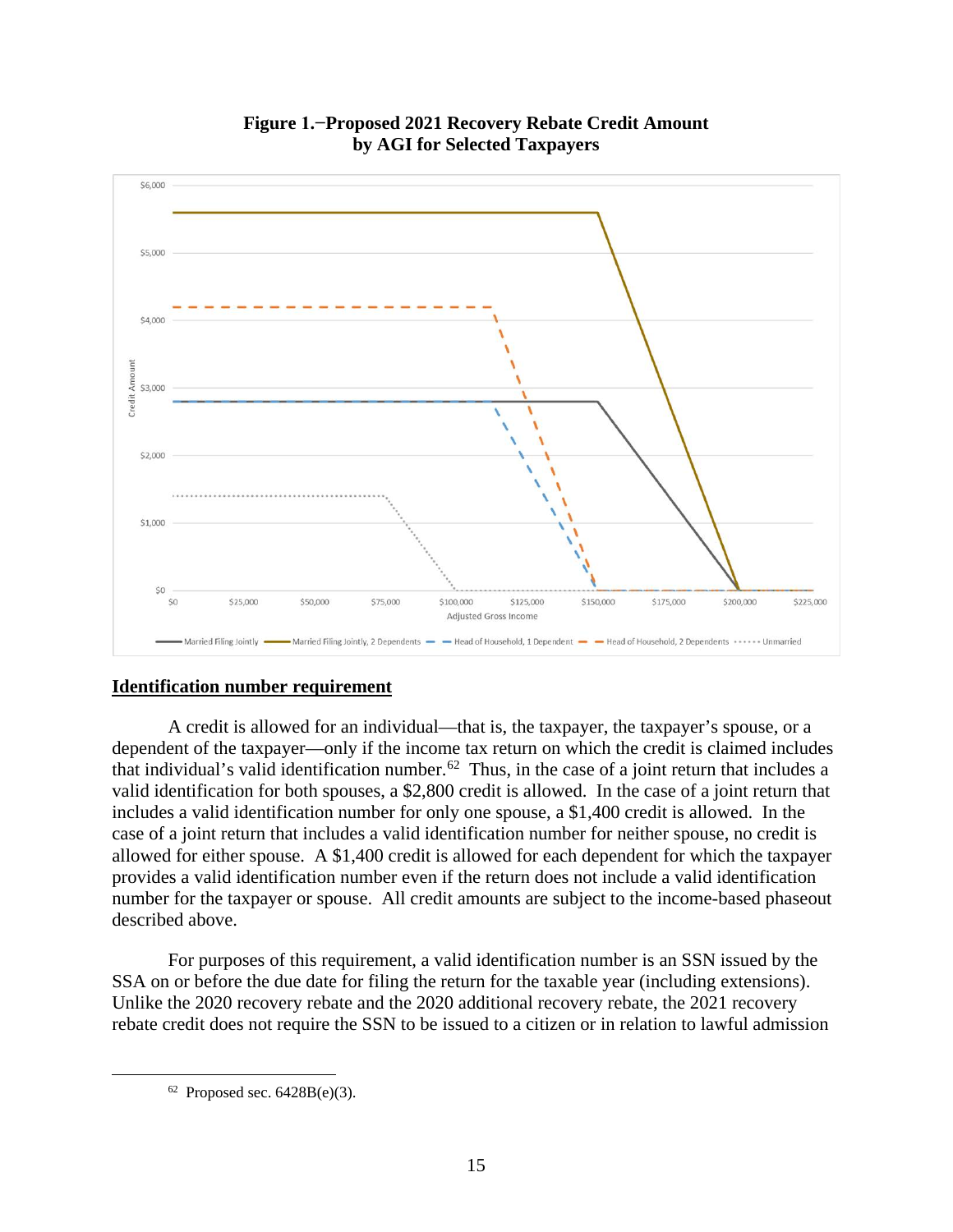**Figure 1.−Proposed 2021 Recovery Rebate Credit Amount by AGI for Selected Taxpayers**

## Identification number requirement

A credit is allowed for an individual—that is, the taxpayer, the taxpayer's spouse, or a dependent of the taxpayer—only if the income tax return on which the credit is claimed includes that individual's valid identification number.[62] Thus, in the case of a joint return that includes a valid identification for both spouses, a $2,800 credit is allowed. In the case of a joint return that includes a valid identification number for only one spouse, a $1,400 credit is allowed. In the case of a joint return that includes a valid identification number for neither spouse, no credit is allowed for either spouse. A $1,400 credit is allowed for each dependent for which the taxpayer provides a valid identification number even if the return does not include a valid identification number for the taxpayer or spouse. All credit amounts are subject to the income-based phaseout described above.

For purposes of this requirement, a valid identification number is an SSN issued by the SSA on or before the due date for filing the return for the taxable year (including extensions). Unlike the 2020 recovery rebate and the 2020 additional recovery rebate, the 2021 recovery rebate credit does not require the SSN to be issued to a citizen or in relation to lawful admission

[62] Proposed sec. 6428B(e)(3).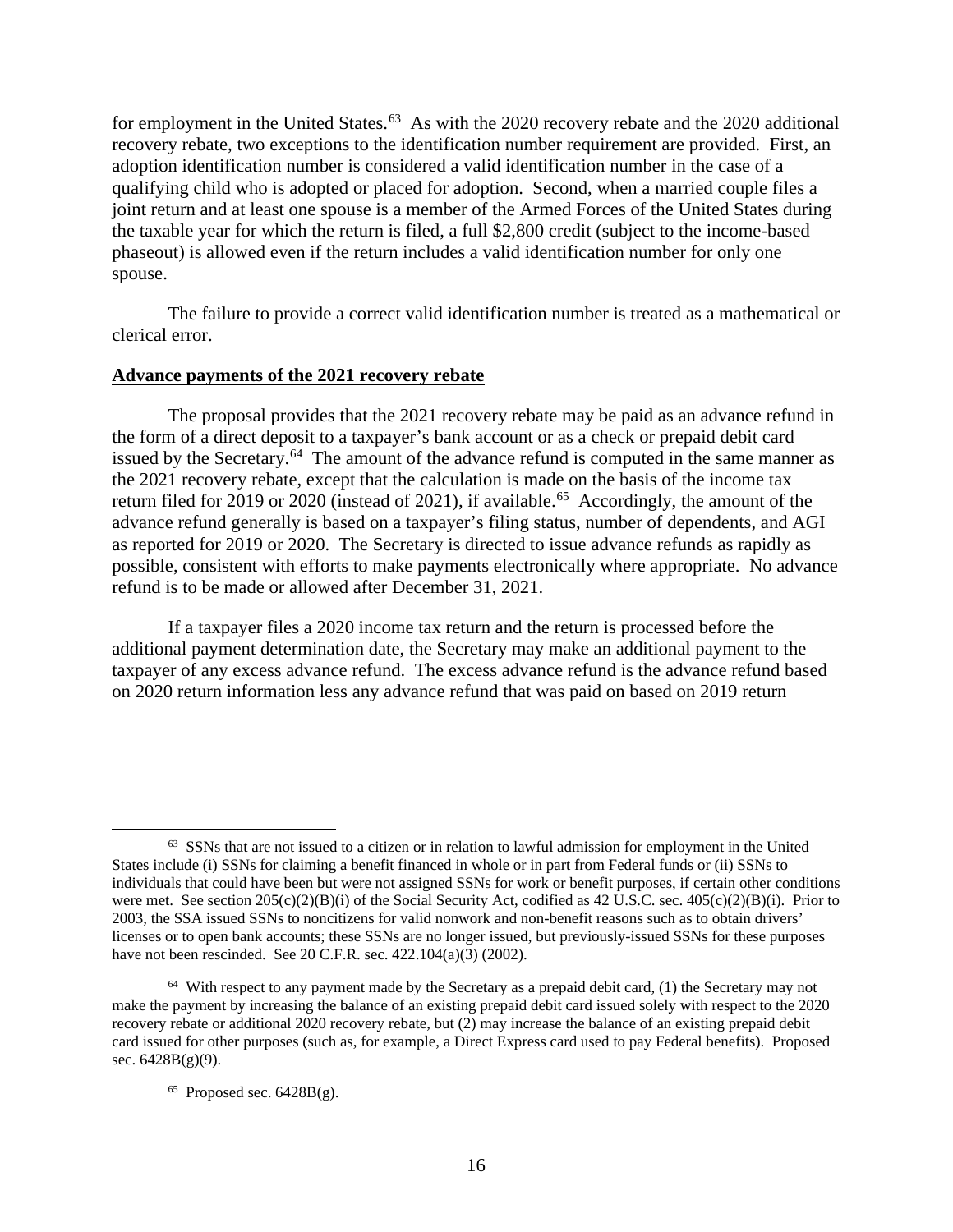for employment in the United States.[63] As with the 2020 recovery rebate and the 2020 additional recovery rebate, two exceptions to the identification number requirement are provided. First, an adoption identification number is considered a valid identification number in the case of a qualifying child who is adopted or placed for adoption. Second, when a married couple files a joint return and at least one spouse is a member of the Armed Forces of the United States during the taxable year for which the return is filed, a full $2,800 credit (subject to the income-based phaseout) is allowed even if the return includes a valid identification number for only one spouse.

The failure to provide a correct valid identification number is treated as a mathematical or clerical error.

**Advance payments of the 2021 recovery rebate**

The proposal provides that the 2021 recovery rebate may be paid as an advance refund in the form of a direct deposit to a taxpayer's bank account or as a check or prepaid debit card issued by the Secretary.[64] The amount of the advance refund is computed in the same manner as the 2021 recovery rebate, except that the calculation is made on the basis of the income tax return filed for 2019 or 2020 (instead of 2021), if available.[65] Accordingly, the amount of the advance refund generally is based on a taxpayer's filing status, number of dependents, and AGI as reported for 2019 or 2020. The Secretary is directed to issue advance refunds as rapidly as possible, consistent with efforts to make payments electronically where appropriate. No advance refund is to be made or allowed after December 31, 2021.

If a taxpayer files a 2020 income tax return and the return is processed before the additional payment determination date, the Secretary may make an additional payment to the taxpayer of any excess advance refund. The excess advance refund is the advance refund based on 2020 return information less any advance refund that was paid on based on 2019 return

---

[63] SSNs that are not issued to a citizen or in relation to lawful admission for employment in the United States include (i) SSNs for claiming a benefit financed in whole or in part from Federal funds or (ii) SSNs to individuals that could have been but were not assigned SSNs for work or benefit purposes, if certain other conditions were met. See section 205(c)(2)(B)(i) of the Social Security Act, codified as 42 U.S.C. sec. 405(c)(2)(B)(i). Prior to 2003, the SSA issued SSNs to noncitizens for valid nonwork and non-benefit reasons such as to obtain drivers' licenses or to open bank accounts; these SSNs are no longer issued, but previously-issued SSNs for these purposes have not been rescinded. See 20 C.F.R. sec. 422.104(a)(3) (2002).

[64] With respect to any payment made by the Secretary as a prepaid debit card, (1) the Secretary may not make the payment by increasing the balance of an existing prepaid debit card issued solely with respect to the 2020 recovery rebate or additional 2020 recovery rebate, but (2) may increase the balance of an existing prepaid debit card issued for other purposes (such as, for example, a Direct Express card used to pay Federal benefits). Proposed sec. 6428B(g)(9).

[65] Proposed sec. 6428B(g).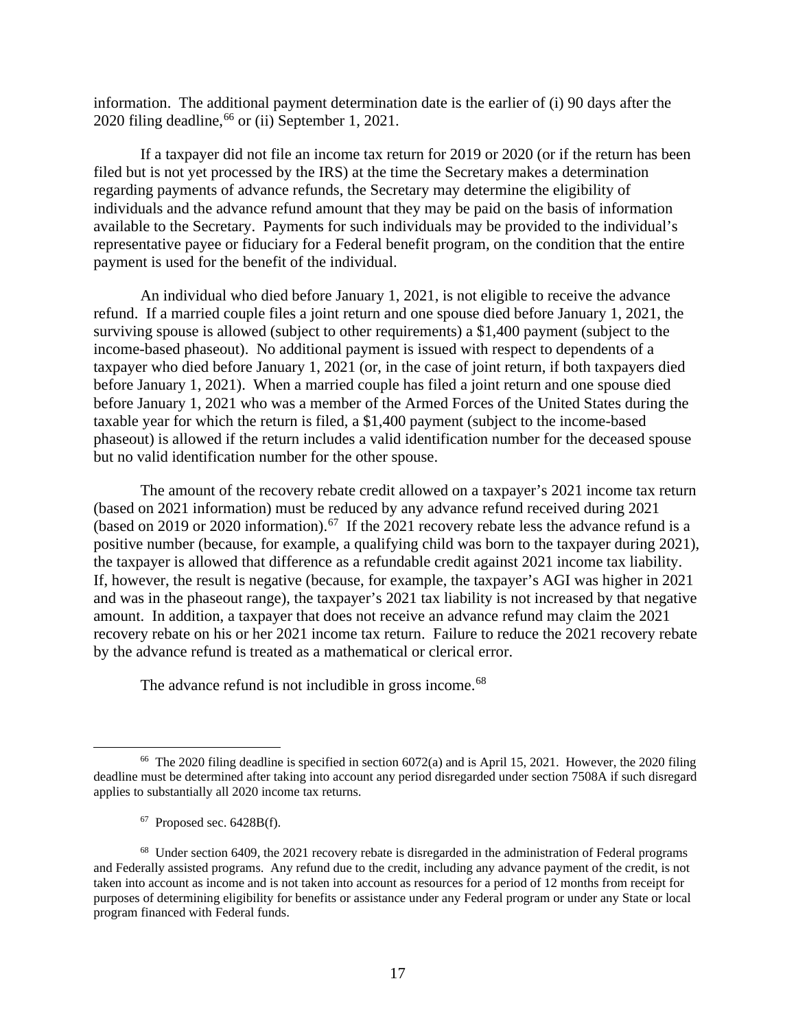information. The additional payment determination date is the earlier of (i) 90 days after the 2020 filing deadline,[66] or (ii) September 1, 2021.

If a taxpayer did not file an income tax return for 2019 or 2020 (or if the return has been filed but is not yet processed by the IRS) at the time the Secretary makes a determination regarding payments of advance refunds, the Secretary may determine the eligibility of individuals and the advance refund amount that they may be paid on the basis of information available to the Secretary. Payments for such individuals may be provided to the individual's representative payee or fiduciary for a Federal benefit program, on the condition that the entire payment is used for the benefit of the individual.

An individual who died before January 1, 2021, is not eligible to receive the advance refund. If a married couple files a joint return and one spouse died before January 1, 2021, the surviving spouse is allowed (subject to other requirements) a $1,400 payment (subject to the income-based phaseout). No additional payment is issued with respect to dependents of a taxpayer who died before January 1, 2021 (or, in the case of joint return, if both taxpayers died before January 1, 2021). When a married couple has filed a joint return and one spouse died before January 1, 2021 who was a member of the Armed Forces of the United States during the taxable year for which the return is filed, a $1,400 payment (subject to the income-based phaseout) is allowed if the return includes a valid identification number for the deceased spouse but no valid identification number for the other spouse.

The amount of the recovery rebate credit allowed on a taxpayer's 2021 income tax return (based on 2021 information) must be reduced by any advance refund received during 2021 (based on 2019 or 2020 information).[67] If the 2021 recovery rebate less the advance refund is a positive number (because, for example, a qualifying child was born to the taxpayer during 2021), the taxpayer is allowed that difference as a refundable credit against 2021 income tax liability. If, however, the result is negative (because, for example, the taxpayer's AGI was higher in 2021 and was in the phaseout range), the taxpayer's 2021 tax liability is not increased by that negative amount. In addition, a taxpayer that does not receive an advance refund may claim the 2021 recovery rebate on his or her 2021 income tax return. Failure to reduce the 2021 recovery rebate by the advance refund is treated as a mathematical or clerical error.

The advance refund is not includible in gross income.[68]

---

[66] The 2020 filing deadline is specified in section 6072(a) and is April 15, 2021. However, the 2020 filing deadline must be determined after taking into account any period disregarded under section 7508A if such disregard applies to substantially all 2020 income tax returns.

[67] Proposed sec. 6428B(f).

[68] Under section 6409, the 2021 recovery rebate is disregarded in the administration of Federal programs and Federally assisted programs. Any refund due to the credit, including any advance payment of the credit, is not taken into account as income and is not taken into account as resources for a period of 12 months from receipt for purposes of determining eligibility for benefits or assistance under any Federal program or under any State or local program financed with Federal funds.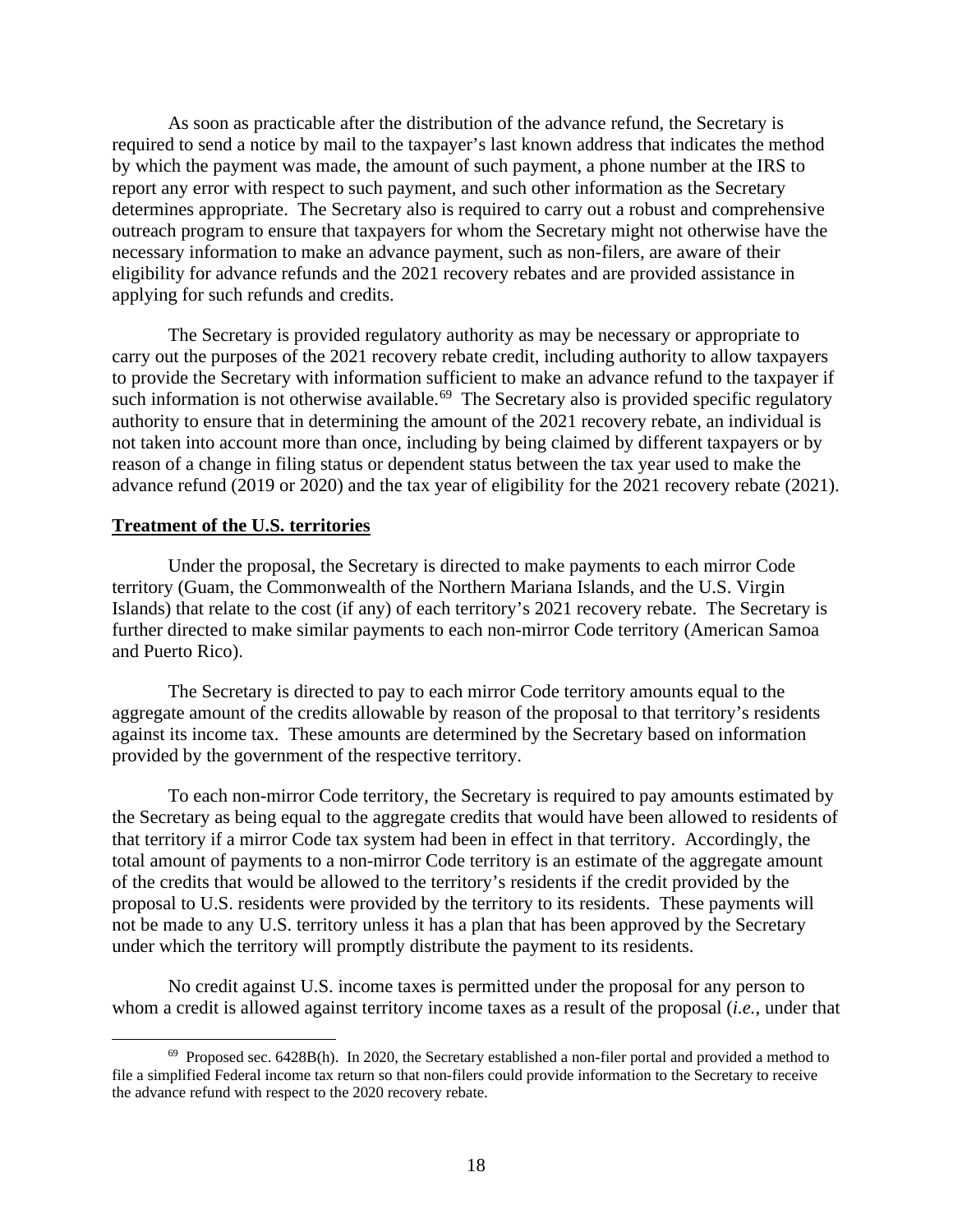As soon as practicable after the distribution of the advance refund, the Secretary is required to send a notice by mail to the taxpayer's last known address that indicates the method by which the payment was made, the amount of such payment, a phone number at the IRS to report any error with respect to such payment, and such other information as the Secretary determines appropriate. The Secretary also is required to carry out a robust and comprehensive outreach program to ensure that taxpayers for whom the Secretary might not otherwise have the necessary information to make an advance payment, such as non-filers, are aware of their eligibility for advance refunds and the 2021 recovery rebates and are provided assistance in applying for such refunds and credits.

The Secretary is provided regulatory authority as may be necessary or appropriate to carry out the purposes of the 2021 recovery rebate credit, including authority to allow taxpayers to provide the Secretary with information sufficient to make an advance refund to the taxpayer if such information is not otherwise available.[69] The Secretary also is provided specific regulatory authority to ensure that in determining the amount of the 2021 recovery rebate, an individual is not taken into account more than once, including by being claimed by different taxpayers or by reason of a change in filing status or dependent status between the tax year used to make the advance refund (2019 or 2020) and the tax year of eligibility for the 2021 recovery rebate (2021).

**Treatment of the U.S. territories**

Under the proposal, the Secretary is directed to make payments to each mirror Code territory (Guam, the Commonwealth of the Northern Mariana Islands, and the U.S. Virgin Islands) that relate to the cost (if any) of each territory's 2021 recovery rebate. The Secretary is further directed to make similar payments to each non-mirror Code territory (American Samoa and Puerto Rico).

The Secretary is directed to pay to each mirror Code territory amounts equal to the aggregate amount of the credits allowable by reason of the proposal to that territory's residents against its income tax. These amounts are determined by the Secretary based on information provided by the government of the respective territory.

To each non-mirror Code territory, the Secretary is required to pay amounts estimated by the Secretary as being equal to the aggregate credits that would have been allowed to residents of that territory if a mirror Code tax system had been in effect in that territory. Accordingly, the total amount of payments to a non-mirror Code territory is an estimate of the aggregate amount of the credits that would be allowed to the territory's residents if the credit provided by the proposal to U.S. residents were provided by the territory to its residents. These payments will not be made to any U.S. territory unless it has a plan that has been approved by the Secretary under which the territory will promptly distribute the payment to its residents.

No credit against U.S. income taxes is permitted under the proposal for any person to whom a credit is allowed against territory income taxes as a result of the proposal (*i.e.*, under that

[69] Proposed sec. 6428B(h). In 2020, the Secretary established a non-filer portal and provided a method to file a simplified Federal income tax return so that non-filers could provide information to the Secretary to receive the advance refund with respect to the 2020 recovery rebate.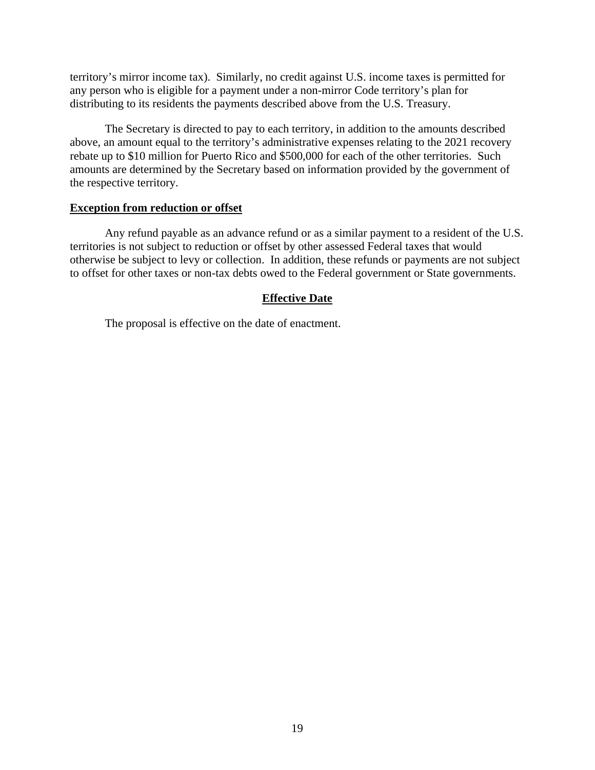territory's mirror income tax). Similarly, no credit against U.S. income taxes is permitted for any person who is eligible for a payment under a non-mirror Code territory's plan for distributing to its residents the payments described above from the U.S. Treasury.

The Secretary is directed to pay to each territory, in addition to the amounts described above, an amount equal to the territory's administrative expenses relating to the 2021 recovery rebate up to $10 million for Puerto Rico and $500,000 for each of the other territories. Such amounts are determined by the Secretary based on information provided by the government of the respective territory.

**Exception from reduction or offset**

Any refund payable as an advance refund or as a similar payment to a resident of the U.S. territories is not subject to reduction or offset by other assessed Federal taxes that would otherwise be subject to levy or collection. In addition, these refunds or payments are not subject to offset for other taxes or non-tax debts owed to the Federal government or State governments.

## Effective Date

The proposal is effective on the date of enactment.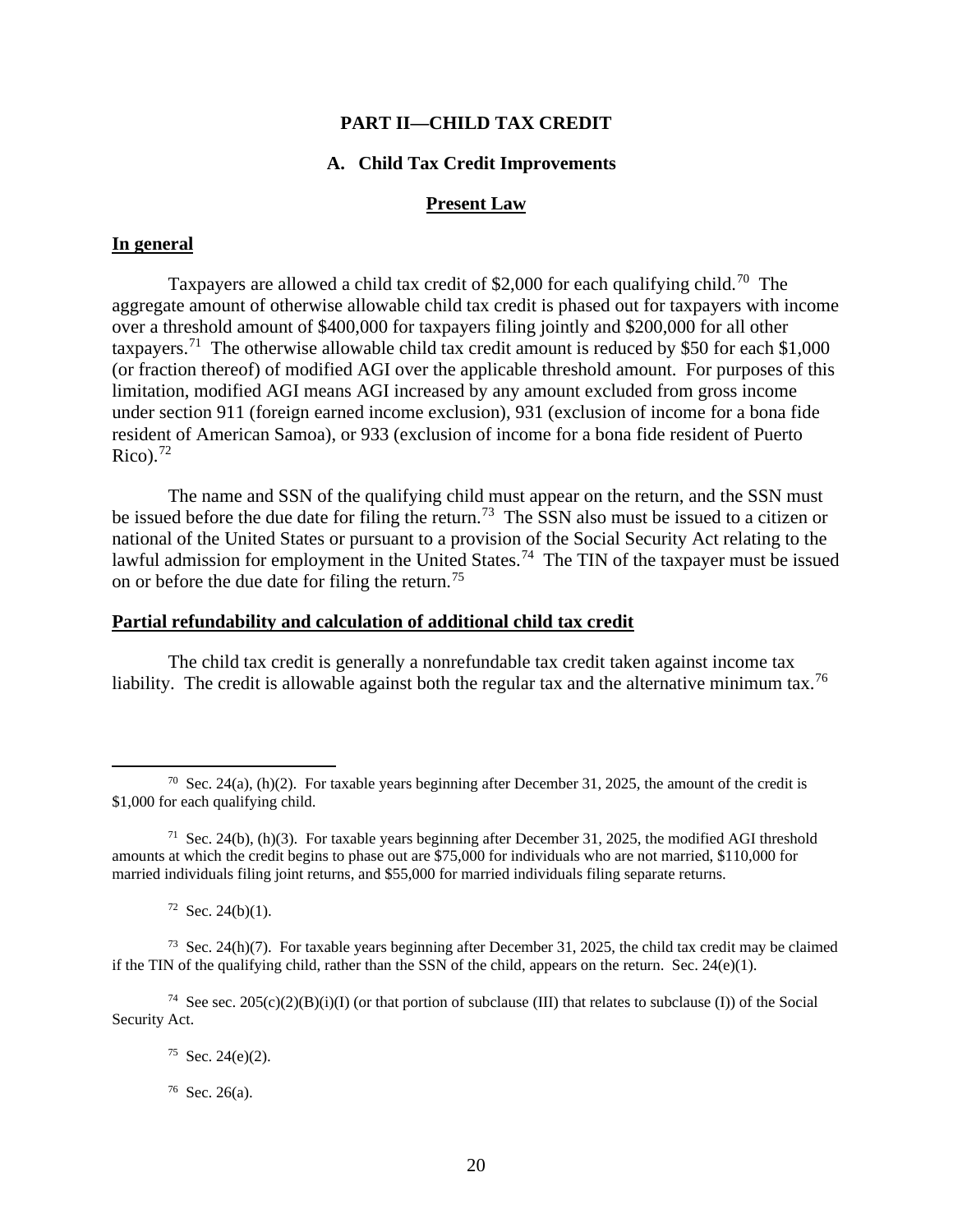# PART II—CHILD TAX CREDIT

## A. Child Tax Credit Improvements

### Present Law

**In general**

Taxpayers are allowed a child tax credit of $2,000 for each qualifying child.[70] The aggregate amount of otherwise allowable child tax credit is phased out for taxpayers with income over a threshold amount of $400,000 for taxpayers filing jointly and $200,000 for all other taxpayers.[71] The otherwise allowable child tax credit amount is reduced by $50 for each $1,000 (or fraction thereof) of modified AGI over the applicable threshold amount. For purposes of this limitation, modified AGI means AGI increased by any amount excluded from gross income under section 911 (foreign earned income exclusion), 931 (exclusion of income for a bona fide resident of American Samoa), or 933 (exclusion of income for a bona fide resident of Puerto Rico).[72]

The name and SSN of the qualifying child must appear on the return, and the SSN must be issued before the due date for filing the return.[73] The SSN also must be issued to a citizen or national of the United States or pursuant to a provision of the Social Security Act relating to the lawful admission for employment in the United States.[74] The TIN of the taxpayer must be issued on or before the due date for filing the return.[75]

**Partial refundability and calculation of additional child tax credit**

The child tax credit is generally a nonrefundable tax credit taken against income tax liability. The credit is allowable against both the regular tax and the alternative minimum tax.[76]

---

[70] Sec. 24(a), (h)(2). For taxable years beginning after December 31, 2025, the amount of the credit is $1,000 for each qualifying child.

[71] Sec. 24(b), (h)(3). For taxable years beginning after December 31, 2025, the modified AGI threshold amounts at which the credit begins to phase out are $75,000 for individuals who are not married, $110,000 for married individuals filing joint returns, and $55,000 for married individuals filing separate returns.

[72] Sec. 24(b)(1).

[73] Sec. 24(h)(7). For taxable years beginning after December 31, 2025, the child tax credit may be claimed if the TIN of the qualifying child, rather than the SSN of the child, appears on the return. Sec. 24(e)(1).

[74] See sec. 205(c)(2)(B)(i)(I) (or that portion of subclause (III) that relates to subclause (I)) of the Social Security Act.

[75] Sec. 24(e)(2).

[76] Sec. 26(a).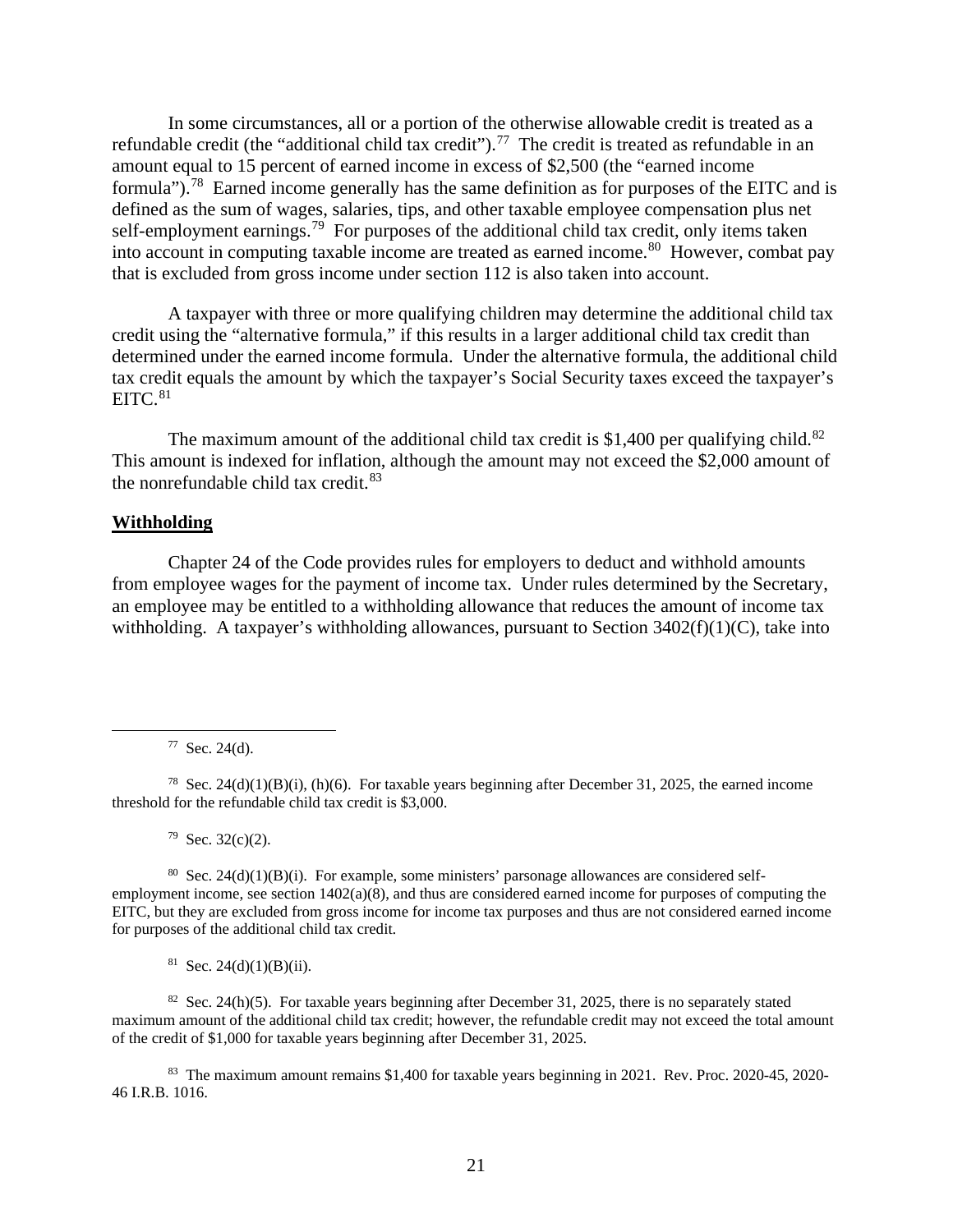In some circumstances, all or a portion of the otherwise allowable credit is treated as a refundable credit (the "additional child tax credit").[77] The credit is treated as refundable in an amount equal to 15 percent of earned income in excess of $2,500 (the "earned income formula").[78] Earned income generally has the same definition as for purposes of the EITC and is defined as the sum of wages, salaries, tips, and other taxable employee compensation plus net self-employment earnings.[79] For purposes of the additional child tax credit, only items taken into account in computing taxable income are treated as earned income.[80] However, combat pay that is excluded from gross income under section 112 is also taken into account.

A taxpayer with three or more qualifying children may determine the additional child tax credit using the "alternative formula," if this results in a larger additional child tax credit than determined under the earned income formula. Under the alternative formula, the additional child tax credit equals the amount by which the taxpayer's Social Security taxes exceed the taxpayer's EITC.[81]

The maximum amount of the additional child tax credit is $1,400 per qualifying child.[82] This amount is indexed for inflation, although the amount may not exceed the $2,000 amount of the nonrefundable child tax credit.[83]

**Withholding**

Chapter 24 of the Code provides rules for employers to deduct and withhold amounts from employee wages for the payment of income tax. Under rules determined by the Secretary, an employee may be entitled to a withholding allowance that reduces the amount of income tax withholding. A taxpayer's withholding allowances, pursuant to Section 3402(f)(1)(C), take into

---

[77] Sec. 24(d).

[78] Sec. 24(d)(1)(B)(i), (h)(6). For taxable years beginning after December 31, 2025, the earned income threshold for the refundable child tax credit is $3,000.

[79] Sec. 32(c)(2).

[80] Sec. 24(d)(1)(B)(i). For example, some ministers' parsonage allowances are considered self-employment income, see section 1402(a)(8), and thus are considered earned income for purposes of computing the EITC, but they are excluded from gross income for income tax purposes and thus are not considered earned income for purposes of the additional child tax credit.

[81] Sec. 24(d)(1)(B)(ii).

[82] Sec. 24(h)(5). For taxable years beginning after December 31, 2025, there is no separately stated maximum amount of the additional child tax credit; however, the refundable credit may not exceed the total amount of the credit of $1,000 for taxable years beginning after December 31, 2025.

[83] The maximum amount remains $1,400 for taxable years beginning in 2021. Rev. Proc. 2020-45, 2020-46 I.R.B. 1016.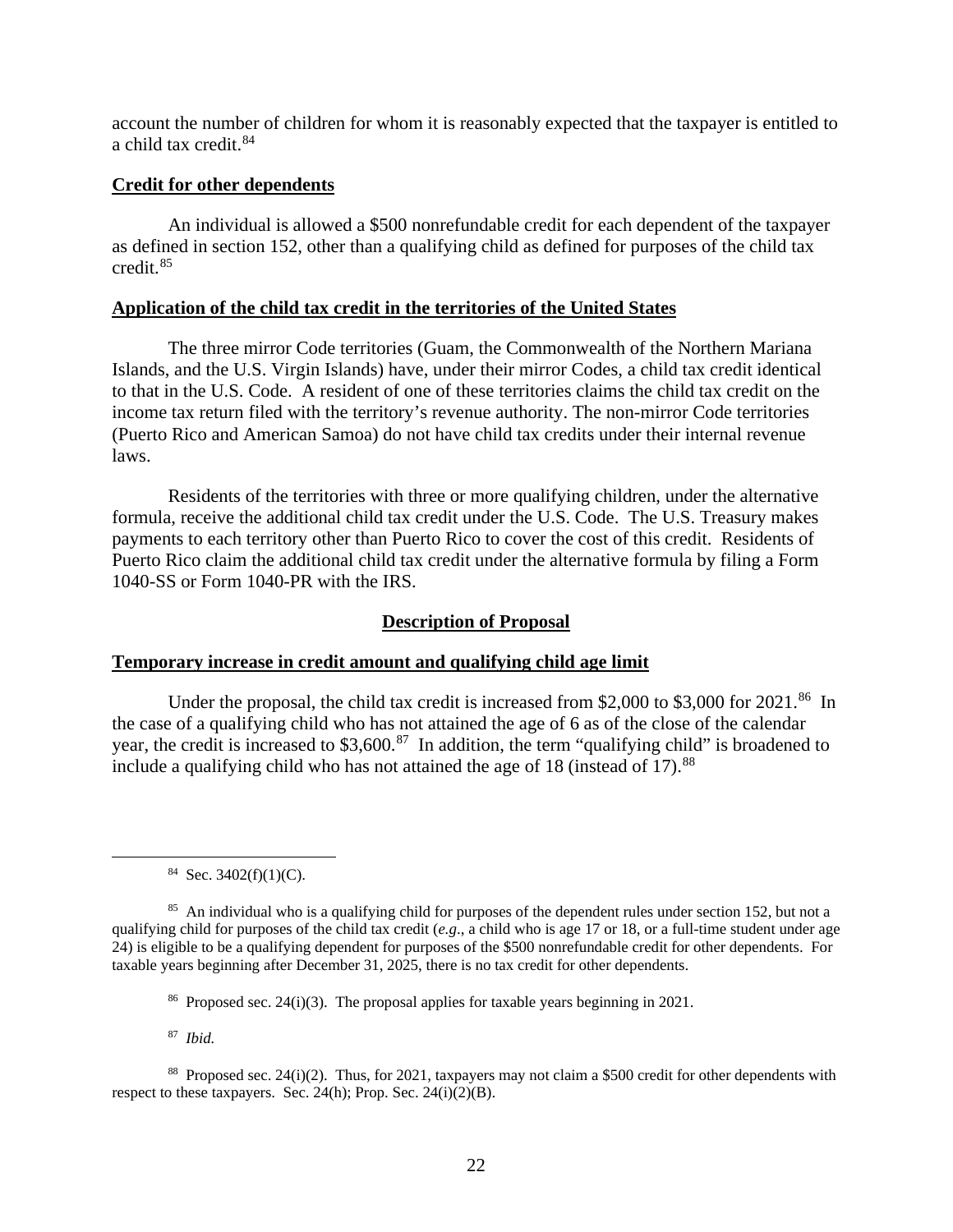account the number of children for whom it is reasonably expected that the taxpayer is entitled to a child tax credit.[84]

**Credit for other dependents**

An individual is allowed a $500 nonrefundable credit for each dependent of the taxpayer as defined in section 152, other than a qualifying child as defined for purposes of the child tax credit.[85]

**Application of the child tax credit in the territories of the United States**

The three mirror Code territories (Guam, the Commonwealth of the Northern Mariana Islands, and the U.S. Virgin Islands) have, under their mirror Codes, a child tax credit identical to that in the U.S. Code. A resident of one of these territories claims the child tax credit on the income tax return filed with the territory's revenue authority. The non-mirror Code territories (Puerto Rico and American Samoa) do not have child tax credits under their internal revenue laws.

Residents of the territories with three or more qualifying children, under the alternative formula, receive the additional child tax credit under the U.S. Code. The U.S. Treasury makes payments to each territory other than Puerto Rico to cover the cost of this credit. Residents of Puerto Rico claim the additional child tax credit under the alternative formula by filing a Form 1040-SS or Form 1040-PR with the IRS.

## Description of Proposal

**Temporary increase in credit amount and qualifying child age limit**

Under the proposal, the child tax credit is increased from $2,000 to $3,000 for 2021.[86] In the case of a qualifying child who has not attained the age of 6 as of the close of the calendar year, the credit is increased to $3,600.[87] In addition, the term "qualifying child" is broadened to include a qualifying child who has not attained the age of 18 (instead of 17).[88]

---

[84] Sec. 3402(f)(1)(C).

[85] An individual who is a qualifying child for purposes of the dependent rules under section 152, but not a qualifying child for purposes of the child tax credit (*e.g.*, a child who is age 17 or 18, or a full-time student under age 24) is eligible to be a qualifying dependent for purposes of the $500 nonrefundable credit for other dependents. For taxable years beginning after December 31, 2025, there is no tax credit for other dependents.

[86] Proposed sec. 24(i)(3). The proposal applies for taxable years beginning in 2021.

[87] *Ibid.*

[88] Proposed sec. 24(i)(2). Thus, for 2021, taxpayers may not claim a $500 credit for other dependents with respect to these taxpayers. Sec. 24(h); Prop. Sec. 24(i)(2)(B).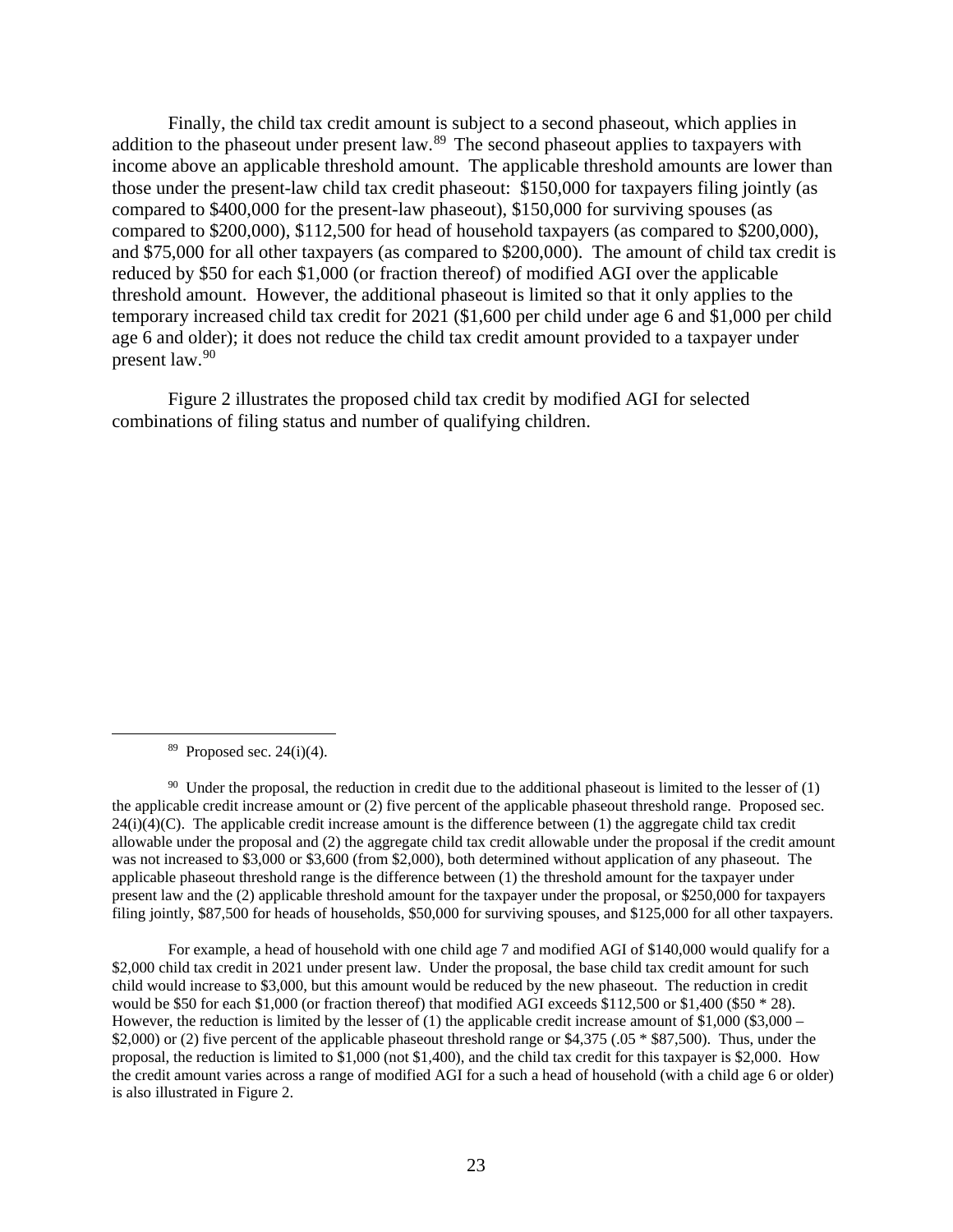Finally, the child tax credit amount is subject to a second phaseout, which applies in addition to the phaseout under present law.[89] The second phaseout applies to taxpayers with income above an applicable threshold amount. The applicable threshold amounts are lower than those under the present-law child tax credit phaseout: $150,000 for taxpayers filing jointly (as compared to $400,000 for the present-law phaseout), $150,000 for surviving spouses (as compared to $200,000), $112,500 for head of household taxpayers (as compared to $200,000), and $75,000 for all other taxpayers (as compared to $200,000). The amount of child tax credit is reduced by $50 for each $1,000 (or fraction thereof) of modified AGI over the applicable threshold amount. However, the additional phaseout is limited so that it only applies to the temporary increased child tax credit for 2021 ($1,600 per child under age 6 and $1,000 per child age 6 and older); it does not reduce the child tax credit amount provided to a taxpayer under present law.[90]

Figure 2 illustrates the proposed child tax credit by modified AGI for selected combinations of filing status and number of qualifying children.

---

[89] Proposed sec. 24(i)(4).

[90] Under the proposal, the reduction in credit due to the additional phaseout is limited to the lesser of (1) the applicable credit increase amount or (2) five percent of the applicable phaseout threshold range. Proposed sec. 24(i)(4)(C). The applicable credit increase amount is the difference between (1) the aggregate child tax credit allowable under the proposal and (2) the aggregate child tax credit allowable under the proposal if the credit amount was not increased to $3,000 or $3,600 (from $2,000), both determined without application of any phaseout. The applicable phaseout threshold range is the difference between (1) the threshold amount for the taxpayer under present law and the (2) applicable threshold amount for the taxpayer under the proposal, or $250,000 for taxpayers filing jointly, $87,500 for heads of households, $50,000 for surviving spouses, and $125,000 for all other taxpayers.

For example, a head of household with one child age 7 and modified AGI of $140,000 would qualify for a $2,000 child tax credit in 2021 under present law. Under the proposal, the base child tax credit amount for such child would increase to $3,000, but this amount would be reduced by the new phaseout. The reduction in credit would be $50 for each $1,000 (or fraction thereof) that modified AGI exceeds $112,500 or $1,400 ($50 * 28). However, the reduction is limited by the lesser of (1) the applicable credit increase amount of $1,000 ($3,000 – $2,000) or (2) five percent of the applicable phaseout threshold range or $4,375 (.05 * $87,500). Thus, under the proposal, the reduction is limited to $1,000 (not $1,400), and the child tax credit for this taxpayer is $2,000. How the credit amount varies across a range of modified AGI for a such a head of household (with a child age 6 or older) is also illustrated in Figure 2.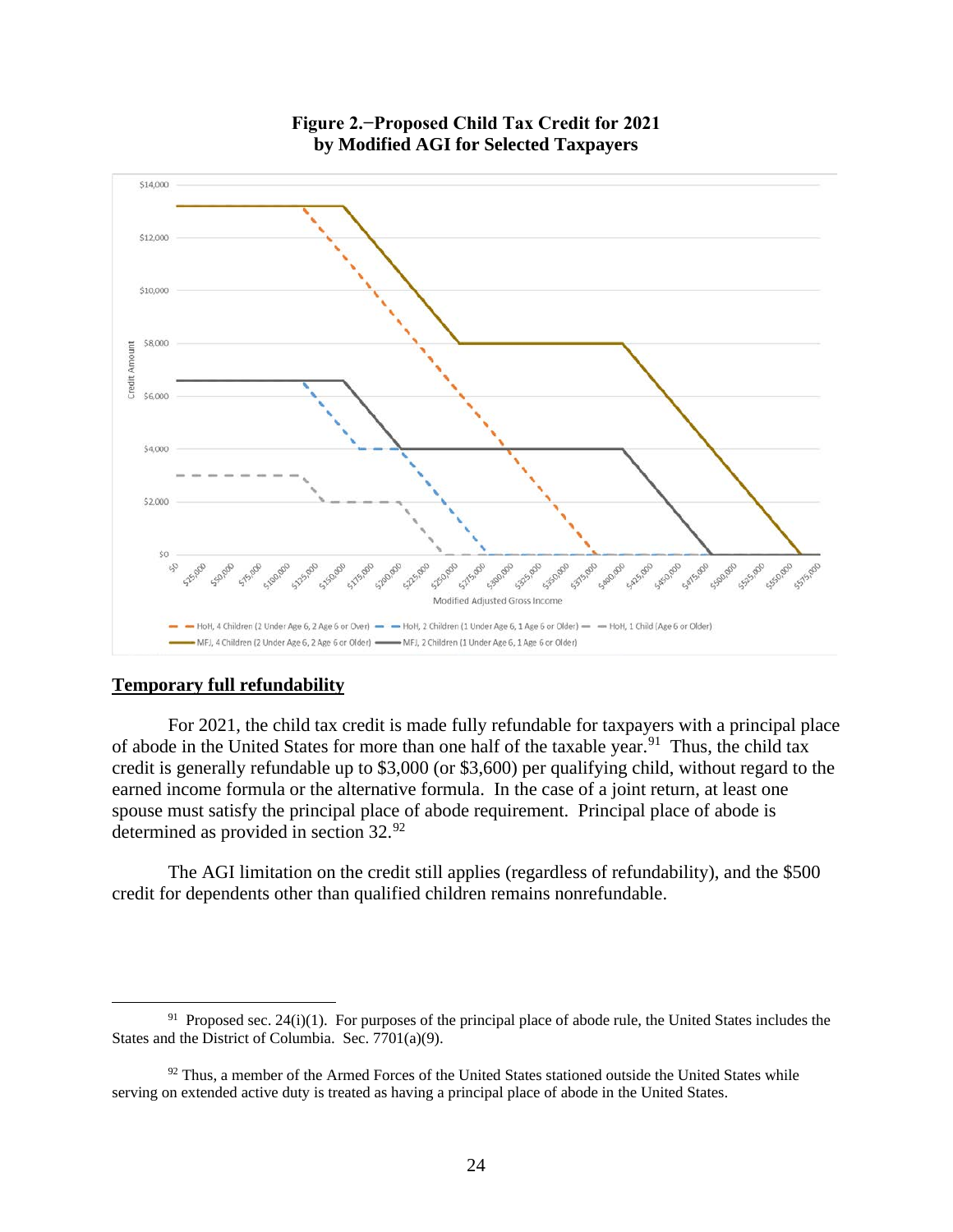**Figure 2.−Proposed Child Tax Credit for 2021 by Modified AGI for Selected Taxpayers**

## Temporary full refundability

For 2021, the child tax credit is made fully refundable for taxpayers with a principal place of abode in the United States for more than one half of the taxable year.[91] Thus, the child tax credit is generally refundable up to $3,000 (or $3,600) per qualifying child, without regard to the earned income formula or the alternative formula. In the case of a joint return, at least one spouse must satisfy the principal place of abode requirement. Principal place of abode is determined as provided in section 32.[92]

The AGI limitation on the credit still applies (regardless of refundability), and the $500 credit for dependents other than qualified children remains nonrefundable.

---

[91] Proposed sec. 24(i)(1). For purposes of the principal place of abode rule, the United States includes the States and the District of Columbia. Sec. 7701(a)(9).

[92] Thus, a member of the Armed Forces of the United States stationed outside the United States while serving on extended active duty is treated as having a principal place of abode in the United States.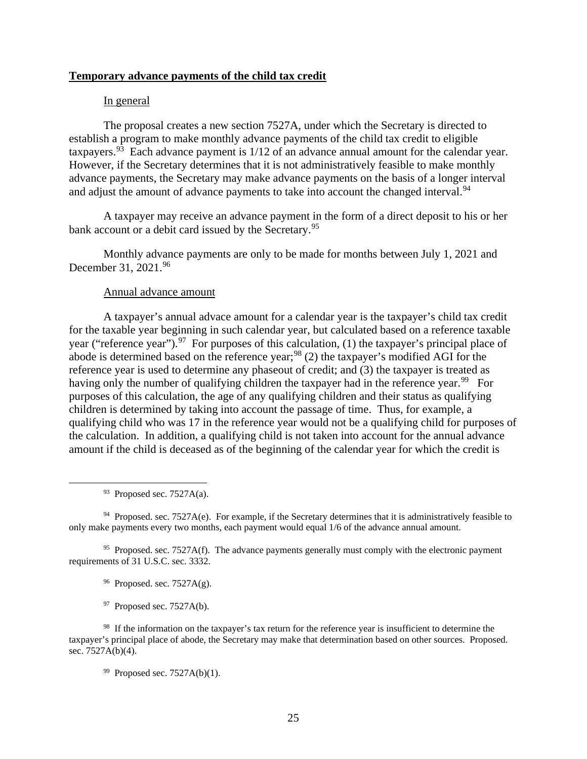**Temporary advance payments of the child tax credit**

In general

The proposal creates a new section 7527A, under which the Secretary is directed to establish a program to make monthly advance payments of the child tax credit to eligible taxpayers.[93] Each advance payment is 1/12 of an advance annual amount for the calendar year. However, if the Secretary determines that it is not administratively feasible to make monthly advance payments, the Secretary may make advance payments on the basis of a longer interval and adjust the amount of advance payments to take into account the changed interval.[94]

A taxpayer may receive an advance payment in the form of a direct deposit to his or her bank account or a debit card issued by the Secretary.[95]

Monthly advance payments are only to be made for months between July 1, 2021 and December 31, 2021.[96]

Annual advance amount

A taxpayer's annual advace amount for a calendar year is the taxpayer's child tax credit for the taxable year beginning in such calendar year, but calculated based on a reference taxable year ("reference year").[97] For purposes of this calculation, (1) the taxpayer's principal place of abode is determined based on the reference year;[98] (2) the taxpayer's modified AGI for the reference year is used to determine any phaseout of credit; and (3) the taxpayer is treated as having only the number of qualifying children the taxpayer had in the reference year.[99] For purposes of this calculation, the age of any qualifying children and their status as qualifying children is determined by taking into account the passage of time. Thus, for example, a qualifying child who was 17 in the reference year would not be a qualifying child for purposes of the calculation. In addition, a qualifying child is not taken into account for the annual advance amount if the child is deceased as of the beginning of the calendar year for which the credit is

---

[93] Proposed sec. 7527A(a).

[94] Proposed. sec. 7527A(e). For example, if the Secretary determines that it is administratively feasible to only make payments every two months, each payment would equal 1/6 of the advance annual amount.

[95] Proposed. sec. 7527A(f). The advance payments generally must comply with the electronic payment requirements of 31 U.S.C. sec. 3332.

[96] Proposed. sec. 7527A(g).

[97] Proposed sec. 7527A(b).

[98] If the information on the taxpayer's tax return for the reference year is insufficient to determine the taxpayer's principal place of abode, the Secretary may make that determination based on other sources. Proposed. sec. 7527A(b)(4).

[99] Proposed sec. 7527A(b)(1).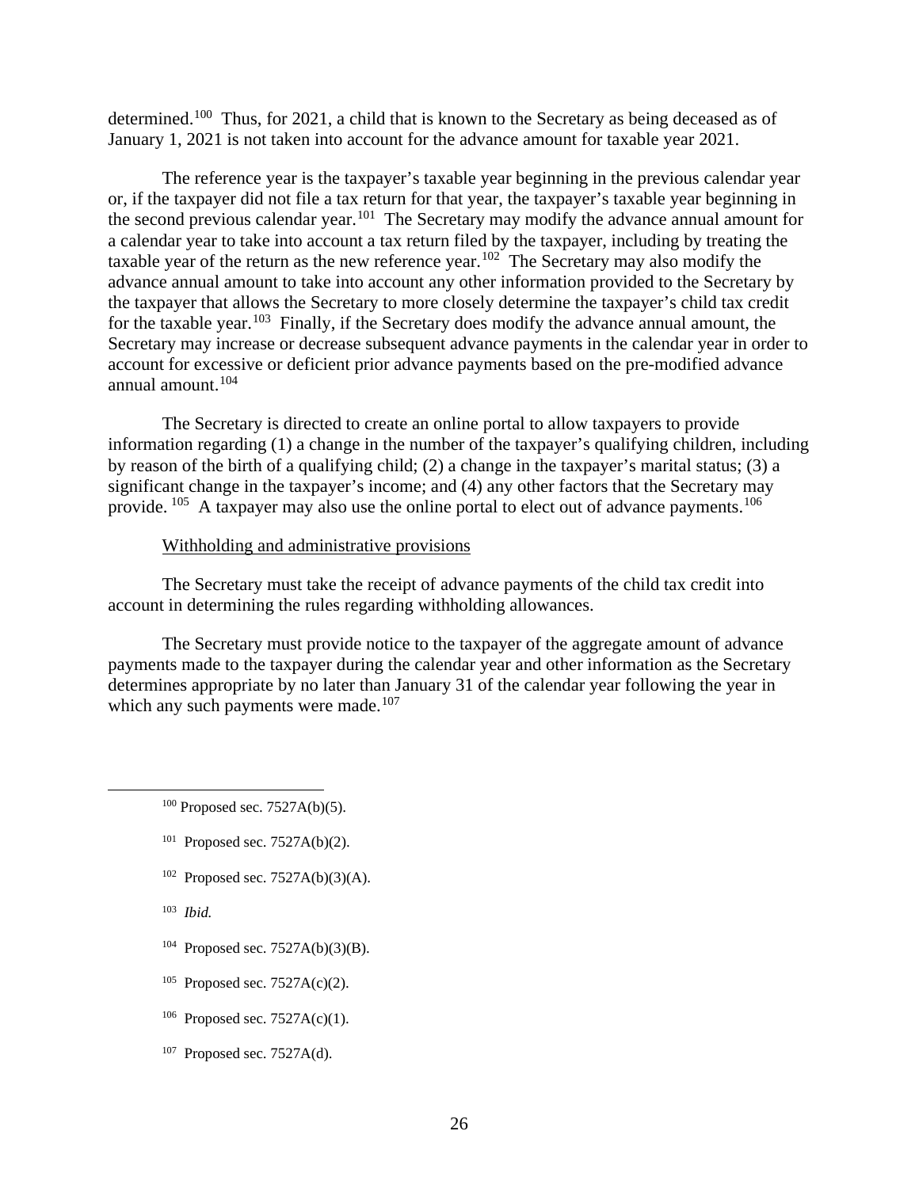determined.[100] Thus, for 2021, a child that is known to the Secretary as being deceased as of January 1, 2021 is not taken into account for the advance amount for taxable year 2021.

The reference year is the taxpayer's taxable year beginning in the previous calendar year or, if the taxpayer did not file a tax return for that year, the taxpayer's taxable year beginning in the second previous calendar year.[101] The Secretary may modify the advance annual amount for a calendar year to take into account a tax return filed by the taxpayer, including by treating the taxable year of the return as the new reference year.[102] The Secretary may also modify the advance annual amount to take into account any other information provided to the Secretary by the taxpayer that allows the Secretary to more closely determine the taxpayer's child tax credit for the taxable year.[103] Finally, if the Secretary does modify the advance annual amount, the Secretary may increase or decrease subsequent advance payments in the calendar year in order to account for excessive or deficient prior advance payments based on the pre-modified advance annual amount.[104]

The Secretary is directed to create an online portal to allow taxpayers to provide information regarding (1) a change in the number of the taxpayer's qualifying children, including by reason of the birth of a qualifying child; (2) a change in the taxpayer's marital status; (3) a significant change in the taxpayer's income; and (4) any other factors that the Secretary may provide.[105] A taxpayer may also use the online portal to elect out of advance payments.[106]

<u>Withholding and administrative provisions</u>

The Secretary must take the receipt of advance payments of the child tax credit into account in determining the rules regarding withholding allowances.

The Secretary must provide notice to the taxpayer of the aggregate amount of advance payments made to the taxpayer during the calendar year and other information as the Secretary determines appropriate by no later than January 31 of the calendar year following the year in which any such payments were made.[107]

---

[100] Proposed sec. 7527A(b)(5).

[101] Proposed sec. 7527A(b)(2).

[102] Proposed sec. 7527A(b)(3)(A).

[103] *Ibid.*

[104] Proposed sec. 7527A(b)(3)(B).

[105] Proposed sec. 7527A(c)(2).

[106] Proposed sec. 7527A(c)(1).

[107] Proposed sec. 7527A(d).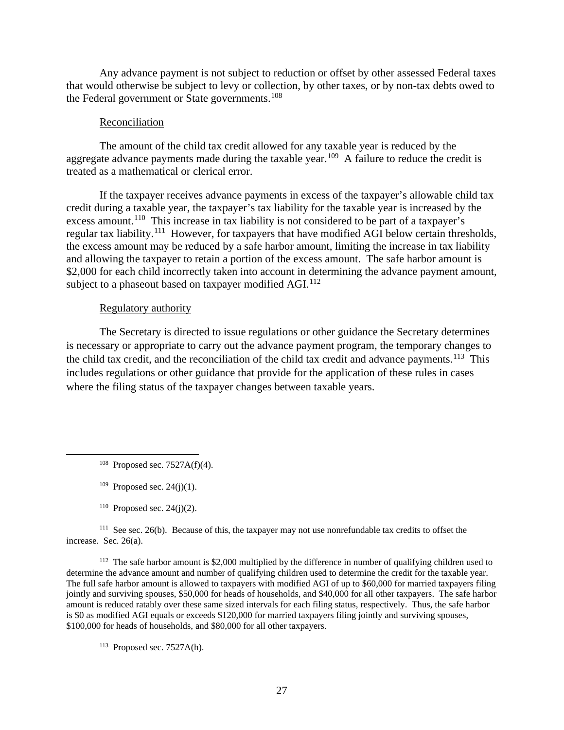Any advance payment is not subject to reduction or offset by other assessed Federal taxes that would otherwise be subject to levy or collection, by other taxes, or by non-tax debts owed to the Federal government or State governments.[108]

Reconciliation

The amount of the child tax credit allowed for any taxable year is reduced by the aggregate advance payments made during the taxable year.[109] A failure to reduce the credit is treated as a mathematical or clerical error.

If the taxpayer receives advance payments in excess of the taxpayer's allowable child tax credit during a taxable year, the taxpayer's tax liability for the taxable year is increased by the excess amount.[110] This increase in tax liability is not considered to be part of a taxpayer's regular tax liability.[111] However, for taxpayers that have modified AGI below certain thresholds, the excess amount may be reduced by a safe harbor amount, limiting the increase in tax liability and allowing the taxpayer to retain a portion of the excess amount. The safe harbor amount is $2,000 for each child incorrectly taken into account in determining the advance payment amount, subject to a phaseout based on taxpayer modified AGI.[112]

Regulatory authority

The Secretary is directed to issue regulations or other guidance the Secretary determines is necessary or appropriate to carry out the advance payment program, the temporary changes to the child tax credit, and the reconciliation of the child tax credit and advance payments.[113] This includes regulations or other guidance that provide for the application of these rules in cases where the filing status of the taxpayer changes between taxable years.

---

[108] Proposed sec. 7527A(f)(4).

[109] Proposed sec. 24(j)(1).

[110] Proposed sec. 24(j)(2).

[111] See sec. 26(b). Because of this, the taxpayer may not use nonrefundable tax credits to offset the increase. Sec. 26(a).

[112] The safe harbor amount is $2,000 multiplied by the difference in number of qualifying children used to determine the advance amount and number of qualifying children used to determine the credit for the taxable year. The full safe harbor amount is allowed to taxpayers with modified AGI of up to $60,000 for married taxpayers filing jointly and surviving spouses, $50,000 for heads of households, and $40,000 for all other taxpayers. The safe harbor amount is reduced ratably over these same sized intervals for each filing status, respectively. Thus, the safe harbor is $0 as modified AGI equals or exceeds $120,000 for married taxpayers filing jointly and surviving spouses, $100,000 for heads of households, and $80,000 for all other taxpayers.

[113] Proposed sec. 7527A(h).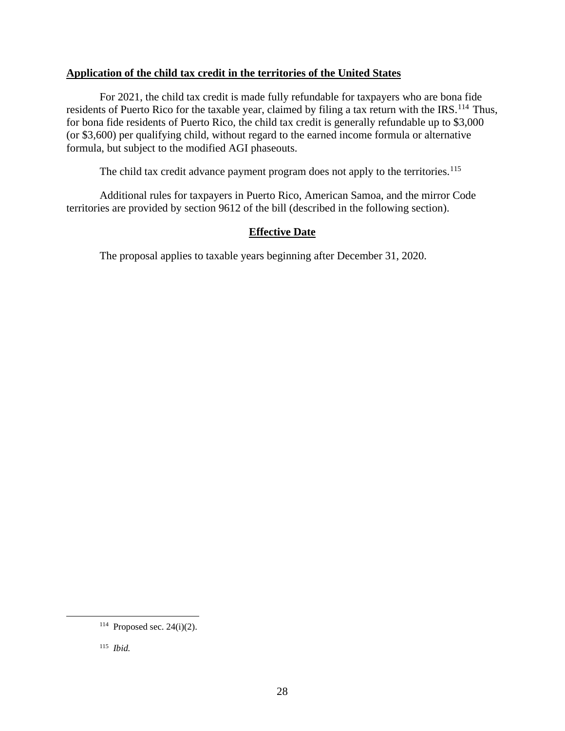**Application of the child tax credit in the territories of the United States**

For 2021, the child tax credit is made fully refundable for taxpayers who are bona fide residents of Puerto Rico for the taxable year, claimed by filing a tax return with the IRS.[114] Thus, for bona fide residents of Puerto Rico, the child tax credit is generally refundable up to $3,000 (or $3,600) per qualifying child, without regard to the earned income formula or alternative formula, but subject to the modified AGI phaseouts.

The child tax credit advance payment program does not apply to the territories.[115]

Additional rules for taxpayers in Puerto Rico, American Samoa, and the mirror Code territories are provided by section 9612 of the bill (described in the following section).

**Effective Date**

The proposal applies to taxable years beginning after December 31, 2020.

---

[114] Proposed sec. 24(i)(2).

[115] *Ibid.*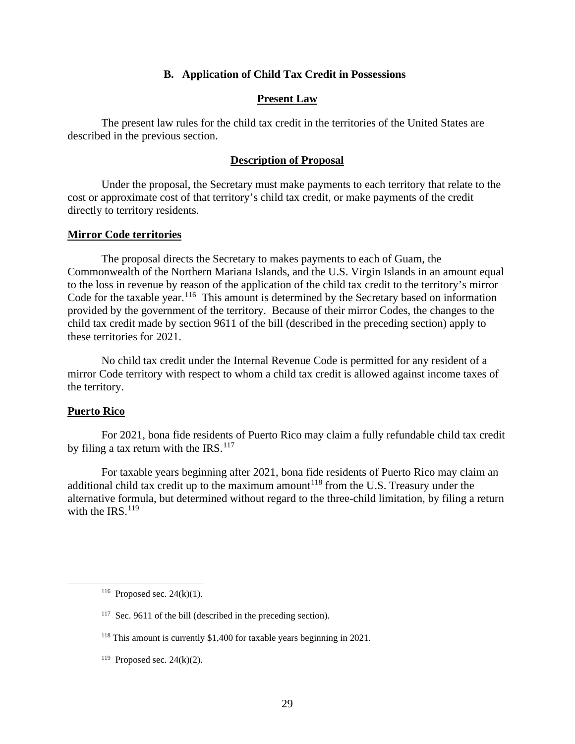### B. Application of Child Tax Credit in Possessions

#### Present Law

The present law rules for the child tax credit in the territories of the United States are described in the previous section.

#### Description of Proposal

Under the proposal, the Secretary must make payments to each territory that relate to the cost or approximate cost of that territory's child tax credit, or make payments of the credit directly to territory residents.

**Mirror Code territories**

The proposal directs the Secretary to makes payments to each of Guam, the Commonwealth of the Northern Mariana Islands, and the U.S. Virgin Islands in an amount equal to the loss in revenue by reason of the application of the child tax credit to the territory's mirror Code for the taxable year.[116] This amount is determined by the Secretary based on information provided by the government of the territory. Because of their mirror Codes, the changes to the child tax credit made by section 9611 of the bill (described in the preceding section) apply to these territories for 2021.

No child tax credit under the Internal Revenue Code is permitted for any resident of a mirror Code territory with respect to whom a child tax credit is allowed against income taxes of the territory.

**Puerto Rico**

For 2021, bona fide residents of Puerto Rico may claim a fully refundable child tax credit by filing a tax return with the IRS.[117]

For taxable years beginning after 2021, bona fide residents of Puerto Rico may claim an additional child tax credit up to the maximum amount[118] from the U.S. Treasury under the alternative formula, but determined without regard to the three-child limitation, by filing a return with the IRS.[119]

---

[116] Proposed sec. 24(k)(1).

[117] Sec. 9611 of the bill (described in the preceding section).

[118] This amount is currently $1,400 for taxable years beginning in 2021.

[119] Proposed sec. 24(k)(2).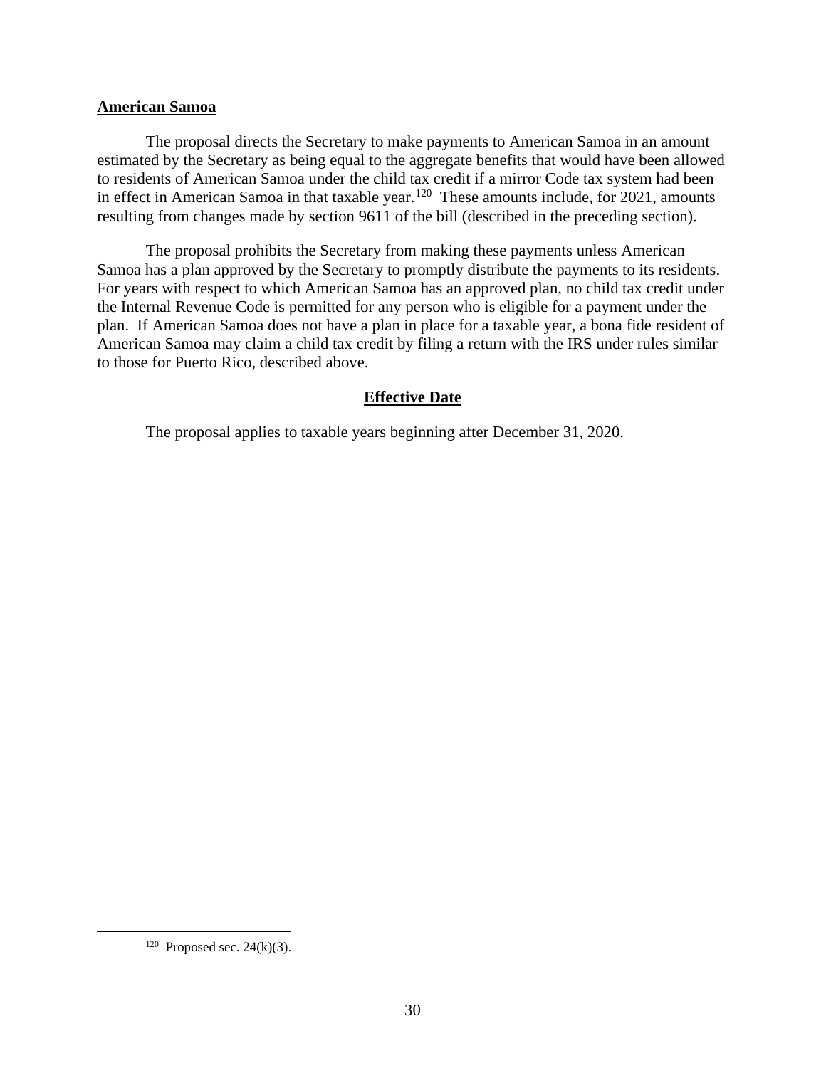**American Samoa**

The proposal directs the Secretary to make payments to American Samoa in an amount estimated by the Secretary as being equal to the aggregate benefits that would have been allowed to residents of American Samoa under the child tax credit if a mirror Code tax system had been in effect in American Samoa in that taxable year.[120] These amounts include, for 2021, amounts resulting from changes made by section 9611 of the bill (described in the preceding section).

The proposal prohibits the Secretary from making these payments unless American Samoa has a plan approved by the Secretary to promptly distribute the payments to its residents. For years with respect to which American Samoa has an approved plan, no child tax credit under the Internal Revenue Code is permitted for any person who is eligible for a payment under the plan. If American Samoa does not have a plan in place for a taxable year, a bona fide resident of American Samoa may claim a child tax credit by filing a return with the IRS under rules similar to those for Puerto Rico, described above.

**Effective Date**

The proposal applies to taxable years beginning after December 31, 2020.

---

[120] Proposed sec. 24(k)(3).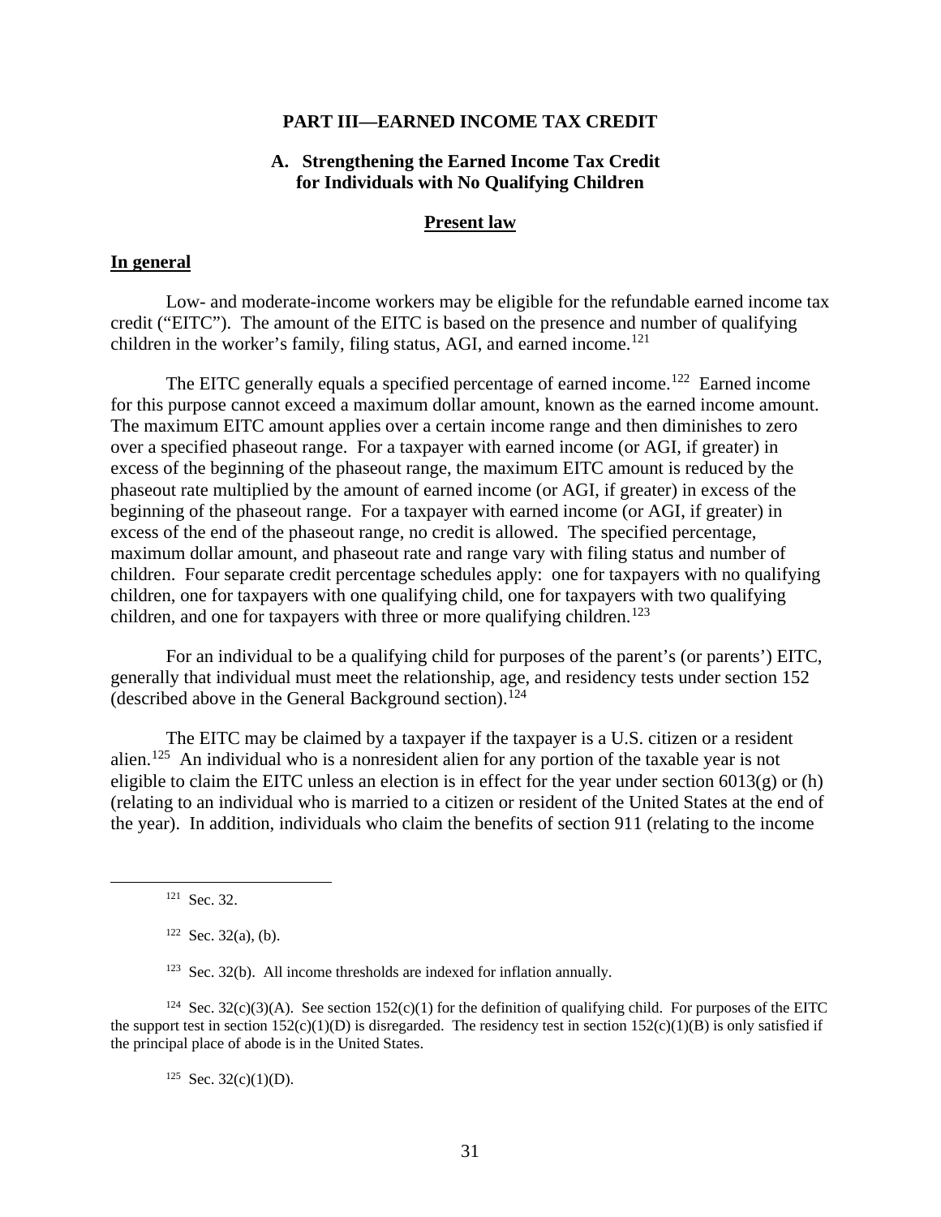# PART III—EARNED INCOME TAX CREDIT

## A. Strengthening the Earned Income Tax Credit for Individuals with No Qualifying Children

### Present law

#### In general

Low- and moderate-income workers may be eligible for the refundable earned income tax credit ("EITC"). The amount of the EITC is based on the presence and number of qualifying children in the worker's family, filing status, AGI, and earned income.[121]

The EITC generally equals a specified percentage of earned income.[122] Earned income for this purpose cannot exceed a maximum dollar amount, known as the earned income amount. The maximum EITC amount applies over a certain income range and then diminishes to zero over a specified phaseout range. For a taxpayer with earned income (or AGI, if greater) in excess of the beginning of the phaseout range, the maximum EITC amount is reduced by the phaseout rate multiplied by the amount of earned income (or AGI, if greater) in excess of the beginning of the phaseout range. For a taxpayer with earned income (or AGI, if greater) in excess of the end of the phaseout range, no credit is allowed. The specified percentage, maximum dollar amount, and phaseout rate and range vary with filing status and number of children. Four separate credit percentage schedules apply: one for taxpayers with no qualifying children, one for taxpayers with one qualifying child, one for taxpayers with two qualifying children, and one for taxpayers with three or more qualifying children.[123]

For an individual to be a qualifying child for purposes of the parent's (or parents') EITC, generally that individual must meet the relationship, age, and residency tests under section 152 (described above in the General Background section).[124]

The EITC may be claimed by a taxpayer if the taxpayer is a U.S. citizen or a resident alien.[125] An individual who is a nonresident alien for any portion of the taxable year is not eligible to claim the EITC unless an election is in effect for the year under section 6013(g) or (h) (relating to an individual who is married to a citizen or resident of the United States at the end of the year). In addition, individuals who claim the benefits of section 911 (relating to the income

---

[121] Sec. 32.

[122] Sec. 32(a), (b).

[123] Sec. 32(b). All income thresholds are indexed for inflation annually.

[124] Sec. 32(c)(3)(A). See section 152(c)(1) for the definition of qualifying child. For purposes of the EITC the support test in section 152(c)(1)(D) is disregarded. The residency test in section 152(c)(1)(B) is only satisfied if the principal place of abode is in the United States.

[125] Sec. 32(c)(1)(D).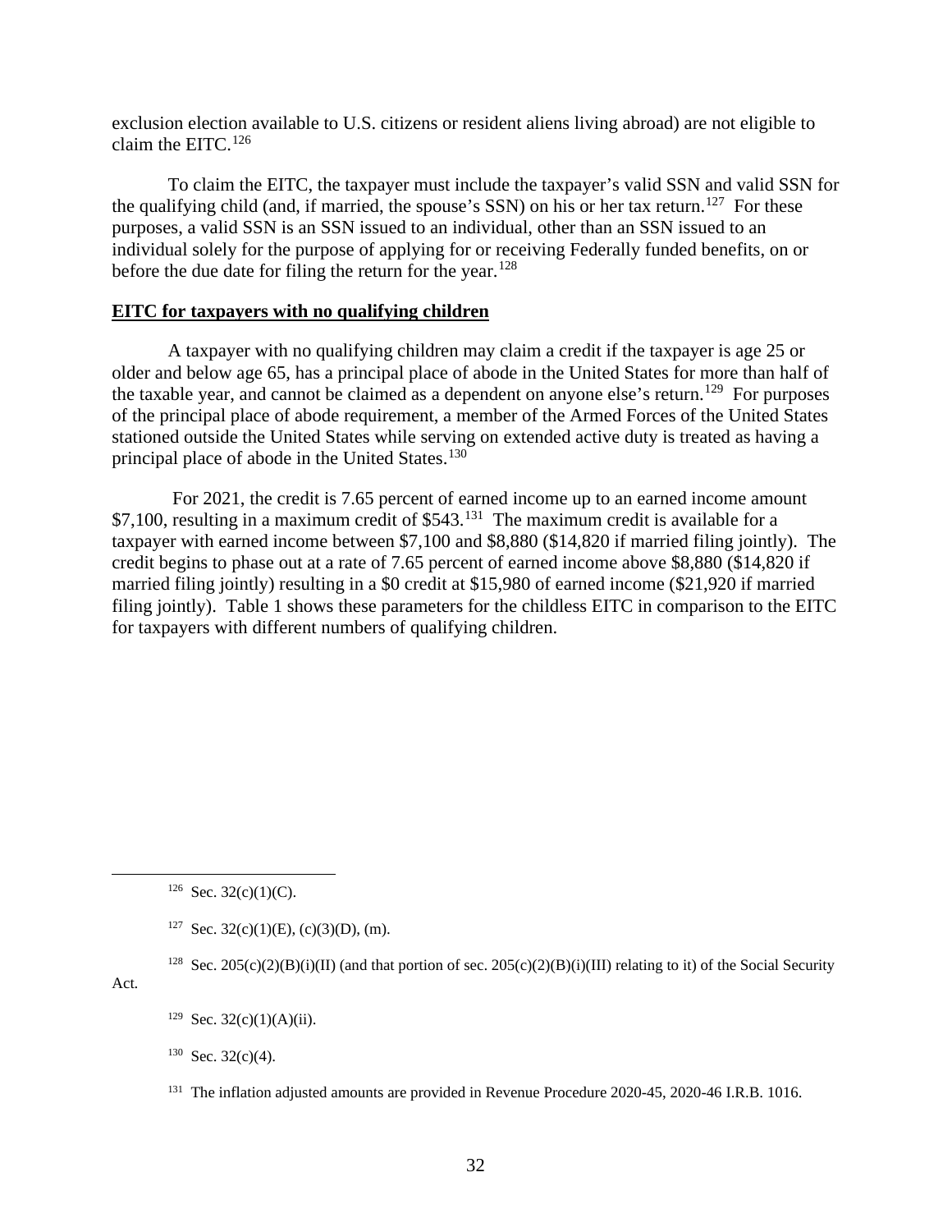exclusion election available to U.S. citizens or resident aliens living abroad) are not eligible to claim the EITC.[126]

To claim the EITC, the taxpayer must include the taxpayer's valid SSN and valid SSN for the qualifying child (and, if married, the spouse's SSN) on his or her tax return.[127] For these purposes, a valid SSN is an SSN issued to an individual, other than an SSN issued to an individual solely for the purpose of applying for or receiving Federally funded benefits, on or before the due date for filing the return for the year.[128]

**EITC for taxpayers with no qualifying children**

A taxpayer with no qualifying children may claim a credit if the taxpayer is age 25 or older and below age 65, has a principal place of abode in the United States for more than half of the taxable year, and cannot be claimed as a dependent on anyone else's return.[129] For purposes of the principal place of abode requirement, a member of the Armed Forces of the United States stationed outside the United States while serving on extended active duty is treated as having a principal place of abode in the United States.[130]

For 2021, the credit is 7.65 percent of earned income up to an earned income amount $7,100, resulting in a maximum credit of $543.[131] The maximum credit is available for a taxpayer with earned income between $7,100 and $8,880 ($14,820 if married filing jointly). The credit begins to phase out at a rate of 7.65 percent of earned income above $8,880 ($14,820 if married filing jointly) resulting in a $0 credit at $15,980 of earned income ($21,920 if married filing jointly). Table 1 shows these parameters for the childless EITC in comparison to the EITC for taxpayers with different numbers of qualifying children.

---

[126] Sec. 32(c)(1)(C).

[127] Sec. 32(c)(1)(E), (c)(3)(D), (m).

[128] Sec. 205(c)(2)(B)(i)(II) (and that portion of sec. 205(c)(2)(B)(i)(III) relating to it) of the Social Security Act.

[129] Sec. 32(c)(1)(A)(ii).

[130] Sec. 32(c)(4).

[131] The inflation adjusted amounts are provided in Revenue Procedure 2020-45, 2020-46 I.R.B. 1016.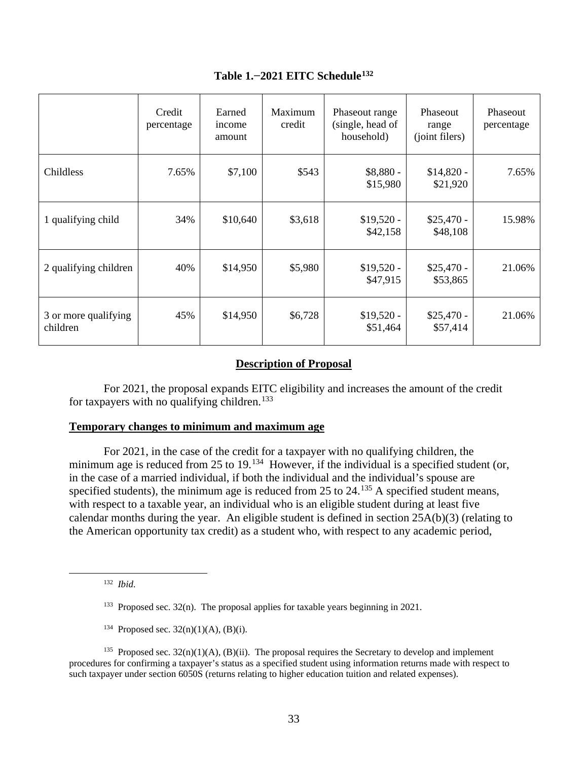**Table 1.−2021 EITC Schedule[132]**

| | Credit percentage | Earned income amount | Maximum credit | Phaseout range (single, head of household) | Phaseout range (joint filers) | Phaseout percentage |
|---|---|---|---|---|---|---|
| Childless | 7.65% | $7,100 | $543 | $8,880 - $15,980 | $14,820 - $21,920 | 7.65% |
| 1 qualifying child | 34% | $10,640 | $3,618 | $19,520 - $42,158 | $25,470 - $48,108 | 15.98% |
| 2 qualifying children | 40% | $14,950 | $5,980 | $19,520 - $47,915 | $25,470 - $53,865 | 21.06% |
| 3 or more qualifying children | 45% | $14,950 | $6,728 | $19,520 - $51,464 | $25,470 - $57,414 | 21.06% |

## Description of Proposal

For 2021, the proposal expands EITC eligibility and increases the amount of the credit for taxpayers with no qualifying children.[133]

### Temporary changes to minimum and maximum age

For 2021, in the case of the credit for a taxpayer with no qualifying children, the minimum age is reduced from 25 to 19.[134] However, if the individual is a specified student (or, in the case of a married individual, if both the individual and the individual's spouse are specified students), the minimum age is reduced from 25 to 24.[135] A specified student means, with respect to a taxable year, an individual who is an eligible student during at least five calendar months during the year. An eligible student is defined in section 25A(b)(3) (relating to the American opportunity tax credit) as a student who, with respect to any academic period,

---

[132] *Ibid.*

[133] Proposed sec. 32(n). The proposal applies for taxable years beginning in 2021.

[134] Proposed sec. 32(n)(1)(A), (B)(i).

[135] Proposed sec. 32(n)(1)(A), (B)(ii). The proposal requires the Secretary to develop and implement procedures for confirming a taxpayer's status as a specified student using information returns made with respect to such taxpayer under section 6050S (returns relating to higher education tuition and related expenses).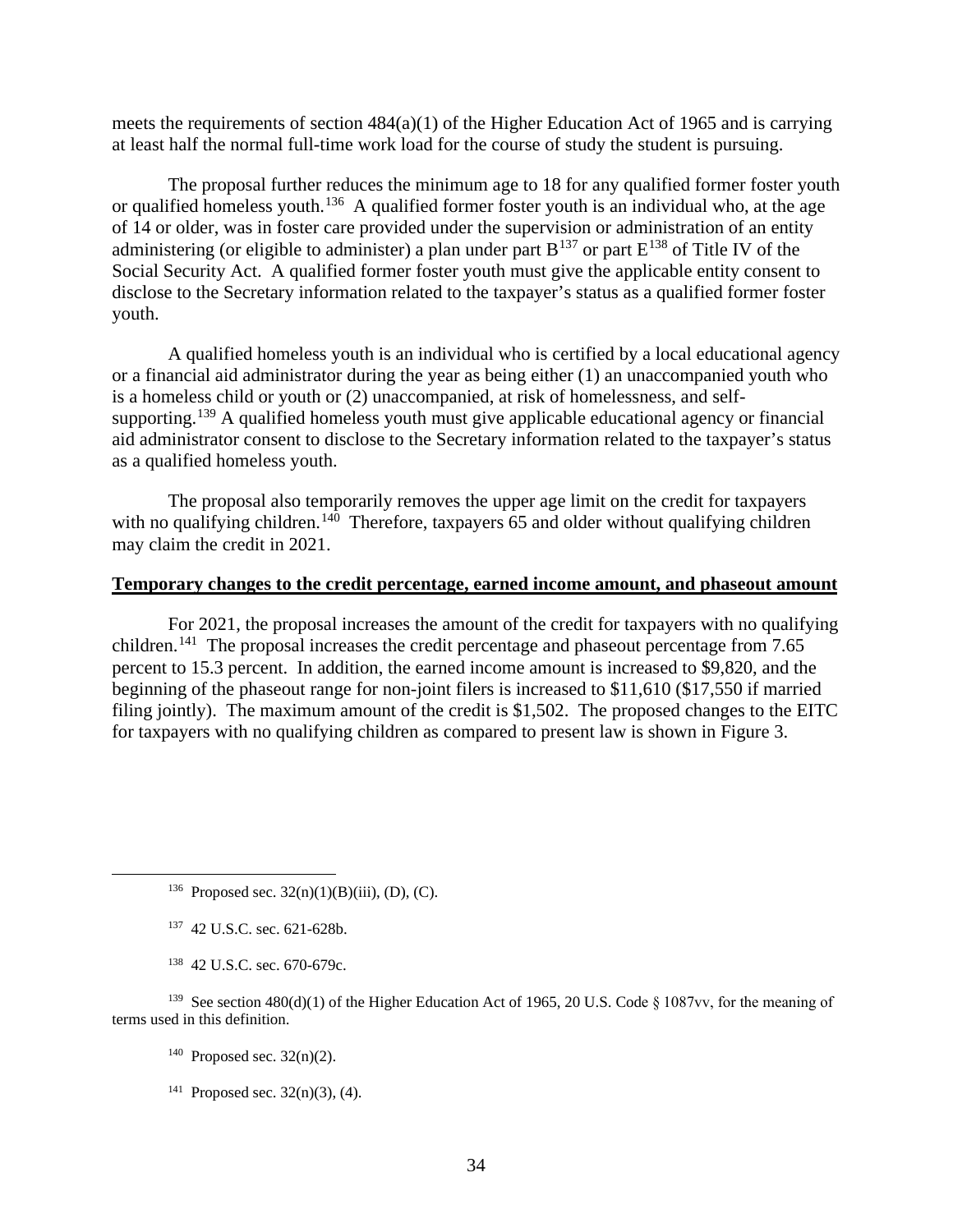meets the requirements of section 484(a)(1) of the Higher Education Act of 1965 and is carrying at least half the normal full-time work load for the course of study the student is pursuing.

The proposal further reduces the minimum age to 18 for any qualified former foster youth or qualified homeless youth.[136] A qualified former foster youth is an individual who, at the age of 14 or older, was in foster care provided under the supervision or administration of an entity administering (or eligible to administer) a plan under part B[137] or part E[138] of Title IV of the Social Security Act. A qualified former foster youth must give the applicable entity consent to disclose to the Secretary information related to the taxpayer's status as a qualified former foster youth.

A qualified homeless youth is an individual who is certified by a local educational agency or a financial aid administrator during the year as being either (1) an unaccompanied youth who is a homeless child or youth or (2) unaccompanied, at risk of homelessness, and self-supporting.[139] A qualified homeless youth must give applicable educational agency or financial aid administrator consent to disclose to the Secretary information related to the taxpayer's status as a qualified homeless youth.

The proposal also temporarily removes the upper age limit on the credit for taxpayers with no qualifying children.[140] Therefore, taxpayers 65 and older without qualifying children may claim the credit in 2021.

**Temporary changes to the credit percentage, earned income amount, and phaseout amount**

For 2021, the proposal increases the amount of the credit for taxpayers with no qualifying children.[141] The proposal increases the credit percentage and phaseout percentage from 7.65 percent to 15.3 percent. In addition, the earned income amount is increased to $9,820, and the beginning of the phaseout range for non-joint filers is increased to $11,610 ($17,550 if married filing jointly). The maximum amount of the credit is $1,502. The proposed changes to the EITC for taxpayers with no qualifying children as compared to present law is shown in Figure 3.

---

[136] Proposed sec. 32(n)(1)(B)(iii), (D), (C).

[137] 42 U.S.C. sec. 621-628b.

[138] 42 U.S.C. sec. 670-679c.

[139] See section 480(d)(1) of the Higher Education Act of 1965, 20 U.S. Code § 1087vv, for the meaning of terms used in this definition.

[140] Proposed sec. 32(n)(2).

[141] Proposed sec. 32(n)(3), (4).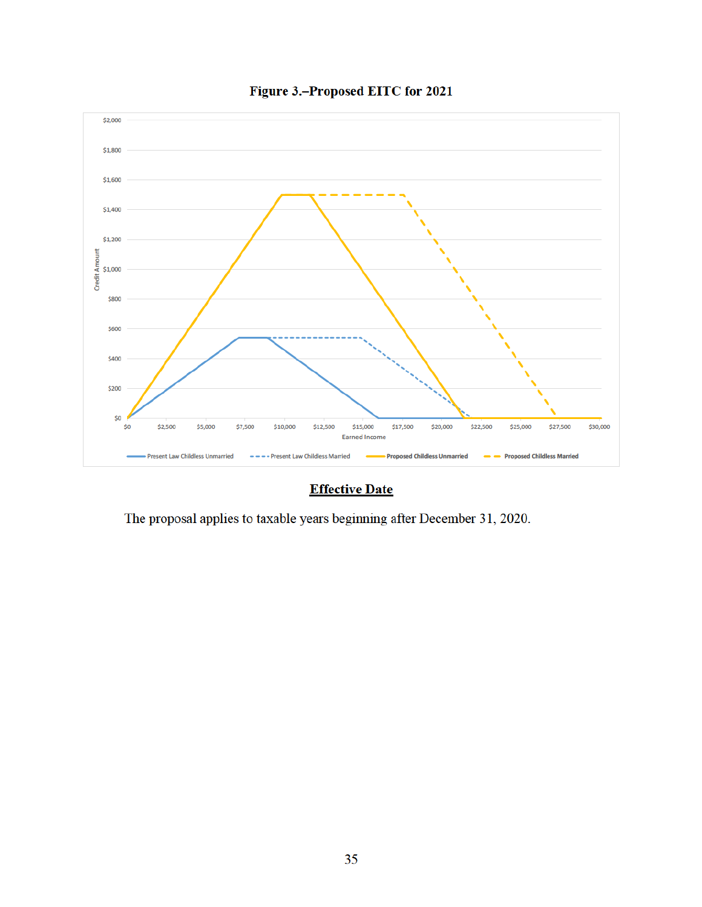**Figure 3.–Proposed EITC for 2021**

## Effective Date

The proposal applies to taxable years beginning after December 31, 2020.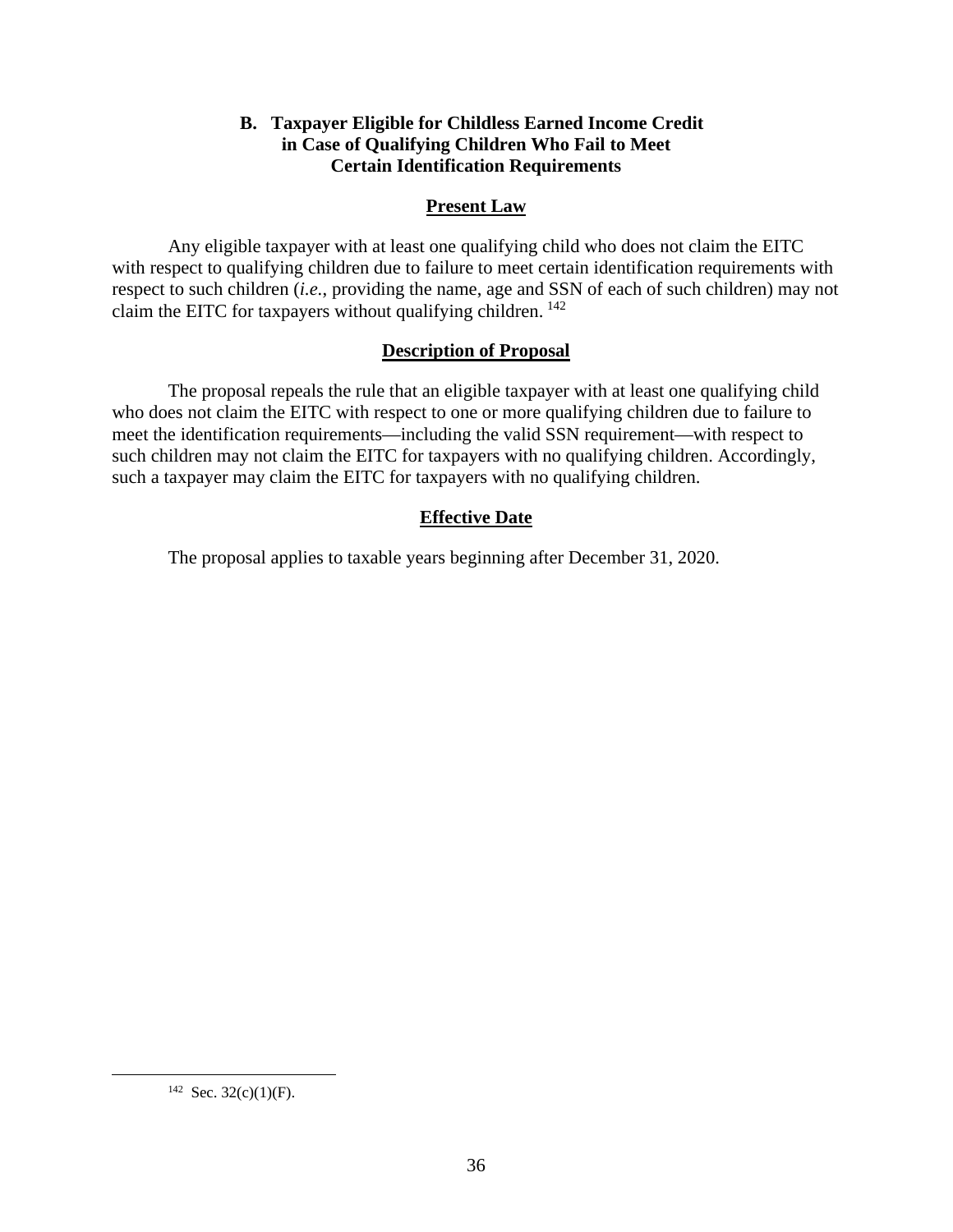### B. Taxpayer Eligible for Childless Earned Income Credit in Case of Qualifying Children Who Fail to Meet Certain Identification Requirements

#### Present Law

Any eligible taxpayer with at least one qualifying child who does not claim the EITC with respect to qualifying children due to failure to meet certain identification requirements with respect to such children (*i.e.*, providing the name, age and SSN of each of such children) may not claim the EITC for taxpayers without qualifying children. [142]

#### Description of Proposal

The proposal repeals the rule that an eligible taxpayer with at least one qualifying child who does not claim the EITC with respect to one or more qualifying children due to failure to meet the identification requirements—including the valid SSN requirement—with respect to such children may not claim the EITC for taxpayers with no qualifying children. Accordingly, such a taxpayer may claim the EITC for taxpayers with no qualifying children.

#### Effective Date

The proposal applies to taxable years beginning after December 31, 2020.

---

[142] Sec. 32(c)(1)(F).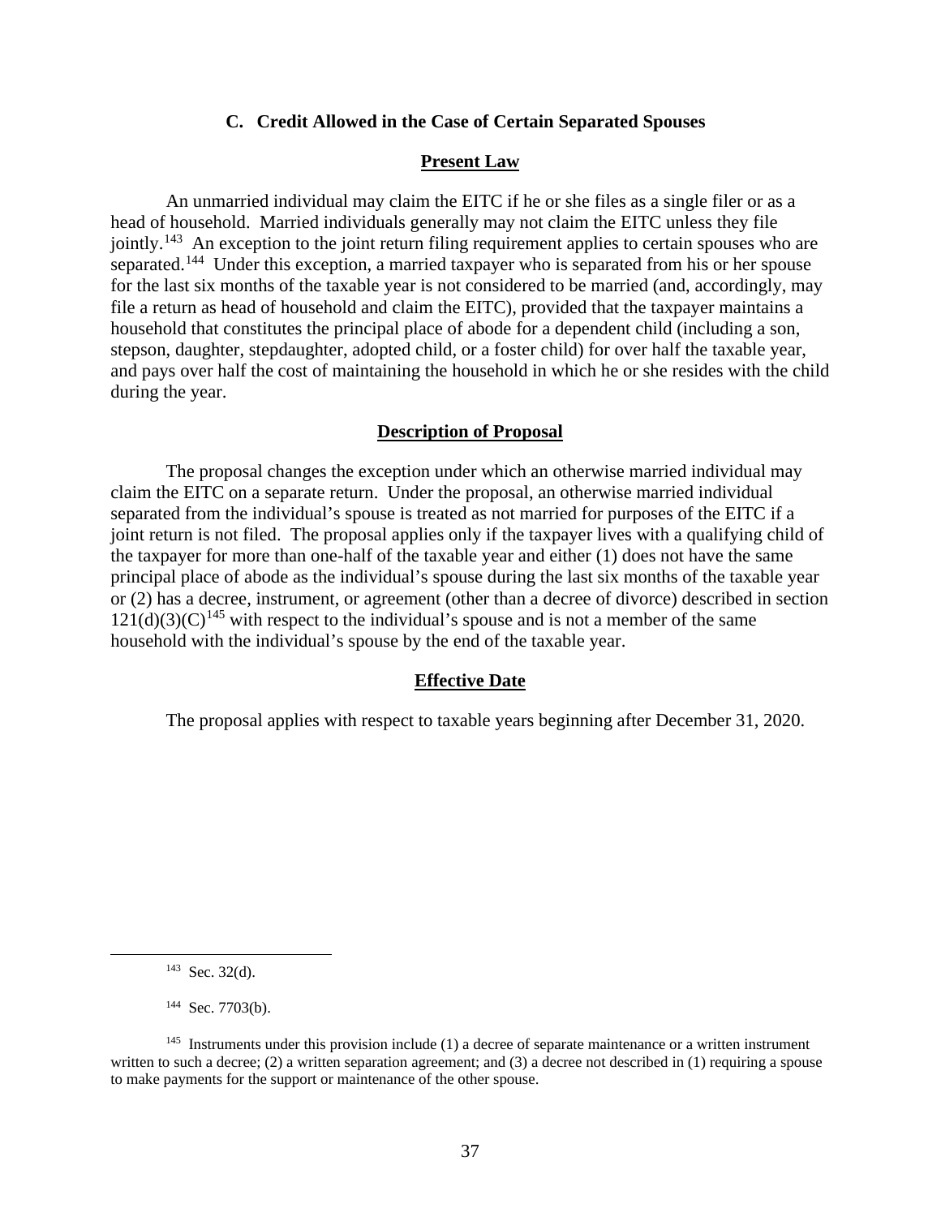### C. Credit Allowed in the Case of Certain Separated Spouses

#### Present Law

An unmarried individual may claim the EITC if he or she files as a single filer or as a head of household. Married individuals generally may not claim the EITC unless they file jointly.[143] An exception to the joint return filing requirement applies to certain spouses who are separated.[144] Under this exception, a married taxpayer who is separated from his or her spouse for the last six months of the taxable year is not considered to be married (and, accordingly, may file a return as head of household and claim the EITC), provided that the taxpayer maintains a household that constitutes the principal place of abode for a dependent child (including a son, stepson, daughter, stepdaughter, adopted child, or a foster child) for over half the taxable year, and pays over half the cost of maintaining the household in which he or she resides with the child during the year.

#### Description of Proposal

The proposal changes the exception under which an otherwise married individual may claim the EITC on a separate return. Under the proposal, an otherwise married individual separated from the individual's spouse is treated as not married for purposes of the EITC if a joint return is not filed. The proposal applies only if the taxpayer lives with a qualifying child of the taxpayer for more than one-half of the taxable year and either (1) does not have the same principal place of abode as the individual's spouse during the last six months of the taxable year or (2) has a decree, instrument, or agreement (other than a decree of divorce) described in section 121(d)(3)(C)[145] with respect to the individual's spouse and is not a member of the same household with the individual's spouse by the end of the taxable year.

#### Effective Date

The proposal applies with respect to taxable years beginning after December 31, 2020.

---

[143] Sec. 32(d).

[144] Sec. 7703(b).

[145] Instruments under this provision include (1) a decree of separate maintenance or a written instrument written to such a decree; (2) a written separation agreement; and (3) a decree not described in (1) requiring a spouse to make payments for the support or maintenance of the other spouse.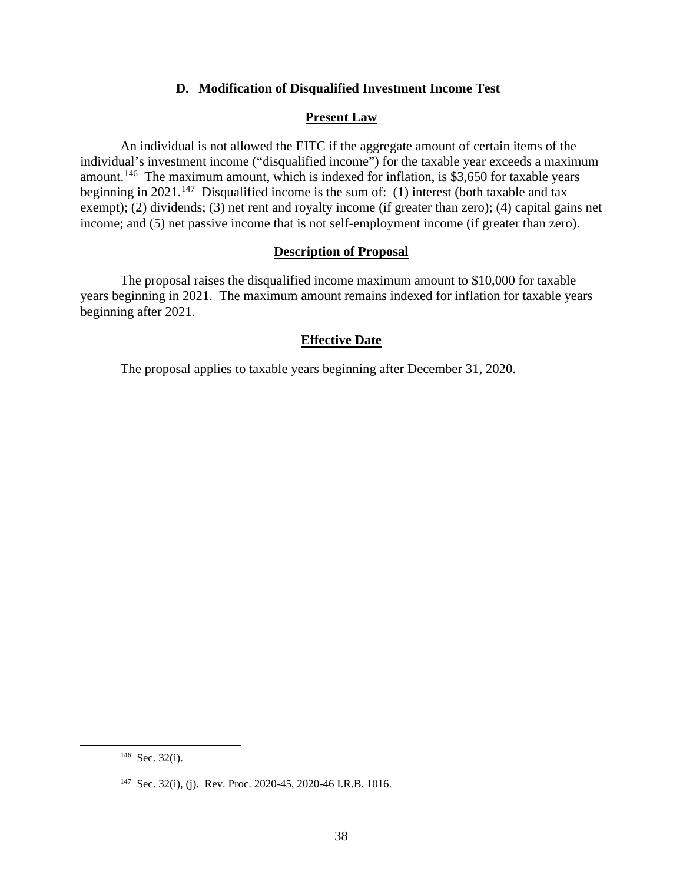### D. Modification of Disqualified Investment Income Test

#### Present Law

An individual is not allowed the EITC if the aggregate amount of certain items of the individual's investment income ("disqualified income") for the taxable year exceeds a maximum amount.[146] The maximum amount, which is indexed for inflation, is $3,650 for taxable years beginning in 2021.[147] Disqualified income is the sum of: (1) interest (both taxable and tax exempt); (2) dividends; (3) net rent and royalty income (if greater than zero); (4) capital gains net income; and (5) net passive income that is not self-employment income (if greater than zero).

#### Description of Proposal

The proposal raises the disqualified income maximum amount to $10,000 for taxable years beginning in 2021. The maximum amount remains indexed for inflation for taxable years beginning after 2021.

#### Effective Date

The proposal applies to taxable years beginning after December 31, 2020.

---

[146] Sec. 32(i).

[147] Sec. 32(i), (j). Rev. Proc. 2020-45, 2020-46 I.R.B. 1016.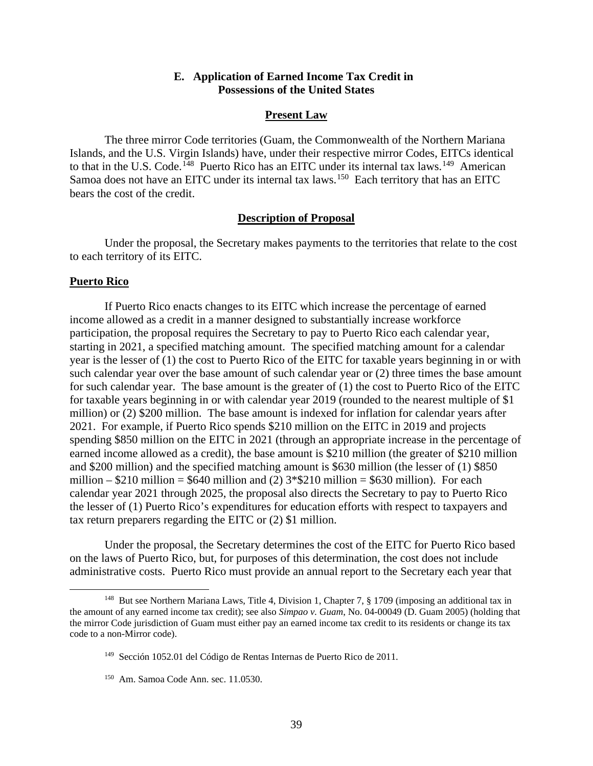### E. Application of Earned Income Tax Credit in Possessions of the United States

**Present Law**

The three mirror Code territories (Guam, the Commonwealth of the Northern Mariana Islands, and the U.S. Virgin Islands) have, under their respective mirror Codes, EITCs identical to that in the U.S. Code.[148] Puerto Rico has an EITC under its internal tax laws.[149] American Samoa does not have an EITC under its internal tax laws.[150] Each territory that has an EITC bears the cost of the credit.

**Description of Proposal**

Under the proposal, the Secretary makes payments to the territories that relate to the cost to each territory of its EITC.

**Puerto Rico**

If Puerto Rico enacts changes to its EITC which increase the percentage of earned income allowed as a credit in a manner designed to substantially increase workforce participation, the proposal requires the Secretary to pay to Puerto Rico each calendar year, starting in 2021, a specified matching amount. The specified matching amount for a calendar year is the lesser of (1) the cost to Puerto Rico of the EITC for taxable years beginning in or with such calendar year over the base amount of such calendar year or (2) three times the base amount for such calendar year. The base amount is the greater of (1) the cost to Puerto Rico of the EITC for taxable years beginning in or with calendar year 2019 (rounded to the nearest multiple of $1 million) or (2) $200 million. The base amount is indexed for inflation for calendar years after 2021. For example, if Puerto Rico spends $210 million on the EITC in 2019 and projects spending $850 million on the EITC in 2021 (through an appropriate increase in the percentage of earned income allowed as a credit), the base amount is $210 million (the greater of $210 million and $200 million) and the specified matching amount is $630 million (the lesser of (1) $850 million – $210 million = $640 million and (2) 3*$210 million = $630 million). For each calendar year 2021 through 2025, the proposal also directs the Secretary to pay to Puerto Rico the lesser of (1) Puerto Rico's expenditures for education efforts with respect to taxpayers and tax return preparers regarding the EITC or (2) $1 million.

Under the proposal, the Secretary determines the cost of the EITC for Puerto Rico based on the laws of Puerto Rico, but, for purposes of this determination, the cost does not include administrative costs. Puerto Rico must provide an annual report to the Secretary each year that

---

[148] But see Northern Mariana Laws, Title 4, Division 1, Chapter 7, § 1709 (imposing an additional tax in the amount of any earned income tax credit); see also *Simpao v. Guam*, No. 04-00049 (D. Guam 2005) (holding that the mirror Code jurisdiction of Guam must either pay an earned income tax credit to its residents or change its tax code to a non-Mirror code).

[149] Sección 1052.01 del Código de Rentas Internas de Puerto Rico de 2011.

[150] Am. Samoa Code Ann. sec. 11.0530.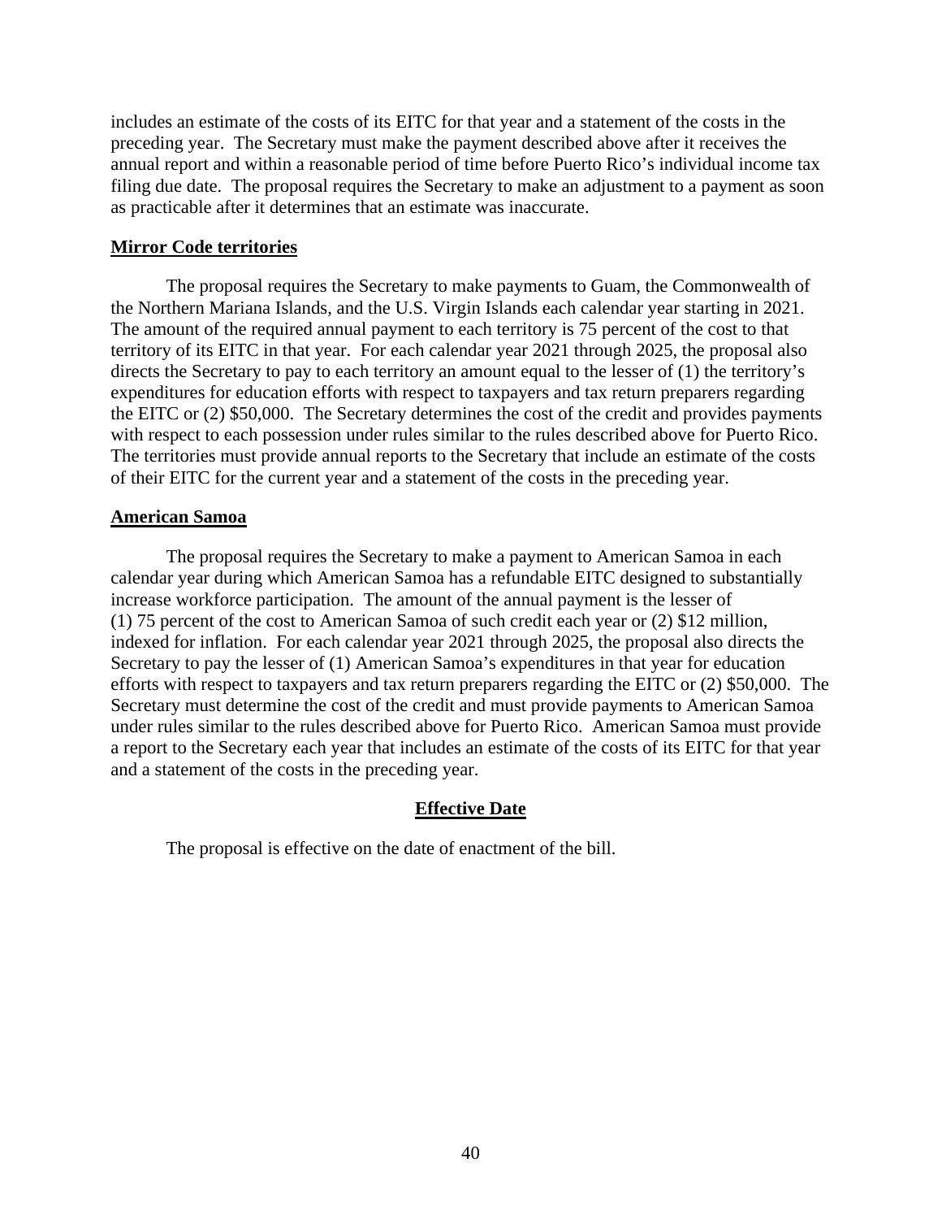includes an estimate of the costs of its EITC for that year and a statement of the costs in the preceding year. The Secretary must make the payment described above after it receives the annual report and within a reasonable period of time before Puerto Rico's individual income tax filing due date. The proposal requires the Secretary to make an adjustment to a payment as soon as practicable after it determines that an estimate was inaccurate.

**Mirror Code territories**

The proposal requires the Secretary to make payments to Guam, the Commonwealth of the Northern Mariana Islands, and the U.S. Virgin Islands each calendar year starting in 2021. The amount of the required annual payment to each territory is 75 percent of the cost to that territory of its EITC in that year. For each calendar year 2021 through 2025, the proposal also directs the Secretary to pay to each territory an amount equal to the lesser of (1) the territory's expenditures for education efforts with respect to taxpayers and tax return preparers regarding the EITC or (2) $50,000. The Secretary determines the cost of the credit and provides payments with respect to each possession under rules similar to the rules described above for Puerto Rico. The territories must provide annual reports to the Secretary that include an estimate of the costs of their EITC for the current year and a statement of the costs in the preceding year.

**American Samoa**

The proposal requires the Secretary to make a payment to American Samoa in each calendar year during which American Samoa has a refundable EITC designed to substantially increase workforce participation. The amount of the annual payment is the lesser of (1) 75 percent of the cost to American Samoa of such credit each year or (2) $12 million, indexed for inflation. For each calendar year 2021 through 2025, the proposal also directs the Secretary to pay the lesser of (1) American Samoa's expenditures in that year for education efforts with respect to taxpayers and tax return preparers regarding the EITC or (2) $50,000. The Secretary must determine the cost of the credit and must provide payments to American Samoa under rules similar to the rules described above for Puerto Rico. American Samoa must provide a report to the Secretary each year that includes an estimate of the costs of its EITC for that year and a statement of the costs in the preceding year.

## Effective Date

The proposal is effective on the date of enactment of the bill.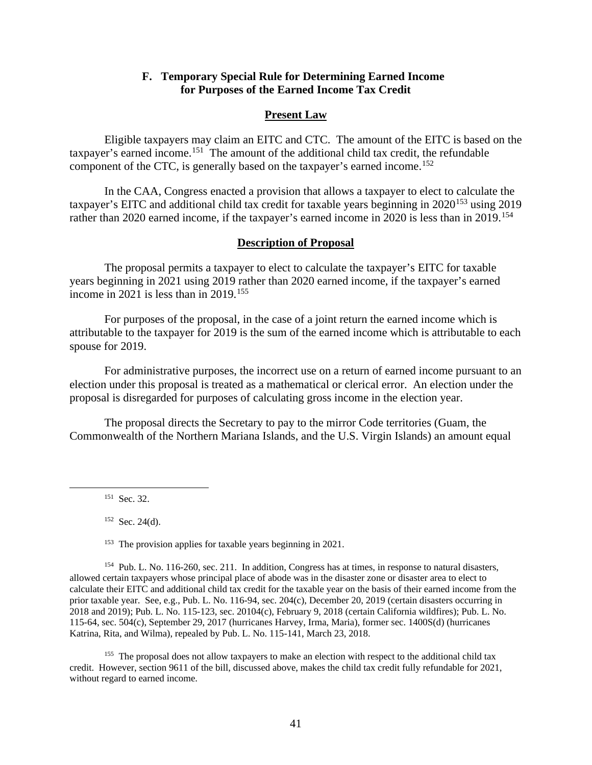### F. Temporary Special Rule for Determining Earned Income for Purposes of the Earned Income Tax Credit

**Present Law**

Eligible taxpayers may claim an EITC and CTC. The amount of the EITC is based on the taxpayer's earned income.[151] The amount of the additional child tax credit, the refundable component of the CTC, is generally based on the taxpayer's earned income.[152]

In the CAA, Congress enacted a provision that allows a taxpayer to elect to calculate the taxpayer's EITC and additional child tax credit for taxable years beginning in 2020[153] using 2019 rather than 2020 earned income, if the taxpayer's earned income in 2020 is less than in 2019.[154]

**Description of Proposal**

The proposal permits a taxpayer to elect to calculate the taxpayer's EITC for taxable years beginning in 2021 using 2019 rather than 2020 earned income, if the taxpayer's earned income in 2021 is less than in 2019.[155]

For purposes of the proposal, in the case of a joint return the earned income which is attributable to the taxpayer for 2019 is the sum of the earned income which is attributable to each spouse for 2019.

For administrative purposes, the incorrect use on a return of earned income pursuant to an election under this proposal is treated as a mathematical or clerical error. An election under the proposal is disregarded for purposes of calculating gross income in the election year.

The proposal directs the Secretary to pay to the mirror Code territories (Guam, the Commonwealth of the Northern Mariana Islands, and the U.S. Virgin Islands) an amount equal

---

[151] Sec. 32.

[152] Sec. 24(d).

[153] The provision applies for taxable years beginning in 2021.

[154] Pub. L. No. 116-260, sec. 211. In addition, Congress has at times, in response to natural disasters, allowed certain taxpayers whose principal place of abode was in the disaster zone or disaster area to elect to calculate their EITC and additional child tax credit for the taxable year on the basis of their earned income from the prior taxable year. See, e.g., Pub. L. No. 116-94, sec. 204(c), December 20, 2019 (certain disasters occurring in 2018 and 2019); Pub. L. No. 115-123, sec. 20104(c), February 9, 2018 (certain California wildfires); Pub. L. No. 115-64, sec. 504(c), September 29, 2017 (hurricanes Harvey, Irma, Maria), former sec. 1400S(d) (hurricanes Katrina, Rita, and Wilma), repealed by Pub. L. No. 115-141, March 23, 2018.

[155] The proposal does not allow taxpayers to make an election with respect to the additional child tax credit. However, section 9611 of the bill, discussed above, makes the child tax credit fully refundable for 2021, without regard to earned income.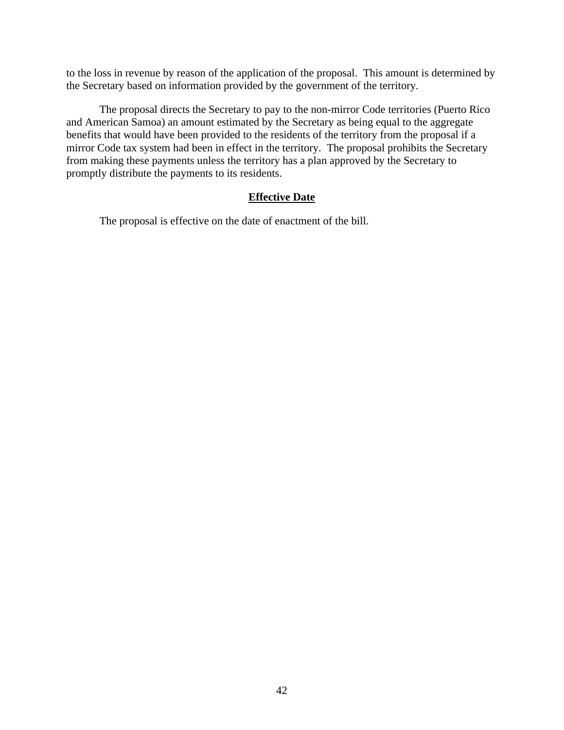to the loss in revenue by reason of the application of the proposal. This amount is determined by the Secretary based on information provided by the government of the territory.

The proposal directs the Secretary to pay to the non-mirror Code territories (Puerto Rico and American Samoa) an amount estimated by the Secretary as being equal to the aggregate benefits that would have been provided to the residents of the territory from the proposal if a mirror Code tax system had been in effect in the territory. The proposal prohibits the Secretary from making these payments unless the territory has a plan approved by the Secretary to promptly distribute the payments to its residents.

## Effective Date

The proposal is effective on the date of enactment of the bill.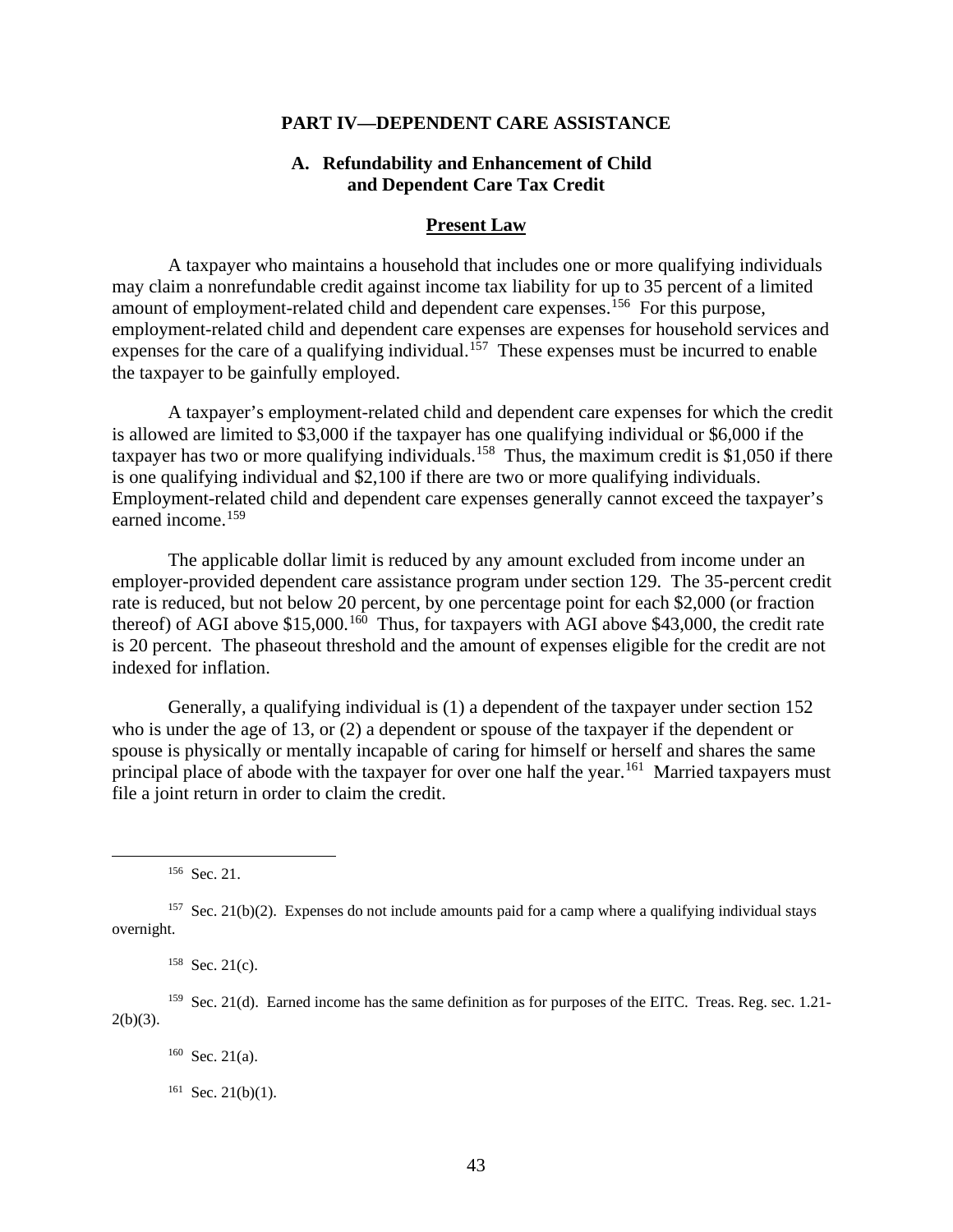## PART IV—DEPENDENT CARE ASSISTANCE

### A. Refundability and Enhancement of Child and Dependent Care Tax Credit

#### Present Law

A taxpayer who maintains a household that includes one or more qualifying individuals may claim a nonrefundable credit against income tax liability for up to 35 percent of a limited amount of employment-related child and dependent care expenses.[156] For this purpose, employment-related child and dependent care expenses are expenses for household services and expenses for the care of a qualifying individual.[157] These expenses must be incurred to enable the taxpayer to be gainfully employed.

A taxpayer's employment-related child and dependent care expenses for which the credit is allowed are limited to $3,000 if the taxpayer has one qualifying individual or $6,000 if the taxpayer has two or more qualifying individuals.[158] Thus, the maximum credit is $1,050 if there is one qualifying individual and $2,100 if there are two or more qualifying individuals. Employment-related child and dependent care expenses generally cannot exceed the taxpayer's earned income.[159]

The applicable dollar limit is reduced by any amount excluded from income under an employer-provided dependent care assistance program under section 129. The 35-percent credit rate is reduced, but not below 20 percent, by one percentage point for each $2,000 (or fraction thereof) of AGI above $15,000.[160] Thus, for taxpayers with AGI above $43,000, the credit rate is 20 percent. The phaseout threshold and the amount of expenses eligible for the credit are not indexed for inflation.

Generally, a qualifying individual is (1) a dependent of the taxpayer under section 152 who is under the age of 13, or (2) a dependent or spouse of the taxpayer if the dependent or spouse is physically or mentally incapable of caring for himself or herself and shares the same principal place of abode with the taxpayer for over one half the year.[161] Married taxpayers must file a joint return in order to claim the credit.

---

[156] Sec. 21.

[157] Sec. 21(b)(2). Expenses do not include amounts paid for a camp where a qualifying individual stays overnight.

[158] Sec. 21(c).

[159] Sec. 21(d). Earned income has the same definition as for purposes of the EITC. Treas. Reg. sec. 1.21-2(b)(3).

[160] Sec. 21(a).

[161] Sec. 21(b)(1).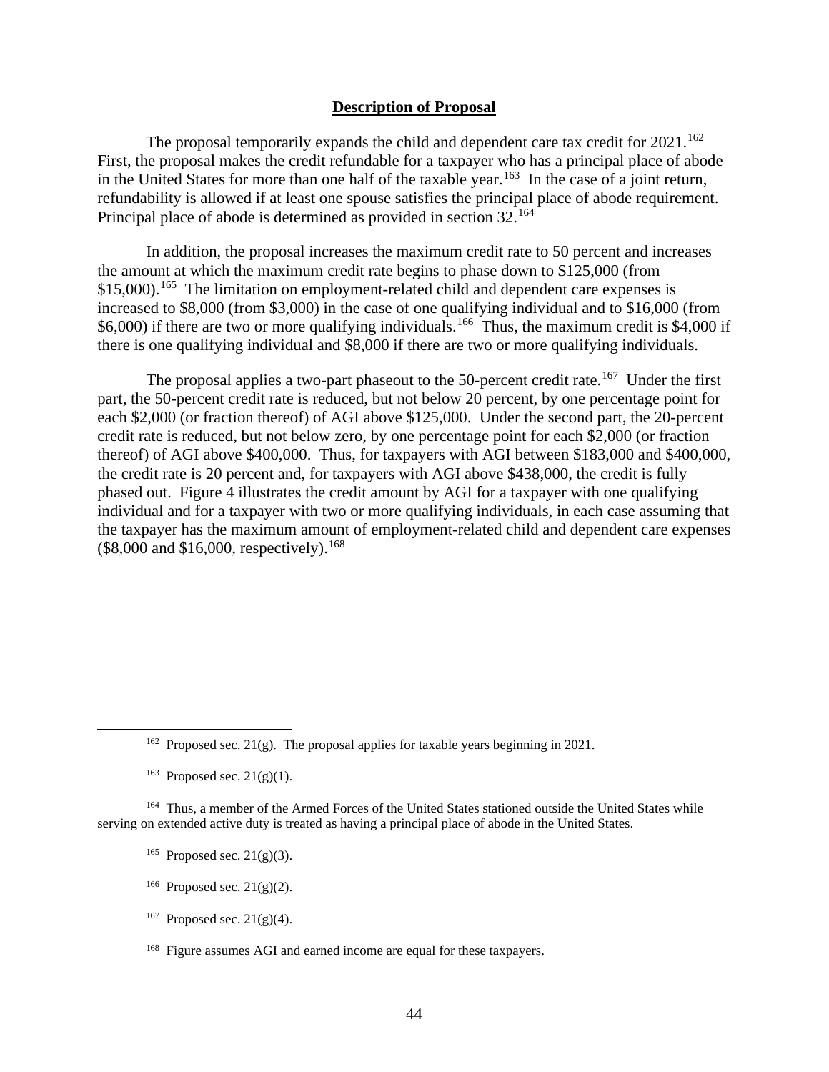**Description of Proposal**

The proposal temporarily expands the child and dependent care tax credit for 2021.[162] First, the proposal makes the credit refundable for a taxpayer who has a principal place of abode in the United States for more than one half of the taxable year.[163] In the case of a joint return, refundability is allowed if at least one spouse satisfies the principal place of abode requirement. Principal place of abode is determined as provided in section 32.[164]

In addition, the proposal increases the maximum credit rate to 50 percent and increases the amount at which the maximum credit rate begins to phase down to $125,000 (from $15,000).[165] The limitation on employment-related child and dependent care expenses is increased to $8,000 (from $3,000) in the case of one qualifying individual and to $16,000 (from $6,000) if there are two or more qualifying individuals.[166] Thus, the maximum credit is $4,000 if there is one qualifying individual and $8,000 if there are two or more qualifying individuals.

The proposal applies a two-part phaseout to the 50-percent credit rate.[167] Under the first part, the 50-percent credit rate is reduced, but not below 20 percent, by one percentage point for each $2,000 (or fraction thereof) of AGI above $125,000. Under the second part, the 20-percent credit rate is reduced, but not below zero, by one percentage point for each $2,000 (or fraction thereof) of AGI above $400,000. Thus, for taxpayers with AGI between $183,000 and $400,000, the credit rate is 20 percent and, for taxpayers with AGI above $438,000, the credit is fully phased out. Figure 4 illustrates the credit amount by AGI for a taxpayer with one qualifying individual and for a taxpayer with two or more qualifying individuals, in each case assuming that the taxpayer has the maximum amount of employment-related child and dependent care expenses ($8,000 and $16,000, respectively).[168]

---

[162] Proposed sec. 21(g). The proposal applies for taxable years beginning in 2021.

[163] Proposed sec. 21(g)(1).

[164] Thus, a member of the Armed Forces of the United States stationed outside the United States while serving on extended active duty is treated as having a principal place of abode in the United States.

[165] Proposed sec. 21(g)(3).

[166] Proposed sec. 21(g)(2).

[167] Proposed sec. 21(g)(4).

[168] Figure assumes AGI and earned income are equal for these taxpayers.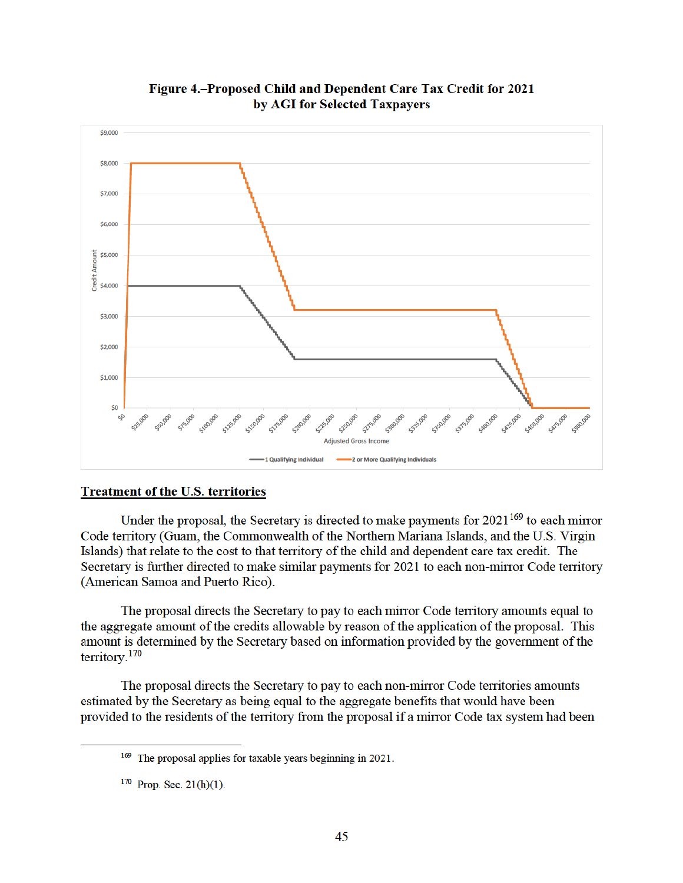**Figure 4.–Proposed Child and Dependent Care Tax Credit for 2021 by AGI for Selected Taxpayers**

## Treatment of the U.S. territories

Under the proposal, the Secretary is directed to make payments for 2021[169] to each mirror Code territory (Guam, the Commonwealth of the Northern Mariana Islands, and the U.S. Virgin Islands) that relate to the cost to that territory of the child and dependent care tax credit. The Secretary is further directed to make similar payments for 2021 to each non-mirror Code territory (American Samoa and Puerto Rico).

The proposal directs the Secretary to pay to each mirror Code territory amounts equal to the aggregate amount of the credits allowable by reason of the application of the proposal. This amount is determined by the Secretary based on information provided by the government of the territory.[170]

The proposal directs the Secretary to pay to each non-mirror Code territories amounts estimated by the Secretary as being equal to the aggregate benefits that would have been provided to the residents of the territory from the proposal if a mirror Code tax system had been

---

[169] The proposal applies for taxable years beginning in 2021.

[170] Prop. Sec. 21(h)(1).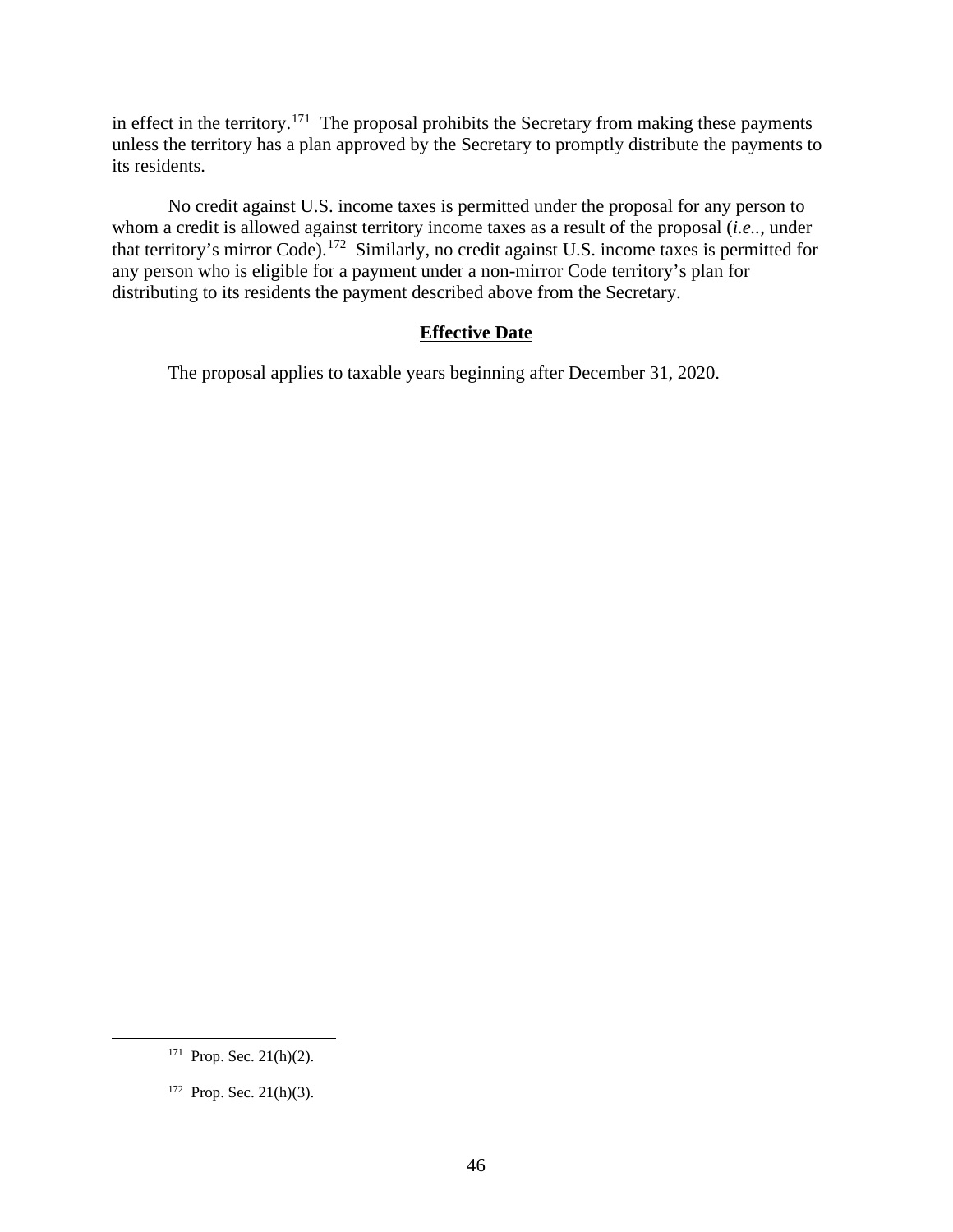in effect in the territory.[171] The proposal prohibits the Secretary from making these payments unless the territory has a plan approved by the Secretary to promptly distribute the payments to its residents.

No credit against U.S. income taxes is permitted under the proposal for any person to whom a credit is allowed against territory income taxes as a result of the proposal (*i.e.*., under that territory's mirror Code).[172] Similarly, no credit against U.S. income taxes is permitted for any person who is eligible for a payment under a non-mirror Code territory's plan for distributing to its residents the payment described above from the Secretary.

**Effective Date**

The proposal applies to taxable years beginning after December 31, 2020.

[171] Prop. Sec. 21(h)(2).

[172] Prop. Sec. 21(h)(3).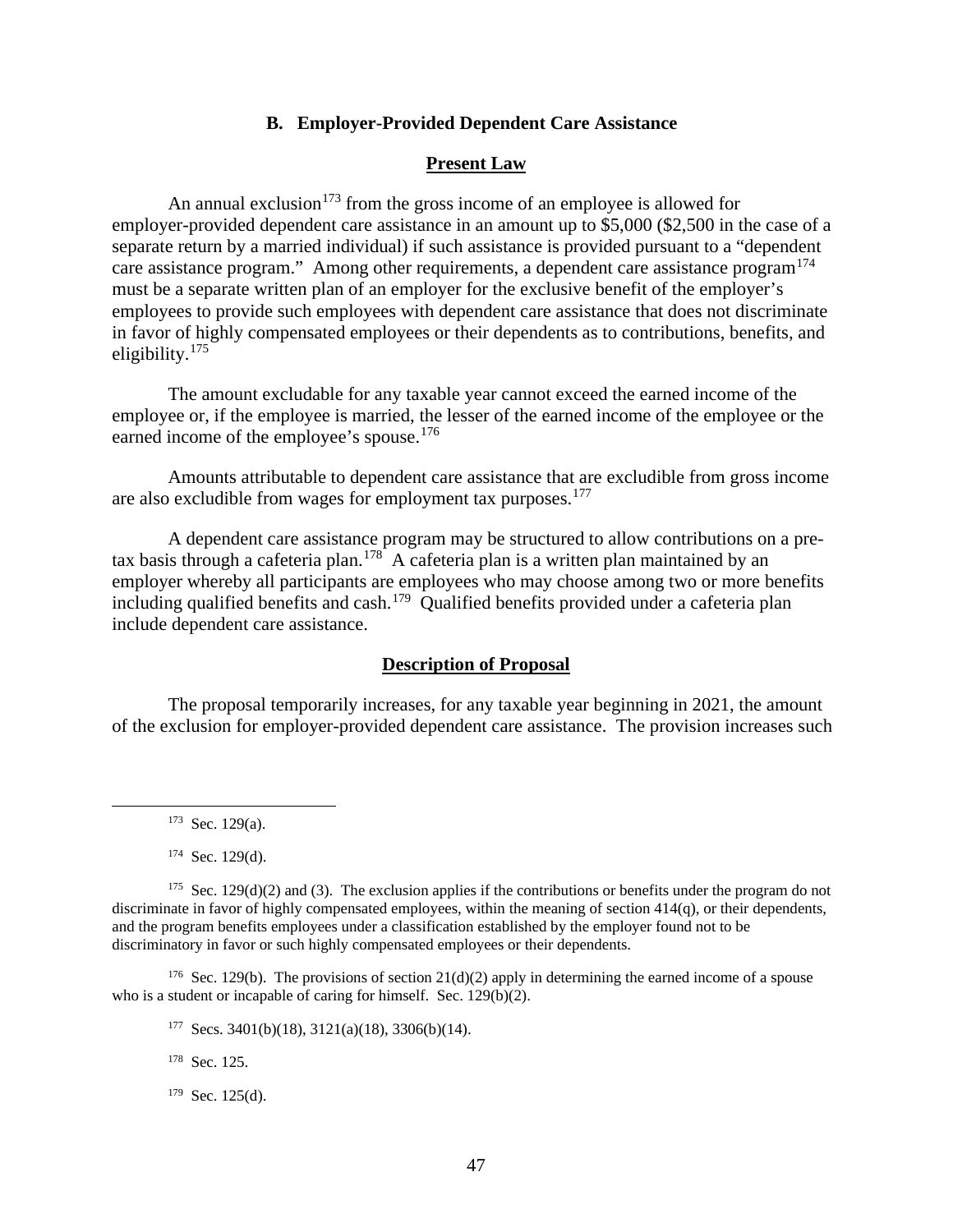### B. Employer-Provided Dependent Care Assistance

#### Present Law

An annual exclusion[173] from the gross income of an employee is allowed for employer-provided dependent care assistance in an amount up to $5,000 ($2,500 in the case of a separate return by a married individual) if such assistance is provided pursuant to a "dependent care assistance program." Among other requirements, a dependent care assistance program[174] must be a separate written plan of an employer for the exclusive benefit of the employer's employees to provide such employees with dependent care assistance that does not discriminate in favor of highly compensated employees or their dependents as to contributions, benefits, and eligibility.[175]

The amount excludable for any taxable year cannot exceed the earned income of the employee or, if the employee is married, the lesser of the earned income of the employee or the earned income of the employee's spouse.[176]

Amounts attributable to dependent care assistance that are excludible from gross income are also excludible from wages for employment tax purposes.[177]

A dependent care assistance program may be structured to allow contributions on a pre-tax basis through a cafeteria plan.[178] A cafeteria plan is a written plan maintained by an employer whereby all participants are employees who may choose among two or more benefits including qualified benefits and cash.[179] Qualified benefits provided under a cafeteria plan include dependent care assistance.

#### Description of Proposal

The proposal temporarily increases, for any taxable year beginning in 2021, the amount of the exclusion for employer-provided dependent care assistance. The provision increases such

---

[173] Sec. 129(a).

[174] Sec. 129(d).

[175] Sec. 129(d)(2) and (3). The exclusion applies if the contributions or benefits under the program do not discriminate in favor of highly compensated employees, within the meaning of section 414(q), or their dependents, and the program benefits employees under a classification established by the employer found not to be discriminatory in favor or such highly compensated employees or their dependents.

[176] Sec. 129(b). The provisions of section 21(d)(2) apply in determining the earned income of a spouse who is a student or incapable of caring for himself. Sec. 129(b)(2).

[177] Secs. 3401(b)(18), 3121(a)(18), 3306(b)(14).

[178] Sec. 125.

[179] Sec. 125(d).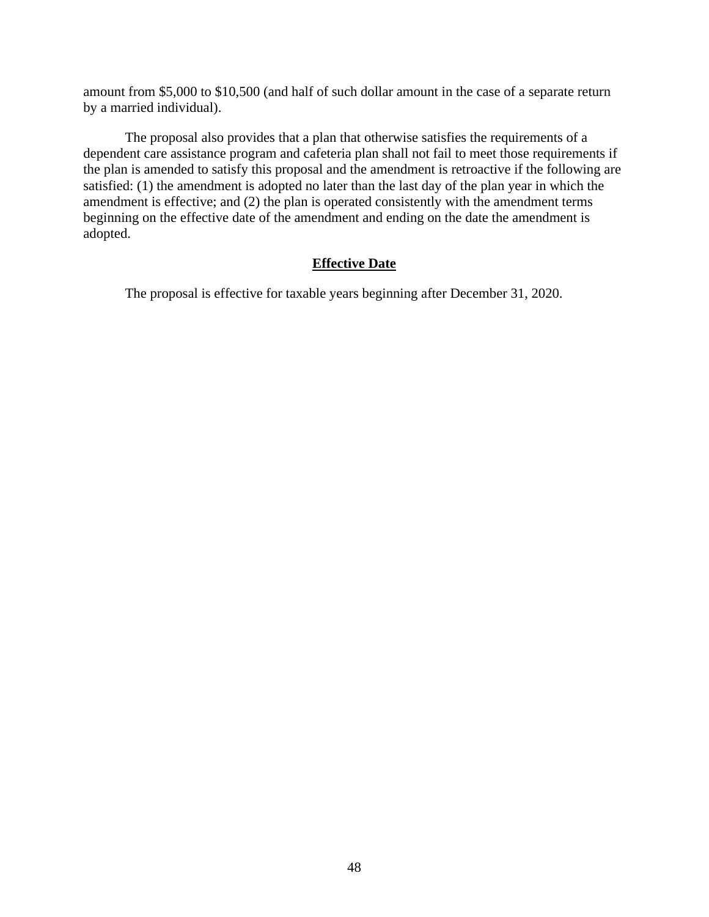amount from $5,000 to $10,500 (and half of such dollar amount in the case of a separate return by a married individual).

The proposal also provides that a plan that otherwise satisfies the requirements of a dependent care assistance program and cafeteria plan shall not fail to meet those requirements if the plan is amended to satisfy this proposal and the amendment is retroactive if the following are satisfied: (1) the amendment is adopted no later than the last day of the plan year in which the amendment is effective; and (2) the plan is operated consistently with the amendment terms beginning on the effective date of the amendment and ending on the date the amendment is adopted.

### Effective Date

The proposal is effective for taxable years beginning after December 31, 2020.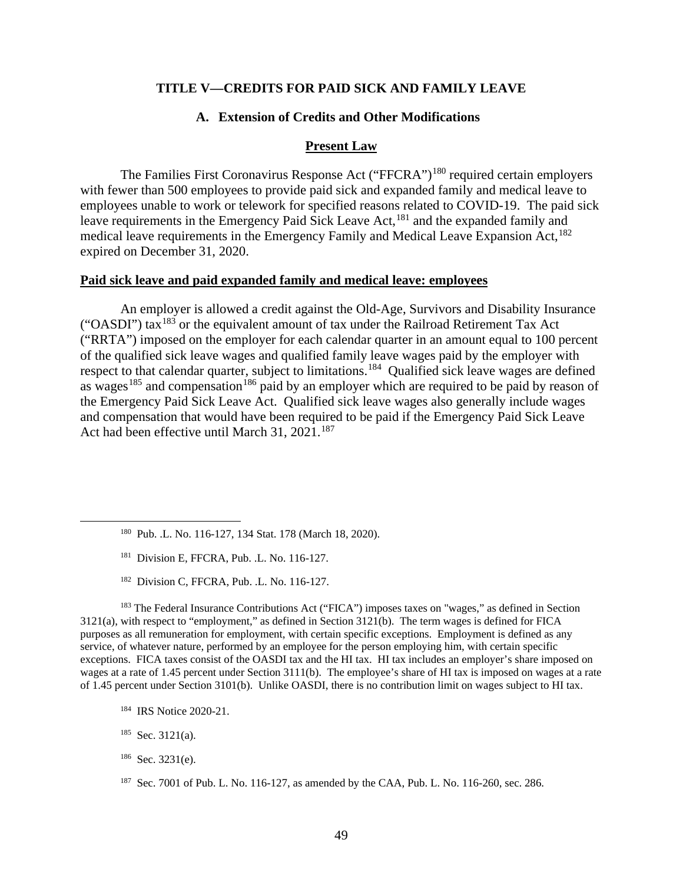# TITLE V—CREDITS FOR PAID SICK AND FAMILY LEAVE

## A. Extension of Credits and Other Modifications

### Present Law

The Families First Coronavirus Response Act ("FFCRA")[180] required certain employers with fewer than 500 employees to provide paid sick and expanded family and medical leave to employees unable to work or telework for specified reasons related to COVID-19. The paid sick leave requirements in the Emergency Paid Sick Leave Act,[181] and the expanded family and medical leave requirements in the Emergency Family and Medical Leave Expansion Act,[182] expired on December 31, 2020.

**Paid sick leave and paid expanded family and medical leave: employees**

An employer is allowed a credit against the Old-Age, Survivors and Disability Insurance ("OASDI") tax[183] or the equivalent amount of tax under the Railroad Retirement Tax Act ("RRTA") imposed on the employer for each calendar quarter in an amount equal to 100 percent of the qualified sick leave wages and qualified family leave wages paid by the employer with respect to that calendar quarter, subject to limitations.[184] Qualified sick leave wages are defined as wages[185] and compensation[186] paid by an employer which are required to be paid by reason of the Emergency Paid Sick Leave Act. Qualified sick leave wages also generally include wages and compensation that would have been required to be paid if the Emergency Paid Sick Leave Act had been effective until March 31, 2021.[187]

---

[180] Pub. .L. No. 116-127, 134 Stat. 178 (March 18, 2020).

[181] Division E, FFCRA, Pub. .L. No. 116-127.

[182] Division C, FFCRA, Pub. .L. No. 116-127.

[183] The Federal Insurance Contributions Act ("FICA") imposes taxes on "wages," as defined in Section 3121(a), with respect to "employment," as defined in Section 3121(b). The term wages is defined for FICA purposes as all remuneration for employment, with certain specific exceptions. Employment is defined as any service, of whatever nature, performed by an employee for the person employing him, with certain specific exceptions. FICA taxes consist of the OASDI tax and the HI tax. HI tax includes an employer's share imposed on wages at a rate of 1.45 percent under Section 3111(b). The employee's share of HI tax is imposed on wages at a rate of 1.45 percent under Section 3101(b). Unlike OASDI, there is no contribution limit on wages subject to HI tax.

[184] IRS Notice 2020-21.

[185] Sec. 3121(a).

[186] Sec. 3231(e).

[187] Sec. 7001 of Pub. L. No. 116-127, as amended by the CAA, Pub. L. No. 116-260, sec. 286.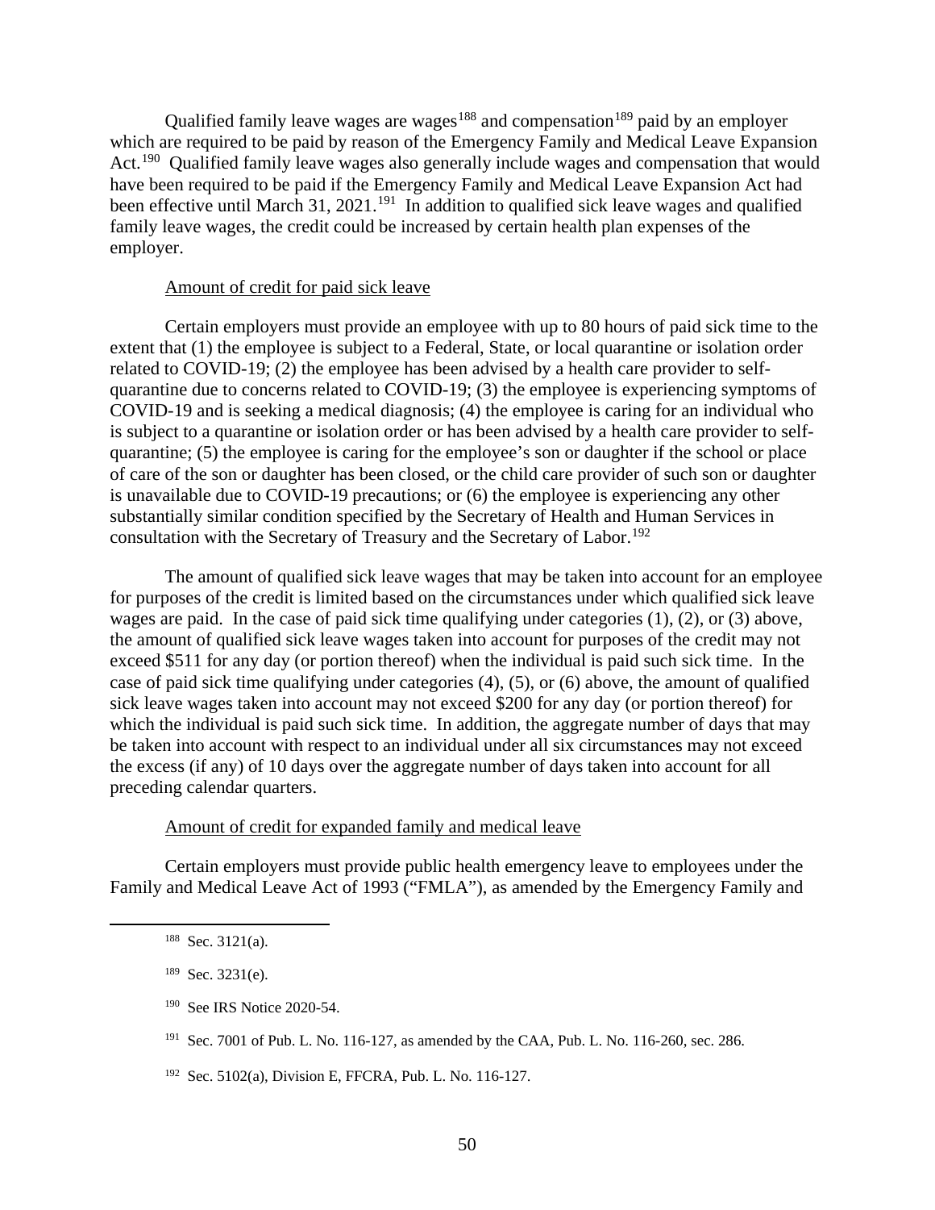Qualified family leave wages are wages[188] and compensation[189] paid by an employer which are required to be paid by reason of the Emergency Family and Medical Leave Expansion Act.[190] Qualified family leave wages also generally include wages and compensation that would have been required to be paid if the Emergency Family and Medical Leave Expansion Act had been effective until March 31, 2021.[191] In addition to qualified sick leave wages and qualified family leave wages, the credit could be increased by certain health plan expenses of the employer.

Amount of credit for paid sick leave

Certain employers must provide an employee with up to 80 hours of paid sick time to the extent that (1) the employee is subject to a Federal, State, or local quarantine or isolation order related to COVID-19; (2) the employee has been advised by a health care provider to self-quarantine due to concerns related to COVID-19; (3) the employee is experiencing symptoms of COVID-19 and is seeking a medical diagnosis; (4) the employee is caring for an individual who is subject to a quarantine or isolation order or has been advised by a health care provider to self-quarantine; (5) the employee is caring for the employee's son or daughter if the school or place of care of the son or daughter has been closed, or the child care provider of such son or daughter is unavailable due to COVID-19 precautions; or (6) the employee is experiencing any other substantially similar condition specified by the Secretary of Health and Human Services in consultation with the Secretary of Treasury and the Secretary of Labor.[192]

The amount of qualified sick leave wages that may be taken into account for an employee for purposes of the credit is limited based on the circumstances under which qualified sick leave wages are paid. In the case of paid sick time qualifying under categories (1), (2), or (3) above, the amount of qualified sick leave wages taken into account for purposes of the credit may not exceed $511 for any day (or portion thereof) when the individual is paid such sick time. In the case of paid sick time qualifying under categories (4), (5), or (6) above, the amount of qualified sick leave wages taken into account may not exceed $200 for any day (or portion thereof) for which the individual is paid such sick time. In addition, the aggregate number of days that may be taken into account with respect to an individual under all six circumstances may not exceed the excess (if any) of 10 days over the aggregate number of days taken into account for all preceding calendar quarters.

Amount of credit for expanded family and medical leave

Certain employers must provide public health emergency leave to employees under the Family and Medical Leave Act of 1993 ("FMLA"), as amended by the Emergency Family and

---

[188] Sec. 3121(a).

[189] Sec. 3231(e).

[190] See IRS Notice 2020-54.

[191] Sec. 7001 of Pub. L. No. 116-127, as amended by the CAA, Pub. L. No. 116-260, sec. 286.

[192] Sec. 5102(a), Division E, FFCRA, Pub. L. No. 116-127.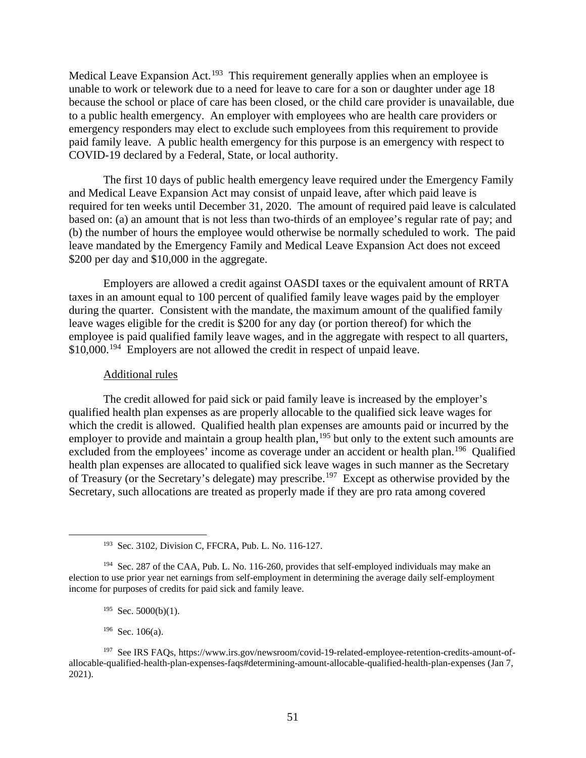Medical Leave Expansion Act.[193] This requirement generally applies when an employee is unable to work or telework due to a need for leave to care for a son or daughter under age 18 because the school or place of care has been closed, or the child care provider is unavailable, due to a public health emergency. An employer with employees who are health care providers or emergency responders may elect to exclude such employees from this requirement to provide paid family leave. A public health emergency for this purpose is an emergency with respect to COVID-19 declared by a Federal, State, or local authority.

The first 10 days of public health emergency leave required under the Emergency Family and Medical Leave Expansion Act may consist of unpaid leave, after which paid leave is required for ten weeks until December 31, 2020. The amount of required paid leave is calculated based on: (a) an amount that is not less than two-thirds of an employee's regular rate of pay; and (b) the number of hours the employee would otherwise be normally scheduled to work. The paid leave mandated by the Emergency Family and Medical Leave Expansion Act does not exceed \$200 per day and \$10,000 in the aggregate.

Employers are allowed a credit against OASDI taxes or the equivalent amount of RRTA taxes in an amount equal to 100 percent of qualified family leave wages paid by the employer during the quarter. Consistent with the mandate, the maximum amount of the qualified family leave wages eligible for the credit is \$200 for any day (or portion thereof) for which the employee is paid qualified family leave wages, and in the aggregate with respect to all quarters, \$10,000.[194] Employers are not allowed the credit in respect of unpaid leave.

Additional rules

The credit allowed for paid sick or paid family leave is increased by the employer's qualified health plan expenses as are properly allocable to the qualified sick leave wages for which the credit is allowed. Qualified health plan expenses are amounts paid or incurred by the employer to provide and maintain a group health plan,[195] but only to the extent such amounts are excluded from the employees' income as coverage under an accident or health plan.[196] Qualified health plan expenses are allocated to qualified sick leave wages in such manner as the Secretary of Treasury (or the Secretary's delegate) may prescribe.[197] Except as otherwise provided by the Secretary, such allocations are treated as properly made if they are pro rata among covered

---

[193] Sec. 3102, Division C, FFCRA, Pub. L. No. 116-127.

[194] Sec. 287 of the CAA, Pub. L. No. 116-260, provides that self-employed individuals may make an election to use prior year net earnings from self-employment in determining the average daily self-employment income for purposes of credits for paid sick and family leave.

[195] Sec. 5000(b)(1).

[196] Sec. 106(a).

[197] See IRS FAQs, https://www.irs.gov/newsroom/covid-19-related-employee-retention-credits-amount-of-allocable-qualified-health-plan-expenses-faqs#determining-amount-allocable-qualified-health-plan-expenses (Jan 7, 2021).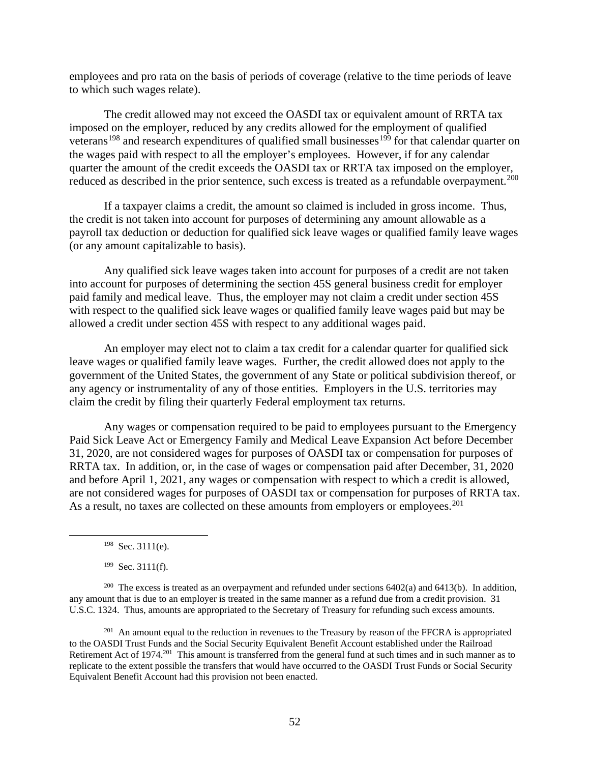employees and pro rata on the basis of periods of coverage (relative to the time periods of leave to which such wages relate).

The credit allowed may not exceed the OASDI tax or equivalent amount of RRTA tax imposed on the employer, reduced by any credits allowed for the employment of qualified veterans[198] and research expenditures of qualified small businesses[199] for that calendar quarter on the wages paid with respect to all the employer's employees. However, if for any calendar quarter the amount of the credit exceeds the OASDI tax or RRTA tax imposed on the employer, reduced as described in the prior sentence, such excess is treated as a refundable overpayment.[200]

If a taxpayer claims a credit, the amount so claimed is included in gross income. Thus, the credit is not taken into account for purposes of determining any amount allowable as a payroll tax deduction or deduction for qualified sick leave wages or qualified family leave wages (or any amount capitalizable to basis).

Any qualified sick leave wages taken into account for purposes of a credit are not taken into account for purposes of determining the section 45S general business credit for employer paid family and medical leave. Thus, the employer may not claim a credit under section 45S with respect to the qualified sick leave wages or qualified family leave wages paid but may be allowed a credit under section 45S with respect to any additional wages paid.

An employer may elect not to claim a tax credit for a calendar quarter for qualified sick leave wages or qualified family leave wages. Further, the credit allowed does not apply to the government of the United States, the government of any State or political subdivision thereof, or any agency or instrumentality of any of those entities. Employers in the U.S. territories may claim the credit by filing their quarterly Federal employment tax returns.

Any wages or compensation required to be paid to employees pursuant to the Emergency Paid Sick Leave Act or Emergency Family and Medical Leave Expansion Act before December 31, 2020, are not considered wages for purposes of OASDI tax or compensation for purposes of RRTA tax. In addition, or, in the case of wages or compensation paid after December, 31, 2020 and before April 1, 2021, any wages or compensation with respect to which a credit is allowed, are not considered wages for purposes of OASDI tax or compensation for purposes of RRTA tax. As a result, no taxes are collected on these amounts from employers or employees.[201]

---

[198] Sec. 3111(e).

[199] Sec. 3111(f).

[200] The excess is treated as an overpayment and refunded under sections 6402(a) and 6413(b). In addition, any amount that is due to an employer is treated in the same manner as a refund due from a credit provision. 31 U.S.C. 1324. Thus, amounts are appropriated to the Secretary of Treasury for refunding such excess amounts.

[201] An amount equal to the reduction in revenues to the Treasury by reason of the FFCRA is appropriated to the OASDI Trust Funds and the Social Security Equivalent Benefit Account established under the Railroad Retirement Act of 1974.[201] This amount is transferred from the general fund at such times and in such manner as to replicate to the extent possible the transfers that would have occurred to the OASDI Trust Funds or Social Security Equivalent Benefit Account had this provision not been enacted.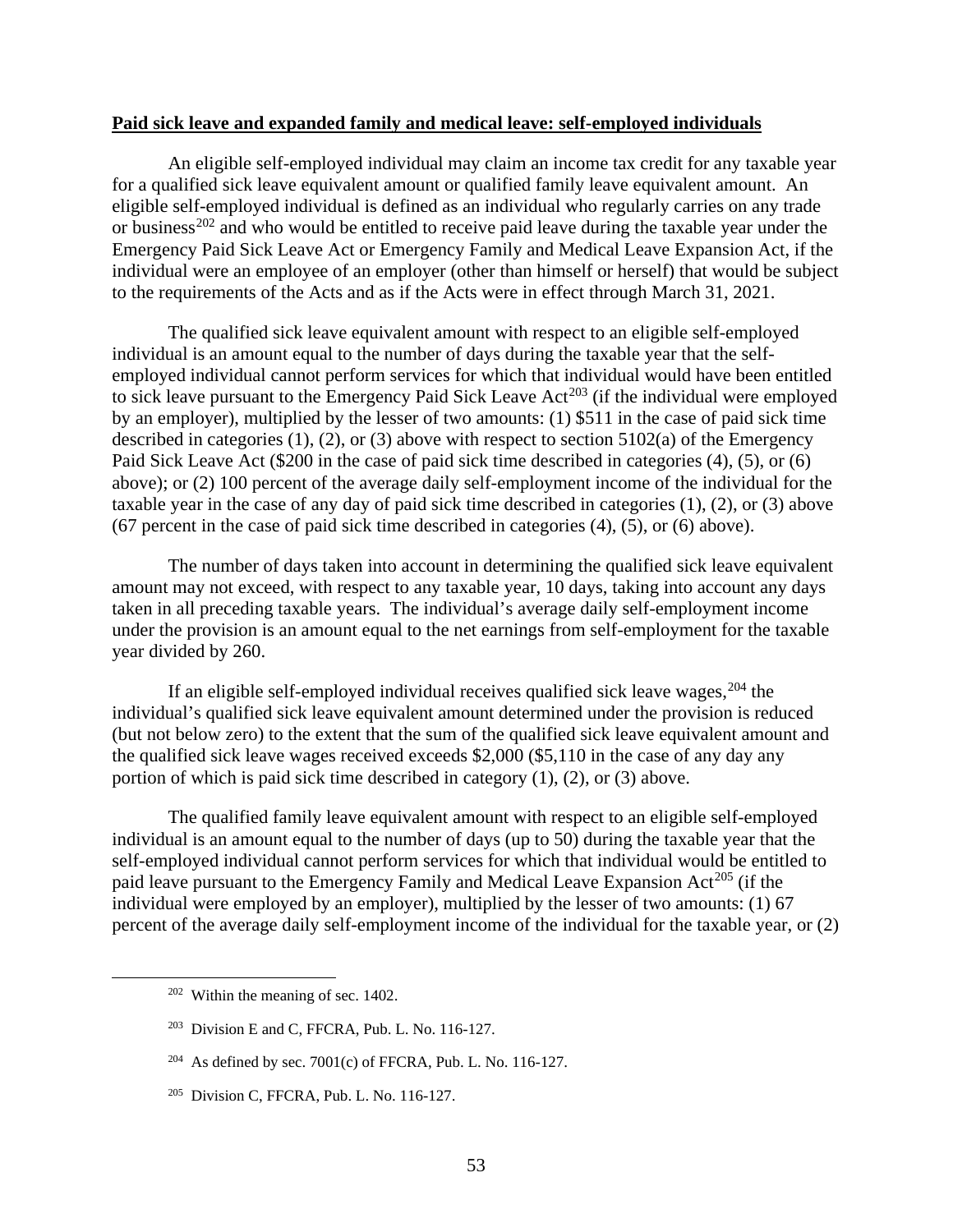**Paid sick leave and expanded family and medical leave: self-employed individuals**

An eligible self-employed individual may claim an income tax credit for any taxable year for a qualified sick leave equivalent amount or qualified family leave equivalent amount. An eligible self-employed individual is defined as an individual who regularly carries on any trade or business[202] and who would be entitled to receive paid leave during the taxable year under the Emergency Paid Sick Leave Act or Emergency Family and Medical Leave Expansion Act, if the individual were an employee of an employer (other than himself or herself) that would be subject to the requirements of the Acts and as if the Acts were in effect through March 31, 2021.

The qualified sick leave equivalent amount with respect to an eligible self-employed individual is an amount equal to the number of days during the taxable year that the self-employed individual cannot perform services for which that individual would have been entitled to sick leave pursuant to the Emergency Paid Sick Leave Act[203] (if the individual were employed by an employer), multiplied by the lesser of two amounts: (1) $511 in the case of paid sick time described in categories (1), (2), or (3) above with respect to section 5102(a) of the Emergency Paid Sick Leave Act ($200 in the case of paid sick time described in categories (4), (5), or (6) above); or (2) 100 percent of the average daily self-employment income of the individual for the taxable year in the case of any day of paid sick time described in categories (1), (2), or (3) above (67 percent in the case of paid sick time described in categories (4), (5), or (6) above).

The number of days taken into account in determining the qualified sick leave equivalent amount may not exceed, with respect to any taxable year, 10 days, taking into account any days taken in all preceding taxable years. The individual's average daily self-employment income under the provision is an amount equal to the net earnings from self-employment for the taxable year divided by 260.

If an eligible self-employed individual receives qualified sick leave wages,[204] the individual's qualified sick leave equivalent amount determined under the provision is reduced (but not below zero) to the extent that the sum of the qualified sick leave equivalent amount and the qualified sick leave wages received exceeds $2,000 ($5,110 in the case of any day any portion of which is paid sick time described in category (1), (2), or (3) above.

The qualified family leave equivalent amount with respect to an eligible self-employed individual is an amount equal to the number of days (up to 50) during the taxable year that the self-employed individual cannot perform services for which that individual would be entitled to paid leave pursuant to the Emergency Family and Medical Leave Expansion Act[205] (if the individual were employed by an employer), multiplied by the lesser of two amounts: (1) 67 percent of the average daily self-employment income of the individual for the taxable year, or (2)

---

[202] Within the meaning of sec. 1402.

[203] Division E and C, FFCRA, Pub. L. No. 116-127.

[204] As defined by sec. 7001(c) of FFCRA, Pub. L. No. 116-127.

[205] Division C, FFCRA, Pub. L. No. 116-127.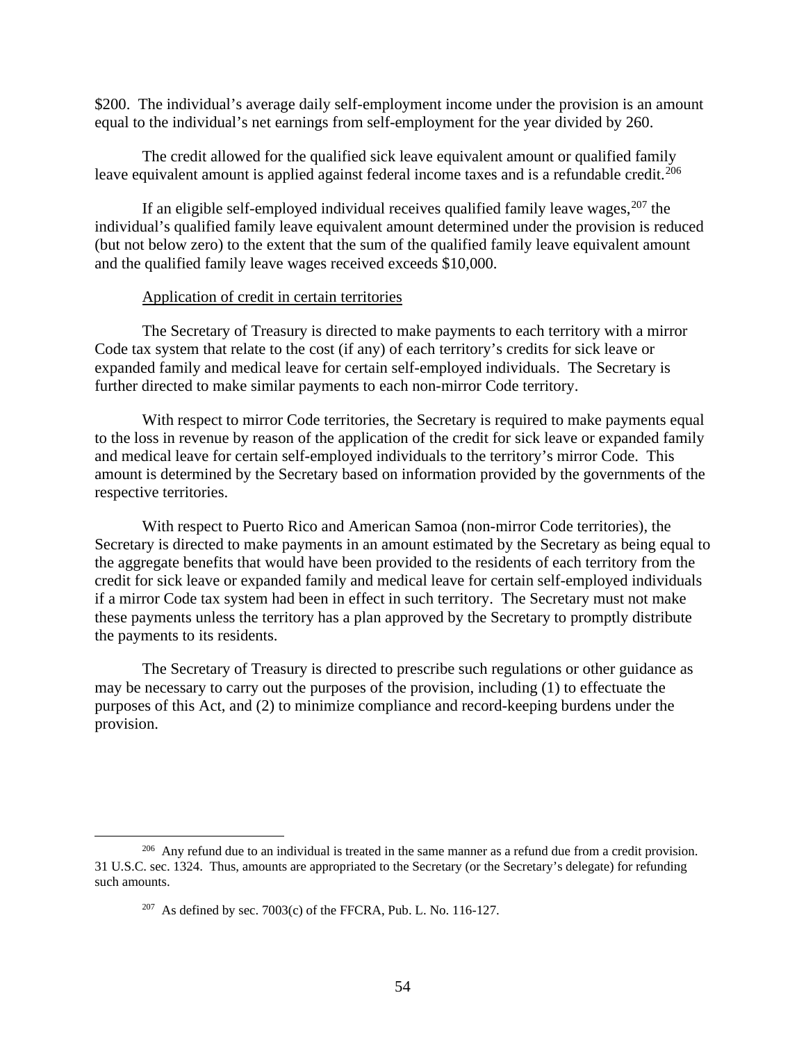$200. The individual's average daily self-employment income under the provision is an amount equal to the individual's net earnings from self-employment for the year divided by 260.

The credit allowed for the qualified sick leave equivalent amount or qualified family leave equivalent amount is applied against federal income taxes and is a refundable credit.[206]

If an eligible self-employed individual receives qualified family leave wages,[207] the individual's qualified family leave equivalent amount determined under the provision is reduced (but not below zero) to the extent that the sum of the qualified family leave equivalent amount and the qualified family leave wages received exceeds $10,000.

Application of credit in certain territories

The Secretary of Treasury is directed to make payments to each territory with a mirror Code tax system that relate to the cost (if any) of each territory's credits for sick leave or expanded family and medical leave for certain self-employed individuals. The Secretary is further directed to make similar payments to each non-mirror Code territory.

With respect to mirror Code territories, the Secretary is required to make payments equal to the loss in revenue by reason of the application of the credit for sick leave or expanded family and medical leave for certain self-employed individuals to the territory's mirror Code. This amount is determined by the Secretary based on information provided by the governments of the respective territories.

With respect to Puerto Rico and American Samoa (non-mirror Code territories), the Secretary is directed to make payments in an amount estimated by the Secretary as being equal to the aggregate benefits that would have been provided to the residents of each territory from the credit for sick leave or expanded family and medical leave for certain self-employed individuals if a mirror Code tax system had been in effect in such territory. The Secretary must not make these payments unless the territory has a plan approved by the Secretary to promptly distribute the payments to its residents.

The Secretary of Treasury is directed to prescribe such regulations or other guidance as may be necessary to carry out the purposes of the provision, including (1) to effectuate the purposes of this Act, and (2) to minimize compliance and record-keeping burdens under the provision.

---

[206] Any refund due to an individual is treated in the same manner as a refund due from a credit provision. 31 U.S.C. sec. 1324. Thus, amounts are appropriated to the Secretary (or the Secretary's delegate) for refunding such amounts.

[207] As defined by sec. 7003(c) of the FFCRA, Pub. L. No. 116-127.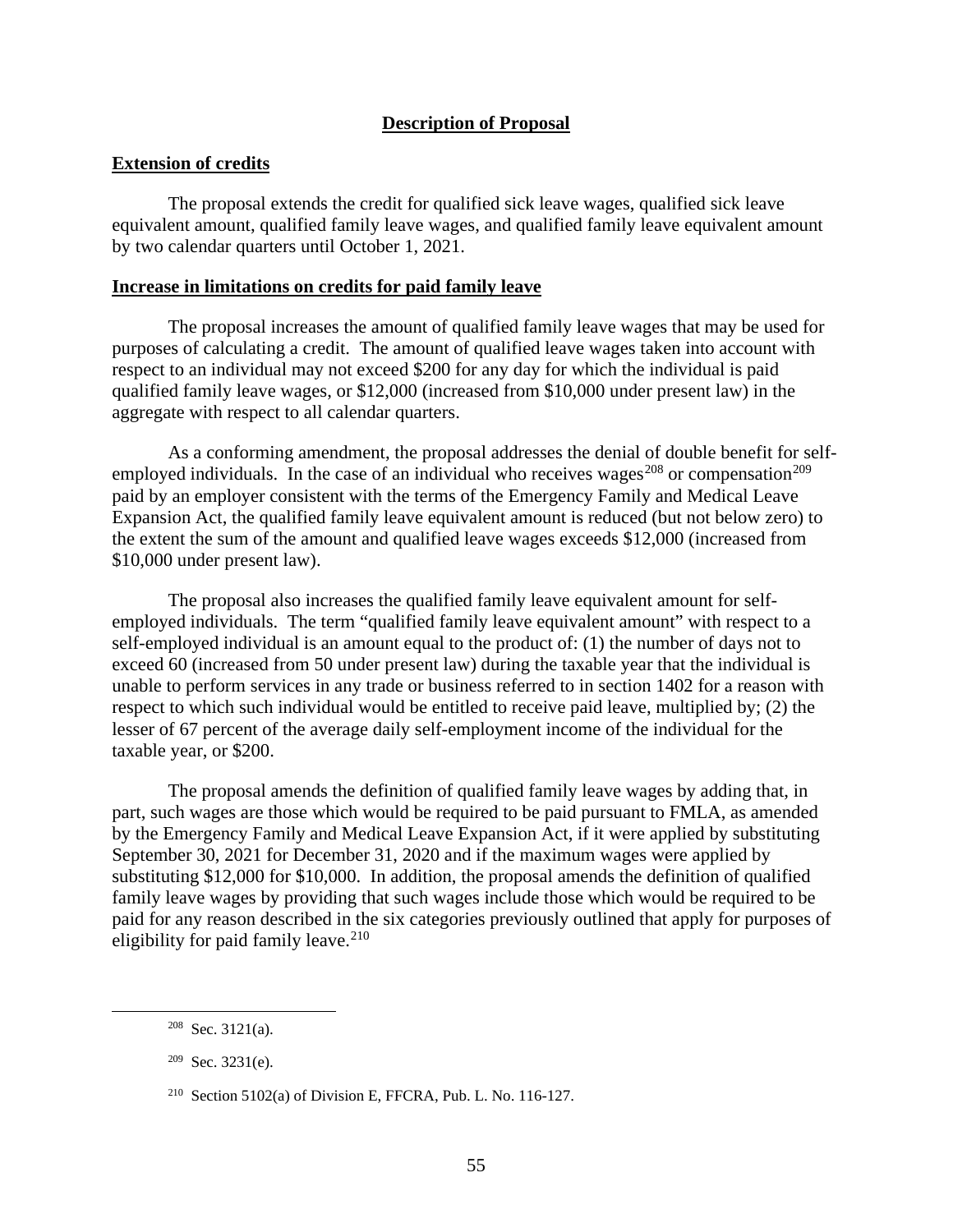## Description of Proposal

### Extension of credits

The proposal extends the credit for qualified sick leave wages, qualified sick leave equivalent amount, qualified family leave wages, and qualified family leave equivalent amount by two calendar quarters until October 1, 2021.

### Increase in limitations on credits for paid family leave

The proposal increases the amount of qualified family leave wages that may be used for purposes of calculating a credit. The amount of qualified leave wages taken into account with respect to an individual may not exceed $200 for any day for which the individual is paid qualified family leave wages, or $12,000 (increased from $10,000 under present law) in the aggregate with respect to all calendar quarters.

As a conforming amendment, the proposal addresses the denial of double benefit for self-employed individuals. In the case of an individual who receives wages[208] or compensation[209] paid by an employer consistent with the terms of the Emergency Family and Medical Leave Expansion Act, the qualified family leave equivalent amount is reduced (but not below zero) to the extent the sum of the amount and qualified leave wages exceeds $12,000 (increased from $10,000 under present law).

The proposal also increases the qualified family leave equivalent amount for self-employed individuals. The term "qualified family leave equivalent amount" with respect to a self-employed individual is an amount equal to the product of: (1) the number of days not to exceed 60 (increased from 50 under present law) during the taxable year that the individual is unable to perform services in any trade or business referred to in section 1402 for a reason with respect to which such individual would be entitled to receive paid leave, multiplied by; (2) the lesser of 67 percent of the average daily self-employment income of the individual for the taxable year, or $200.

The proposal amends the definition of qualified family leave wages by adding that, in part, such wages are those which would be required to be paid pursuant to FMLA, as amended by the Emergency Family and Medical Leave Expansion Act, if it were applied by substituting September 30, 2021 for December 31, 2020 and if the maximum wages were applied by substituting $12,000 for $10,000. In addition, the proposal amends the definition of qualified family leave wages by providing that such wages include those which would be required to be paid for any reason described in the six categories previously outlined that apply for purposes of eligibility for paid family leave.[210]

---

[208] Sec. 3121(a).

[209] Sec. 3231(e).

[210] Section 5102(a) of Division E, FFCRA, Pub. L. No. 116-127.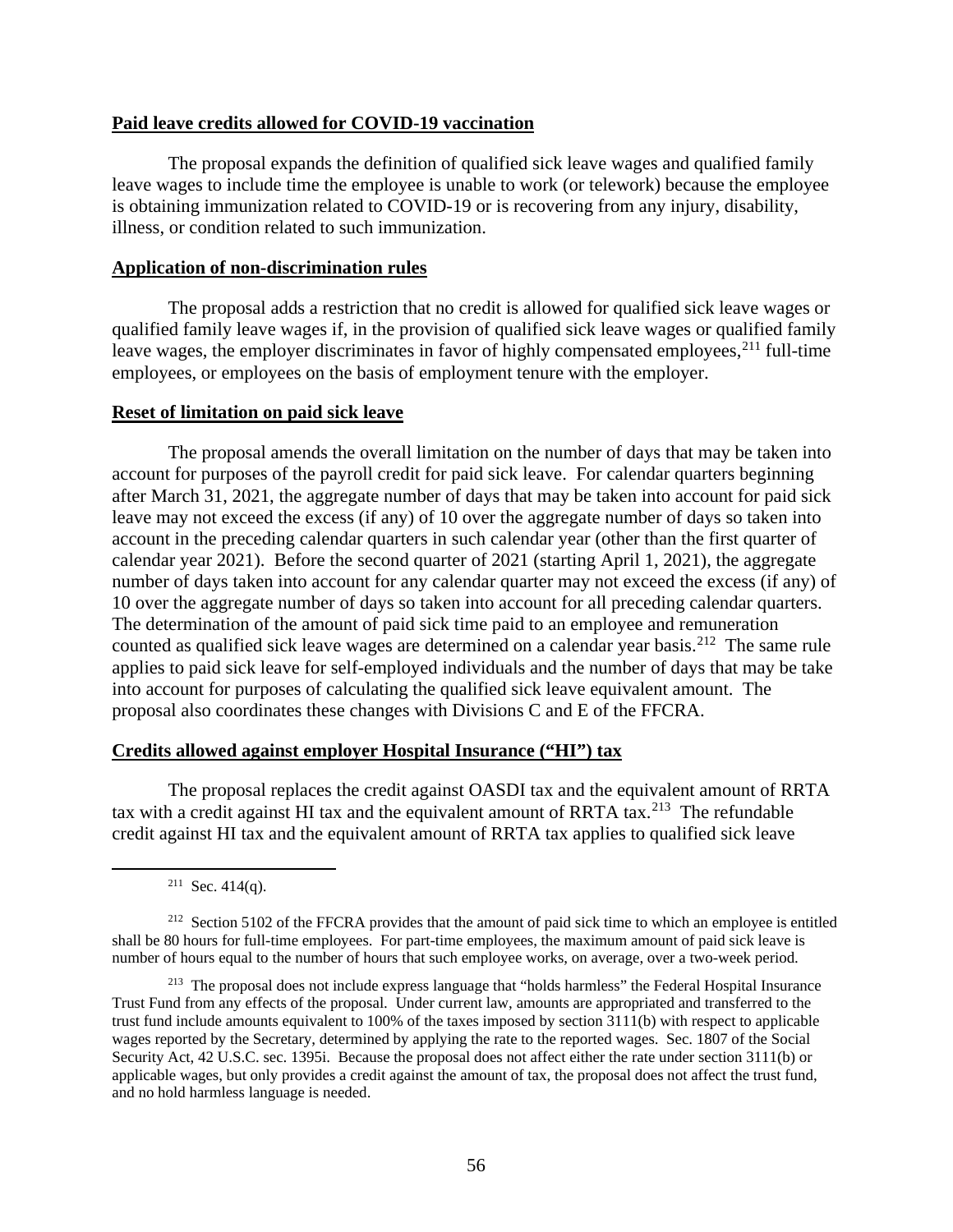**Paid leave credits allowed for COVID-19 vaccination**

The proposal expands the definition of qualified sick leave wages and qualified family leave wages to include time the employee is unable to work (or telework) because the employee is obtaining immunization related to COVID-19 or is recovering from any injury, disability, illness, or condition related to such immunization.

**Application of non-discrimination rules**

The proposal adds a restriction that no credit is allowed for qualified sick leave wages or qualified family leave wages if, in the provision of qualified sick leave wages or qualified family leave wages, the employer discriminates in favor of highly compensated employees,[211] full-time employees, or employees on the basis of employment tenure with the employer.

**Reset of limitation on paid sick leave**

The proposal amends the overall limitation on the number of days that may be taken into account for purposes of the payroll credit for paid sick leave. For calendar quarters beginning after March 31, 2021, the aggregate number of days that may be taken into account for paid sick leave may not exceed the excess (if any) of 10 over the aggregate number of days so taken into account in the preceding calendar quarters in such calendar year (other than the first quarter of calendar year 2021). Before the second quarter of 2021 (starting April 1, 2021), the aggregate number of days taken into account for any calendar quarter may not exceed the excess (if any) of 10 over the aggregate number of days so taken into account for all preceding calendar quarters. The determination of the amount of paid sick time paid to an employee and remuneration counted as qualified sick leave wages are determined on a calendar year basis.[212] The same rule applies to paid sick leave for self-employed individuals and the number of days that may be take into account for purposes of calculating the qualified sick leave equivalent amount. The proposal also coordinates these changes with Divisions C and E of the FFCRA.

**Credits allowed against employer Hospital Insurance ("HI") tax**

The proposal replaces the credit against OASDI tax and the equivalent amount of RRTA tax with a credit against HI tax and the equivalent amount of RRTA tax.[213] The refundable credit against HI tax and the equivalent amount of RRTA tax applies to qualified sick leave

---

[211] Sec. 414(q).

[212] Section 5102 of the FFCRA provides that the amount of paid sick time to which an employee is entitled shall be 80 hours for full-time employees. For part-time employees, the maximum amount of paid sick leave is number of hours equal to the number of hours that such employee works, on average, over a two-week period.

[213] The proposal does not include express language that "holds harmless" the Federal Hospital Insurance Trust Fund from any effects of the proposal. Under current law, amounts are appropriated and transferred to the trust fund include amounts equivalent to 100% of the taxes imposed by section 3111(b) with respect to applicable wages reported by the Secretary, determined by applying the rate to the reported wages. Sec. 1807 of the Social Security Act, 42 U.S.C. sec. 1395i. Because the proposal does not affect either the rate under section 3111(b) or applicable wages, but only provides a credit against the amount of tax, the proposal does not affect the trust fund, and no hold harmless language is needed.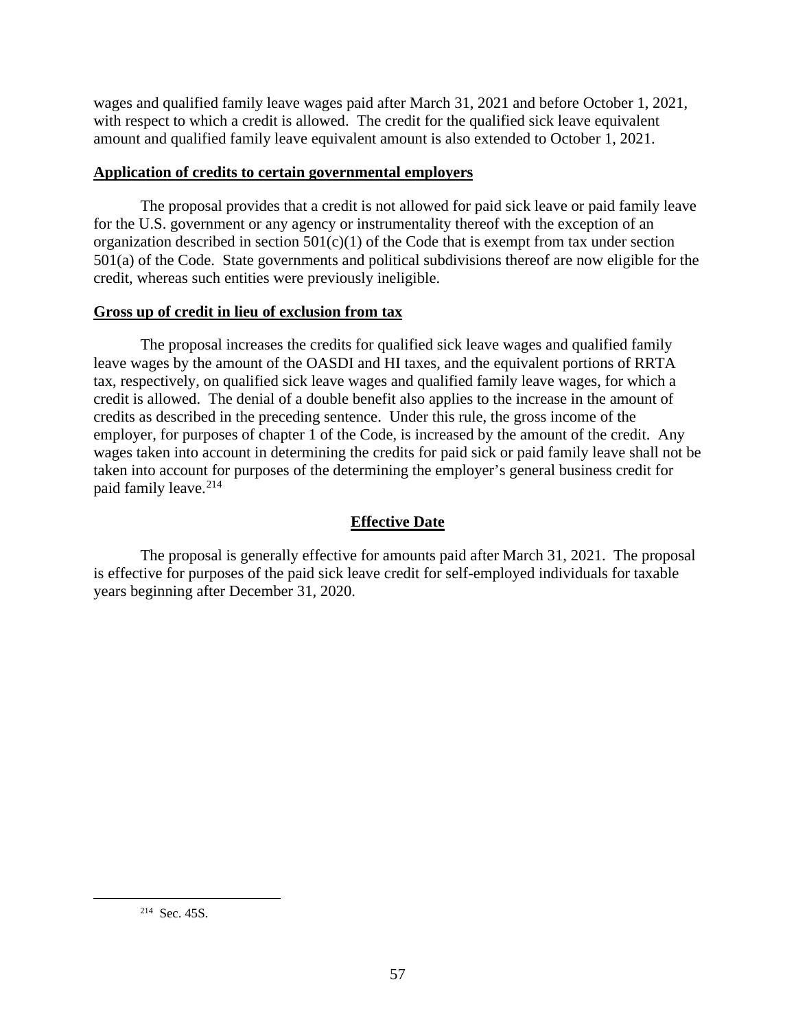wages and qualified family leave wages paid after March 31, 2021 and before October 1, 2021, with respect to which a credit is allowed. The credit for the qualified sick leave equivalent amount and qualified family leave equivalent amount is also extended to October 1, 2021.

**Application of credits to certain governmental employers**

The proposal provides that a credit is not allowed for paid sick leave or paid family leave for the U.S. government or any agency or instrumentality thereof with the exception of an organization described in section 501(c)(1) of the Code that is exempt from tax under section 501(a) of the Code. State governments and political subdivisions thereof are now eligible for the credit, whereas such entities were previously ineligible.

**Gross up of credit in lieu of exclusion from tax**

The proposal increases the credits for qualified sick leave wages and qualified family leave wages by the amount of the OASDI and HI taxes, and the equivalent portions of RRTA tax, respectively, on qualified sick leave wages and qualified family leave wages, for which a credit is allowed. The denial of a double benefit also applies to the increase in the amount of credits as described in the preceding sentence. Under this rule, the gross income of the employer, for purposes of chapter 1 of the Code, is increased by the amount of the credit. Any wages taken into account in determining the credits for paid sick or paid family leave shall not be taken into account for purposes of the determining the employer's general business credit for paid family leave.[214]

## Effective Date

The proposal is generally effective for amounts paid after March 31, 2021. The proposal is effective for purposes of the paid sick leave credit for self-employed individuals for taxable years beginning after December 31, 2020.

---

[214] Sec. 45S.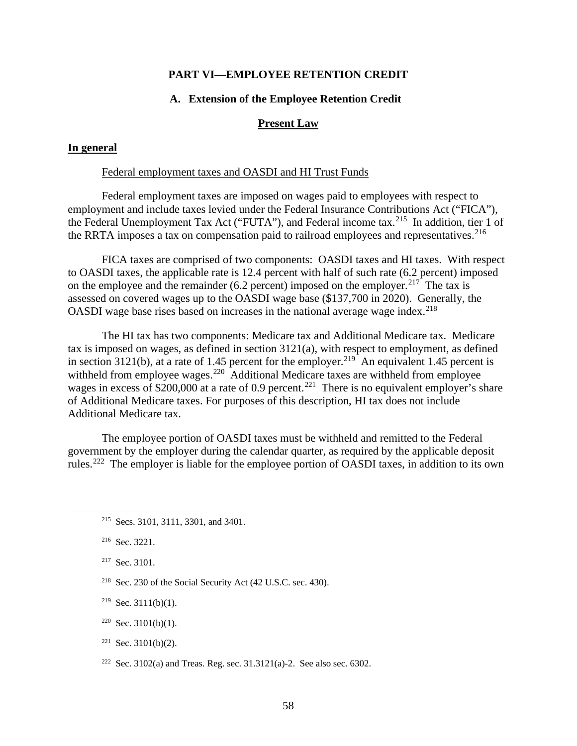# PART VI—EMPLOYEE RETENTION CREDIT

## A. Extension of the Employee Retention Credit

### Present Law

**In general**

Federal employment taxes and OASDI and HI Trust Funds

Federal employment taxes are imposed on wages paid to employees with respect to employment and include taxes levied under the Federal Insurance Contributions Act ("FICA"), the Federal Unemployment Tax Act ("FUTA"), and Federal income tax.[215] In addition, tier 1 of the RRTA imposes a tax on compensation paid to railroad employees and representatives.[216]

FICA taxes are comprised of two components: OASDI taxes and HI taxes. With respect to OASDI taxes, the applicable rate is 12.4 percent with half of such rate (6.2 percent) imposed on the employee and the remainder (6.2 percent) imposed on the employer.[217] The tax is assessed on covered wages up to the OASDI wage base ($137,700 in 2020). Generally, the OASDI wage base rises based on increases in the national average wage index.[218]

The HI tax has two components: Medicare tax and Additional Medicare tax. Medicare tax is imposed on wages, as defined in section 3121(a), with respect to employment, as defined in section 3121(b), at a rate of 1.45 percent for the employer.[219] An equivalent 1.45 percent is withheld from employee wages.[220] Additional Medicare taxes are withheld from employee wages in excess of $200,000 at a rate of 0.9 percent.[221] There is no equivalent employer's share of Additional Medicare taxes. For purposes of this description, HI tax does not include Additional Medicare tax.

The employee portion of OASDI taxes must be withheld and remitted to the Federal government by the employer during the calendar quarter, as required by the applicable deposit rules.[222] The employer is liable for the employee portion of OASDI taxes, in addition to its own

---

[215] Secs. 3101, 3111, 3301, and 3401.

[216] Sec. 3221.

[217] Sec. 3101.

[218] Sec. 230 of the Social Security Act (42 U.S.C. sec. 430).

[219] Sec. 3111(b)(1).

[220] Sec. 3101(b)(1).

[221] Sec. 3101(b)(2).

[222] Sec. 3102(a) and Treas. Reg. sec. 31.3121(a)-2. See also sec. 6302.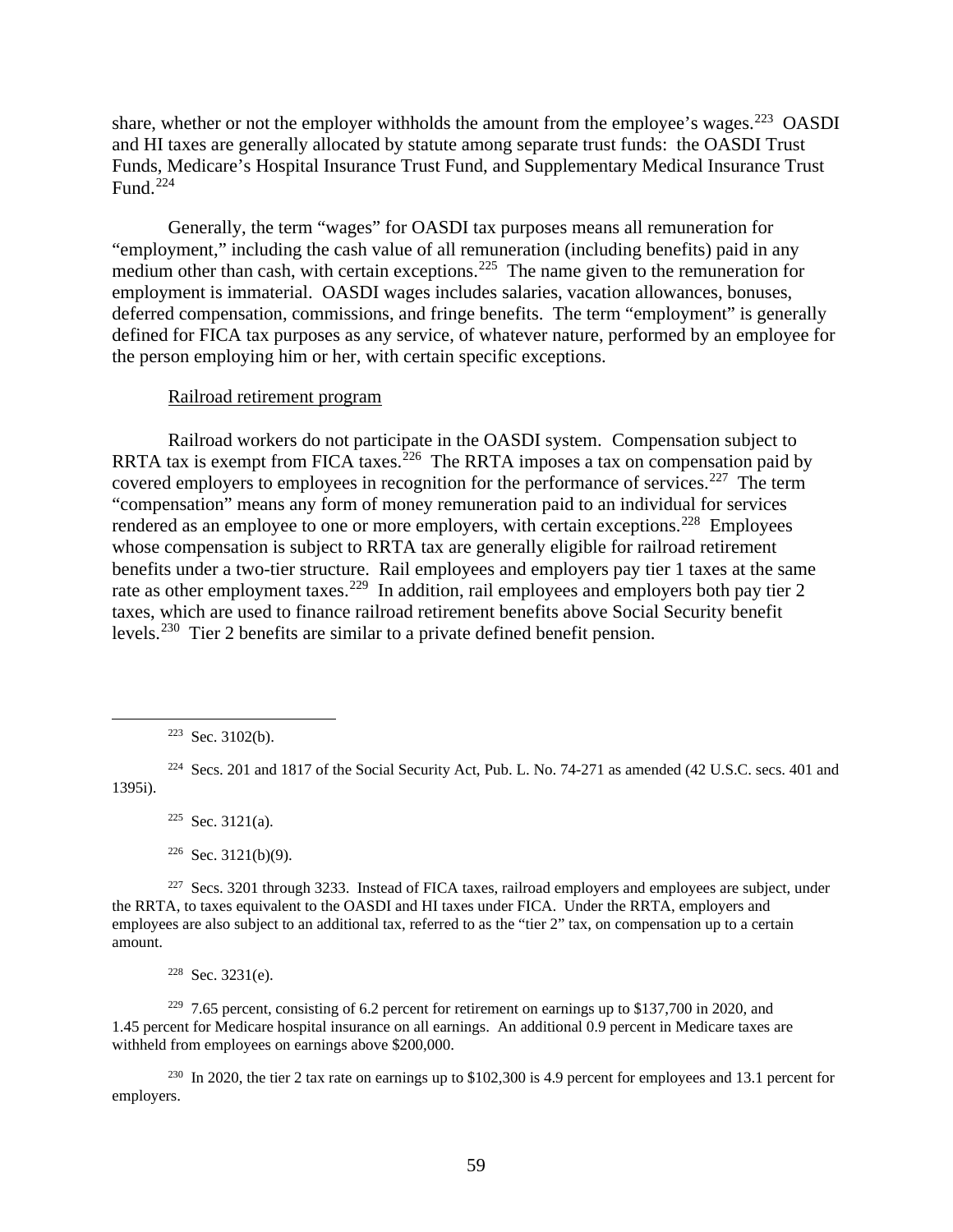share, whether or not the employer withholds the amount from the employee's wages.[223] OASDI and HI taxes are generally allocated by statute among separate trust funds: the OASDI Trust Funds, Medicare's Hospital Insurance Trust Fund, and Supplementary Medical Insurance Trust Fund.[224]

Generally, the term "wages" for OASDI tax purposes means all remuneration for "employment," including the cash value of all remuneration (including benefits) paid in any medium other than cash, with certain exceptions.[225] The name given to the remuneration for employment is immaterial. OASDI wages includes salaries, vacation allowances, bonuses, deferred compensation, commissions, and fringe benefits. The term "employment" is generally defined for FICA tax purposes as any service, of whatever nature, performed by an employee for the person employing him or her, with certain specific exceptions.

Railroad retirement program

Railroad workers do not participate in the OASDI system. Compensation subject to RRTA tax is exempt from FICA taxes.[226] The RRTA imposes a tax on compensation paid by covered employers to employees in recognition for the performance of services.[227] The term "compensation" means any form of money remuneration paid to an individual for services rendered as an employee to one or more employers, with certain exceptions.[228] Employees whose compensation is subject to RRTA tax are generally eligible for railroad retirement benefits under a two-tier structure. Rail employees and employers pay tier 1 taxes at the same rate as other employment taxes.[229] In addition, rail employees and employers both pay tier 2 taxes, which are used to finance railroad retirement benefits above Social Security benefit levels.[230] Tier 2 benefits are similar to a private defined benefit pension.

---

[223] Sec. 3102(b).

[224] Secs. 201 and 1817 of the Social Security Act, Pub. L. No. 74-271 as amended (42 U.S.C. secs. 401 and 1395i).

[225] Sec. 3121(a).

[226] Sec. 3121(b)(9).

[227] Secs. 3201 through 3233. Instead of FICA taxes, railroad employers and employees are subject, under the RRTA, to taxes equivalent to the OASDI and HI taxes under FICA. Under the RRTA, employers and employees are also subject to an additional tax, referred to as the "tier 2" tax, on compensation up to a certain amount.

[228] Sec. 3231(e).

[229] 7.65 percent, consisting of 6.2 percent for retirement on earnings up to $137,700 in 2020, and 1.45 percent for Medicare hospital insurance on all earnings. An additional 0.9 percent in Medicare taxes are withheld from employees on earnings above $200,000.

[230] In 2020, the tier 2 tax rate on earnings up to $102,300 is 4.9 percent for employees and 13.1 percent for employers.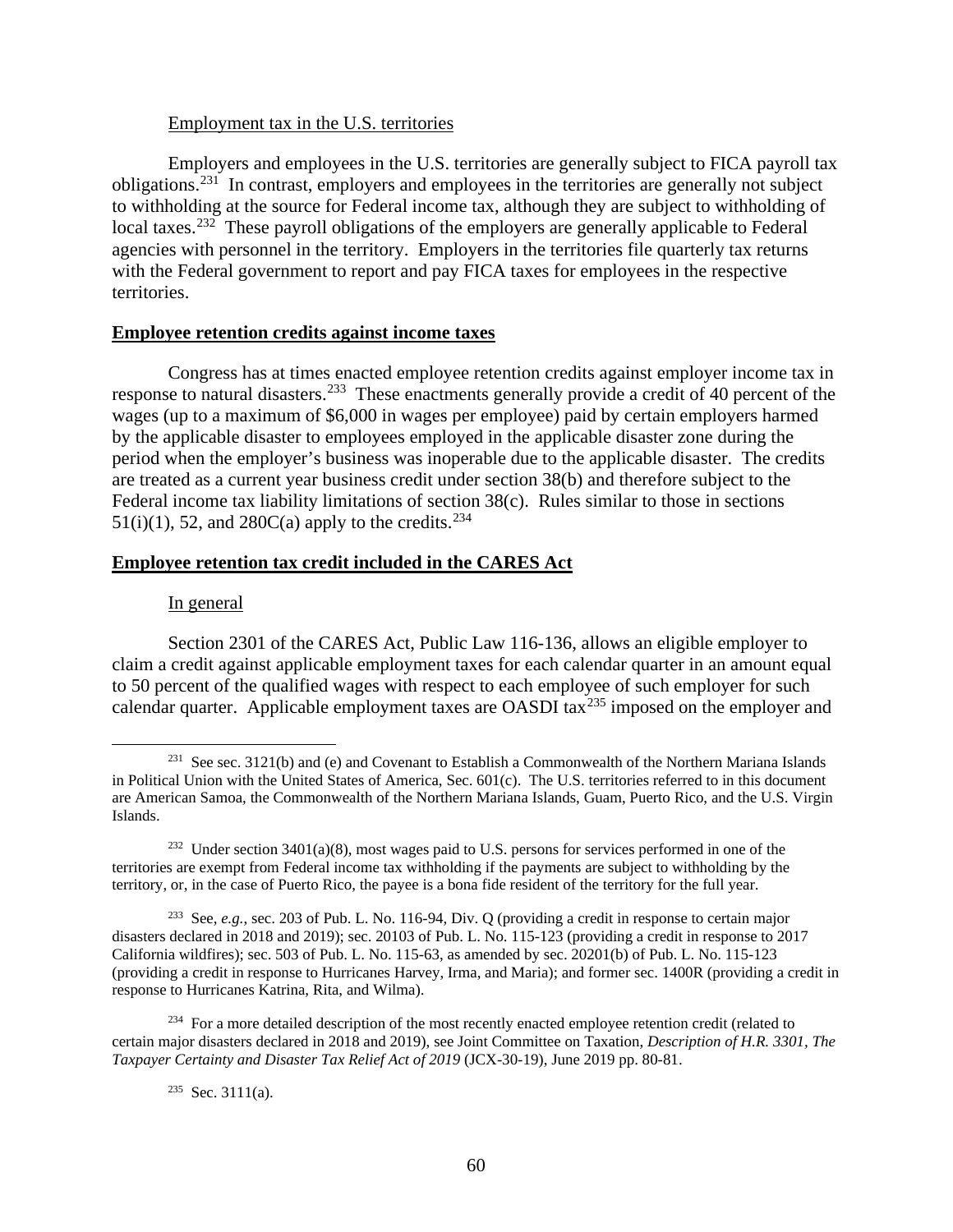Employment tax in the U.S. territories

Employers and employees in the U.S. territories are generally subject to FICA payroll tax obligations.[231] In contrast, employers and employees in the territories are generally not subject to withholding at the source for Federal income tax, although they are subject to withholding of local taxes.[232] These payroll obligations of the employers are generally applicable to Federal agencies with personnel in the territory. Employers in the territories file quarterly tax returns with the Federal government to report and pay FICA taxes for employees in the respective territories.

**Employee retention credits against income taxes**

Congress has at times enacted employee retention credits against employer income tax in response to natural disasters.[233] These enactments generally provide a credit of 40 percent of the wages (up to a maximum of $6,000 in wages per employee) paid by certain employers harmed by the applicable disaster to employees employed in the applicable disaster zone during the period when the employer's business was inoperable due to the applicable disaster. The credits are treated as a current year business credit under section 38(b) and therefore subject to the Federal income tax liability limitations of section 38(c). Rules similar to those in sections 51(i)(1), 52, and 280C(a) apply to the credits.[234]

**Employee retention tax credit included in the CARES Act**

In general

Section 2301 of the CARES Act, Public Law 116-136, allows an eligible employer to claim a credit against applicable employment taxes for each calendar quarter in an amount equal to 50 percent of the qualified wages with respect to each employee of such employer for such calendar quarter. Applicable employment taxes are OASDI tax[235] imposed on the employer and

---

[231] See sec. 3121(b) and (e) and Covenant to Establish a Commonwealth of the Northern Mariana Islands in Political Union with the United States of America, Sec. 601(c). The U.S. territories referred to in this document are American Samoa, the Commonwealth of the Northern Mariana Islands, Guam, Puerto Rico, and the U.S. Virgin Islands.

[232] Under section 3401(a)(8), most wages paid to U.S. persons for services performed in one of the territories are exempt from Federal income tax withholding if the payments are subject to withholding by the territory, or, in the case of Puerto Rico, the payee is a bona fide resident of the territory for the full year.

[233] See, *e.g.*, sec. 203 of Pub. L. No. 116-94, Div. Q (providing a credit in response to certain major disasters declared in 2018 and 2019); sec. 20103 of Pub. L. No. 115-123 (providing a credit in response to 2017 California wildfires); sec. 503 of Pub. L. No. 115-63, as amended by sec. 20201(b) of Pub. L. No. 115-123 (providing a credit in response to Hurricanes Harvey, Irma, and Maria); and former sec. 1400R (providing a credit in response to Hurricanes Katrina, Rita, and Wilma).

[234] For a more detailed description of the most recently enacted employee retention credit (related to certain major disasters declared in 2018 and 2019), see Joint Committee on Taxation, *Description of H.R. 3301, The Taxpayer Certainty and Disaster Tax Relief Act of 2019* (JCX-30-19), June 2019 pp. 80-81.

[235] Sec. 3111(a).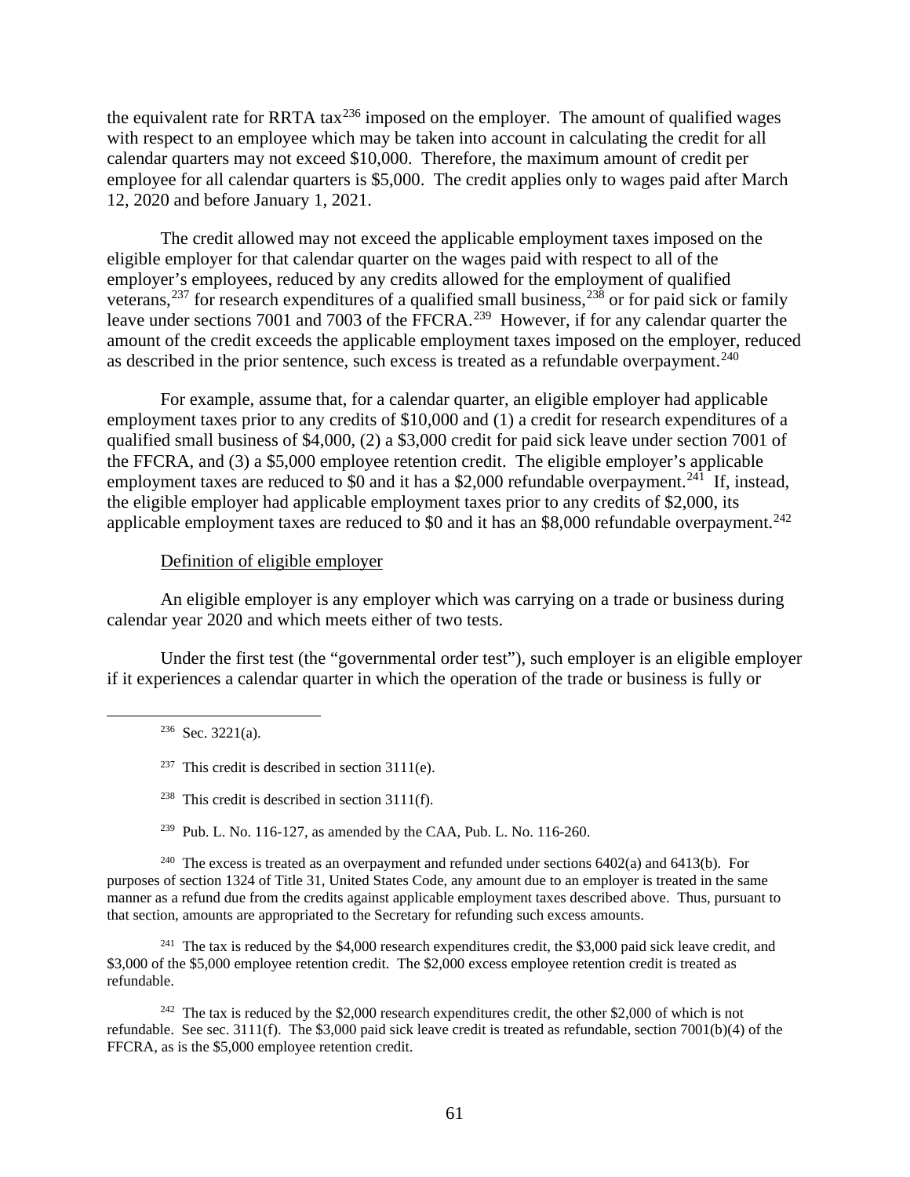the equivalent rate for RRTA tax[236] imposed on the employer. The amount of qualified wages with respect to an employee which may be taken into account in calculating the credit for all calendar quarters may not exceed $10,000. Therefore, the maximum amount of credit per employee for all calendar quarters is $5,000. The credit applies only to wages paid after March 12, 2020 and before January 1, 2021.

The credit allowed may not exceed the applicable employment taxes imposed on the eligible employer for that calendar quarter on the wages paid with respect to all of the employer's employees, reduced by any credits allowed for the employment of qualified veterans,[237] for research expenditures of a qualified small business,[238] or for paid sick or family leave under sections 7001 and 7003 of the FFCRA.[239] However, if for any calendar quarter the amount of the credit exceeds the applicable employment taxes imposed on the employer, reduced as described in the prior sentence, such excess is treated as a refundable overpayment.[240]

For example, assume that, for a calendar quarter, an eligible employer had applicable employment taxes prior to any credits of $10,000 and (1) a credit for research expenditures of a qualified small business of $4,000, (2) a $3,000 credit for paid sick leave under section 7001 of the FFCRA, and (3) a $5,000 employee retention credit. The eligible employer's applicable employment taxes are reduced to $0 and it has a $2,000 refundable overpayment.[241] If, instead, the eligible employer had applicable employment taxes prior to any credits of $2,000, its applicable employment taxes are reduced to $0 and it has an $8,000 refundable overpayment.[242]

Definition of eligible employer

An eligible employer is any employer which was carrying on a trade or business during calendar year 2020 and which meets either of two tests.

Under the first test (the "governmental order test"), such employer is an eligible employer if it experiences a calendar quarter in which the operation of the trade or business is fully or

---

[236] Sec. 3221(a).

[237] This credit is described in section 3111(e).

[238] This credit is described in section 3111(f).

[239] Pub. L. No. 116-127, as amended by the CAA, Pub. L. No. 116-260.

[240] The excess is treated as an overpayment and refunded under sections 6402(a) and 6413(b). For purposes of section 1324 of Title 31, United States Code, any amount due to an employer is treated in the same manner as a refund due from the credits against applicable employment taxes described above. Thus, pursuant to that section, amounts are appropriated to the Secretary for refunding such excess amounts.

[241] The tax is reduced by the $4,000 research expenditures credit, the $3,000 paid sick leave credit, and $3,000 of the $5,000 employee retention credit. The $2,000 excess employee retention credit is treated as refundable.

[242] The tax is reduced by the $2,000 research expenditures credit, the other $2,000 of which is not refundable. See sec. 3111(f). The $3,000 paid sick leave credit is treated as refundable, section 7001(b)(4) of the FFCRA, as is the $5,000 employee retention credit.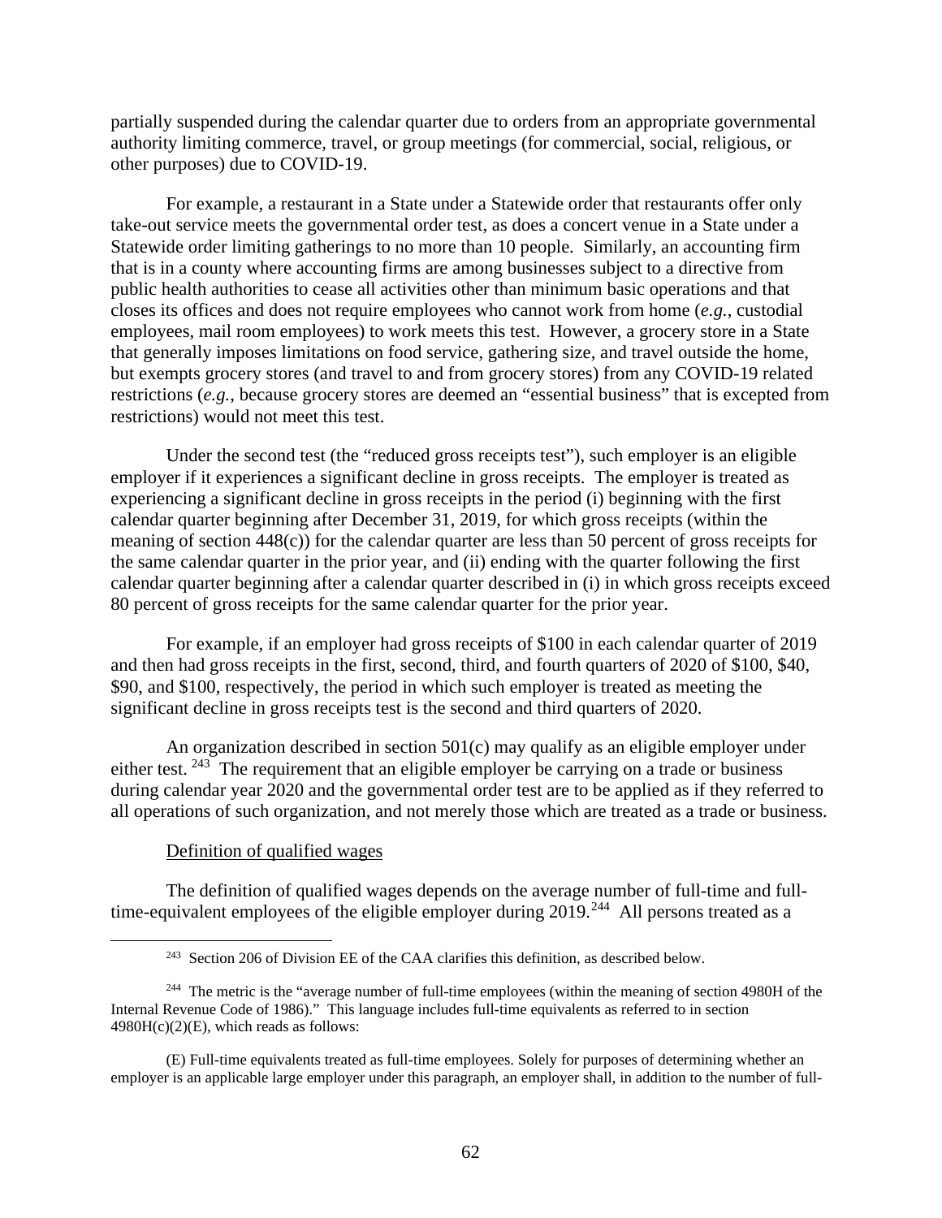partially suspended during the calendar quarter due to orders from an appropriate governmental authority limiting commerce, travel, or group meetings (for commercial, social, religious, or other purposes) due to COVID-19.

For example, a restaurant in a State under a Statewide order that restaurants offer only take-out service meets the governmental order test, as does a concert venue in a State under a Statewide order limiting gatherings to no more than 10 people. Similarly, an accounting firm that is in a county where accounting firms are among businesses subject to a directive from public health authorities to cease all activities other than minimum basic operations and that closes its offices and does not require employees who cannot work from home (*e.g.*, custodial employees, mail room employees) to work meets this test. However, a grocery store in a State that generally imposes limitations on food service, gathering size, and travel outside the home, but exempts grocery stores (and travel to and from grocery stores) from any COVID-19 related restrictions (*e.g.*, because grocery stores are deemed an "essential business" that is excepted from restrictions) would not meet this test.

Under the second test (the "reduced gross receipts test"), such employer is an eligible employer if it experiences a significant decline in gross receipts. The employer is treated as experiencing a significant decline in gross receipts in the period (i) beginning with the first calendar quarter beginning after December 31, 2019, for which gross receipts (within the meaning of section 448(c)) for the calendar quarter are less than 50 percent of gross receipts for the same calendar quarter in the prior year, and (ii) ending with the quarter following the first calendar quarter beginning after a calendar quarter described in (i) in which gross receipts exceed 80 percent of gross receipts for the same calendar quarter for the prior year.

For example, if an employer had gross receipts of $100 in each calendar quarter of 2019 and then had gross receipts in the first, second, third, and fourth quarters of 2020 of $100, $40, $90, and $100, respectively, the period in which such employer is treated as meeting the significant decline in gross receipts test is the second and third quarters of 2020.

An organization described in section 501(c) may qualify as an eligible employer under either test. [243] The requirement that an eligible employer be carrying on a trade or business during calendar year 2020 and the governmental order test are to be applied as if they referred to all operations of such organization, and not merely those which are treated as a trade or business.

Definition of qualified wages

The definition of qualified wages depends on the average number of full-time and full-time-equivalent employees of the eligible employer during 2019.[244] All persons treated as a

---

[243] Section 206 of Division EE of the CAA clarifies this definition, as described below.

[244] The metric is the "average number of full-time employees (within the meaning of section 4980H of the Internal Revenue Code of 1986)." This language includes full-time equivalents as referred to in section 4980H(c)(2)(E), which reads as follows:

(E) Full-time equivalents treated as full-time employees. Solely for purposes of determining whether an employer is an applicable large employer under this paragraph, an employer shall, in addition to the number of full-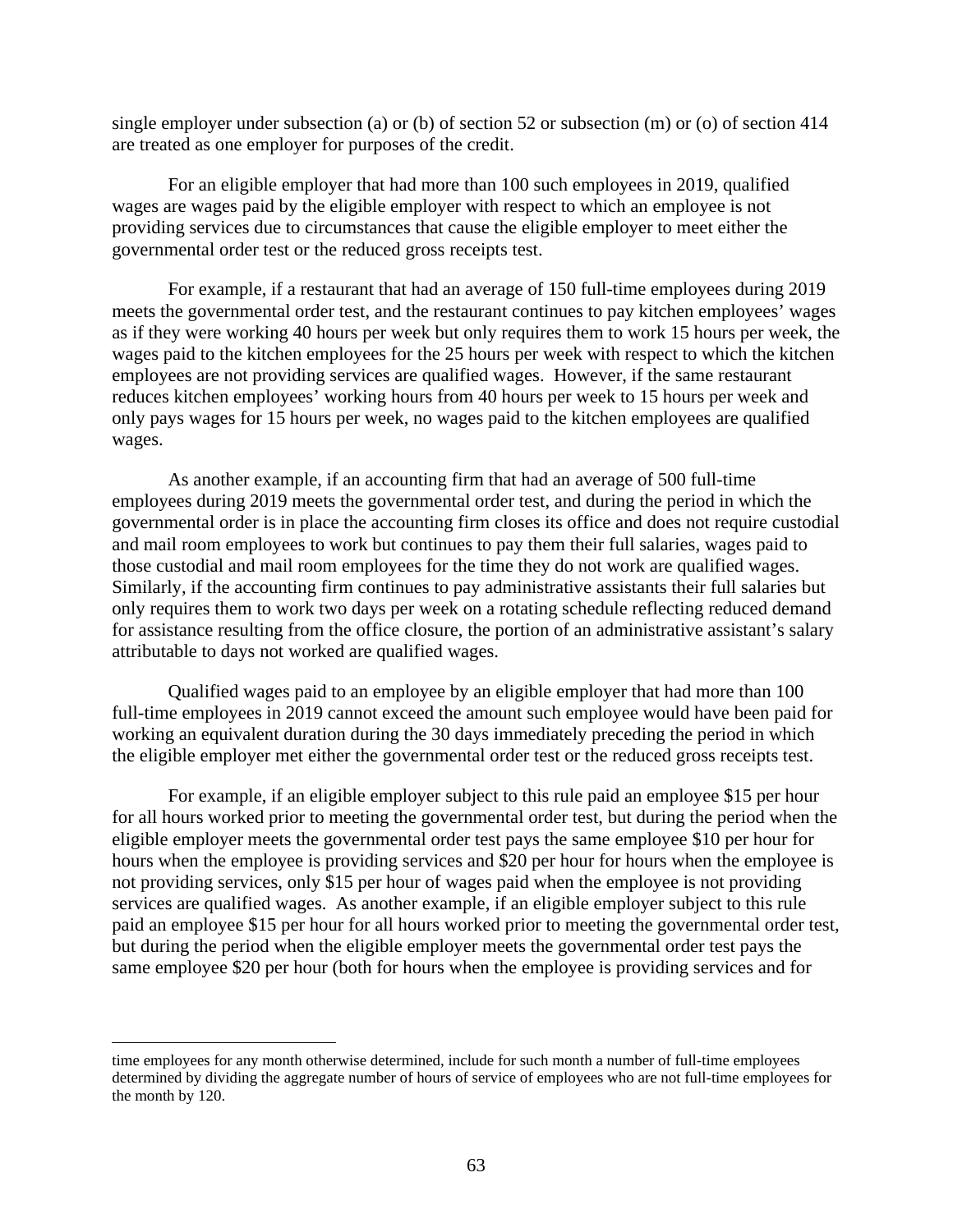single employer under subsection (a) or (b) of section 52 or subsection (m) or (o) of section 414 are treated as one employer for purposes of the credit.

For an eligible employer that had more than 100 such employees in 2019, qualified wages are wages paid by the eligible employer with respect to which an employee is not providing services due to circumstances that cause the eligible employer to meet either the governmental order test or the reduced gross receipts test.

For example, if a restaurant that had an average of 150 full-time employees during 2019 meets the governmental order test, and the restaurant continues to pay kitchen employees' wages as if they were working 40 hours per week but only requires them to work 15 hours per week, the wages paid to the kitchen employees for the 25 hours per week with respect to which the kitchen employees are not providing services are qualified wages. However, if the same restaurant reduces kitchen employees' working hours from 40 hours per week to 15 hours per week and only pays wages for 15 hours per week, no wages paid to the kitchen employees are qualified wages.

As another example, if an accounting firm that had an average of 500 full-time employees during 2019 meets the governmental order test, and during the period in which the governmental order is in place the accounting firm closes its office and does not require custodial and mail room employees to work but continues to pay them their full salaries, wages paid to those custodial and mail room employees for the time they do not work are qualified wages. Similarly, if the accounting firm continues to pay administrative assistants their full salaries but only requires them to work two days per week on a rotating schedule reflecting reduced demand for assistance resulting from the office closure, the portion of an administrative assistant's salary attributable to days not worked are qualified wages.

Qualified wages paid to an employee by an eligible employer that had more than 100 full-time employees in 2019 cannot exceed the amount such employee would have been paid for working an equivalent duration during the 30 days immediately preceding the period in which the eligible employer met either the governmental order test or the reduced gross receipts test.

For example, if an eligible employer subject to this rule paid an employee $15 per hour for all hours worked prior to meeting the governmental order test, but during the period when the eligible employer meets the governmental order test pays the same employee $10 per hour for hours when the employee is providing services and $20 per hour for hours when the employee is not providing services, only $15 per hour of wages paid when the employee is not providing services are qualified wages. As another example, if an eligible employer subject to this rule paid an employee $15 per hour for all hours worked prior to meeting the governmental order test, but during the period when the eligible employer meets the governmental order test pays the same employee $20 per hour (both for hours when the employee is providing services and for

---

time employees for any month otherwise determined, include for such month a number of full-time employees determined by dividing the aggregate number of hours of service of employees who are not full-time employees for the month by 120.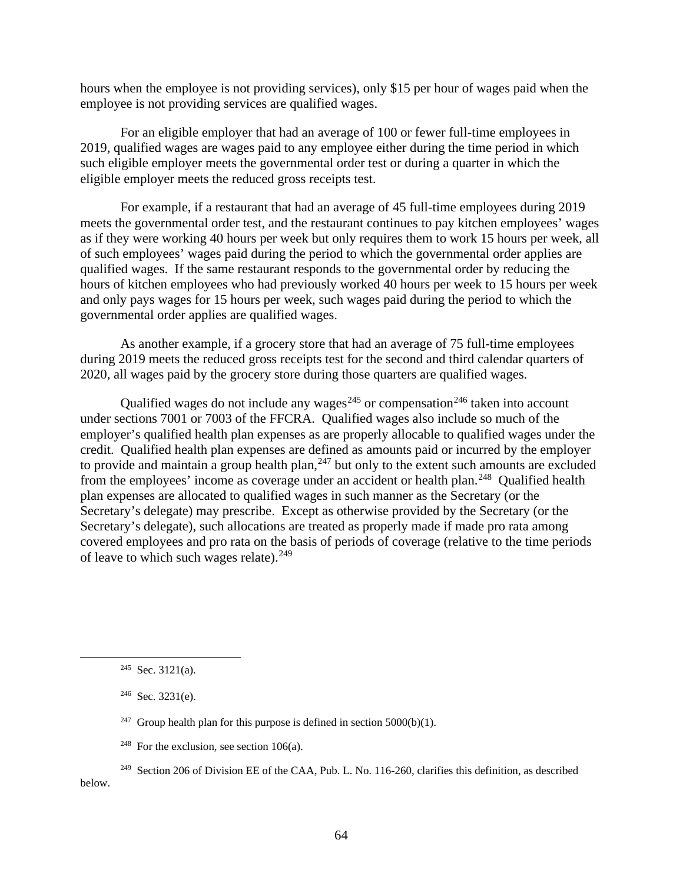hours when the employee is not providing services), only $15 per hour of wages paid when the employee is not providing services are qualified wages.

For an eligible employer that had an average of 100 or fewer full-time employees in 2019, qualified wages are wages paid to any employee either during the time period in which such eligible employer meets the governmental order test or during a quarter in which the eligible employer meets the reduced gross receipts test.

For example, if a restaurant that had an average of 45 full-time employees during 2019 meets the governmental order test, and the restaurant continues to pay kitchen employees' wages as if they were working 40 hours per week but only requires them to work 15 hours per week, all of such employees' wages paid during the period to which the governmental order applies are qualified wages. If the same restaurant responds to the governmental order by reducing the hours of kitchen employees who had previously worked 40 hours per week to 15 hours per week and only pays wages for 15 hours per week, such wages paid during the period to which the governmental order applies are qualified wages.

As another example, if a grocery store that had an average of 75 full-time employees during 2019 meets the reduced gross receipts test for the second and third calendar quarters of 2020, all wages paid by the grocery store during those quarters are qualified wages.

Qualified wages do not include any wages[245] or compensation[246] taken into account under sections 7001 or 7003 of the FFCRA. Qualified wages also include so much of the employer's qualified health plan expenses as are properly allocable to qualified wages under the credit. Qualified health plan expenses are defined as amounts paid or incurred by the employer to provide and maintain a group health plan,[247] but only to the extent such amounts are excluded from the employees' income as coverage under an accident or health plan.[248] Qualified health plan expenses are allocated to qualified wages in such manner as the Secretary (or the Secretary's delegate) may prescribe. Except as otherwise provided by the Secretary (or the Secretary's delegate), such allocations are treated as properly made if made pro rata among covered employees and pro rata on the basis of periods of coverage (relative to the time periods of leave to which such wages relate).[249]

---

[245] Sec. 3121(a).

[246] Sec. 3231(e).

[247] Group health plan for this purpose is defined in section 5000(b)(1).

[248] For the exclusion, see section 106(a).

[249] Section 206 of Division EE of the CAA, Pub. L. No. 116-260, clarifies this definition, as described below.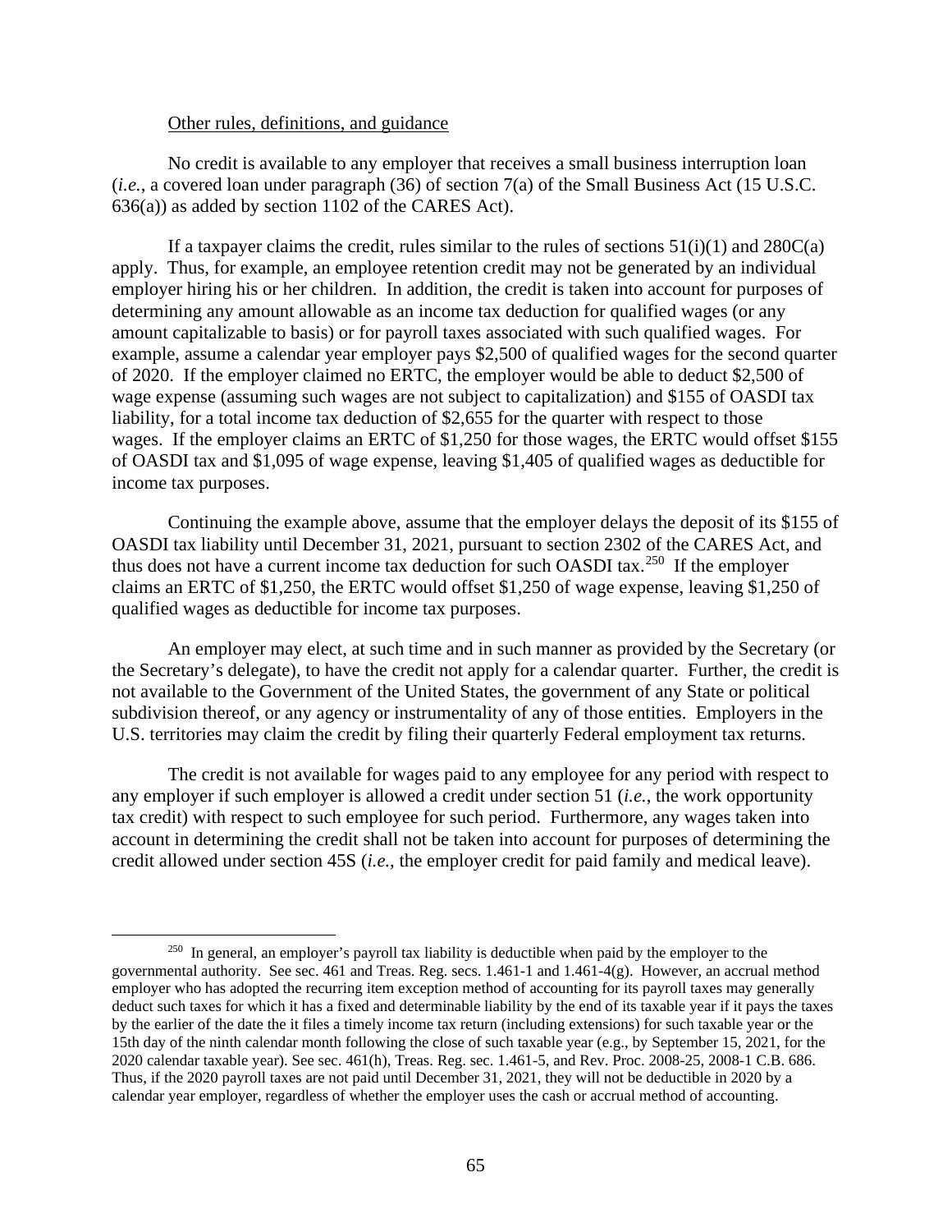Other rules, definitions, and guidance

No credit is available to any employer that receives a small business interruption loan (*i.e.*, a covered loan under paragraph (36) of section 7(a) of the Small Business Act (15 U.S.C. 636(a)) as added by section 1102 of the CARES Act).

If a taxpayer claims the credit, rules similar to the rules of sections 51(i)(1) and 280C(a) apply. Thus, for example, an employee retention credit may not be generated by an individual employer hiring his or her children. In addition, the credit is taken into account for purposes of determining any amount allowable as an income tax deduction for qualified wages (or any amount capitalizable to basis) or for payroll taxes associated with such qualified wages. For example, assume a calendar year employer pays $2,500 of qualified wages for the second quarter of 2020. If the employer claimed no ERTC, the employer would be able to deduct $2,500 of wage expense (assuming such wages are not subject to capitalization) and $155 of OASDI tax liability, for a total income tax deduction of $2,655 for the quarter with respect to those wages. If the employer claims an ERTC of $1,250 for those wages, the ERTC would offset $155 of OASDI tax and $1,095 of wage expense, leaving $1,405 of qualified wages as deductible for income tax purposes.

Continuing the example above, assume that the employer delays the deposit of its $155 of OASDI tax liability until December 31, 2021, pursuant to section 2302 of the CARES Act, and thus does not have a current income tax deduction for such OASDI tax.[250] If the employer claims an ERTC of $1,250, the ERTC would offset $1,250 of wage expense, leaving $1,250 of qualified wages as deductible for income tax purposes.

An employer may elect, at such time and in such manner as provided by the Secretary (or the Secretary's delegate), to have the credit not apply for a calendar quarter. Further, the credit is not available to the Government of the United States, the government of any State or political subdivision thereof, or any agency or instrumentality of any of those entities. Employers in the U.S. territories may claim the credit by filing their quarterly Federal employment tax returns.

The credit is not available for wages paid to any employee for any period with respect to any employer if such employer is allowed a credit under section 51 (*i.e.*, the work opportunity tax credit) with respect to such employee for such period. Furthermore, any wages taken into account in determining the credit shall not be taken into account for purposes of determining the credit allowed under section 45S (*i.e.*, the employer credit for paid family and medical leave).

---

[250] In general, an employer's payroll tax liability is deductible when paid by the employer to the governmental authority. See sec. 461 and Treas. Reg. secs. 1.461-1 and 1.461-4(g). However, an accrual method employer who has adopted the recurring item exception method of accounting for its payroll taxes may generally deduct such taxes for which it has a fixed and determinable liability by the end of its taxable year if it pays the taxes by the earlier of the date the it files a timely income tax return (including extensions) for such taxable year or the 15th day of the ninth calendar month following the close of such taxable year (e.g., by September 15, 2021, for the 2020 calendar taxable year). See sec. 461(h), Treas. Reg. sec. 1.461-5, and Rev. Proc. 2008-25, 2008-1 C.B. 686. Thus, if the 2020 payroll taxes are not paid until December 31, 2021, they will not be deductible in 2020 by a calendar year employer, regardless of whether the employer uses the cash or accrual method of accounting.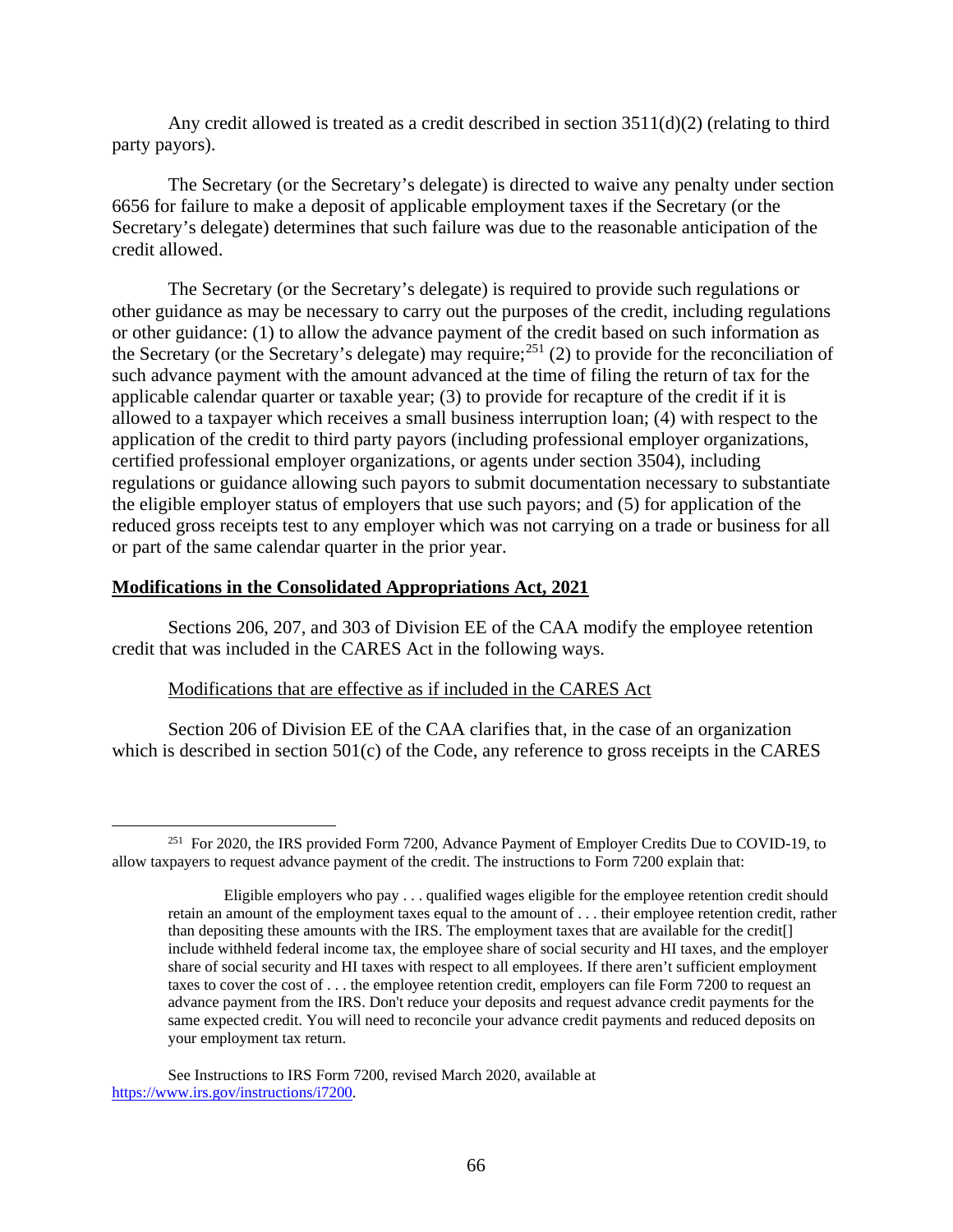Any credit allowed is treated as a credit described in section 3511(d)(2) (relating to third party payors).

The Secretary (or the Secretary's delegate) is directed to waive any penalty under section 6656 for failure to make a deposit of applicable employment taxes if the Secretary (or the Secretary's delegate) determines that such failure was due to the reasonable anticipation of the credit allowed.

The Secretary (or the Secretary's delegate) is required to provide such regulations or other guidance as may be necessary to carry out the purposes of the credit, including regulations or other guidance: (1) to allow the advance payment of the credit based on such information as the Secretary (or the Secretary's delegate) may require;[251] (2) to provide for the reconciliation of such advance payment with the amount advanced at the time of filing the return of tax for the applicable calendar quarter or taxable year; (3) to provide for recapture of the credit if it is allowed to a taxpayer which receives a small business interruption loan; (4) with respect to the application of the credit to third party payors (including professional employer organizations, certified professional employer organizations, or agents under section 3504), including regulations or guidance allowing such payors to submit documentation necessary to substantiate the eligible employer status of employers that use such payors; and (5) for application of the reduced gross receipts test to any employer which was not carrying on a trade or business for all or part of the same calendar quarter in the prior year.

**Modifications in the Consolidated Appropriations Act, 2021**

Sections 206, 207, and 303 of Division EE of the CAA modify the employee retention credit that was included in the CARES Act in the following ways.

Modifications that are effective as if included in the CARES Act

Section 206 of Division EE of the CAA clarifies that, in the case of an organization which is described in section 501(c) of the Code, any reference to gross receipts in the CARES

---

[251] For 2020, the IRS provided Form 7200, Advance Payment of Employer Credits Due to COVID-19, to allow taxpayers to request advance payment of the credit. The instructions to Form 7200 explain that:

> Eligible employers who pay . . . qualified wages eligible for the employee retention credit should retain an amount of the employment taxes equal to the amount of . . . their employee retention credit, rather than depositing these amounts with the IRS. The employment taxes that are available for the credit[] include withheld federal income tax, the employee share of social security and HI taxes, and the employer share of social security and HI taxes with respect to all employees. If there aren't sufficient employment taxes to cover the cost of . . . the employee retention credit, employers can file Form 7200 to request an advance payment from the IRS. Don't reduce your deposits and request advance credit payments for the same expected credit. You will need to reconcile your advance credit payments and reduced deposits on your employment tax return.

See Instructions to IRS Form 7200, revised March 2020, available at https://www.irs.gov/instructions/i7200.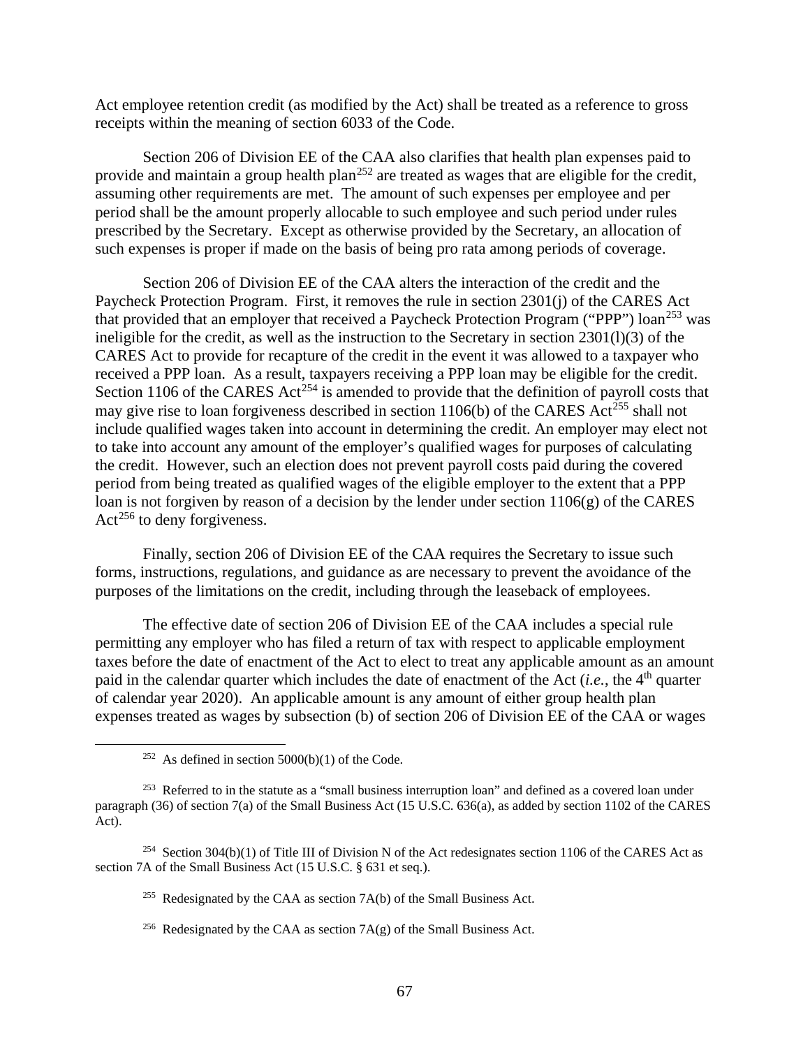Act employee retention credit (as modified by the Act) shall be treated as a reference to gross receipts within the meaning of section 6033 of the Code.

Section 206 of Division EE of the CAA also clarifies that health plan expenses paid to provide and maintain a group health plan[252] are treated as wages that are eligible for the credit, assuming other requirements are met. The amount of such expenses per employee and per period shall be the amount properly allocable to such employee and such period under rules prescribed by the Secretary. Except as otherwise provided by the Secretary, an allocation of such expenses is proper if made on the basis of being pro rata among periods of coverage.

Section 206 of Division EE of the CAA alters the interaction of the credit and the Paycheck Protection Program. First, it removes the rule in section 2301(j) of the CARES Act that provided that an employer that received a Paycheck Protection Program ("PPP") loan[253] was ineligible for the credit, as well as the instruction to the Secretary in section 2301(l)(3) of the CARES Act to provide for recapture of the credit in the event it was allowed to a taxpayer who received a PPP loan. As a result, taxpayers receiving a PPP loan may be eligible for the credit. Section 1106 of the CARES Act[254] is amended to provide that the definition of payroll costs that may give rise to loan forgiveness described in section 1106(b) of the CARES Act[255] shall not include qualified wages taken into account in determining the credit. An employer may elect not to take into account any amount of the employer's qualified wages for purposes of calculating the credit. However, such an election does not prevent payroll costs paid during the covered period from being treated as qualified wages of the eligible employer to the extent that a PPP loan is not forgiven by reason of a decision by the lender under section 1106(g) of the CARES Act[256] to deny forgiveness.

Finally, section 206 of Division EE of the CAA requires the Secretary to issue such forms, instructions, regulations, and guidance as are necessary to prevent the avoidance of the purposes of the limitations on the credit, including through the leaseback of employees.

The effective date of section 206 of Division EE of the CAA includes a special rule permitting any employer who has filed a return of tax with respect to applicable employment taxes before the date of enactment of the Act to elect to treat any applicable amount as an amount paid in the calendar quarter which includes the date of enactment of the Act (*i.e.*, the 4th quarter of calendar year 2020). An applicable amount is any amount of either group health plan expenses treated as wages by subsection (b) of section 206 of Division EE of the CAA or wages

---

[252] As defined in section 5000(b)(1) of the Code.

[253] Referred to in the statute as a "small business interruption loan" and defined as a covered loan under paragraph (36) of section 7(a) of the Small Business Act (15 U.S.C. 636(a), as added by section 1102 of the CARES Act).

[254] Section 304(b)(1) of Title III of Division N of the Act redesignates section 1106 of the CARES Act as section 7A of the Small Business Act (15 U.S.C. § 631 et seq.).

[255] Redesignated by the CAA as section 7A(b) of the Small Business Act.

[256] Redesignated by the CAA as section 7A(g) of the Small Business Act.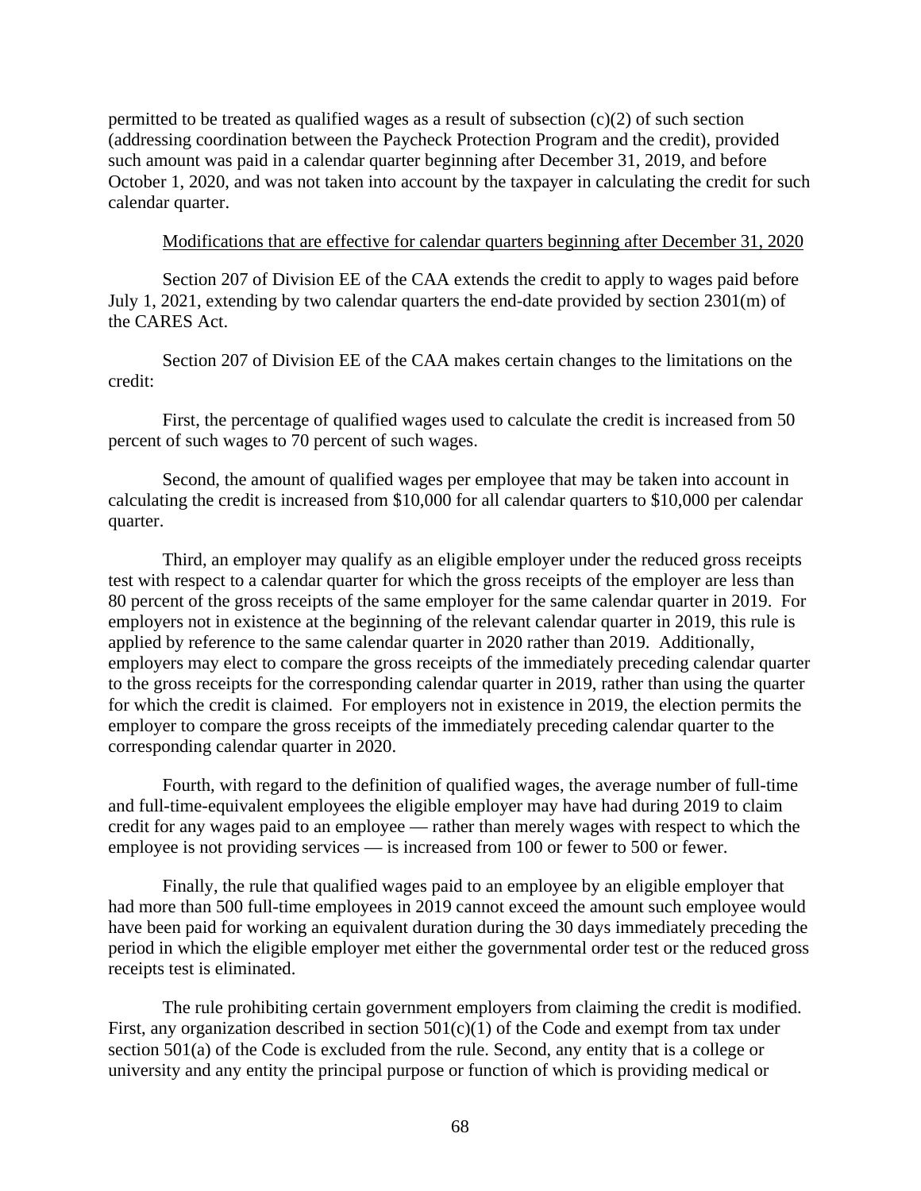permitted to be treated as qualified wages as a result of subsection (c)(2) of such section (addressing coordination between the Paycheck Protection Program and the credit), provided such amount was paid in a calendar quarter beginning after December 31, 2019, and before October 1, 2020, and was not taken into account by the taxpayer in calculating the credit for such calendar quarter.

Modifications that are effective for calendar quarters beginning after December 31, 2020

Section 207 of Division EE of the CAA extends the credit to apply to wages paid before July 1, 2021, extending by two calendar quarters the end-date provided by section 2301(m) of the CARES Act.

Section 207 of Division EE of the CAA makes certain changes to the limitations on the credit:

First, the percentage of qualified wages used to calculate the credit is increased from 50 percent of such wages to 70 percent of such wages.

Second, the amount of qualified wages per employee that may be taken into account in calculating the credit is increased from $10,000 for all calendar quarters to $10,000 per calendar quarter.

Third, an employer may qualify as an eligible employer under the reduced gross receipts test with respect to a calendar quarter for which the gross receipts of the employer are less than 80 percent of the gross receipts of the same employer for the same calendar quarter in 2019. For employers not in existence at the beginning of the relevant calendar quarter in 2019, this rule is applied by reference to the same calendar quarter in 2020 rather than 2019. Additionally, employers may elect to compare the gross receipts of the immediately preceding calendar quarter to the gross receipts for the corresponding calendar quarter in 2019, rather than using the quarter for which the credit is claimed. For employers not in existence in 2019, the election permits the employer to compare the gross receipts of the immediately preceding calendar quarter to the corresponding calendar quarter in 2020.

Fourth, with regard to the definition of qualified wages, the average number of full-time and full-time-equivalent employees the eligible employer may have had during 2019 to claim credit for any wages paid to an employee — rather than merely wages with respect to which the employee is not providing services — is increased from 100 or fewer to 500 or fewer.

Finally, the rule that qualified wages paid to an employee by an eligible employer that had more than 500 full-time employees in 2019 cannot exceed the amount such employee would have been paid for working an equivalent duration during the 30 days immediately preceding the period in which the eligible employer met either the governmental order test or the reduced gross receipts test is eliminated.

The rule prohibiting certain government employers from claiming the credit is modified. First, any organization described in section 501(c)(1) of the Code and exempt from tax under section 501(a) of the Code is excluded from the rule. Second, any entity that is a college or university and any entity the principal purpose or function of which is providing medical or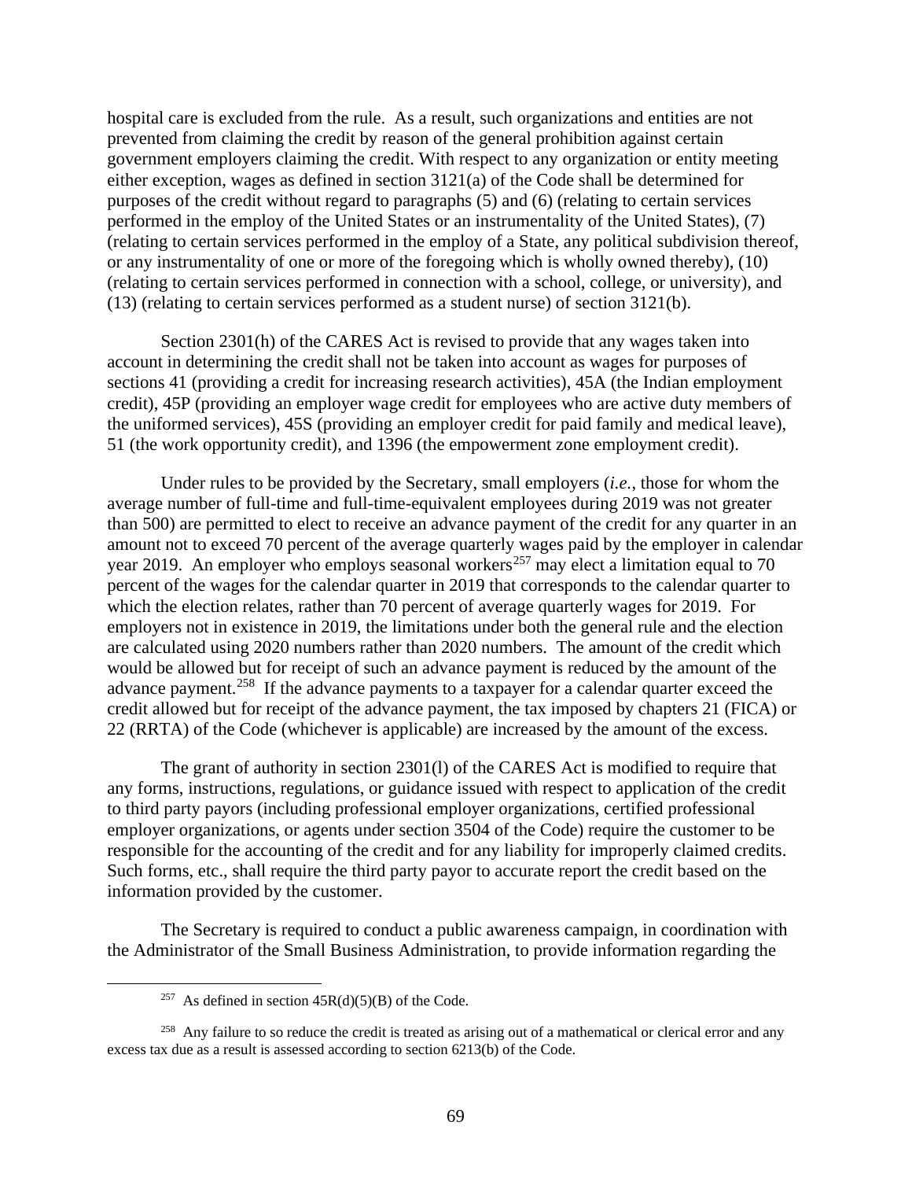hospital care is excluded from the rule. As a result, such organizations and entities are not prevented from claiming the credit by reason of the general prohibition against certain government employers claiming the credit. With respect to any organization or entity meeting either exception, wages as defined in section 3121(a) of the Code shall be determined for purposes of the credit without regard to paragraphs (5) and (6) (relating to certain services performed in the employ of the United States or an instrumentality of the United States), (7) (relating to certain services performed in the employ of a State, any political subdivision thereof, or any instrumentality of one or more of the foregoing which is wholly owned thereby), (10) (relating to certain services performed in connection with a school, college, or university), and (13) (relating to certain services performed as a student nurse) of section 3121(b).

Section 2301(h) of the CARES Act is revised to provide that any wages taken into account in determining the credit shall not be taken into account as wages for purposes of sections 41 (providing a credit for increasing research activities), 45A (the Indian employment credit), 45P (providing an employer wage credit for employees who are active duty members of the uniformed services), 45S (providing an employer credit for paid family and medical leave), 51 (the work opportunity credit), and 1396 (the empowerment zone employment credit).

Under rules to be provided by the Secretary, small employers (*i.e.*, those for whom the average number of full-time and full-time-equivalent employees during 2019 was not greater than 500) are permitted to elect to receive an advance payment of the credit for any quarter in an amount not to exceed 70 percent of the average quarterly wages paid by the employer in calendar year 2019. An employer who employs seasonal workers[257] may elect a limitation equal to 70 percent of the wages for the calendar quarter in 2019 that corresponds to the calendar quarter to which the election relates, rather than 70 percent of average quarterly wages for 2019. For employers not in existence in 2019, the limitations under both the general rule and the election are calculated using 2020 numbers rather than 2020 numbers. The amount of the credit which would be allowed but for receipt of such an advance payment is reduced by the amount of the advance payment.[258] If the advance payments to a taxpayer for a calendar quarter exceed the credit allowed but for receipt of the advance payment, the tax imposed by chapters 21 (FICA) or 22 (RRTA) of the Code (whichever is applicable) are increased by the amount of the excess.

The grant of authority in section 2301(l) of the CARES Act is modified to require that any forms, instructions, regulations, or guidance issued with respect to application of the credit to third party payors (including professional employer organizations, certified professional employer organizations, or agents under section 3504 of the Code) require the customer to be responsible for the accounting of the credit and for any liability for improperly claimed credits. Such forms, etc., shall require the third party payor to accurate report the credit based on the information provided by the customer.

The Secretary is required to conduct a public awareness campaign, in coordination with the Administrator of the Small Business Administration, to provide information regarding the

[257] As defined in section 45R(d)(5)(B) of the Code.

[258] Any failure to so reduce the credit is treated as arising out of a mathematical or clerical error and any excess tax due as a result is assessed according to section 6213(b) of the Code.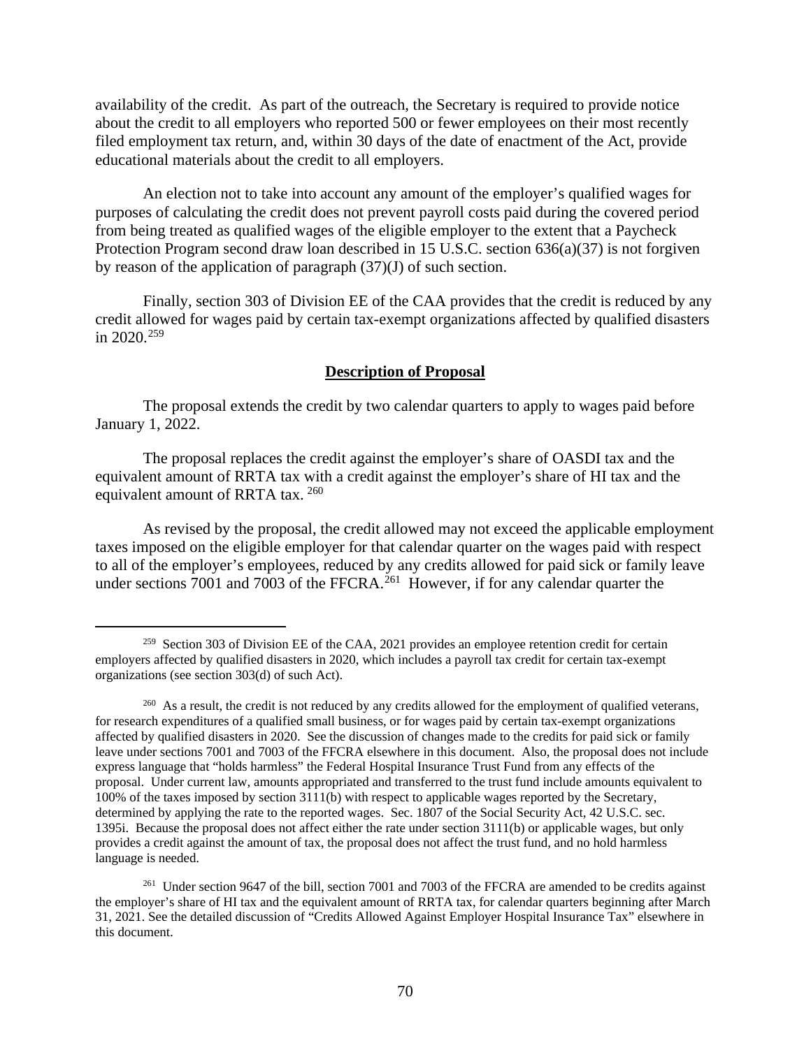availability of the credit. As part of the outreach, the Secretary is required to provide notice about the credit to all employers who reported 500 or fewer employees on their most recently filed employment tax return, and, within 30 days of the date of enactment of the Act, provide educational materials about the credit to all employers.

An election not to take into account any amount of the employer's qualified wages for purposes of calculating the credit does not prevent payroll costs paid during the covered period from being treated as qualified wages of the eligible employer to the extent that a Paycheck Protection Program second draw loan described in 15 U.S.C. section 636(a)(37) is not forgiven by reason of the application of paragraph (37)(J) of such section.

Finally, section 303 of Division EE of the CAA provides that the credit is reduced by any credit allowed for wages paid by certain tax-exempt organizations affected by qualified disasters in 2020.[259]

## **Description of Proposal**

The proposal extends the credit by two calendar quarters to apply to wages paid before January 1, 2022.

The proposal replaces the credit against the employer's share of OASDI tax and the equivalent amount of RRTA tax with a credit against the employer's share of HI tax and the equivalent amount of RRTA tax.[260]

As revised by the proposal, the credit allowed may not exceed the applicable employment taxes imposed on the eligible employer for that calendar quarter on the wages paid with respect to all of the employer's employees, reduced by any credits allowed for paid sick or family leave under sections 7001 and 7003 of the FFCRA.[261] However, if for any calendar quarter the

---

[259] Section 303 of Division EE of the CAA, 2021 provides an employee retention credit for certain employers affected by qualified disasters in 2020, which includes a payroll tax credit for certain tax-exempt organizations (see section 303(d) of such Act).

[260] As a result, the credit is not reduced by any credits allowed for the employment of qualified veterans, for research expenditures of a qualified small business, or for wages paid by certain tax-exempt organizations affected by qualified disasters in 2020. See the discussion of changes made to the credits for paid sick or family leave under sections 7001 and 7003 of the FFCRA elsewhere in this document. Also, the proposal does not include express language that "holds harmless" the Federal Hospital Insurance Trust Fund from any effects of the proposal. Under current law, amounts appropriated and transferred to the trust fund include amounts equivalent to 100% of the taxes imposed by section 3111(b) with respect to applicable wages reported by the Secretary, determined by applying the rate to the reported wages. Sec. 1807 of the Social Security Act, 42 U.S.C. sec. 1395i. Because the proposal does not affect either the rate under section 3111(b) or applicable wages, but only provides a credit against the amount of tax, the proposal does not affect the trust fund, and no hold harmless language is needed.

[261] Under section 9647 of the bill, section 7001 and 7003 of the FFCRA are amended to be credits against the employer's share of HI tax and the equivalent amount of RRTA tax, for calendar quarters beginning after March 31, 2021. See the detailed discussion of "Credits Allowed Against Employer Hospital Insurance Tax" elsewhere in this document.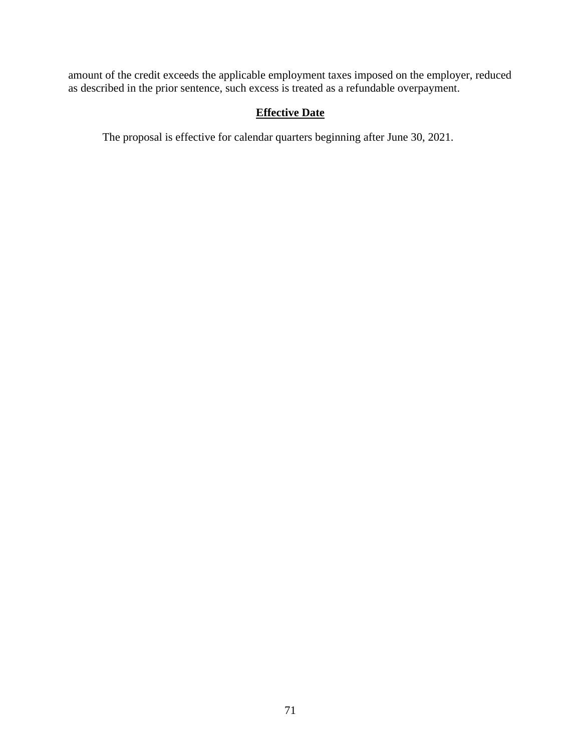amount of the credit exceeds the applicable employment taxes imposed on the employer, reduced as described in the prior sentence, such excess is treated as a refundable overpayment.

### Effective Date

The proposal is effective for calendar quarters beginning after June 30, 2021.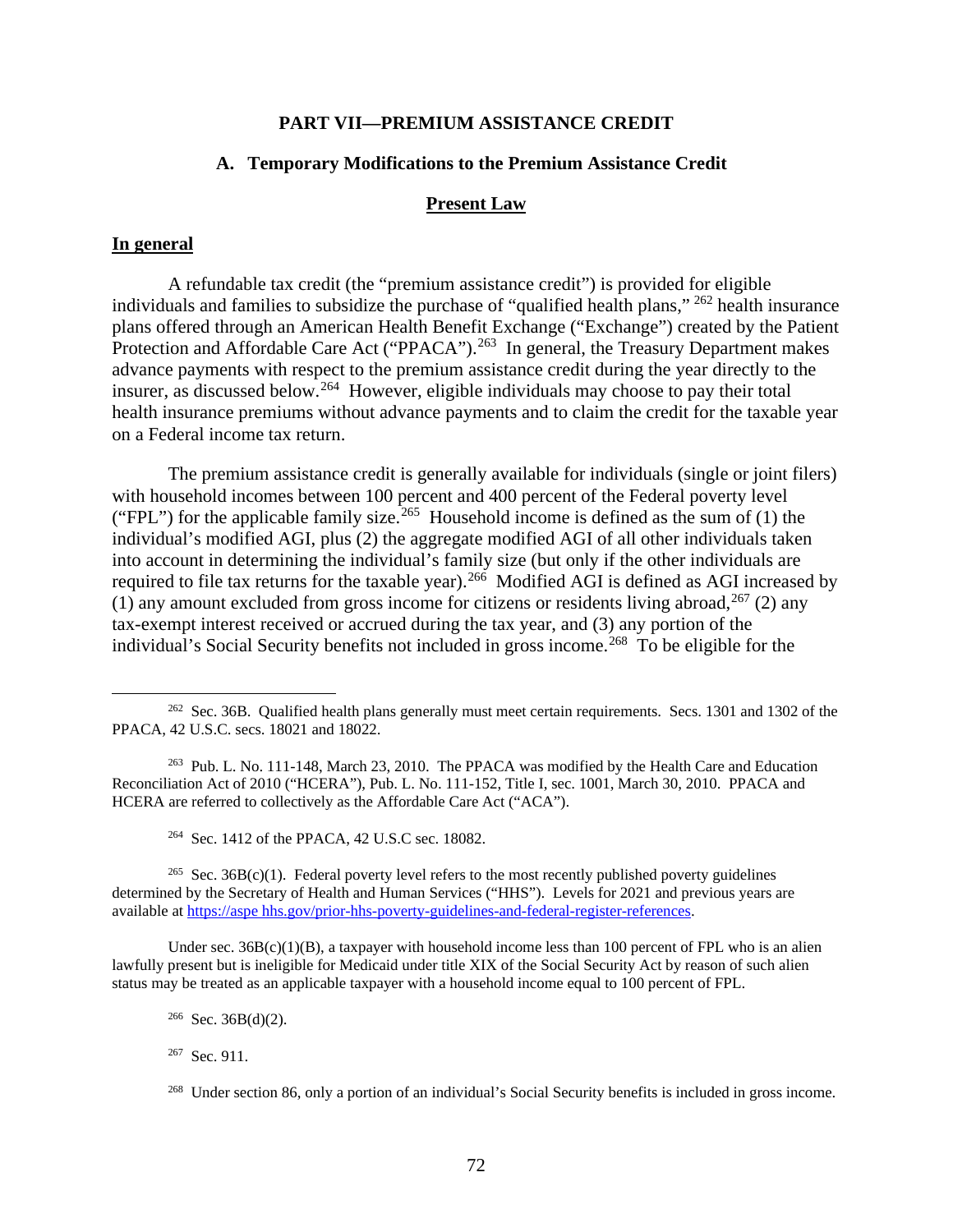## PART VII—PREMIUM ASSISTANCE CREDIT

### A. Temporary Modifications to the Premium Assistance Credit

#### Present Law

**In general**

A refundable tax credit (the "premium assistance credit") is provided for eligible individuals and families to subsidize the purchase of "qualified health plans," [262] health insurance plans offered through an American Health Benefit Exchange ("Exchange") created by the Patient Protection and Affordable Care Act ("PPACA").[263] In general, the Treasury Department makes advance payments with respect to the premium assistance credit during the year directly to the insurer, as discussed below.[264] However, eligible individuals may choose to pay their total health insurance premiums without advance payments and to claim the credit for the taxable year on a Federal income tax return.

The premium assistance credit is generally available for individuals (single or joint filers) with household incomes between 100 percent and 400 percent of the Federal poverty level ("FPL") for the applicable family size.[265] Household income is defined as the sum of (1) the individual's modified AGI, plus (2) the aggregate modified AGI of all other individuals taken into account in determining the individual's family size (but only if the other individuals are required to file tax returns for the taxable year).[266] Modified AGI is defined as AGI increased by (1) any amount excluded from gross income for citizens or residents living abroad,[267] (2) any tax-exempt interest received or accrued during the tax year, and (3) any portion of the individual's Social Security benefits not included in gross income.[268] To be eligible for the

---

[262] Sec. 36B. Qualified health plans generally must meet certain requirements. Secs. 1301 and 1302 of the PPACA, 42 U.S.C. secs. 18021 and 18022.

[263] Pub. L. No. 111-148, March 23, 2010. The PPACA was modified by the Health Care and Education Reconciliation Act of 2010 ("HCERA"), Pub. L. No. 111-152, Title I, sec. 1001, March 30, 2010. PPACA and HCERA are referred to collectively as the Affordable Care Act ("ACA").

[264] Sec. 1412 of the PPACA, 42 U.S.C sec. 18082.

[265] Sec. 36B(c)(1). Federal poverty level refers to the most recently published poverty guidelines determined by the Secretary of Health and Human Services ("HHS"). Levels for 2021 and previous years are available at https://aspe hhs.gov/prior-hhs-poverty-guidelines-and-federal-register-references.

Under sec. 36B(c)(1)(B), a taxpayer with household income less than 100 percent of FPL who is an alien lawfully present but is ineligible for Medicaid under title XIX of the Social Security Act by reason of such alien status may be treated as an applicable taxpayer with a household income equal to 100 percent of FPL.

[266] Sec. 36B(d)(2).

[267] Sec. 911.

[268] Under section 86, only a portion of an individual's Social Security benefits is included in gross income.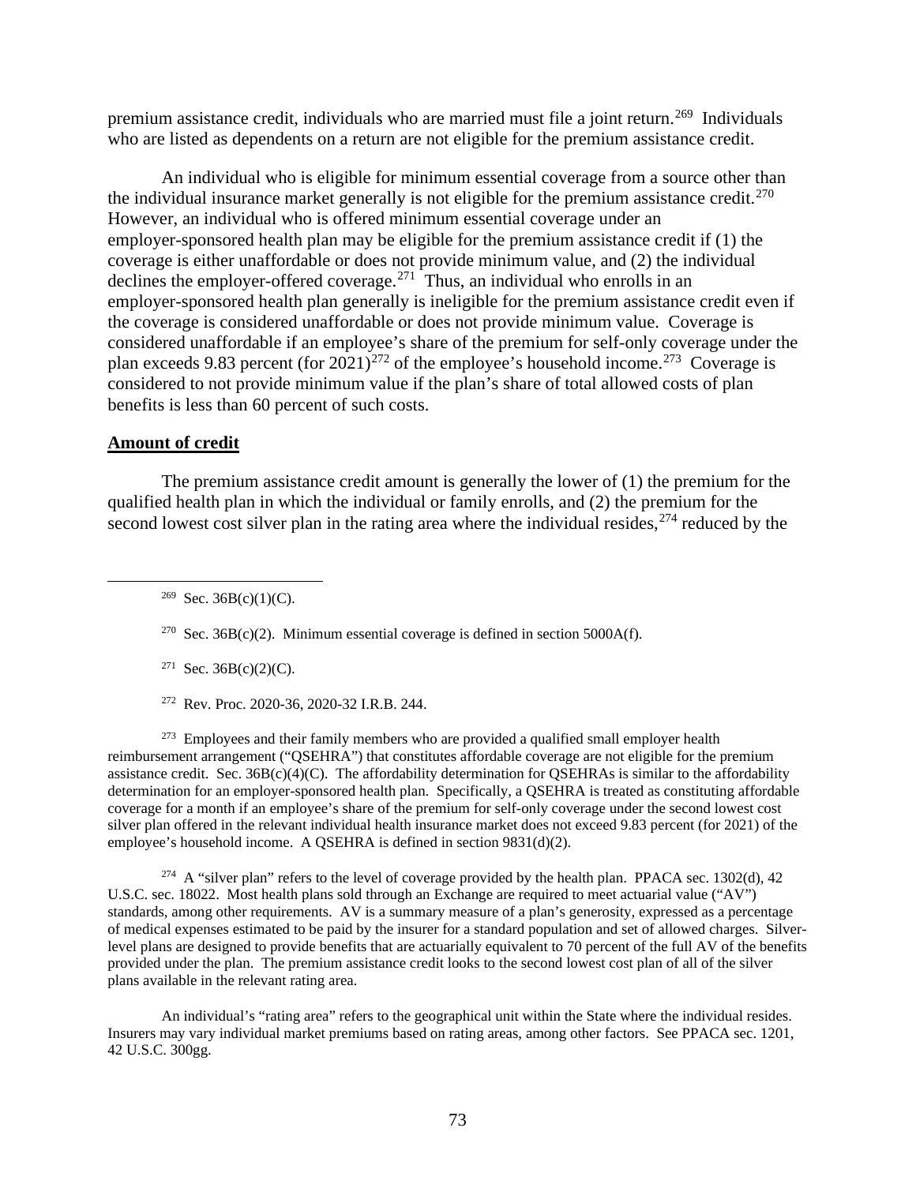premium assistance credit, individuals who are married must file a joint return.[269] Individuals who are listed as dependents on a return are not eligible for the premium assistance credit.

An individual who is eligible for minimum essential coverage from a source other than the individual insurance market generally is not eligible for the premium assistance credit.[270] However, an individual who is offered minimum essential coverage under an employer-sponsored health plan may be eligible for the premium assistance credit if (1) the coverage is either unaffordable or does not provide minimum value, and (2) the individual declines the employer-offered coverage.[271] Thus, an individual who enrolls in an employer-sponsored health plan generally is ineligible for the premium assistance credit even if the coverage is considered unaffordable or does not provide minimum value. Coverage is considered unaffordable if an employee's share of the premium for self-only coverage under the plan exceeds 9.83 percent (for 2021)[272] of the employee's household income.[273] Coverage is considered to not provide minimum value if the plan's share of total allowed costs of plan benefits is less than 60 percent of such costs.

**Amount of credit**

The premium assistance credit amount is generally the lower of (1) the premium for the qualified health plan in which the individual or family enrolls, and (2) the premium for the second lowest cost silver plan in the rating area where the individual resides,[274] reduced by the

---

[269] Sec. 36B(c)(1)(C).

[270] Sec. 36B(c)(2). Minimum essential coverage is defined in section 5000A(f).

[271] Sec. 36B(c)(2)(C).

[272] Rev. Proc. 2020-36, 2020-32 I.R.B. 244.

[273] Employees and their family members who are provided a qualified small employer health reimbursement arrangement ("QSEHRA") that constitutes affordable coverage are not eligible for the premium assistance credit. Sec. 36B(c)(4)(C). The affordability determination for QSEHRAs is similar to the affordability determination for an employer-sponsored health plan. Specifically, a QSEHRA is treated as constituting affordable coverage for a month if an employee's share of the premium for self-only coverage under the second lowest cost silver plan offered in the relevant individual health insurance market does not exceed 9.83 percent (for 2021) of the employee's household income. A QSEHRA is defined in section 9831(d)(2).

[274] A "silver plan" refers to the level of coverage provided by the health plan. PPACA sec. 1302(d), 42 U.S.C. sec. 18022. Most health plans sold through an Exchange are required to meet actuarial value ("AV") standards, among other requirements. AV is a summary measure of a plan's generosity, expressed as a percentage of medical expenses estimated to be paid by the insurer for a standard population and set of allowed charges. Silver-level plans are designed to provide benefits that are actuarially equivalent to 70 percent of the full AV of the benefits provided under the plan. The premium assistance credit looks to the second lowest cost plan of all of the silver plans available in the relevant rating area.

An individual's "rating area" refers to the geographical unit within the State where the individual resides. Insurers may vary individual market premiums based on rating areas, among other factors. See PPACA sec. 1201, 42 U.S.C. 300gg.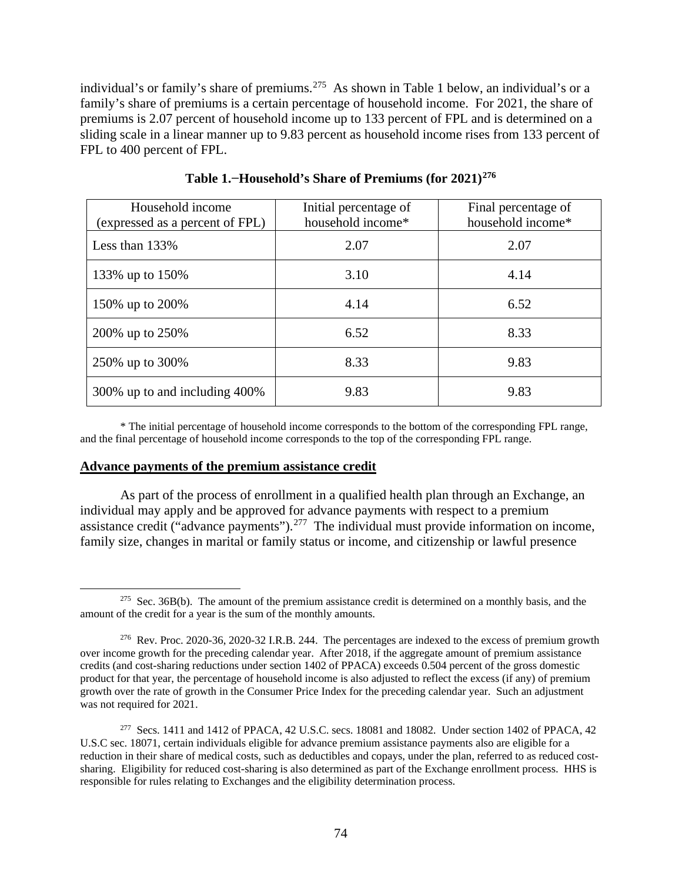individual's or family's share of premiums.[275] As shown in Table 1 below, an individual's or a family's share of premiums is a certain percentage of household income. For 2021, the share of premiums is 2.07 percent of household income up to 133 percent of FPL and is determined on a sliding scale in a linear manner up to 9.83 percent as household income rises from 133 percent of FPL to 400 percent of FPL.

**Table 1.–Household's Share of Premiums (for 2021)[276]**

| Household income (expressed as a percent of FPL) | Initial percentage of household income* | Final percentage of household income* |
|---|---|---|
| Less than 133% | 2.07 | 2.07 |
| 133% up to 150% | 3.10 | 4.14 |
| 150% up to 200% | 4.14 | 6.52 |
| 200% up to 250% | 6.52 | 8.33 |
| 250% up to 300% | 8.33 | 9.83 |
| 300% up to and including 400% | 9.83 | 9.83 |

* The initial percentage of household income corresponds to the bottom of the corresponding FPL range, and the final percentage of household income corresponds to the top of the corresponding FPL range.

**Advance payments of the premium assistance credit**

As part of the process of enrollment in a qualified health plan through an Exchange, an individual may apply and be approved for advance payments with respect to a premium assistance credit ("advance payments").[277] The individual must provide information on income, family size, changes in marital or family status or income, and citizenship or lawful presence

---

[275] Sec. 36B(b). The amount of the premium assistance credit is determined on a monthly basis, and the amount of the credit for a year is the sum of the monthly amounts.

[276] Rev. Proc. 2020-36, 2020-32 I.R.B. 244. The percentages are indexed to the excess of premium growth over income growth for the preceding calendar year. After 2018, if the aggregate amount of premium assistance credits (and cost-sharing reductions under section 1402 of PPACA) exceeds 0.504 percent of the gross domestic product for that year, the percentage of household income is also adjusted to reflect the excess (if any) of premium growth over the rate of growth in the Consumer Price Index for the preceding calendar year. Such an adjustment was not required for 2021.

[277] Secs. 1411 and 1412 of PPACA, 42 U.S.C. secs. 18081 and 18082. Under section 1402 of PPACA, 42 U.S.C sec. 18071, certain individuals eligible for advance premium assistance payments also are eligible for a reduction in their share of medical costs, such as deductibles and copays, under the plan, referred to as reduced cost-sharing. Eligibility for reduced cost-sharing is also determined as part of the Exchange enrollment process. HHS is responsible for rules relating to Exchanges and the eligibility determination process.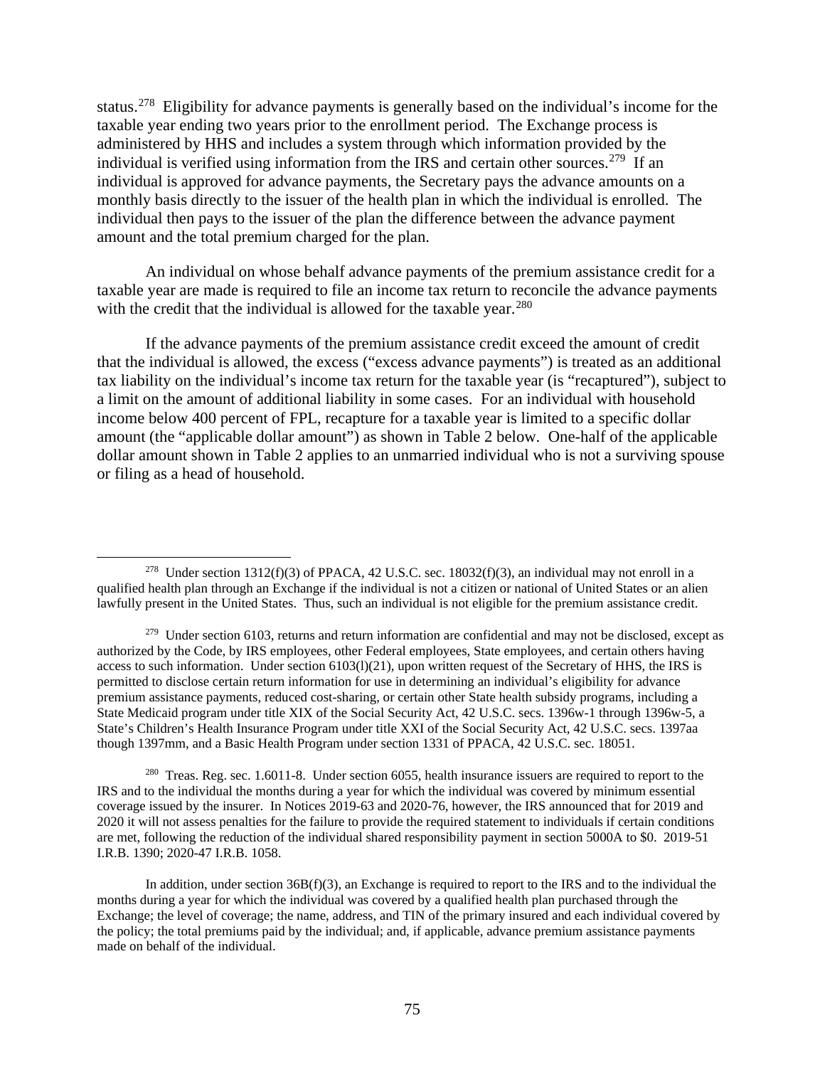status.[278] Eligibility for advance payments is generally based on the individual's income for the taxable year ending two years prior to the enrollment period. The Exchange process is administered by HHS and includes a system through which information provided by the individual is verified using information from the IRS and certain other sources.[279] If an individual is approved for advance payments, the Secretary pays the advance amounts on a monthly basis directly to the issuer of the health plan in which the individual is enrolled. The individual then pays to the issuer of the plan the difference between the advance payment amount and the total premium charged for the plan.

An individual on whose behalf advance payments of the premium assistance credit for a taxable year are made is required to file an income tax return to reconcile the advance payments with the credit that the individual is allowed for the taxable year.[280]

If the advance payments of the premium assistance credit exceed the amount of credit that the individual is allowed, the excess ("excess advance payments") is treated as an additional tax liability on the individual's income tax return for the taxable year (is "recaptured"), subject to a limit on the amount of additional liability in some cases. For an individual with household income below 400 percent of FPL, recapture for a taxable year is limited to a specific dollar amount (the "applicable dollar amount") as shown in Table 2 below. One-half of the applicable dollar amount shown in Table 2 applies to an unmarried individual who is not a surviving spouse or filing as a head of household.

---

[278] Under section 1312(f)(3) of PPACA, 42 U.S.C. sec. 18032(f)(3), an individual may not enroll in a qualified health plan through an Exchange if the individual is not a citizen or national of United States or an alien lawfully present in the United States. Thus, such an individual is not eligible for the premium assistance credit.

[279] Under section 6103, returns and return information are confidential and may not be disclosed, except as authorized by the Code, by IRS employees, other Federal employees, State employees, and certain others having access to such information. Under section 6103(l)(21), upon written request of the Secretary of HHS, the IRS is permitted to disclose certain return information for use in determining an individual's eligibility for advance premium assistance payments, reduced cost-sharing, or certain other State health subsidy programs, including a State Medicaid program under title XIX of the Social Security Act, 42 U.S.C. secs. 1396w-1 through 1396w-5, a State's Children's Health Insurance Program under title XXI of the Social Security Act, 42 U.S.C. secs. 1397aa though 1397mm, and a Basic Health Program under section 1331 of PPACA, 42 U.S.C. sec. 18051.

[280] Treas. Reg. sec. 1.6011-8. Under section 6055, health insurance issuers are required to report to the IRS and to the individual the months during a year for which the individual was covered by minimum essential coverage issued by the insurer. In Notices 2019-63 and 2020-76, however, the IRS announced that for 2019 and 2020 it will not assess penalties for the failure to provide the required statement to individuals if certain conditions are met, following the reduction of the individual shared responsibility payment in section 5000A to $0. 2019-51 I.R.B. 1390; 2020-47 I.R.B. 1058.

In addition, under section 36B(f)(3), an Exchange is required to report to the IRS and to the individual the months during a year for which the individual was covered by a qualified health plan purchased through the Exchange; the level of coverage; the name, address, and TIN of the primary insured and each individual covered by the policy; the total premiums paid by the individual; and, if applicable, advance premium assistance payments made on behalf of the individual.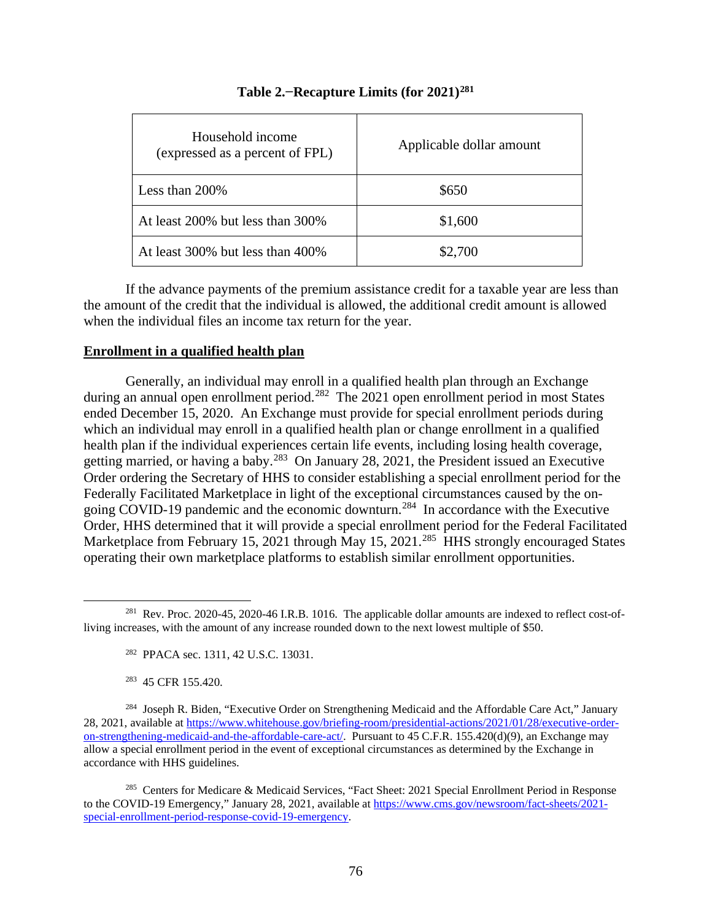**Table 2.−Recapture Limits (for 2021)[281]**

| Household income (expressed as a percent of FPL) | Applicable dollar amount |
| --- | --- |
| Less than 200% | $650 |
| At least 200% but less than 300% | $1,600 |
| At least 300% but less than 400% | $2,700 |

If the advance payments of the premium assistance credit for a taxable year are less than the amount of the credit that the individual is allowed, the additional credit amount is allowed when the individual files an income tax return for the year.

**Enrollment in a qualified health plan**

Generally, an individual may enroll in a qualified health plan through an Exchange during an annual open enrollment period.[282] The 2021 open enrollment period in most States ended December 15, 2020. An Exchange must provide for special enrollment periods during which an individual may enroll in a qualified health plan or change enrollment in a qualified health plan if the individual experiences certain life events, including losing health coverage, getting married, or having a baby.[283] On January 28, 2021, the President issued an Executive Order ordering the Secretary of HHS to consider establishing a special enrollment period for the Federally Facilitated Marketplace in light of the exceptional circumstances caused by the on-going COVID-19 pandemic and the economic downturn.[284] In accordance with the Executive Order, HHS determined that it will provide a special enrollment period for the Federal Facilitated Marketplace from February 15, 2021 through May 15, 2021.[285] HHS strongly encouraged States operating their own marketplace platforms to establish similar enrollment opportunities.

---

[281] Rev. Proc. 2020-45, 2020-46 I.R.B. 1016. The applicable dollar amounts are indexed to reflect cost-of-living increases, with the amount of any increase rounded down to the next lowest multiple of $50.

[282] PPACA sec. 1311, 42 U.S.C. 13031.

[283] 45 CFR 155.420.

[284] Joseph R. Biden, "Executive Order on Strengthening Medicaid and the Affordable Care Act," January 28, 2021, available at https://www.whitehouse.gov/briefing-room/presidential-actions/2021/01/28/executive-order-on-strengthening-medicaid-and-the-affordable-care-act/. Pursuant to 45 C.F.R. 155.420(d)(9), an Exchange may allow a special enrollment period in the event of exceptional circumstances as determined by the Exchange in accordance with HHS guidelines.

[285] Centers for Medicare & Medicaid Services, "Fact Sheet: 2021 Special Enrollment Period in Response to the COVID-19 Emergency," January 28, 2021, available at https://www.cms.gov/newsroom/fact-sheets/2021-special-enrollment-period-response-covid-19-emergency.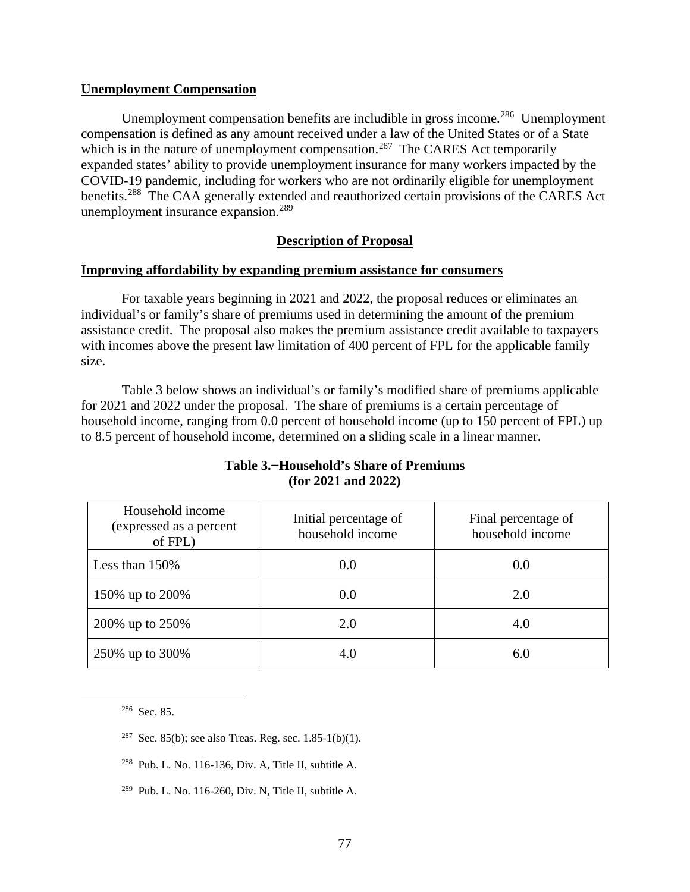**Unemployment Compensation**

Unemployment compensation benefits are includible in gross income.[286] Unemployment compensation is defined as any amount received under a law of the United States or of a State which is in the nature of unemployment compensation.[287] The CARES Act temporarily expanded states' ability to provide unemployment insurance for many workers impacted by the COVID-19 pandemic, including for workers who are not ordinarily eligible for unemployment benefits.[288] The CAA generally extended and reauthorized certain provisions of the CARES Act unemployment insurance expansion.[289]

## Description of Proposal

**Improving affordability by expanding premium assistance for consumers**

For taxable years beginning in 2021 and 2022, the proposal reduces or eliminates an individual's or family's share of premiums used in determining the amount of the premium assistance credit. The proposal also makes the premium assistance credit available to taxpayers with incomes above the present law limitation of 400 percent of FPL for the applicable family size.

Table 3 below shows an individual's or family's modified share of premiums applicable for 2021 and 2022 under the proposal. The share of premiums is a certain percentage of household income, ranging from 0.0 percent of household income (up to 150 percent of FPL) up to 8.5 percent of household income, determined on a sliding scale in a linear manner.

**Table 3.−Household's Share of Premiums (for 2021 and 2022)**

| Household income (expressed as a percent of FPL) | Initial percentage of household income | Final percentage of household income |
|---|---|---|
| Less than 150% | 0.0 | 0.0 |
| 150% up to 200% | 0.0 | 2.0 |
| 200% up to 250% | 2.0 | 4.0 |
| 250% up to 300% | 4.0 | 6.0 |

---

[286] Sec. 85.

[287] Sec. 85(b); see also Treas. Reg. sec. 1.85-1(b)(1).

[288] Pub. L. No. 116-136, Div. A, Title II, subtitle A.

[289] Pub. L. No. 116-260, Div. N, Title II, subtitle A.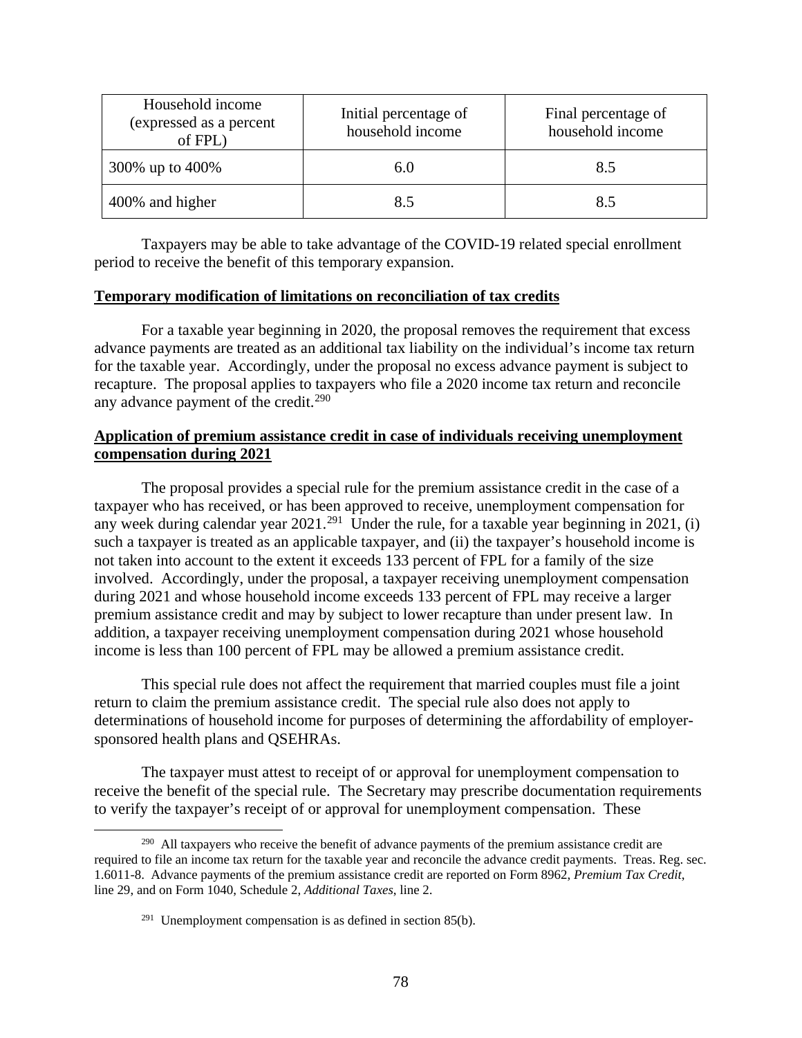| Household income (expressed as a percent of FPL) | Initial percentage of household income | Final percentage of household income |
| --- | --- | --- |
| 300% up to 400% | 6.0 | 8.5 |
| 400% and higher | 8.5 | 8.5 |

Taxpayers may be able to take advantage of the COVID-19 related special enrollment period to receive the benefit of this temporary expansion.

**Temporary modification of limitations on reconciliation of tax credits**

For a taxable year beginning in 2020, the proposal removes the requirement that excess advance payments are treated as an additional tax liability on the individual's income tax return for the taxable year. Accordingly, under the proposal no excess advance payment is subject to recapture. The proposal applies to taxpayers who file a 2020 income tax return and reconcile any advance payment of the credit.[290]

**Application of premium assistance credit in case of individuals receiving unemployment compensation during 2021**

The proposal provides a special rule for the premium assistance credit in the case of a taxpayer who has received, or has been approved to receive, unemployment compensation for any week during calendar year 2021.[291] Under the rule, for a taxable year beginning in 2021, (i) such a taxpayer is treated as an applicable taxpayer, and (ii) the taxpayer's household income is not taken into account to the extent it exceeds 133 percent of FPL for a family of the size involved. Accordingly, under the proposal, a taxpayer receiving unemployment compensation during 2021 and whose household income exceeds 133 percent of FPL may receive a larger premium assistance credit and may by subject to lower recapture than under present law. In addition, a taxpayer receiving unemployment compensation during 2021 whose household income is less than 100 percent of FPL may be allowed a premium assistance credit.

This special rule does not affect the requirement that married couples must file a joint return to claim the premium assistance credit. The special rule also does not apply to determinations of household income for purposes of determining the affordability of employer-sponsored health plans and QSEHRAs.

The taxpayer must attest to receipt of or approval for unemployment compensation to receive the benefit of the special rule. The Secretary may prescribe documentation requirements to verify the taxpayer's receipt of or approval for unemployment compensation. These

[290] All taxpayers who receive the benefit of advance payments of the premium assistance credit are required to file an income tax return for the taxable year and reconcile the advance credit payments. Treas. Reg. sec. 1.6011-8. Advance payments of the premium assistance credit are reported on Form 8962, *Premium Tax Credit*, line 29, and on Form 1040, Schedule 2, *Additional Taxes*, line 2.

[291] Unemployment compensation is as defined in section 85(b).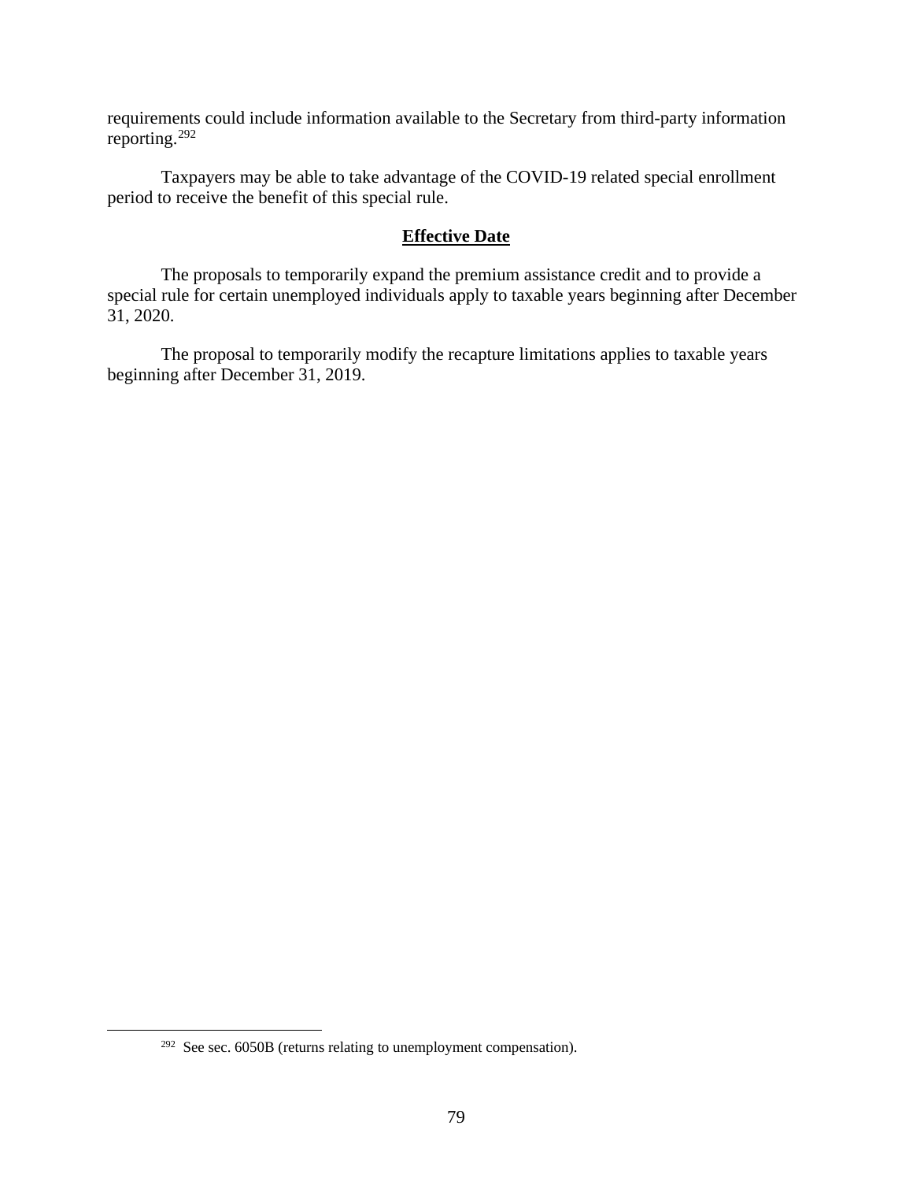requirements could include information available to the Secretary from third-party information reporting.[292]

Taxpayers may be able to take advantage of the COVID-19 related special enrollment period to receive the benefit of this special rule.

## Effective Date

The proposals to temporarily expand the premium assistance credit and to provide a special rule for certain unemployed individuals apply to taxable years beginning after December 31, 2020.

The proposal to temporarily modify the recapture limitations applies to taxable years beginning after December 31, 2019.

---

[292] See sec. 6050B (returns relating to unemployment compensation).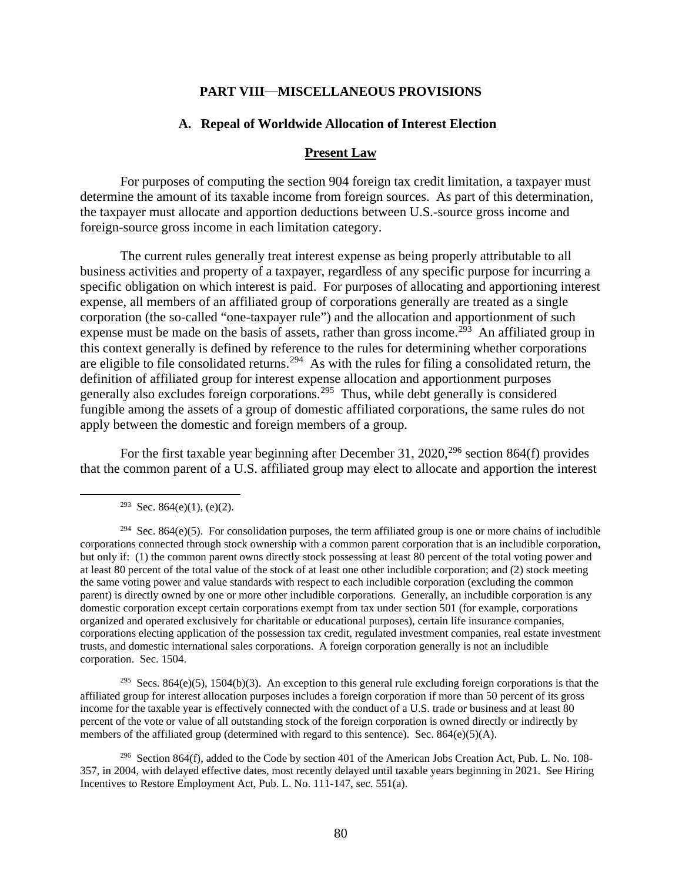## PART VIII—MISCELLANEOUS PROVISIONS

### A. Repeal of Worldwide Allocation of Interest Election

#### Present Law

For purposes of computing the section 904 foreign tax credit limitation, a taxpayer must determine the amount of its taxable income from foreign sources. As part of this determination, the taxpayer must allocate and apportion deductions between U.S.-source gross income and foreign-source gross income in each limitation category.

The current rules generally treat interest expense as being properly attributable to all business activities and property of a taxpayer, regardless of any specific purpose for incurring a specific obligation on which interest is paid. For purposes of allocating and apportioning interest expense, all members of an affiliated group of corporations generally are treated as a single corporation (the so-called "one-taxpayer rule") and the allocation and apportionment of such expense must be made on the basis of assets, rather than gross income.[293] An affiliated group in this context generally is defined by reference to the rules for determining whether corporations are eligible to file consolidated returns.[294] As with the rules for filing a consolidated return, the definition of affiliated group for interest expense allocation and apportionment purposes generally also excludes foreign corporations.[295] Thus, while debt generally is considered fungible among the assets of a group of domestic affiliated corporations, the same rules do not apply between the domestic and foreign members of a group.

For the first taxable year beginning after December 31, 2020,[296] section 864(f) provides that the common parent of a U.S. affiliated group may elect to allocate and apportion the interest

---

[293] Sec. 864(e)(1), (e)(2).

[294] Sec. 864(e)(5). For consolidation purposes, the term affiliated group is one or more chains of includible corporations connected through stock ownership with a common parent corporation that is an includible corporation, but only if: (1) the common parent owns directly stock possessing at least 80 percent of the total voting power and at least 80 percent of the total value of the stock of at least one other includible corporation; and (2) stock meeting the same voting power and value standards with respect to each includible corporation (excluding the common parent) is directly owned by one or more other includible corporations. Generally, an includible corporation is any domestic corporation except certain corporations exempt from tax under section 501 (for example, corporations organized and operated exclusively for charitable or educational purposes), certain life insurance companies, corporations electing application of the possession tax credit, regulated investment companies, real estate investment trusts, and domestic international sales corporations. A foreign corporation generally is not an includible corporation. Sec. 1504.

[295] Secs. 864(e)(5), 1504(b)(3). An exception to this general rule excluding foreign corporations is that the affiliated group for interest allocation purposes includes a foreign corporation if more than 50 percent of its gross income for the taxable year is effectively connected with the conduct of a U.S. trade or business and at least 80 percent of the vote or value of all outstanding stock of the foreign corporation is owned directly or indirectly by members of the affiliated group (determined with regard to this sentence). Sec. 864(e)(5)(A).

[296] Section 864(f), added to the Code by section 401 of the American Jobs Creation Act, Pub. L. No. 108-357, in 2004, with delayed effective dates, most recently delayed until taxable years beginning in 2021. See Hiring Incentives to Restore Employment Act, Pub. L. No. 111-147, sec. 551(a).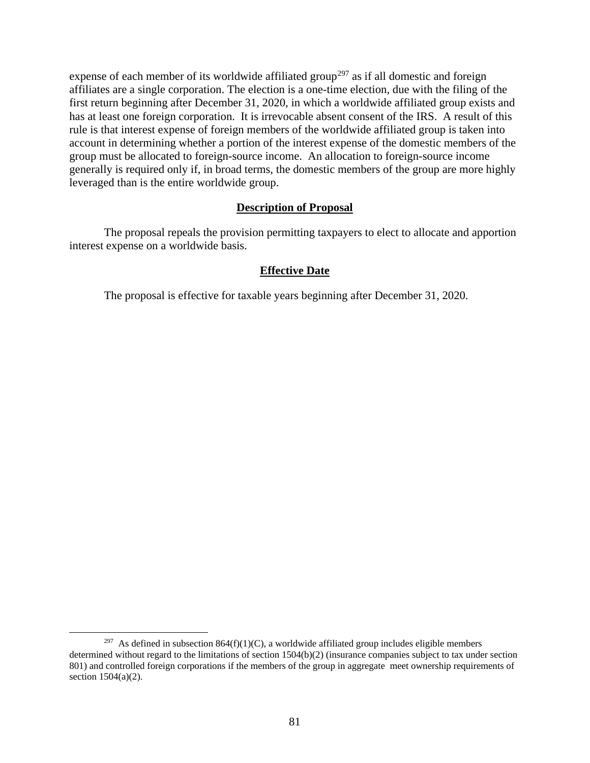expense of each member of its worldwide affiliated group[297] as if all domestic and foreign affiliates are a single corporation. The election is a one-time election, due with the filing of the first return beginning after December 31, 2020, in which a worldwide affiliated group exists and has at least one foreign corporation. It is irrevocable absent consent of the IRS. A result of this rule is that interest expense of foreign members of the worldwide affiliated group is taken into account in determining whether a portion of the interest expense of the domestic members of the group must be allocated to foreign-source income. An allocation to foreign-source income generally is required only if, in broad terms, the domestic members of the group are more highly leveraged than is the entire worldwide group.

## Description of Proposal

The proposal repeals the provision permitting taxpayers to elect to allocate and apportion interest expense on a worldwide basis.

## Effective Date

The proposal is effective for taxable years beginning after December 31, 2020.

---

[297] As defined in subsection 864(f)(1)(C), a worldwide affiliated group includes eligible members determined without regard to the limitations of section 1504(b)(2) (insurance companies subject to tax under section 801) and controlled foreign corporations if the members of the group in aggregate meet ownership requirements of section 1504(a)(2).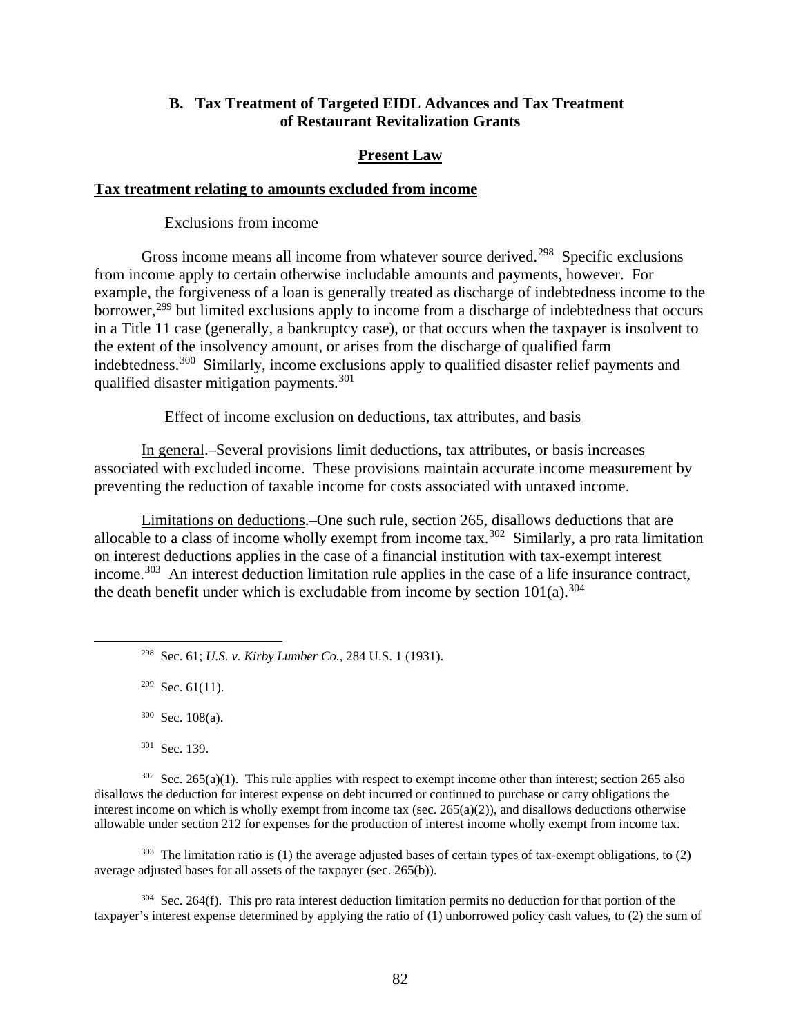### B. Tax Treatment of Targeted EIDL Advances and Tax Treatment of Restaurant Revitalization Grants

#### Present Law

**Tax treatment relating to amounts excluded from income**

Exclusions from income

Gross income means all income from whatever source derived.[298] Specific exclusions from income apply to certain otherwise includable amounts and payments, however. For example, the forgiveness of a loan is generally treated as discharge of indebtedness income to the borrower,[299] but limited exclusions apply to income from a discharge of indebtedness that occurs in a Title 11 case (generally, a bankruptcy case), or that occurs when the taxpayer is insolvent to the extent of the insolvency amount, or arises from the discharge of qualified farm indebtedness.[300] Similarly, income exclusions apply to qualified disaster relief payments and qualified disaster mitigation payments.[301]

Effect of income exclusion on deductions, tax attributes, and basis

In general.–Several provisions limit deductions, tax attributes, or basis increases associated with excluded income. These provisions maintain accurate income measurement by preventing the reduction of taxable income for costs associated with untaxed income.

Limitations on deductions.–One such rule, section 265, disallows deductions that are allocable to a class of income wholly exempt from income tax.[302] Similarly, a pro rata limitation on interest deductions applies in the case of a financial institution with tax-exempt interest income.[303] An interest deduction limitation rule applies in the case of a life insurance contract, the death benefit under which is excludable from income by section 101(a).[304]

---

[298] Sec. 61; *U.S. v. Kirby Lumber Co.*, 284 U.S. 1 (1931).

[299] Sec. 61(11).

[300] Sec. 108(a).

[301] Sec. 139.

[302] Sec. 265(a)(1). This rule applies with respect to exempt income other than interest; section 265 also disallows the deduction for interest expense on debt incurred or continued to purchase or carry obligations the interest income on which is wholly exempt from income tax (sec. 265(a)(2)), and disallows deductions otherwise allowable under section 212 for expenses for the production of interest income wholly exempt from income tax.

[303] The limitation ratio is (1) the average adjusted bases of certain types of tax-exempt obligations, to (2) average adjusted bases for all assets of the taxpayer (sec. 265(b)).

[304] Sec. 264(f). This pro rata interest deduction limitation permits no deduction for that portion of the taxpayer's interest expense determined by applying the ratio of (1) unborrowed policy cash values, to (2) the sum of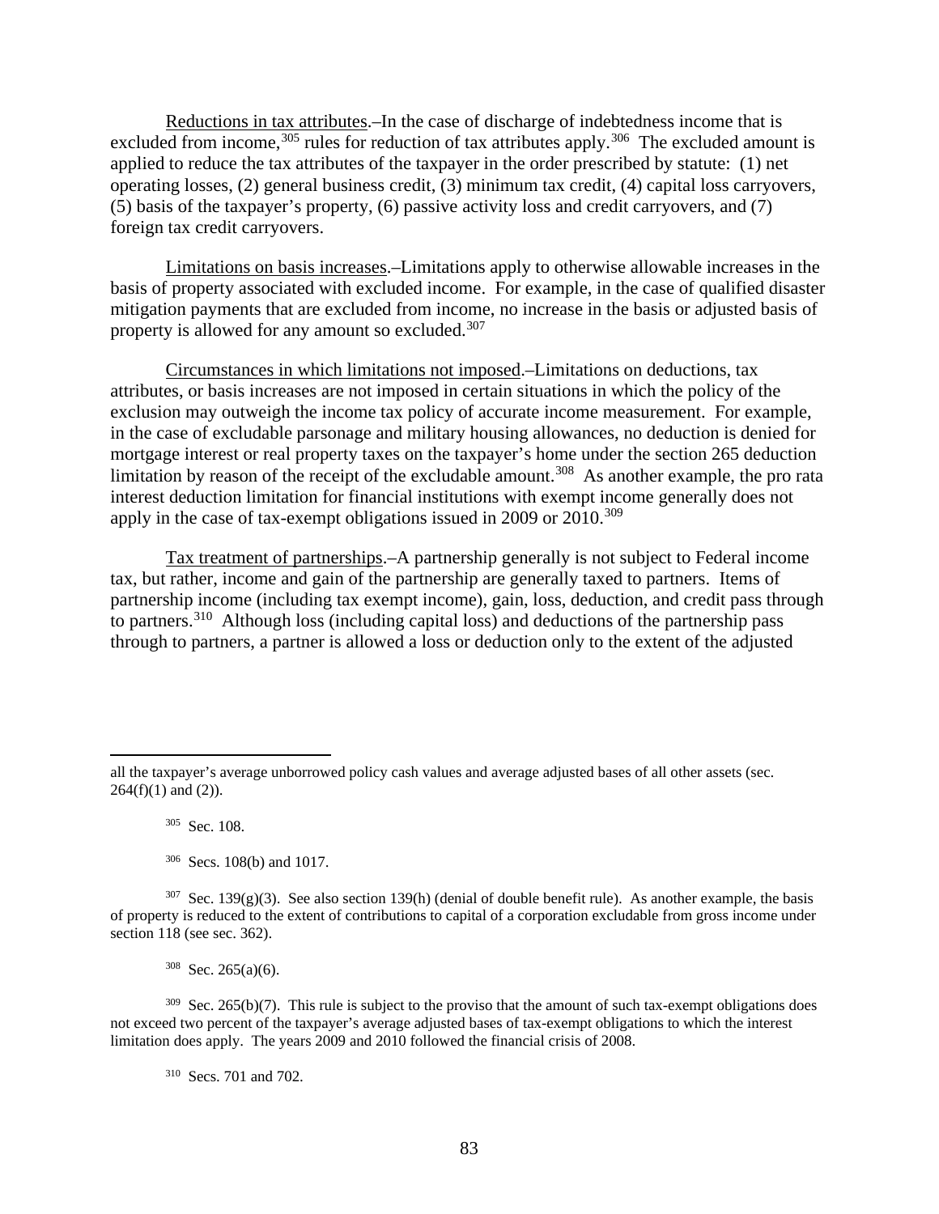Reductions in tax attributes.–In the case of discharge of indebtedness income that is excluded from income,[305] rules for reduction of tax attributes apply.[306] The excluded amount is applied to reduce the tax attributes of the taxpayer in the order prescribed by statute: (1) net operating losses, (2) general business credit, (3) minimum tax credit, (4) capital loss carryovers, (5) basis of the taxpayer's property, (6) passive activity loss and credit carryovers, and (7) foreign tax credit carryovers.

Limitations on basis increases.–Limitations apply to otherwise allowable increases in the basis of property associated with excluded income. For example, in the case of qualified disaster mitigation payments that are excluded from income, no increase in the basis or adjusted basis of property is allowed for any amount so excluded.[307]

Circumstances in which limitations not imposed.–Limitations on deductions, tax attributes, or basis increases are not imposed in certain situations in which the policy of the exclusion may outweigh the income tax policy of accurate income measurement. For example, in the case of excludable parsonage and military housing allowances, no deduction is denied for mortgage interest or real property taxes on the taxpayer's home under the section 265 deduction limitation by reason of the receipt of the excludable amount.[308] As another example, the pro rata interest deduction limitation for financial institutions with exempt income generally does not apply in the case of tax-exempt obligations issued in 2009 or 2010.[309]

Tax treatment of partnerships.–A partnership generally is not subject to Federal income tax, but rather, income and gain of the partnership are generally taxed to partners. Items of partnership income (including tax exempt income), gain, loss, deduction, and credit pass through to partners.[310] Although loss (including capital loss) and deductions of the partnership pass through to partners, a partner is allowed a loss or deduction only to the extent of the adjusted

---

all the taxpayer's average unborrowed policy cash values and average adjusted bases of all other assets (sec. 264(f)(1) and (2)).

[305] Sec. 108.

[306] Secs. 108(b) and 1017.

[307] Sec. 139(g)(3). See also section 139(h) (denial of double benefit rule). As another example, the basis of property is reduced to the extent of contributions to capital of a corporation excludable from gross income under section 118 (see sec. 362).

[308] Sec. 265(a)(6).

[309] Sec. 265(b)(7). This rule is subject to the proviso that the amount of such tax-exempt obligations does not exceed two percent of the taxpayer's average adjusted bases of tax-exempt obligations to which the interest limitation does apply. The years 2009 and 2010 followed the financial crisis of 2008.

[310] Secs. 701 and 702.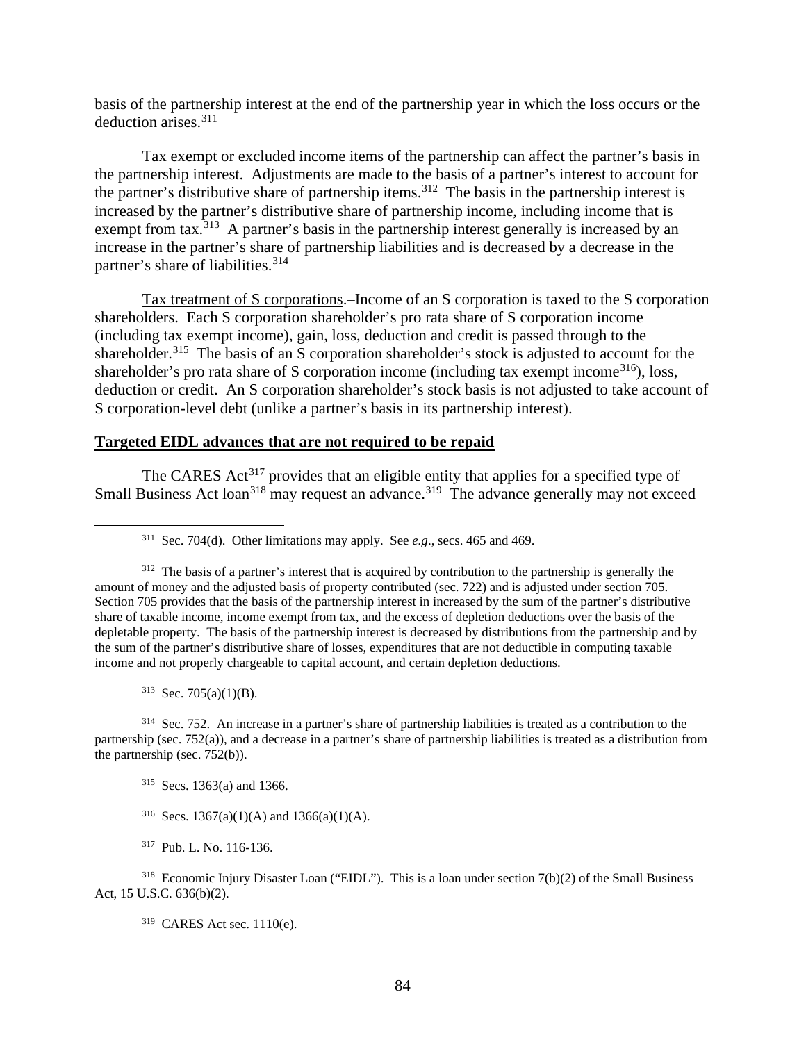basis of the partnership interest at the end of the partnership year in which the loss occurs or the deduction arises.[311]

Tax exempt or excluded income items of the partnership can affect the partner's basis in the partnership interest. Adjustments are made to the basis of a partner's interest to account for the partner's distributive share of partnership items.[312] The basis in the partnership interest is increased by the partner's distributive share of partnership income, including income that is exempt from tax.[313] A partner's basis in the partnership interest generally is increased by an increase in the partner's share of partnership liabilities and is decreased by a decrease in the partner's share of liabilities.[314]

Tax treatment of S corporations.–Income of an S corporation is taxed to the S corporation shareholders. Each S corporation shareholder's pro rata share of S corporation income (including tax exempt income), gain, loss, deduction and credit is passed through to the shareholder.[315] The basis of an S corporation shareholder's stock is adjusted to account for the shareholder's pro rata share of S corporation income (including tax exempt income[316]), loss, deduction or credit. An S corporation shareholder's stock basis is not adjusted to take account of S corporation-level debt (unlike a partner's basis in its partnership interest).

**Targeted EIDL advances that are not required to be repaid**

The CARES Act[317] provides that an eligible entity that applies for a specified type of Small Business Act loan[318] may request an advance.[319] The advance generally may not exceed

---

[311] Sec. 704(d). Other limitations may apply. See *e.g*., secs. 465 and 469.

[312] The basis of a partner's interest that is acquired by contribution to the partnership is generally the amount of money and the adjusted basis of property contributed (sec. 722) and is adjusted under section 705. Section 705 provides that the basis of the partnership interest in increased by the sum of the partner's distributive share of taxable income, income exempt from tax, and the excess of depletion deductions over the basis of the depletable property. The basis of the partnership interest is decreased by distributions from the partnership and by the sum of the partner's distributive share of losses, expenditures that are not deductible in computing taxable income and not properly chargeable to capital account, and certain depletion deductions.

[313] Sec. 705(a)(1)(B).

[314] Sec. 752. An increase in a partner's share of partnership liabilities is treated as a contribution to the partnership (sec. 752(a)), and a decrease in a partner's share of partnership liabilities is treated as a distribution from the partnership (sec. 752(b)).

[315] Secs. 1363(a) and 1366.

[316] Secs. 1367(a)(1)(A) and 1366(a)(1)(A).

[317] Pub. L. No. 116-136.

[318] Economic Injury Disaster Loan ("EIDL"). This is a loan under section 7(b)(2) of the Small Business Act, 15 U.S.C. 636(b)(2).

[319] CARES Act sec. 1110(e).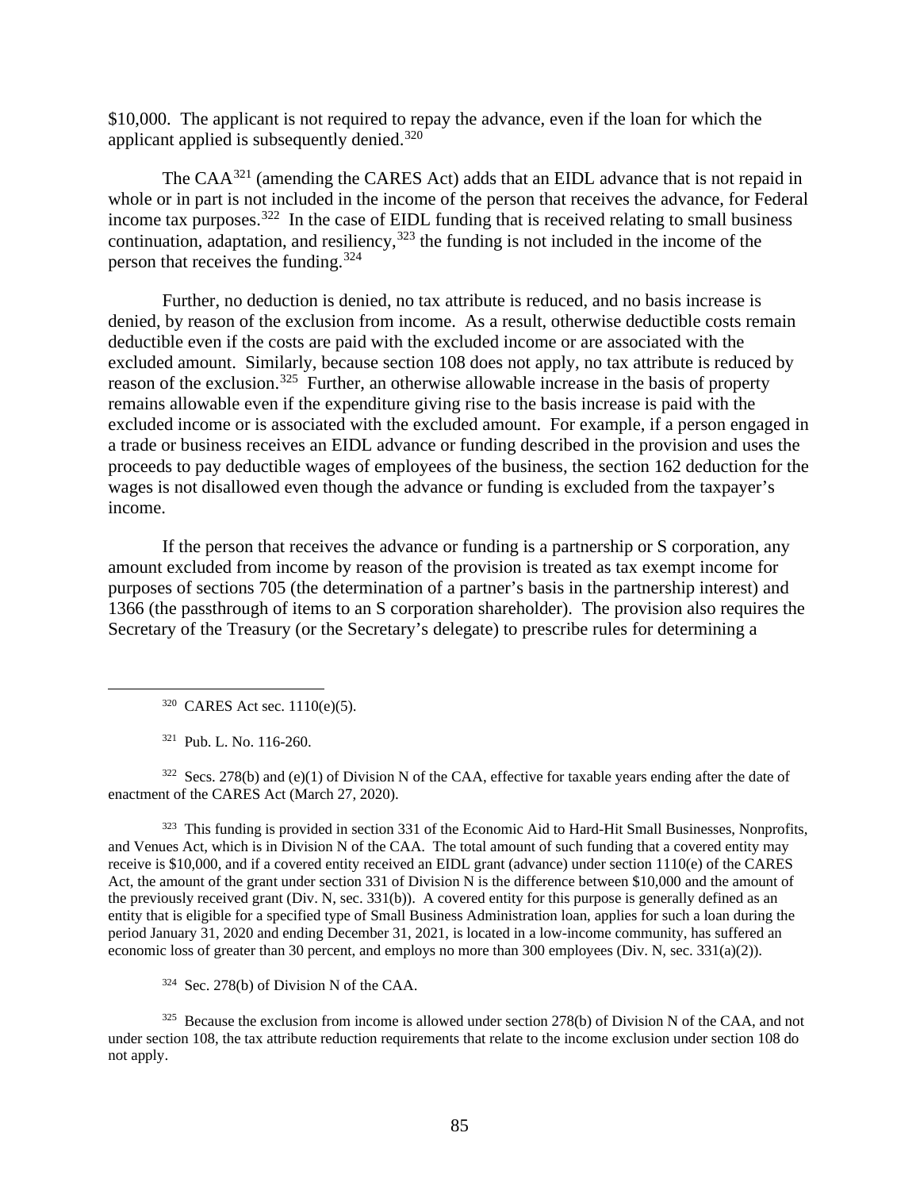$10,000. The applicant is not required to repay the advance, even if the loan for which the applicant applied is subsequently denied.[320]

The CAA[321] (amending the CARES Act) adds that an EIDL advance that is not repaid in whole or in part is not included in the income of the person that receives the advance, for Federal income tax purposes.[322] In the case of EIDL funding that is received relating to small business continuation, adaptation, and resiliency,[323] the funding is not included in the income of the person that receives the funding.[324]

Further, no deduction is denied, no tax attribute is reduced, and no basis increase is denied, by reason of the exclusion from income. As a result, otherwise deductible costs remain deductible even if the costs are paid with the excluded income or are associated with the excluded amount. Similarly, because section 108 does not apply, no tax attribute is reduced by reason of the exclusion.[325] Further, an otherwise allowable increase in the basis of property remains allowable even if the expenditure giving rise to the basis increase is paid with the excluded income or is associated with the excluded amount. For example, if a person engaged in a trade or business receives an EIDL advance or funding described in the provision and uses the proceeds to pay deductible wages of employees of the business, the section 162 deduction for the wages is not disallowed even though the advance or funding is excluded from the taxpayer's income.

If the person that receives the advance or funding is a partnership or S corporation, any amount excluded from income by reason of the provision is treated as tax exempt income for purposes of sections 705 (the determination of a partner's basis in the partnership interest) and 1366 (the passthrough of items to an S corporation shareholder). The provision also requires the Secretary of the Treasury (or the Secretary's delegate) to prescribe rules for determining a

---

[320] CARES Act sec. 1110(e)(5).

[321] Pub. L. No. 116-260.

[322] Secs. 278(b) and (e)(1) of Division N of the CAA, effective for taxable years ending after the date of enactment of the CARES Act (March 27, 2020).

[323] This funding is provided in section 331 of the Economic Aid to Hard-Hit Small Businesses, Nonprofits, and Venues Act, which is in Division N of the CAA. The total amount of such funding that a covered entity may receive is $10,000, and if a covered entity received an EIDL grant (advance) under section 1110(e) of the CARES Act, the amount of the grant under section 331 of Division N is the difference between $10,000 and the amount of the previously received grant (Div. N, sec. 331(b)). A covered entity for this purpose is generally defined as an entity that is eligible for a specified type of Small Business Administration loan, applies for such a loan during the period January 31, 2020 and ending December 31, 2021, is located in a low-income community, has suffered an economic loss of greater than 30 percent, and employs no more than 300 employees (Div. N, sec. 331(a)(2)).

[324] Sec. 278(b) of Division N of the CAA.

[325] Because the exclusion from income is allowed under section 278(b) of Division N of the CAA, and not under section 108, the tax attribute reduction requirements that relate to the income exclusion under section 108 do not apply.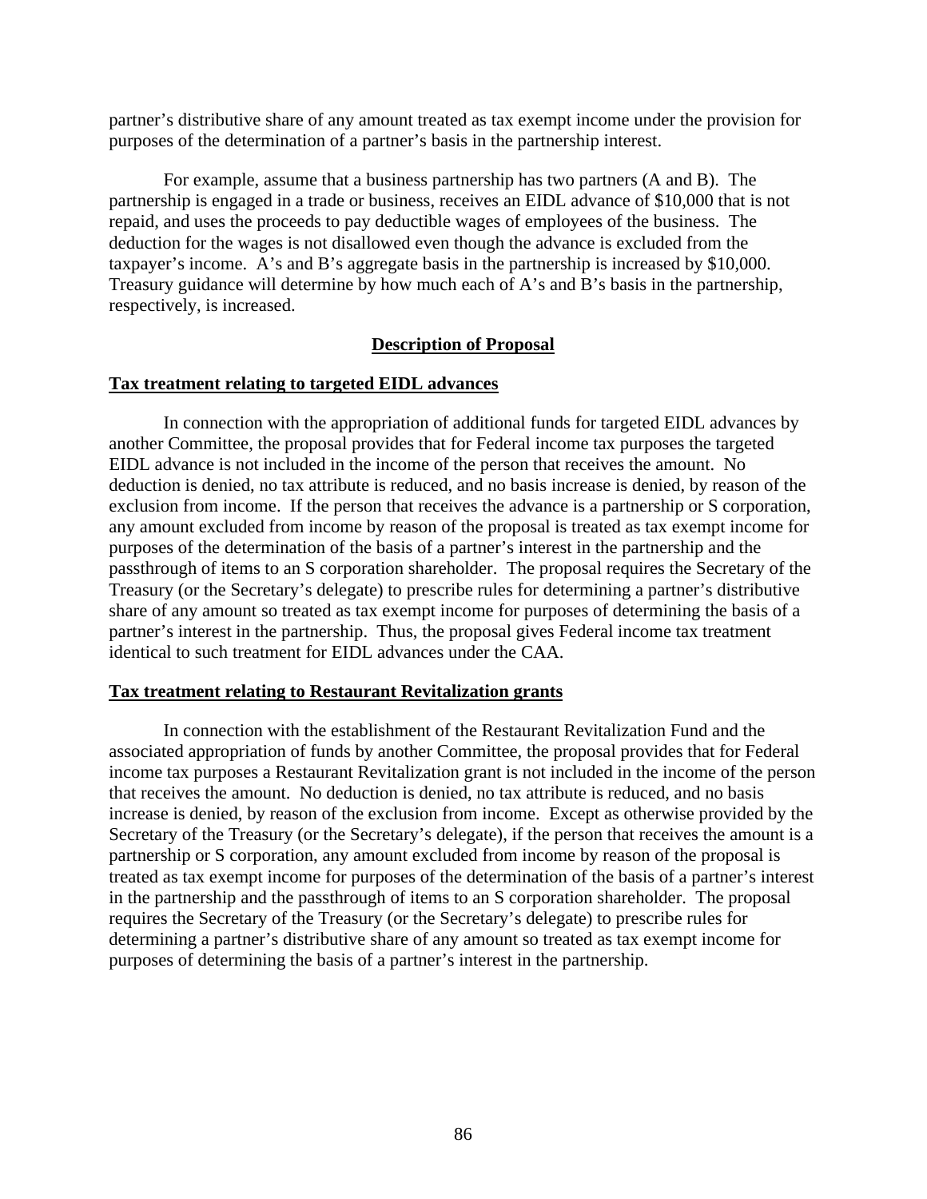partner's distributive share of any amount treated as tax exempt income under the provision for purposes of the determination of a partner's basis in the partnership interest.

For example, assume that a business partnership has two partners (A and B). The partnership is engaged in a trade or business, receives an EIDL advance of $10,000 that is not repaid, and uses the proceeds to pay deductible wages of employees of the business. The deduction for the wages is not disallowed even though the advance is excluded from the taxpayer's income. A's and B's aggregate basis in the partnership is increased by $10,000. Treasury guidance will determine by how much each of A's and B's basis in the partnership, respectively, is increased.

## Description of Proposal

### Tax treatment relating to targeted EIDL advances

In connection with the appropriation of additional funds for targeted EIDL advances by another Committee, the proposal provides that for Federal income tax purposes the targeted EIDL advance is not included in the income of the person that receives the amount. No deduction is denied, no tax attribute is reduced, and no basis increase is denied, by reason of the exclusion from income. If the person that receives the advance is a partnership or S corporation, any amount excluded from income by reason of the proposal is treated as tax exempt income for purposes of the determination of the basis of a partner's interest in the partnership and the passthrough of items to an S corporation shareholder. The proposal requires the Secretary of the Treasury (or the Secretary's delegate) to prescribe rules for determining a partner's distributive share of any amount so treated as tax exempt income for purposes of determining the basis of a partner's interest in the partnership. Thus, the proposal gives Federal income tax treatment identical to such treatment for EIDL advances under the CAA.

### Tax treatment relating to Restaurant Revitalization grants

In connection with the establishment of the Restaurant Revitalization Fund and the associated appropriation of funds by another Committee, the proposal provides that for Federal income tax purposes a Restaurant Revitalization grant is not included in the income of the person that receives the amount. No deduction is denied, no tax attribute is reduced, and no basis increase is denied, by reason of the exclusion from income. Except as otherwise provided by the Secretary of the Treasury (or the Secretary's delegate), if the person that receives the amount is a partnership or S corporation, any amount excluded from income by reason of the proposal is treated as tax exempt income for purposes of the determination of the basis of a partner's interest in the partnership and the passthrough of items to an S corporation shareholder. The proposal requires the Secretary of the Treasury (or the Secretary's delegate) to prescribe rules for determining a partner's distributive share of any amount so treated as tax exempt income for purposes of determining the basis of a partner's interest in the partnership.